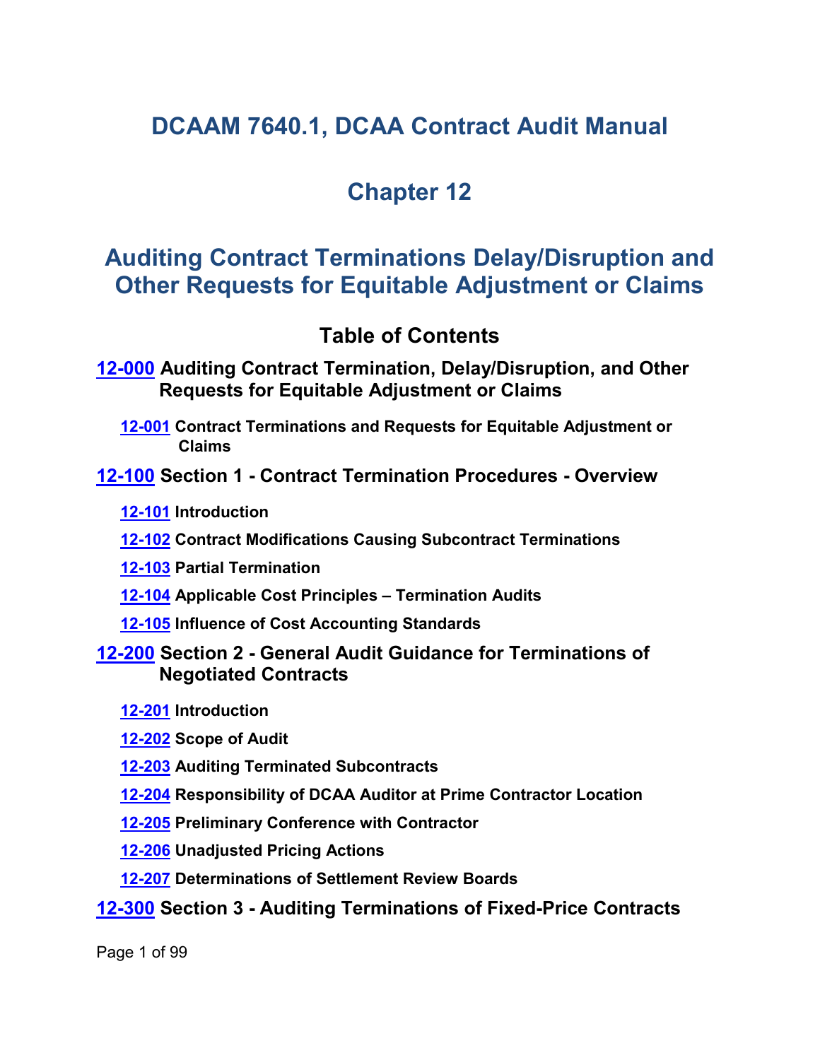# DCAAM 7640.1, DCAA Contract Audit Manual

# Chapter 12

# Auditing Contract Terminations Delay/Disruption and Other Requests for Equitable Adjustment or Claims

## Table of Contents

**[12-000](#) Auditing Contract Termination, Delay/Disruption, and Other Requests for Equitable Adjustment or Claims**

- **[12-001](#) Contract Terminations and Requests for Equitable Adjustment or Claims**

**[12-100](#) Section 1 - Contract Termination Procedures - Overview**

- **[12-101](#) Introduction**
- **[12-102](#) Contract Modifications Causing Subcontract Terminations**
- **[12-103](#) Partial Termination**
- **[12-104](#) Applicable Cost Principles – Termination Audits**
- **[12-105](#) Influence of Cost Accounting Standards**

**[12-200](#) Section 2 - General Audit Guidance for Terminations of Negotiated Contracts**

- **[12-201](#) Introduction**
- **[12-202](#) Scope of Audit**
- **[12-203](#) Auditing Terminated Subcontracts**
- **[12-204](#) Responsibility of DCAA Auditor at Prime Contractor Location**
- **[12-205](#) Preliminary Conference with Contractor**
- **[12-206](#) Unadjusted Pricing Actions**
- **[12-207](#) Determinations of Settlement Review Boards**

**[12-300](#) Section 3 - Auditing Terminations of Fixed-Price Contracts**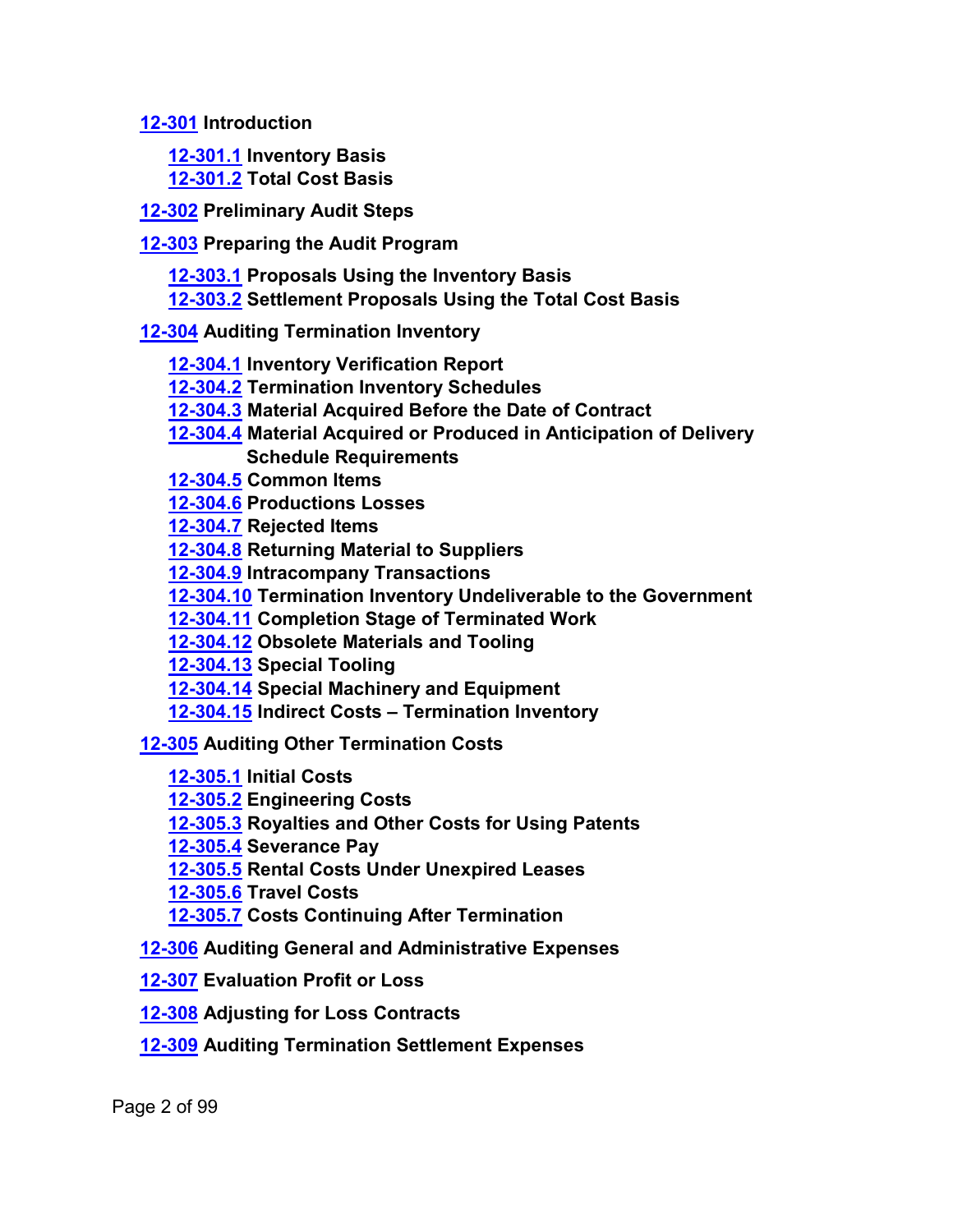**12-301 Introduction**

- **12-301.1 Inventory Basis**
- **12-301.2 Total Cost Basis**

**12-302 Preliminary Audit Steps**

**12-303 Preparing the Audit Program**

- **12-303.1 Proposals Using the Inventory Basis**
- **12-303.2 Settlement Proposals Using the Total Cost Basis**

**12-304 Auditing Termination Inventory**

- **12-304.1 Inventory Verification Report**
- **12-304.2 Termination Inventory Schedules**
- **12-304.3 Material Acquired Before the Date of Contract**
- **12-304.4 Material Acquired or Produced in Anticipation of Delivery Schedule Requirements**
- **12-304.5 Common Items**
- **12-304.6 Productions Losses**
- **12-304.7 Rejected Items**
- **12-304.8 Returning Material to Suppliers**
- **12-304.9 Intracompany Transactions**
- **12-304.10 Termination Inventory Undeliverable to the Government**
- **12-304.11 Completion Stage of Terminated Work**
- **12-304.12 Obsolete Materials and Tooling**
- **12-304.13 Special Tooling**
- **12-304.14 Special Machinery and Equipment**
- **12-304.15 Indirect Costs – Termination Inventory**

**12-305 Auditing Other Termination Costs**

- **12-305.1 Initial Costs**
- **12-305.2 Engineering Costs**
- **12-305.3 Royalties and Other Costs for Using Patents**
- **12-305.4 Severance Pay**
- **12-305.5 Rental Costs Under Unexpired Leases**
- **12-305.6 Travel Costs**
- **12-305.7 Costs Continuing After Termination**

**12-306 Auditing General and Administrative Expenses**

**12-307 Evaluation Profit or Loss**

**12-308 Adjusting for Loss Contracts**

**12-309 Auditing Termination Settlement Expenses**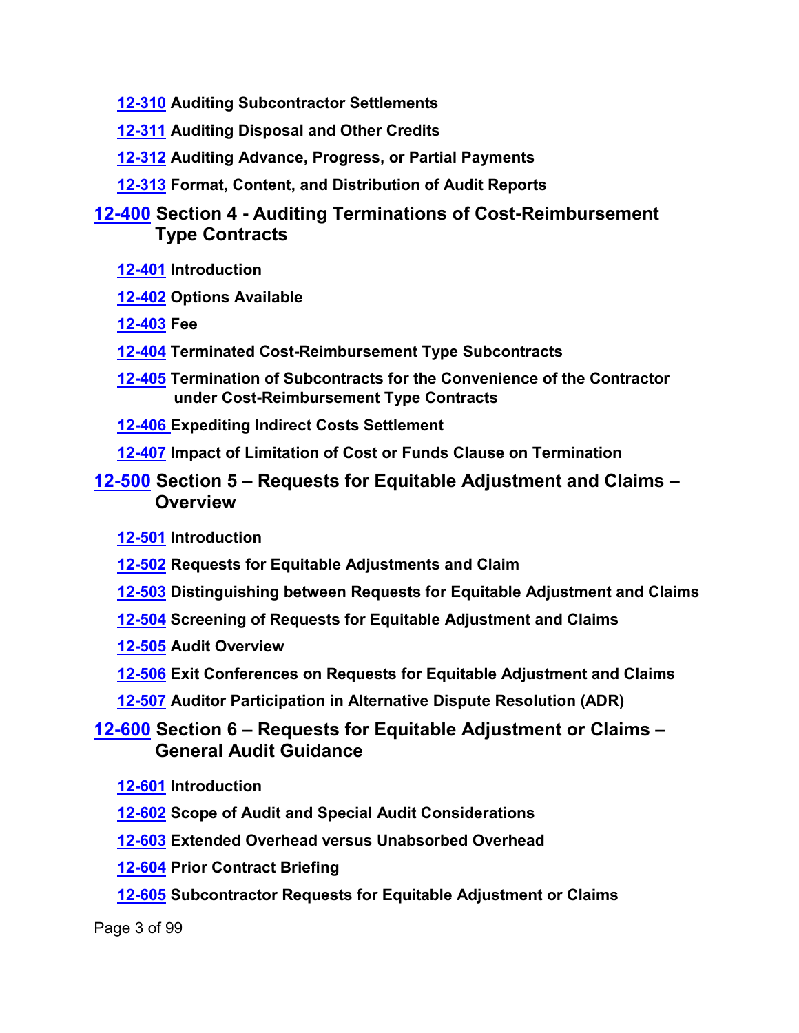**12-310 Auditing Subcontractor Settlements**

**12-311 Auditing Disposal and Other Credits**

**12-312 Auditing Advance, Progress, or Partial Payments**

**12-313 Format, Content, and Distribution of Audit Reports**

## 12-400 Section 4 - Auditing Terminations of Cost-Reimbursement Type Contracts

**12-401 Introduction**

**12-402 Options Available**

**12-403 Fee**

**12-404 Terminated Cost-Reimbursement Type Subcontracts**

**12-405 Termination of Subcontracts for the Convenience of the Contractor under Cost-Reimbursement Type Contracts**

**12-406 Expediting Indirect Costs Settlement**

**12-407 Impact of Limitation of Cost or Funds Clause on Termination**

## 12-500 Section 5 – Requests for Equitable Adjustment and Claims – Overview

**12-501 Introduction**

**12-502 Requests for Equitable Adjustments and Claim**

**12-503 Distinguishing between Requests for Equitable Adjustment and Claims**

**12-504 Screening of Requests for Equitable Adjustment and Claims**

**12-505 Audit Overview**

**12-506 Exit Conferences on Requests for Equitable Adjustment and Claims**

**12-507 Auditor Participation in Alternative Dispute Resolution (ADR)**

## 12-600 Section 6 – Requests for Equitable Adjustment or Claims – General Audit Guidance

**12-601 Introduction**

**12-602 Scope of Audit and Special Audit Considerations**

**12-603 Extended Overhead versus Unabsorbed Overhead**

**12-604 Prior Contract Briefing**

**12-605 Subcontractor Requests for Equitable Adjustment or Claims**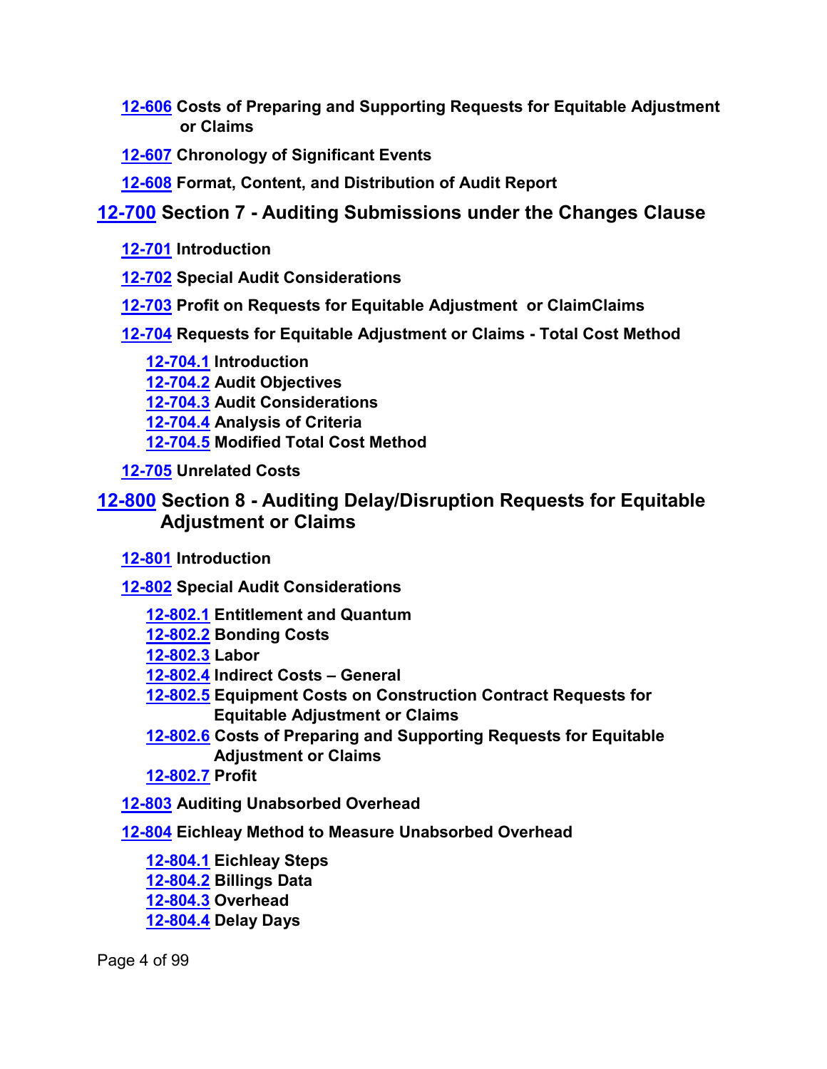**12-606 Costs of Preparing and Supporting Requests for Equitable Adjustment or Claims**

**12-607 Chronology of Significant Events**

**12-608 Format, Content, and Distribution of Audit Report**

## 12-700 Section 7 - Auditing Submissions under the Changes Clause

**12-701 Introduction**

**12-702 Special Audit Considerations**

**12-703 Profit on Requests for Equitable Adjustment or ClaimClaims**

**12-704 Requests for Equitable Adjustment or Claims - Total Cost Method**

- **12-704.1 Introduction**
- **12-704.2 Audit Objectives**
- **12-704.3 Audit Considerations**
- **12-704.4 Analysis of Criteria**
- **12-704.5 Modified Total Cost Method**

**12-705 Unrelated Costs**

## 12-800 Section 8 - Auditing Delay/Disruption Requests for Equitable Adjustment or Claims

**12-801 Introduction**

**12-802 Special Audit Considerations**

- **12-802.1 Entitlement and Quantum**
- **12-802.2 Bonding Costs**
- **12-802.3 Labor**
- **12-802.4 Indirect Costs – General**
- **12-802.5 Equipment Costs on Construction Contract Requests for Equitable Adjustment or Claims**
- **12-802.6 Costs of Preparing and Supporting Requests for Equitable Adjustment or Claims**
- **12-802.7 Profit**

**12-803 Auditing Unabsorbed Overhead**

**12-804 Eichleay Method to Measure Unabsorbed Overhead**

- **12-804.1 Eichleay Steps**
- **12-804.2 Billings Data**
- **12-804.3 Overhead**
- **12-804.4 Delay Days**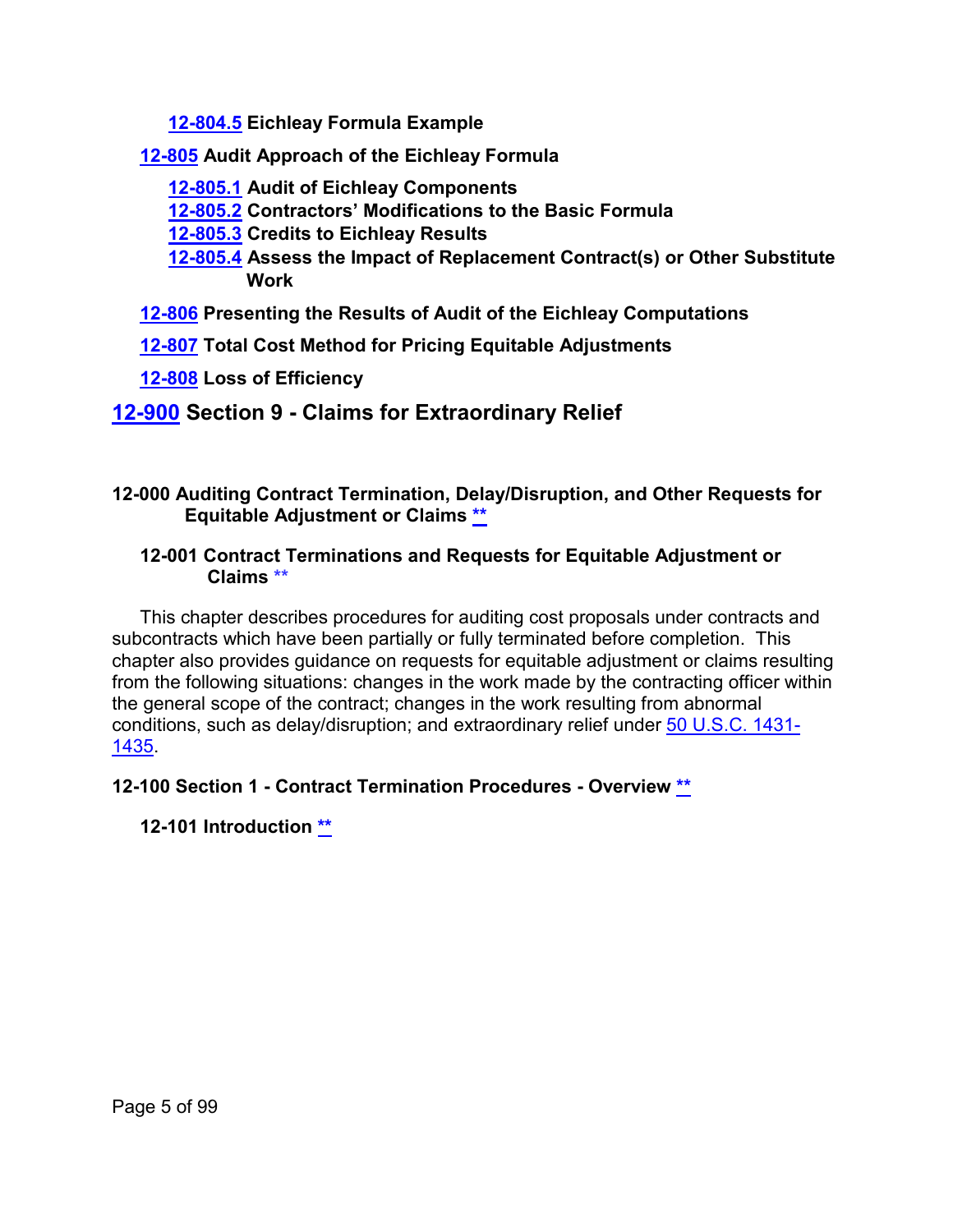12-804.5 Eichleay Formula Example

12-805 Audit Approach of the Eichleay Formula

12-805.1 Audit of Eichleay Components
12-805.2 Contractors' Modifications to the Basic Formula
12-805.3 Credits to Eichleay Results
12-805.4 Assess the Impact of Replacement Contract(s) or Other Substitute Work

12-806 Presenting the Results of Audit of the Eichleay Computations

12-807 Total Cost Method for Pricing Equitable Adjustments

12-808 Loss of Efficiency

12-900 Section 9 - Claims for Extraordinary Relief

# 12-000 Auditing Contract Termination, Delay/Disruption, and Other Requests for Equitable Adjustment or Claims **

## 12-001 Contract Terminations and Requests for Equitable Adjustment or Claims **

This chapter describes procedures for auditing cost proposals under contracts and subcontracts which have been partially or fully terminated before completion. This chapter also provides guidance on requests for equitable adjustment or claims resulting from the following situations: changes in the work made by the contracting officer within the general scope of the contract; changes in the work resulting from abnormal conditions, such as delay/disruption; and extraordinary relief under 50 U.S.C. 1431-1435.

# 12-100 Section 1 - Contract Termination Procedures - Overview **

## 12-101 Introduction **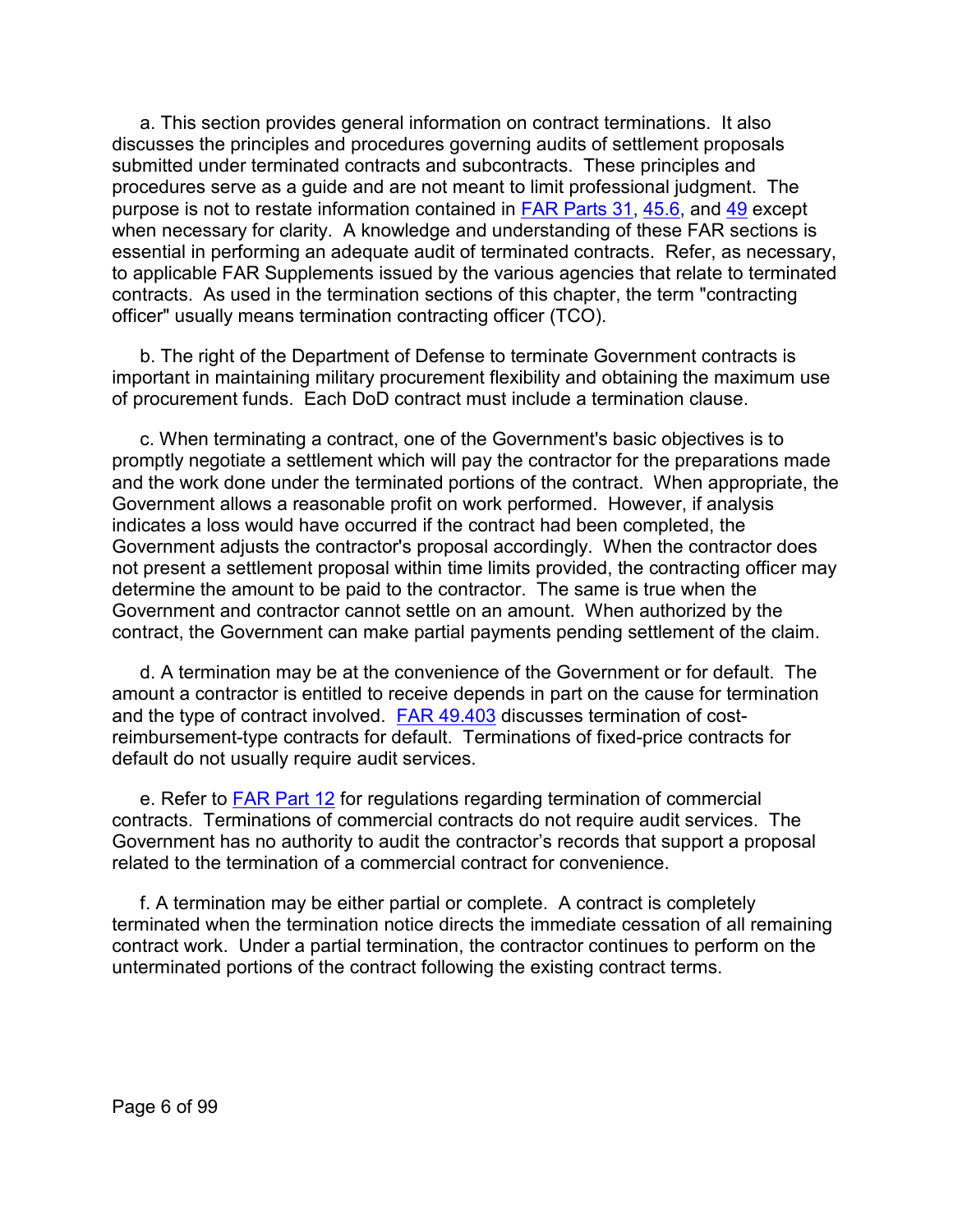a. This section provides general information on contract terminations. It also discusses the principles and procedures governing audits of settlement proposals submitted under terminated contracts and subcontracts. These principles and procedures serve as a guide and are not meant to limit professional judgment. The purpose is not to restate information contained in FAR Parts 31, 45.6, and 49 except when necessary for clarity. A knowledge and understanding of these FAR sections is essential in performing an adequate audit of terminated contracts. Refer, as necessary, to applicable FAR Supplements issued by the various agencies that relate to terminated contracts. As used in the termination sections of this chapter, the term "contracting officer" usually means termination contracting officer (TCO).

b. The right of the Department of Defense to terminate Government contracts is important in maintaining military procurement flexibility and obtaining the maximum use of procurement funds. Each DoD contract must include a termination clause.

c. When terminating a contract, one of the Government's basic objectives is to promptly negotiate a settlement which will pay the contractor for the preparations made and the work done under the terminated portions of the contract. When appropriate, the Government allows a reasonable profit on work performed. However, if analysis indicates a loss would have occurred if the contract had been completed, the Government adjusts the contractor's proposal accordingly. When the contractor does not present a settlement proposal within time limits provided, the contracting officer may determine the amount to be paid to the contractor. The same is true when the Government and contractor cannot settle on an amount. When authorized by the contract, the Government can make partial payments pending settlement of the claim.

d. A termination may be at the convenience of the Government or for default. The amount a contractor is entitled to receive depends in part on the cause for termination and the type of contract involved. FAR 49.403 discusses termination of cost-reimbursement-type contracts for default. Terminations of fixed-price contracts for default do not usually require audit services.

e. Refer to FAR Part 12 for regulations regarding termination of commercial contracts. Terminations of commercial contracts do not require audit services. The Government has no authority to audit the contractor's records that support a proposal related to the termination of a commercial contract for convenience.

f. A termination may be either partial or complete. A contract is completely terminated when the termination notice directs the immediate cessation of all remaining contract work. Under a partial termination, the contractor continues to perform on the unterminated portions of the contract following the existing contract terms.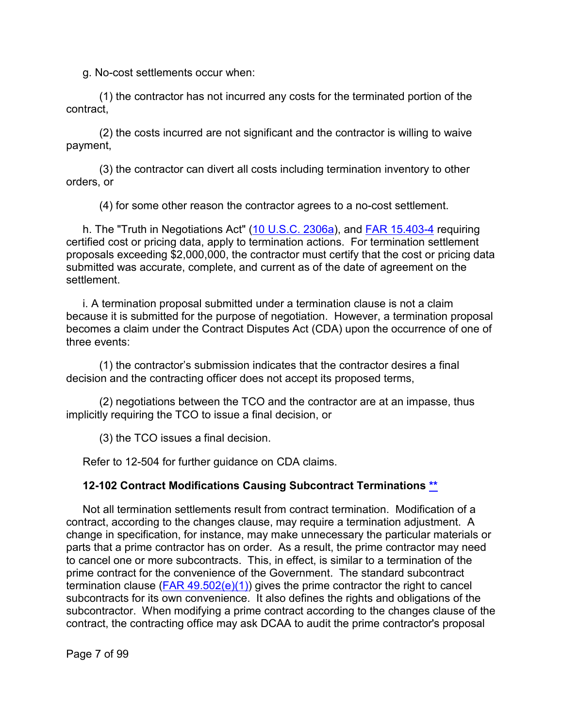g. No-cost settlements occur when:

(1) the contractor has not incurred any costs for the terminated portion of the contract,

(2) the costs incurred are not significant and the contractor is willing to waive payment,

(3) the contractor can divert all costs including termination inventory to other orders, or

(4) for some other reason the contractor agrees to a no-cost settlement.

h. The "Truth in Negotiations Act" (10 U.S.C. 2306a), and FAR 15.403-4 requiring certified cost or pricing data, apply to termination actions. For termination settlement proposals exceeding $2,000,000, the contractor must certify that the cost or pricing data submitted was accurate, complete, and current as of the date of agreement on the settlement.

i. A termination proposal submitted under a termination clause is not a claim because it is submitted for the purpose of negotiation. However, a termination proposal becomes a claim under the Contract Disputes Act (CDA) upon the occurrence of one of three events:

(1) the contractor's submission indicates that the contractor desires a final decision and the contracting officer does not accept its proposed terms,

(2) negotiations between the TCO and the contractor are at an impasse, thus implicitly requiring the TCO to issue a final decision, or

(3) the TCO issues a final decision.

Refer to 12-504 for further guidance on CDA claims.

### 12-102 Contract Modifications Causing Subcontract Terminations **

Not all termination settlements result from contract termination. Modification of a contract, according to the changes clause, may require a termination adjustment. A change in specification, for instance, may make unnecessary the particular materials or parts that a prime contractor has on order. As a result, the prime contractor may need to cancel one or more subcontracts. This, in effect, is similar to a termination of the prime contract for the convenience of the Government. The standard subcontract termination clause (FAR 49.502(e)(1)) gives the prime contractor the right to cancel subcontracts for its own convenience. It also defines the rights and obligations of the subcontractor. When modifying a prime contract according to the changes clause of the contract, the contracting office may ask DCAA to audit the prime contractor's proposal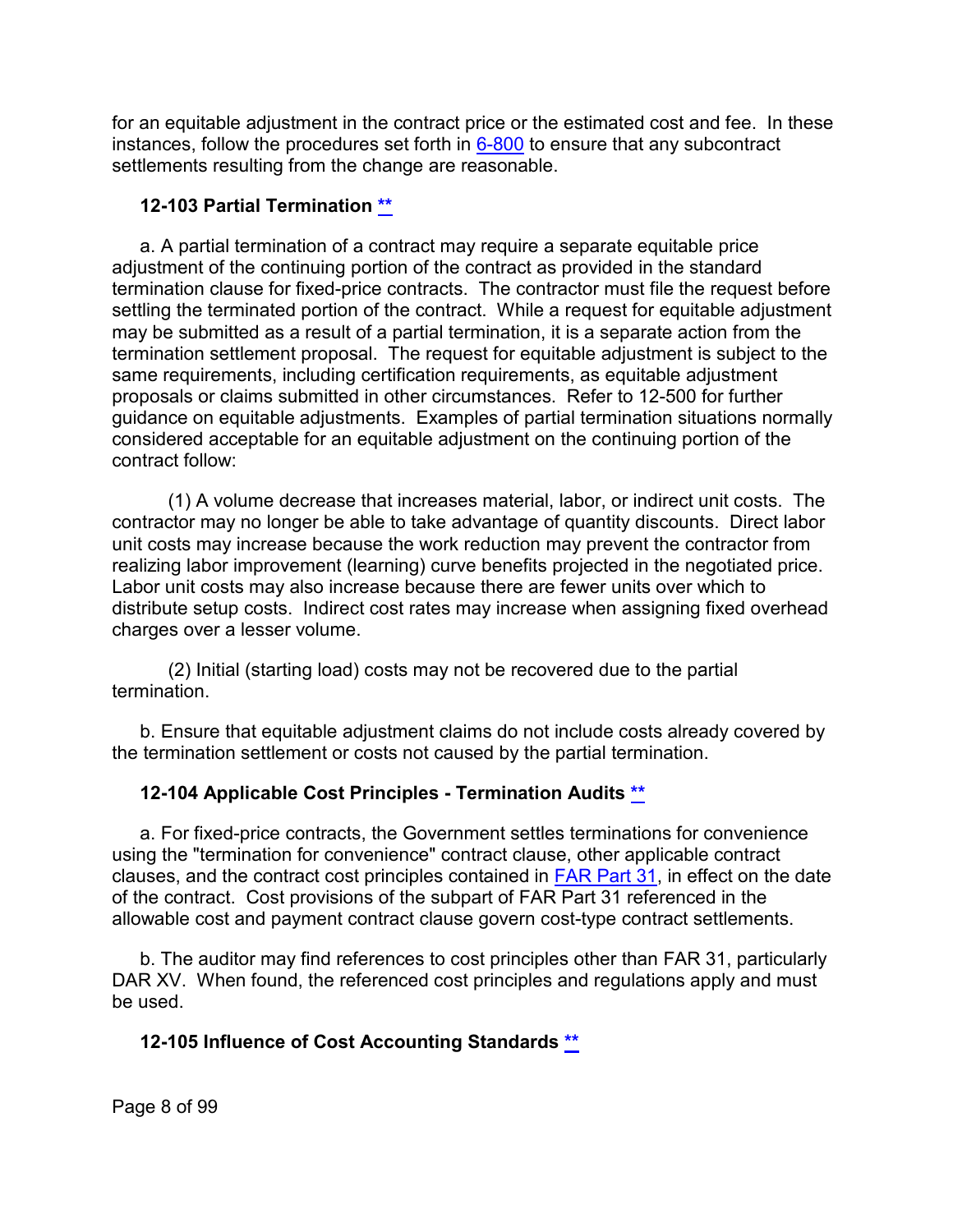for an equitable adjustment in the contract price or the estimated cost and fee. In these instances, follow the procedures set forth in 6-800 to ensure that any subcontract settlements resulting from the change are reasonable.

### 12-103 Partial Termination **

a. A partial termination of a contract may require a separate equitable price adjustment of the continuing portion of the contract as provided in the standard termination clause for fixed-price contracts. The contractor must file the request before settling the terminated portion of the contract. While a request for equitable adjustment may be submitted as a result of a partial termination, it is a separate action from the termination settlement proposal. The request for equitable adjustment is subject to the same requirements, including certification requirements, as equitable adjustment proposals or claims submitted in other circumstances. Refer to 12-500 for further guidance on equitable adjustments. Examples of partial termination situations normally considered acceptable for an equitable adjustment on the continuing portion of the contract follow:

(1) A volume decrease that increases material, labor, or indirect unit costs. The contractor may no longer be able to take advantage of quantity discounts. Direct labor unit costs may increase because the work reduction may prevent the contractor from realizing labor improvement (learning) curve benefits projected in the negotiated price. Labor unit costs may also increase because there are fewer units over which to distribute setup costs. Indirect cost rates may increase when assigning fixed overhead charges over a lesser volume.

(2) Initial (starting load) costs may not be recovered due to the partial termination.

b. Ensure that equitable adjustment claims do not include costs already covered by the termination settlement or costs not caused by the partial termination.

### 12-104 Applicable Cost Principles - Termination Audits **

a. For fixed-price contracts, the Government settles terminations for convenience using the "termination for convenience" contract clause, other applicable contract clauses, and the contract cost principles contained in FAR Part 31, in effect on the date of the contract. Cost provisions of the subpart of FAR Part 31 referenced in the allowable cost and payment contract clause govern cost-type contract settlements.

b. The auditor may find references to cost principles other than FAR 31, particularly DAR XV. When found, the referenced cost principles and regulations apply and must be used.

### 12-105 Influence of Cost Accounting Standards **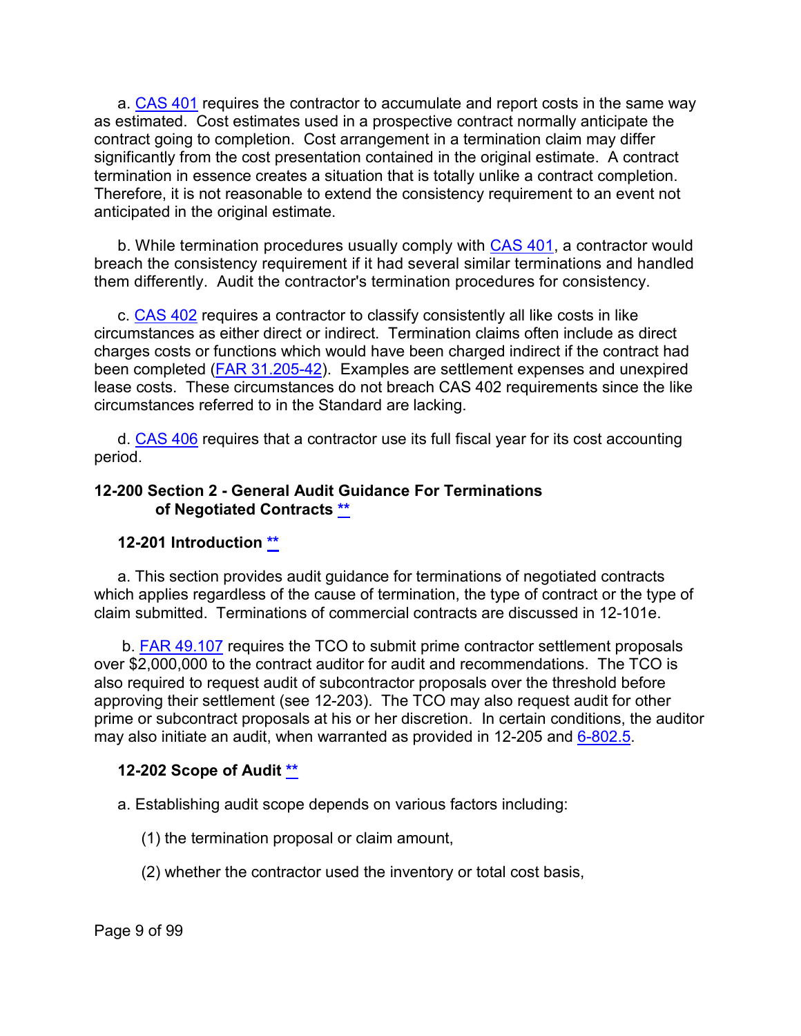a. CAS 401 requires the contractor to accumulate and report costs in the same way as estimated. Cost estimates used in a prospective contract normally anticipate the contract going to completion. Cost arrangement in a termination claim may differ significantly from the cost presentation contained in the original estimate. A contract termination in essence creates a situation that is totally unlike a contract completion. Therefore, it is not reasonable to extend the consistency requirement to an event not anticipated in the original estimate.

b. While termination procedures usually comply with CAS 401, a contractor would breach the consistency requirement if it had several similar terminations and handled them differently. Audit the contractor's termination procedures for consistency.

c. CAS 402 requires a contractor to classify consistently all like costs in like circumstances as either direct or indirect. Termination claims often include as direct charges costs or functions which would have been charged indirect if the contract had been completed (FAR 31.205-42). Examples are settlement expenses and unexpired lease costs. These circumstances do not breach CAS 402 requirements since the like circumstances referred to in the Standard are lacking.

d. CAS 406 requires that a contractor use its full fiscal year for its cost accounting period.

## 12-200 Section 2 - General Audit Guidance For Terminations of Negotiated Contracts **

### 12-201 Introduction **

a. This section provides audit guidance for terminations of negotiated contracts which applies regardless of the cause of termination, the type of contract or the type of claim submitted. Terminations of commercial contracts are discussed in 12-101e.

b. FAR 49.107 requires the TCO to submit prime contractor settlement proposals over $2,000,000 to the contract auditor for audit and recommendations. The TCO is also required to request audit of subcontractor proposals over the threshold before approving their settlement (see 12-203). The TCO may also request audit for other prime or subcontract proposals at his or her discretion. In certain conditions, the auditor may also initiate an audit, when warranted as provided in 12-205 and 6-802.5.

### 12-202 Scope of Audit **

a. Establishing audit scope depends on various factors including:

(1) the termination proposal or claim amount,

(2) whether the contractor used the inventory or total cost basis,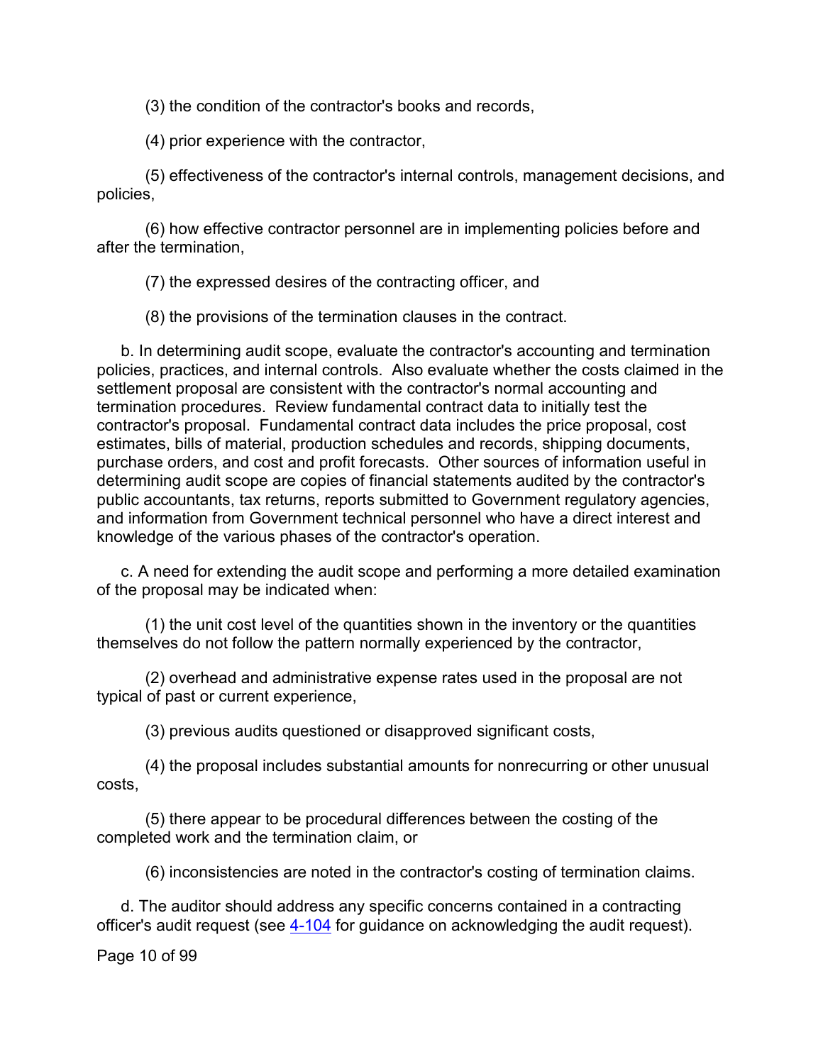(3) the condition of the contractor's books and records,

(4) prior experience with the contractor,

(5) effectiveness of the contractor's internal controls, management decisions, and policies,

(6) how effective contractor personnel are in implementing policies before and after the termination,

(7) the expressed desires of the contracting officer, and

(8) the provisions of the termination clauses in the contract.

b. In determining audit scope, evaluate the contractor's accounting and termination policies, practices, and internal controls. Also evaluate whether the costs claimed in the settlement proposal are consistent with the contractor's normal accounting and termination procedures. Review fundamental contract data to initially test the contractor's proposal. Fundamental contract data includes the price proposal, cost estimates, bills of material, production schedules and records, shipping documents, purchase orders, and cost and profit forecasts. Other sources of information useful in determining audit scope are copies of financial statements audited by the contractor's public accountants, tax returns, reports submitted to Government regulatory agencies, and information from Government technical personnel who have a direct interest and knowledge of the various phases of the contractor's operation.

c. A need for extending the audit scope and performing a more detailed examination of the proposal may be indicated when:

(1) the unit cost level of the quantities shown in the inventory or the quantities themselves do not follow the pattern normally experienced by the contractor,

(2) overhead and administrative expense rates used in the proposal are not typical of past or current experience,

(3) previous audits questioned or disapproved significant costs,

(4) the proposal includes substantial amounts for nonrecurring or other unusual costs,

(5) there appear to be procedural differences between the costing of the completed work and the termination claim, or

(6) inconsistencies are noted in the contractor's costing of termination claims.

d. The auditor should address any specific concerns contained in a contracting officer's audit request (see 4-104 for guidance on acknowledging the audit request).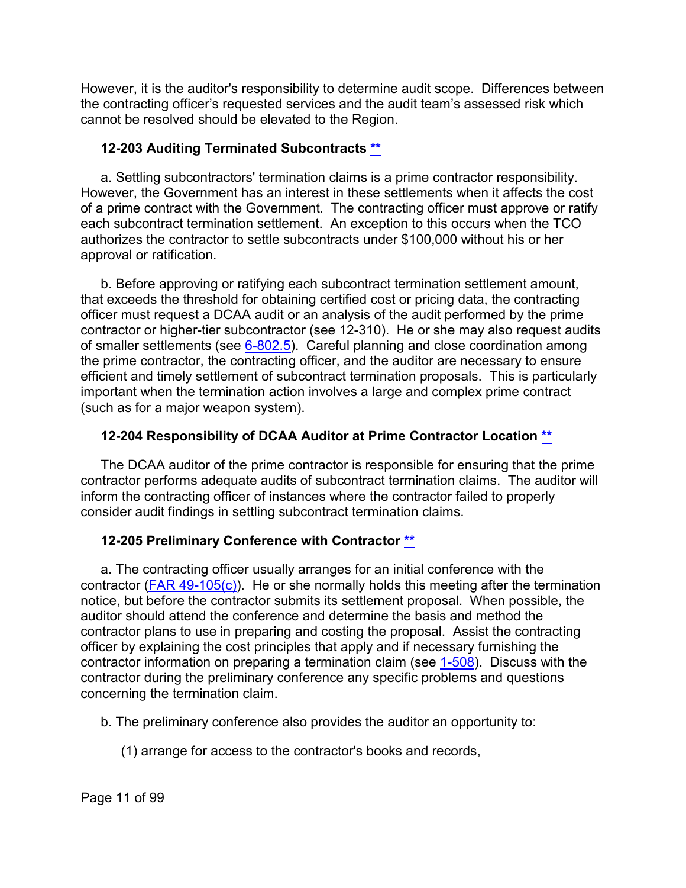However, it is the auditor's responsibility to determine audit scope. Differences between the contracting officer's requested services and the audit team's assessed risk which cannot be resolved should be elevated to the Region.

### 12-203 Auditing Terminated Subcontracts **

a. Settling subcontractors' termination claims is a prime contractor responsibility. However, the Government has an interest in these settlements when it affects the cost of a prime contract with the Government. The contracting officer must approve or ratify each subcontract termination settlement. An exception to this occurs when the TCO authorizes the contractor to settle subcontracts under $100,000 without his or her approval or ratification.

b. Before approving or ratifying each subcontract termination settlement amount, that exceeds the threshold for obtaining certified cost or pricing data, the contracting officer must request a DCAA audit or an analysis of the audit performed by the prime contractor or higher-tier subcontractor (see 12-310). He or she may also request audits of smaller settlements (see 6-802.5). Careful planning and close coordination among the prime contractor, the contracting officer, and the auditor are necessary to ensure efficient and timely settlement of subcontract termination proposals. This is particularly important when the termination action involves a large and complex prime contract (such as for a major weapon system).

### 12-204 Responsibility of DCAA Auditor at Prime Contractor Location **

The DCAA auditor of the prime contractor is responsible for ensuring that the prime contractor performs adequate audits of subcontract termination claims. The auditor will inform the contracting officer of instances where the contractor failed to properly consider audit findings in settling subcontract termination claims.

### 12-205 Preliminary Conference with Contractor **

a. The contracting officer usually arranges for an initial conference with the contractor (FAR 49-105(c)). He or she normally holds this meeting after the termination notice, but before the contractor submits its settlement proposal. When possible, the auditor should attend the conference and determine the basis and method the contractor plans to use in preparing and costing the proposal. Assist the contracting officer by explaining the cost principles that apply and if necessary furnishing the contractor information on preparing a termination claim (see 1-508). Discuss with the contractor during the preliminary conference any specific problems and questions concerning the termination claim.

b. The preliminary conference also provides the auditor an opportunity to:

(1) arrange for access to the contractor's books and records,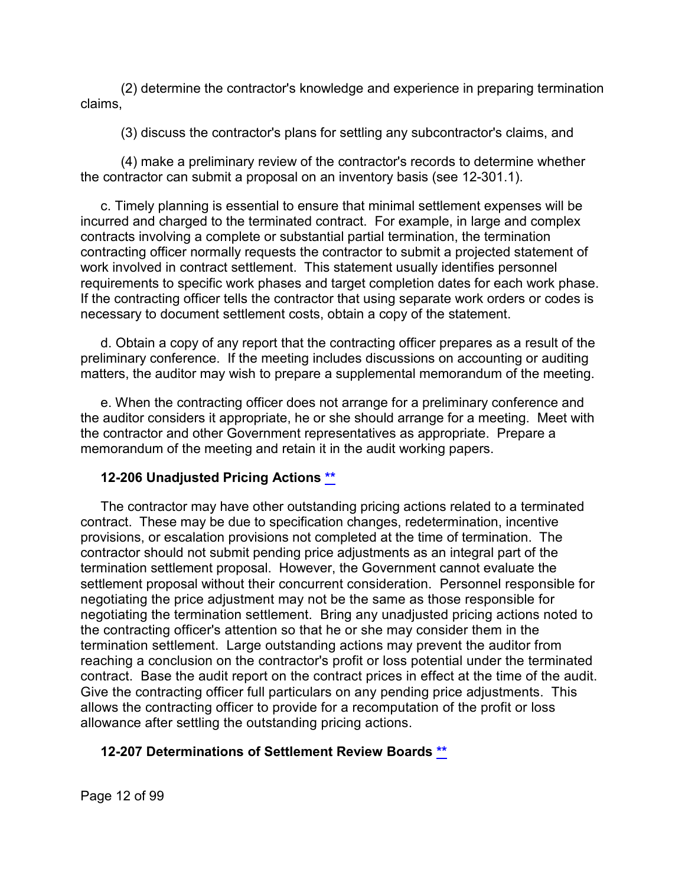(2) determine the contractor's knowledge and experience in preparing termination claims,

(3) discuss the contractor's plans for settling any subcontractor's claims, and

(4) make a preliminary review of the contractor's records to determine whether the contractor can submit a proposal on an inventory basis (see 12-301.1).

c. Timely planning is essential to ensure that minimal settlement expenses will be incurred and charged to the terminated contract. For example, in large and complex contracts involving a complete or substantial partial termination, the termination contracting officer normally requests the contractor to submit a projected statement of work involved in contract settlement. This statement usually identifies personnel requirements to specific work phases and target completion dates for each work phase. If the contracting officer tells the contractor that using separate work orders or codes is necessary to document settlement costs, obtain a copy of the statement.

d. Obtain a copy of any report that the contracting officer prepares as a result of the preliminary conference. If the meeting includes discussions on accounting or auditing matters, the auditor may wish to prepare a supplemental memorandum of the meeting.

e. When the contracting officer does not arrange for a preliminary conference and the auditor considers it appropriate, he or she should arrange for a meeting. Meet with the contractor and other Government representatives as appropriate. Prepare a memorandum of the meeting and retain it in the audit working papers.

### 12-206 Unadjusted Pricing Actions **

The contractor may have other outstanding pricing actions related to a terminated contract. These may be due to specification changes, redetermination, incentive provisions, or escalation provisions not completed at the time of termination. The contractor should not submit pending price adjustments as an integral part of the termination settlement proposal. However, the Government cannot evaluate the settlement proposal without their concurrent consideration. Personnel responsible for negotiating the price adjustment may not be the same as those responsible for negotiating the termination settlement. Bring any unadjusted pricing actions noted to the contracting officer's attention so that he or she may consider them in the termination settlement. Large outstanding actions may prevent the auditor from reaching a conclusion on the contractor's profit or loss potential under the terminated contract. Base the audit report on the contract prices in effect at the time of the audit. Give the contracting officer full particulars on any pending price adjustments. This allows the contracting officer to provide for a recomputation of the profit or loss allowance after settling the outstanding pricing actions.

### 12-207 Determinations of Settlement Review Boards **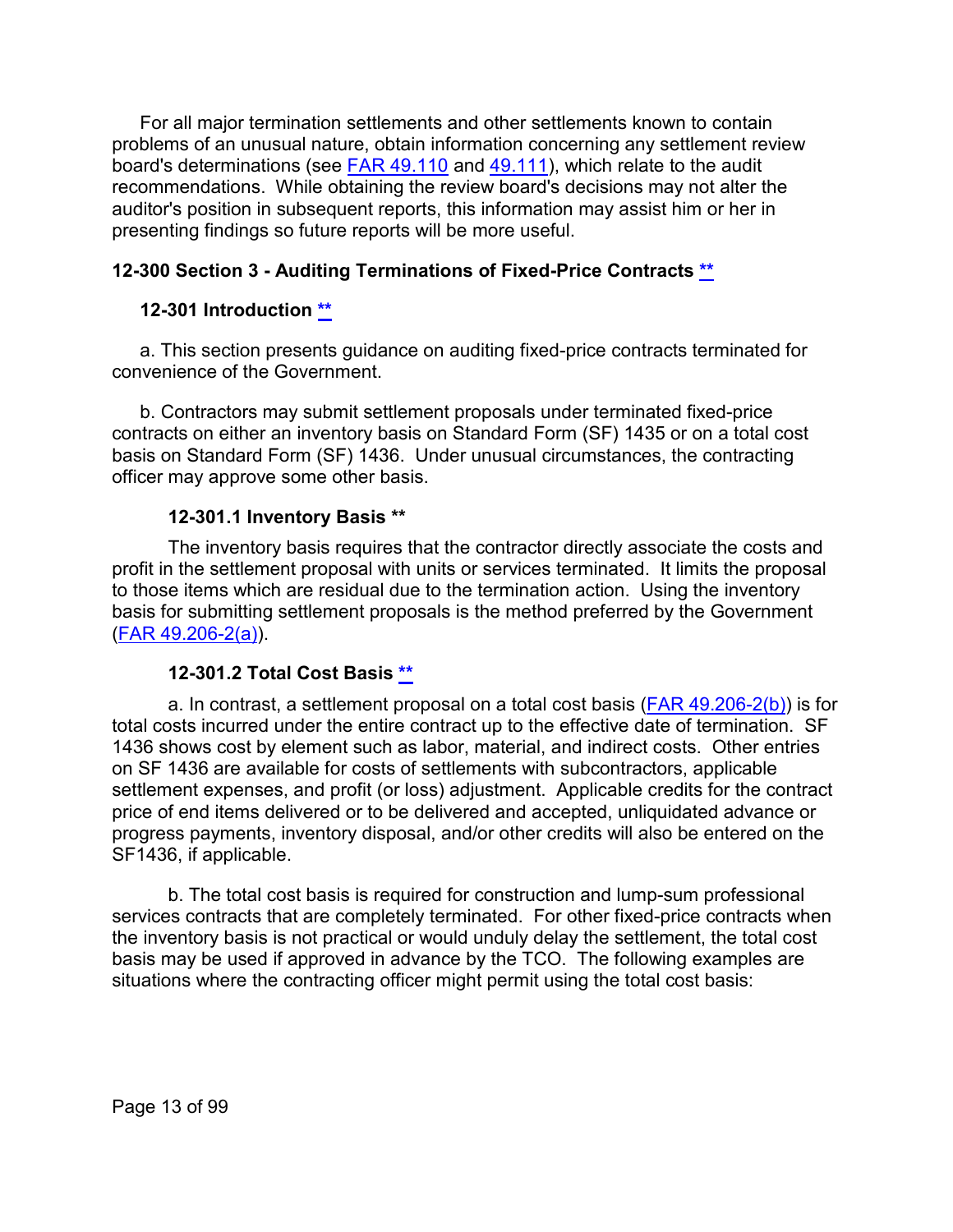For all major termination settlements and other settlements known to contain problems of an unusual nature, obtain information concerning any settlement review board's determinations (see FAR 49.110 and 49.111), which relate to the audit recommendations. While obtaining the review board's decisions may not alter the auditor's position in subsequent reports, this information may assist him or her in presenting findings so future reports will be more useful.

## 12-300 Section 3 - Auditing Terminations of Fixed-Price Contracts **

### 12-301 Introduction **

a. This section presents guidance on auditing fixed-price contracts terminated for convenience of the Government.

b. Contractors may submit settlement proposals under terminated fixed-price contracts on either an inventory basis on Standard Form (SF) 1435 or on a total cost basis on Standard Form (SF) 1436. Under unusual circumstances, the contracting officer may approve some other basis.

#### 12-301.1 Inventory Basis **

The inventory basis requires that the contractor directly associate the costs and profit in the settlement proposal with units or services terminated. It limits the proposal to those items which are residual due to the termination action. Using the inventory basis for submitting settlement proposals is the method preferred by the Government (FAR 49.206-2(a)).

#### 12-301.2 Total Cost Basis **

a. In contrast, a settlement proposal on a total cost basis (FAR 49.206-2(b)) is for total costs incurred under the entire contract up to the effective date of termination. SF 1436 shows cost by element such as labor, material, and indirect costs. Other entries on SF 1436 are available for costs of settlements with subcontractors, applicable settlement expenses, and profit (or loss) adjustment. Applicable credits for the contract price of end items delivered or to be delivered and accepted, unliquidated advance or progress payments, inventory disposal, and/or other credits will also be entered on the SF1436, if applicable.

b. The total cost basis is required for construction and lump-sum professional services contracts that are completely terminated. For other fixed-price contracts when the inventory basis is not practical or would unduly delay the settlement, the total cost basis may be used if approved in advance by the TCO. The following examples are situations where the contracting officer might permit using the total cost basis: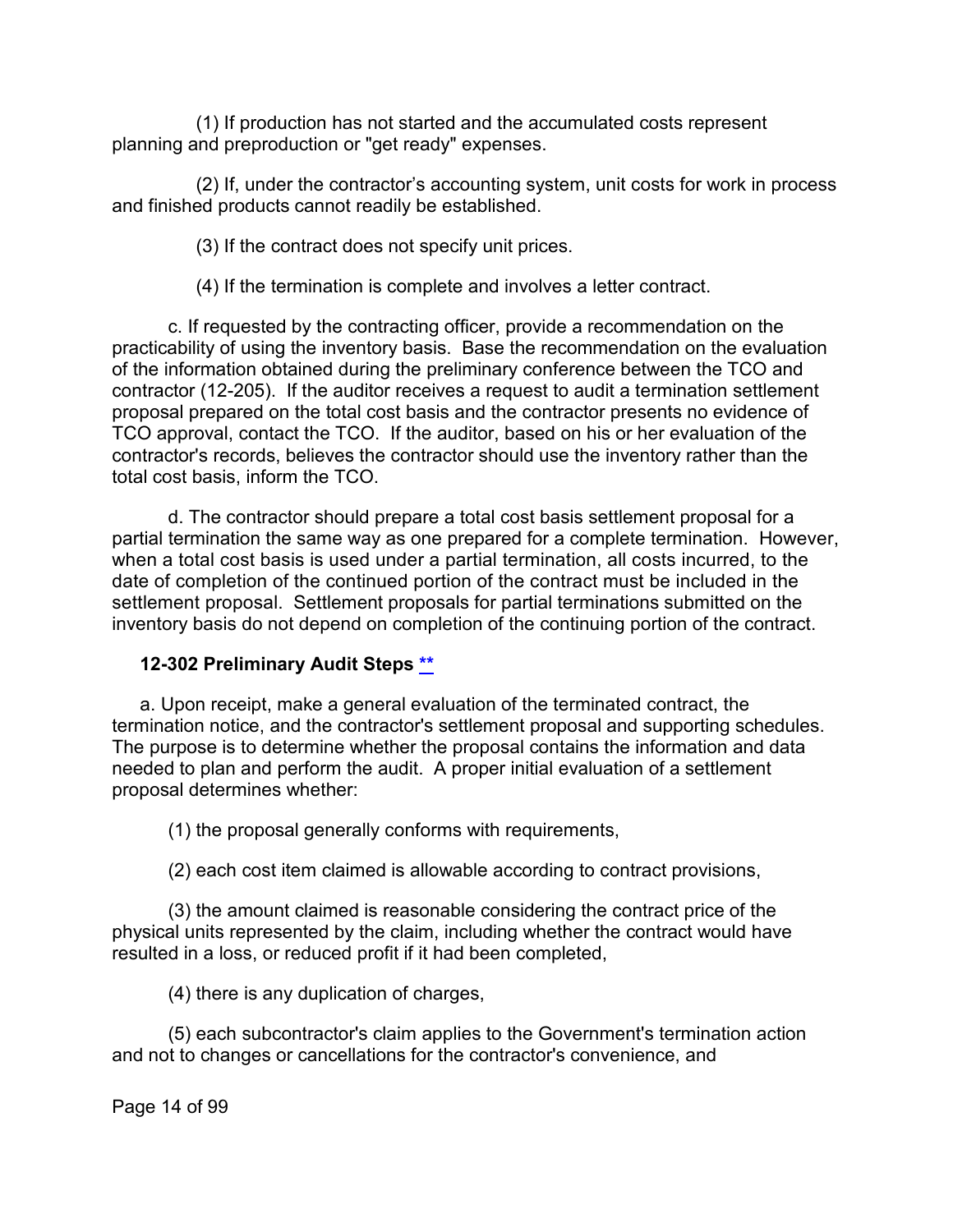(1) If production has not started and the accumulated costs represent planning and preproduction or "get ready" expenses.

(2) If, under the contractor's accounting system, unit costs for work in process and finished products cannot readily be established.

(3) If the contract does not specify unit prices.

(4) If the termination is complete and involves a letter contract.

c. If requested by the contracting officer, provide a recommendation on the practicability of using the inventory basis. Base the recommendation on the evaluation of the information obtained during the preliminary conference between the TCO and contractor (12-205). If the auditor receives a request to audit a termination settlement proposal prepared on the total cost basis and the contractor presents no evidence of TCO approval, contact the TCO. If the auditor, based on his or her evaluation of the contractor's records, believes the contractor should use the inventory rather than the total cost basis, inform the TCO.

d. The contractor should prepare a total cost basis settlement proposal for a partial termination the same way as one prepared for a complete termination. However, when a total cost basis is used under a partial termination, all costs incurred, to the date of completion of the continued portion of the contract must be included in the settlement proposal. Settlement proposals for partial terminations submitted on the inventory basis do not depend on completion of the continuing portion of the contract.

### 12-302 Preliminary Audit Steps **

a. Upon receipt, make a general evaluation of the terminated contract, the termination notice, and the contractor's settlement proposal and supporting schedules. The purpose is to determine whether the proposal contains the information and data needed to plan and perform the audit. A proper initial evaluation of a settlement proposal determines whether:

(1) the proposal generally conforms with requirements,

(2) each cost item claimed is allowable according to contract provisions,

(3) the amount claimed is reasonable considering the contract price of the physical units represented by the claim, including whether the contract would have resulted in a loss, or reduced profit if it had been completed,

(4) there is any duplication of charges,

(5) each subcontractor's claim applies to the Government's termination action and not to changes or cancellations for the contractor's convenience, and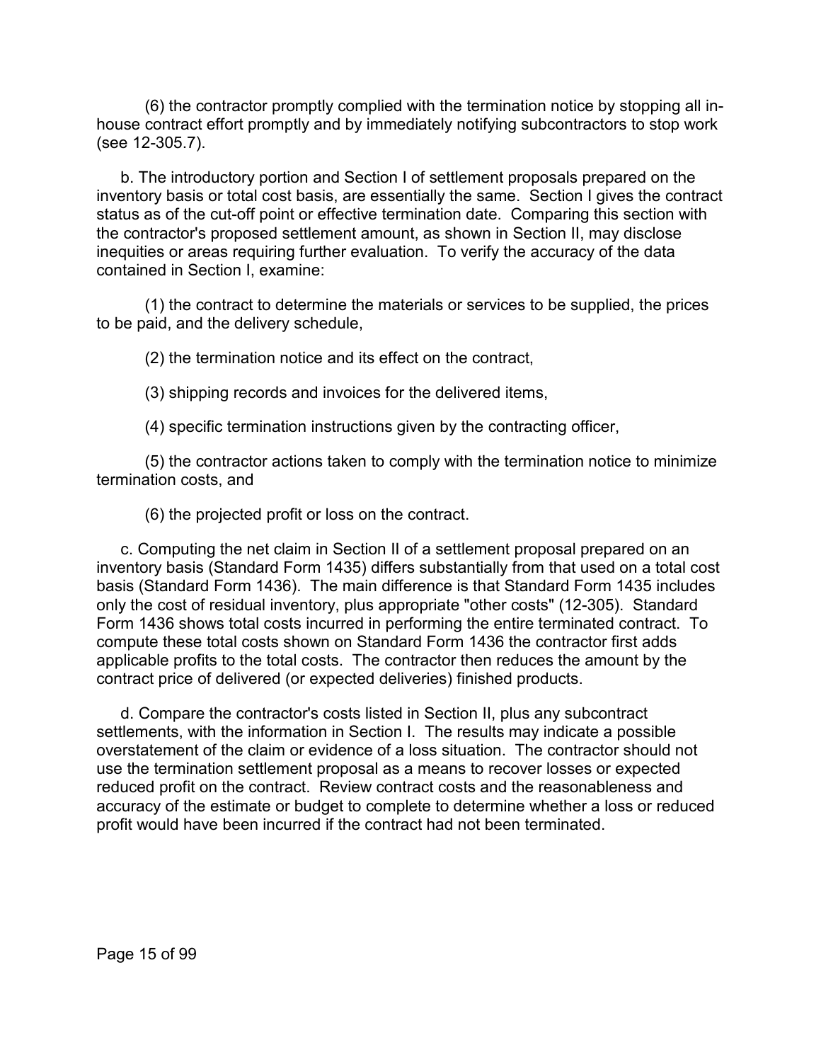(6) the contractor promptly complied with the termination notice by stopping all in-house contract effort promptly and by immediately notifying subcontractors to stop work (see 12-305.7).

b. The introductory portion and Section I of settlement proposals prepared on the inventory basis or total cost basis, are essentially the same. Section I gives the contract status as of the cut-off point or effective termination date. Comparing this section with the contractor's proposed settlement amount, as shown in Section II, may disclose inequities or areas requiring further evaluation. To verify the accuracy of the data contained in Section I, examine:

(1) the contract to determine the materials or services to be supplied, the prices to be paid, and the delivery schedule,

(2) the termination notice and its effect on the contract,

(3) shipping records and invoices for the delivered items,

(4) specific termination instructions given by the contracting officer,

(5) the contractor actions taken to comply with the termination notice to minimize termination costs, and

(6) the projected profit or loss on the contract.

c. Computing the net claim in Section II of a settlement proposal prepared on an inventory basis (Standard Form 1435) differs substantially from that used on a total cost basis (Standard Form 1436). The main difference is that Standard Form 1435 includes only the cost of residual inventory, plus appropriate "other costs" (12-305). Standard Form 1436 shows total costs incurred in performing the entire terminated contract. To compute these total costs shown on Standard Form 1436 the contractor first adds applicable profits to the total costs. The contractor then reduces the amount by the contract price of delivered (or expected deliveries) finished products.

d. Compare the contractor's costs listed in Section II, plus any subcontract settlements, with the information in Section I. The results may indicate a possible overstatement of the claim or evidence of a loss situation. The contractor should not use the termination settlement proposal as a means to recover losses or expected reduced profit on the contract. Review contract costs and the reasonableness and accuracy of the estimate or budget to complete to determine whether a loss or reduced profit would have been incurred if the contract had not been terminated.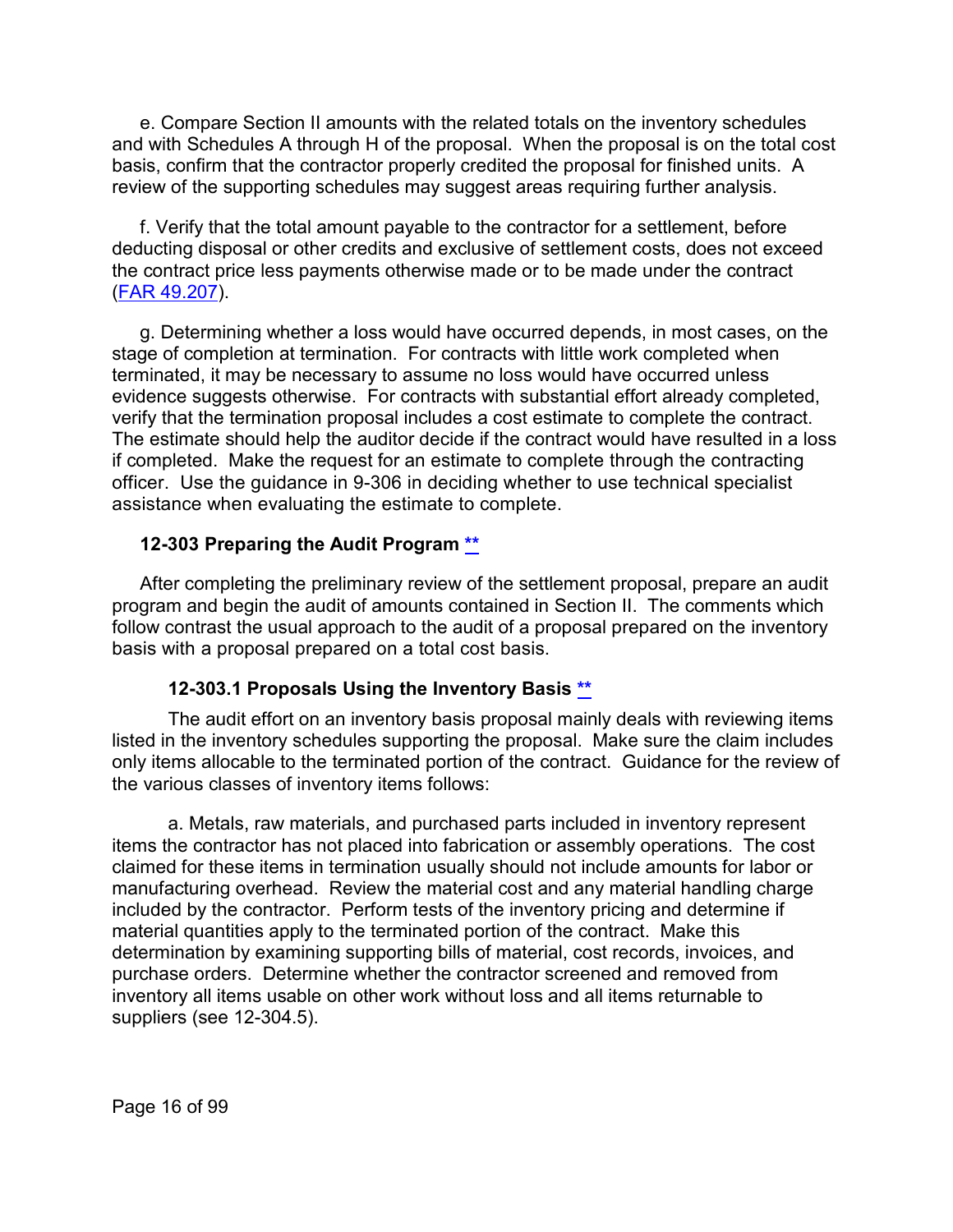e. Compare Section II amounts with the related totals on the inventory schedules and with Schedules A through H of the proposal. When the proposal is on the total cost basis, confirm that the contractor properly credited the proposal for finished units. A review of the supporting schedules may suggest areas requiring further analysis.

f. Verify that the total amount payable to the contractor for a settlement, before deducting disposal or other credits and exclusive of settlement costs, does not exceed the contract price less payments otherwise made or to be made under the contract (FAR 49.207).

g. Determining whether a loss would have occurred depends, in most cases, on the stage of completion at termination. For contracts with little work completed when terminated, it may be necessary to assume no loss would have occurred unless evidence suggests otherwise. For contracts with substantial effort already completed, verify that the termination proposal includes a cost estimate to complete the contract. The estimate should help the auditor decide if the contract would have resulted in a loss if completed. Make the request for an estimate to complete through the contracting officer. Use the guidance in 9-306 in deciding whether to use technical specialist assistance when evaluating the estimate to complete.

### 12-303 Preparing the Audit Program **

After completing the preliminary review of the settlement proposal, prepare an audit program and begin the audit of amounts contained in Section II. The comments which follow contrast the usual approach to the audit of a proposal prepared on the inventory basis with a proposal prepared on a total cost basis.

#### 12-303.1 Proposals Using the Inventory Basis **

The audit effort on an inventory basis proposal mainly deals with reviewing items listed in the inventory schedules supporting the proposal. Make sure the claim includes only items allocable to the terminated portion of the contract. Guidance for the review of the various classes of inventory items follows:

a. Metals, raw materials, and purchased parts included in inventory represent items the contractor has not placed into fabrication or assembly operations. The cost claimed for these items in termination usually should not include amounts for labor or manufacturing overhead. Review the material cost and any material handling charge included by the contractor. Perform tests of the inventory pricing and determine if material quantities apply to the terminated portion of the contract. Make this determination by examining supporting bills of material, cost records, invoices, and purchase orders. Determine whether the contractor screened and removed from inventory all items usable on other work without loss and all items returnable to suppliers (see 12-304.5).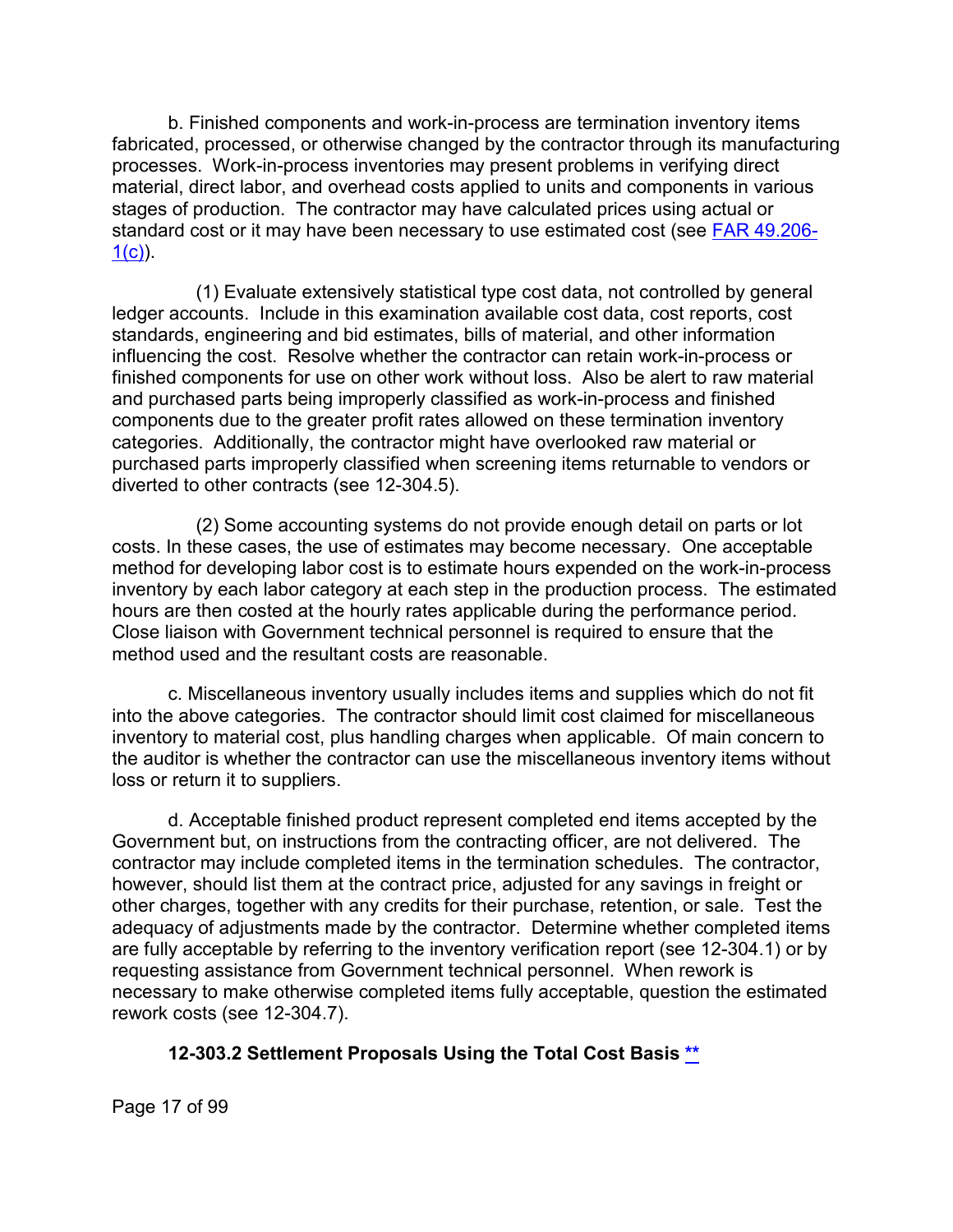b. Finished components and work-in-process are termination inventory items fabricated, processed, or otherwise changed by the contractor through its manufacturing processes. Work-in-process inventories may present problems in verifying direct material, direct labor, and overhead costs applied to units and components in various stages of production. The contractor may have calculated prices using actual or standard cost or it may have been necessary to use estimated cost (see [FAR 49.206-1(c)](FAR 49.206-1(c))).

(1) Evaluate extensively statistical type cost data, not controlled by general ledger accounts. Include in this examination available cost data, cost reports, cost standards, engineering and bid estimates, bills of material, and other information influencing the cost. Resolve whether the contractor can retain work-in-process or finished components for use on other work without loss. Also be alert to raw material and purchased parts being improperly classified as work-in-process and finished components due to the greater profit rates allowed on these termination inventory categories. Additionally, the contractor might have overlooked raw material or purchased parts improperly classified when screening items returnable to vendors or diverted to other contracts (see 12-304.5).

(2) Some accounting systems do not provide enough detail on parts or lot costs. In these cases, the use of estimates may become necessary. One acceptable method for developing labor cost is to estimate hours expended on the work-in-process inventory by each labor category at each step in the production process. The estimated hours are then costed at the hourly rates applicable during the performance period. Close liaison with Government technical personnel is required to ensure that the method used and the resultant costs are reasonable.

c. Miscellaneous inventory usually includes items and supplies which do not fit into the above categories. The contractor should limit cost claimed for miscellaneous inventory to material cost, plus handling charges when applicable. Of main concern to the auditor is whether the contractor can use the miscellaneous inventory items without loss or return it to suppliers.

d. Acceptable finished product represent completed end items accepted by the Government but, on instructions from the contracting officer, are not delivered. The contractor may include completed items in the termination schedules. The contractor, however, should list them at the contract price, adjusted for any savings in freight or other charges, together with any credits for their purchase, retention, or sale. Test the adequacy of adjustments made by the contractor. Determine whether completed items are fully acceptable by referring to the inventory verification report (see 12-304.1) or by requesting assistance from Government technical personnel. When rework is necessary to make otherwise completed items fully acceptable, question the estimated rework costs (see 12-304.7).

### 12-303.2 Settlement Proposals Using the Total Cost Basis **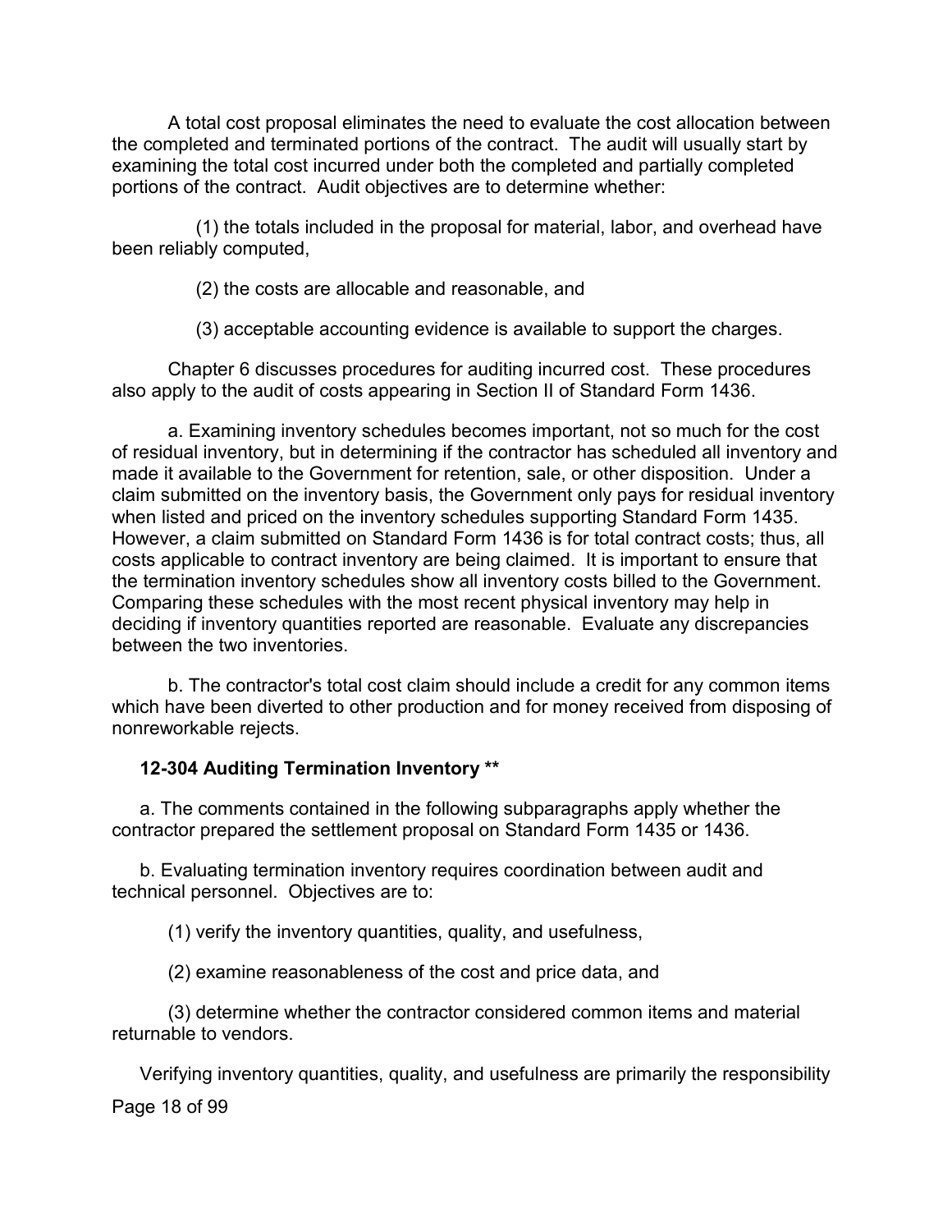A total cost proposal eliminates the need to evaluate the cost allocation between the completed and terminated portions of the contract. The audit will usually start by examining the total cost incurred under both the completed and partially completed portions of the contract. Audit objectives are to determine whether:

(1) the totals included in the proposal for material, labor, and overhead have been reliably computed,

(2) the costs are allocable and reasonable, and

(3) acceptable accounting evidence is available to support the charges.

Chapter 6 discusses procedures for auditing incurred cost. These procedures also apply to the audit of costs appearing in Section II of Standard Form 1436.

a. Examining inventory schedules becomes important, not so much for the cost of residual inventory, but in determining if the contractor has scheduled all inventory and made it available to the Government for retention, sale, or other disposition. Under a claim submitted on the inventory basis, the Government only pays for residual inventory when listed and priced on the inventory schedules supporting Standard Form 1435. However, a claim submitted on Standard Form 1436 is for total contract costs; thus, all costs applicable to contract inventory are being claimed. It is important to ensure that the termination inventory schedules show all inventory costs billed to the Government. Comparing these schedules with the most recent physical inventory may help in deciding if inventory quantities reported are reasonable. Evaluate any discrepancies between the two inventories.

b. The contractor's total cost claim should include a credit for any common items which have been diverted to other production and for money received from disposing of nonreworkable rejects.

### 12-304 Auditing Termination Inventory **

a. The comments contained in the following subparagraphs apply whether the contractor prepared the settlement proposal on Standard Form 1435 or 1436.

b. Evaluating termination inventory requires coordination between audit and technical personnel. Objectives are to:

(1) verify the inventory quantities, quality, and usefulness,

(2) examine reasonableness of the cost and price data, and

(3) determine whether the contractor considered common items and material returnable to vendors.

Verifying inventory quantities, quality, and usefulness are primarily the responsibility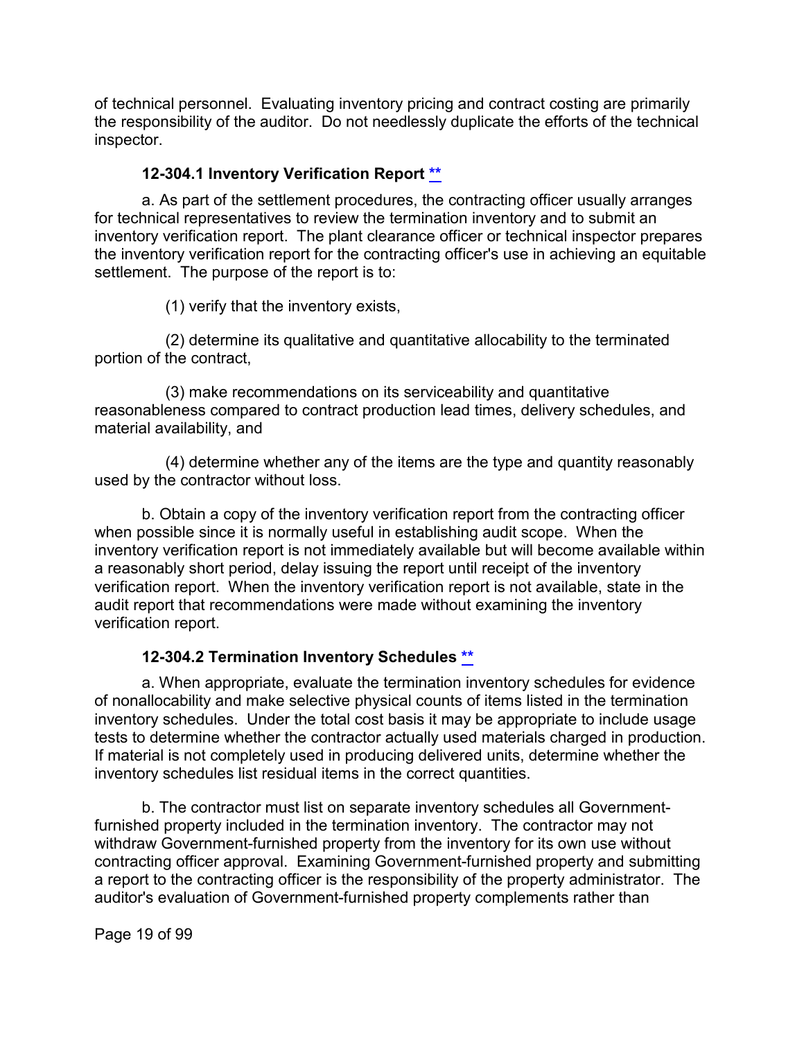of technical personnel. Evaluating inventory pricing and contract costing are primarily the responsibility of the auditor. Do not needlessly duplicate the efforts of the technical inspector.

### 12-304.1 Inventory Verification Report **

a. As part of the settlement procedures, the contracting officer usually arranges for technical representatives to review the termination inventory and to submit an inventory verification report. The plant clearance officer or technical inspector prepares the inventory verification report for the contracting officer's use in achieving an equitable settlement. The purpose of the report is to:

(1) verify that the inventory exists,

(2) determine its qualitative and quantitative allocability to the terminated portion of the contract,

(3) make recommendations on its serviceability and quantitative reasonableness compared to contract production lead times, delivery schedules, and material availability, and

(4) determine whether any of the items are the type and quantity reasonably used by the contractor without loss.

b. Obtain a copy of the inventory verification report from the contracting officer when possible since it is normally useful in establishing audit scope. When the inventory verification report is not immediately available but will become available within a reasonably short period, delay issuing the report until receipt of the inventory verification report. When the inventory verification report is not available, state in the audit report that recommendations were made without examining the inventory verification report.

### 12-304.2 Termination Inventory Schedules **

a. When appropriate, evaluate the termination inventory schedules for evidence of nonallocability and make selective physical counts of items listed in the termination inventory schedules. Under the total cost basis it may be appropriate to include usage tests to determine whether the contractor actually used materials charged in production. If material is not completely used in producing delivered units, determine whether the inventory schedules list residual items in the correct quantities.

b. The contractor must list on separate inventory schedules all Government-furnished property included in the termination inventory. The contractor may not withdraw Government-furnished property from the inventory for its own use without contracting officer approval. Examining Government-furnished property and submitting a report to the contracting officer is the responsibility of the property administrator. The auditor's evaluation of Government-furnished property complements rather than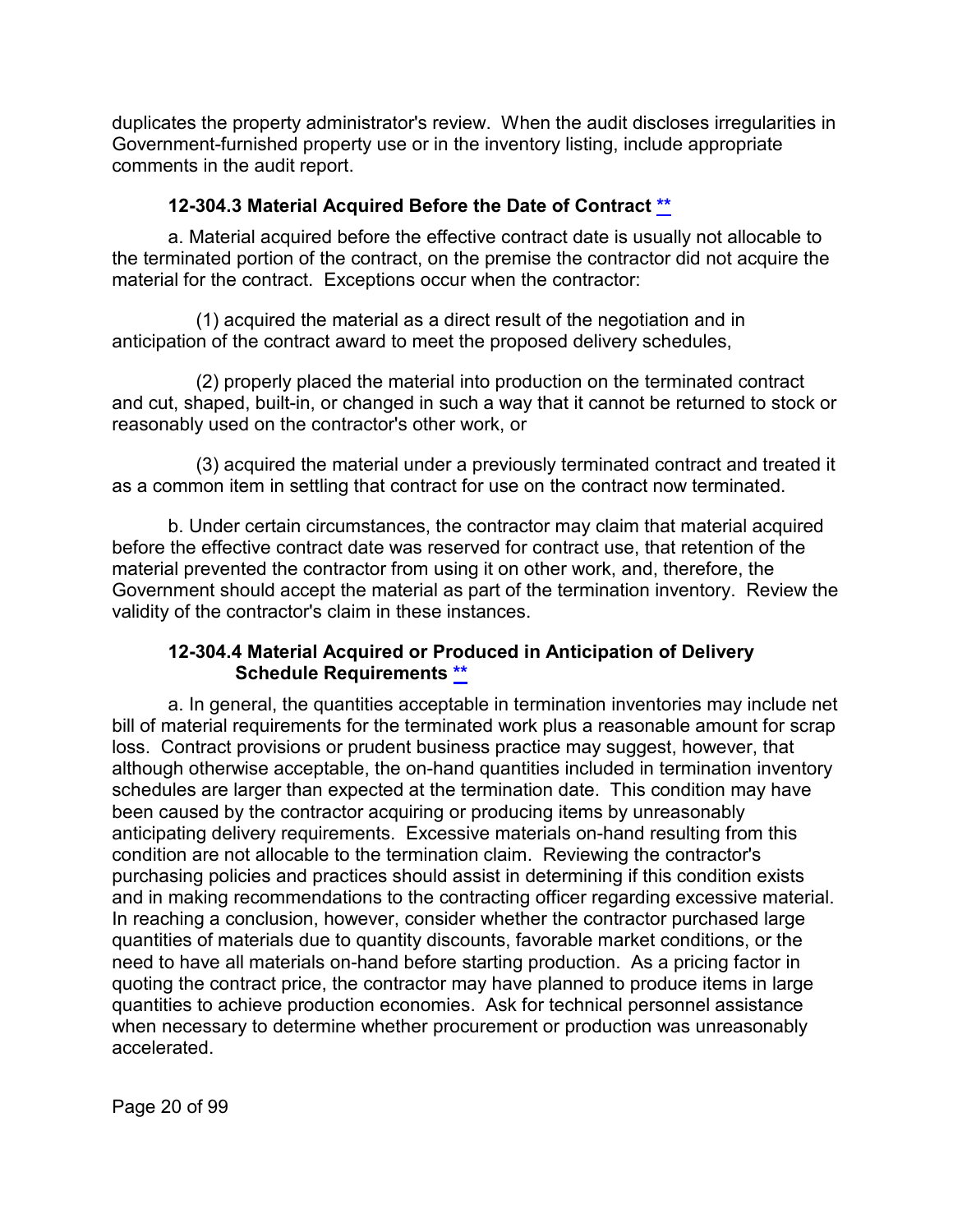duplicates the property administrator's review. When the audit discloses irregularities in Government-furnished property use or in the inventory listing, include appropriate comments in the audit report.

#### 12-304.3 Material Acquired Before the Date of Contract **

a. Material acquired before the effective contract date is usually not allocable to the terminated portion of the contract, on the premise the contractor did not acquire the material for the contract. Exceptions occur when the contractor:

(1) acquired the material as a direct result of the negotiation and in anticipation of the contract award to meet the proposed delivery schedules,

(2) properly placed the material into production on the terminated contract and cut, shaped, built-in, or changed in such a way that it cannot be returned to stock or reasonably used on the contractor's other work, or

(3) acquired the material under a previously terminated contract and treated it as a common item in settling that contract for use on the contract now terminated.

b. Under certain circumstances, the contractor may claim that material acquired before the effective contract date was reserved for contract use, that retention of the material prevented the contractor from using it on other work, and, therefore, the Government should accept the material as part of the termination inventory. Review the validity of the contractor's claim in these instances.

#### 12-304.4 Material Acquired or Produced in Anticipation of Delivery Schedule Requirements **

a. In general, the quantities acceptable in termination inventories may include net bill of material requirements for the terminated work plus a reasonable amount for scrap loss. Contract provisions or prudent business practice may suggest, however, that although otherwise acceptable, the on-hand quantities included in termination inventory schedules are larger than expected at the termination date. This condition may have been caused by the contractor acquiring or producing items by unreasonably anticipating delivery requirements. Excessive materials on-hand resulting from this condition are not allocable to the termination claim. Reviewing the contractor's purchasing policies and practices should assist in determining if this condition exists and in making recommendations to the contracting officer regarding excessive material. In reaching a conclusion, however, consider whether the contractor purchased large quantities of materials due to quantity discounts, favorable market conditions, or the need to have all materials on-hand before starting production. As a pricing factor in quoting the contract price, the contractor may have planned to produce items in large quantities to achieve production economies. Ask for technical personnel assistance when necessary to determine whether procurement or production was unreasonably accelerated.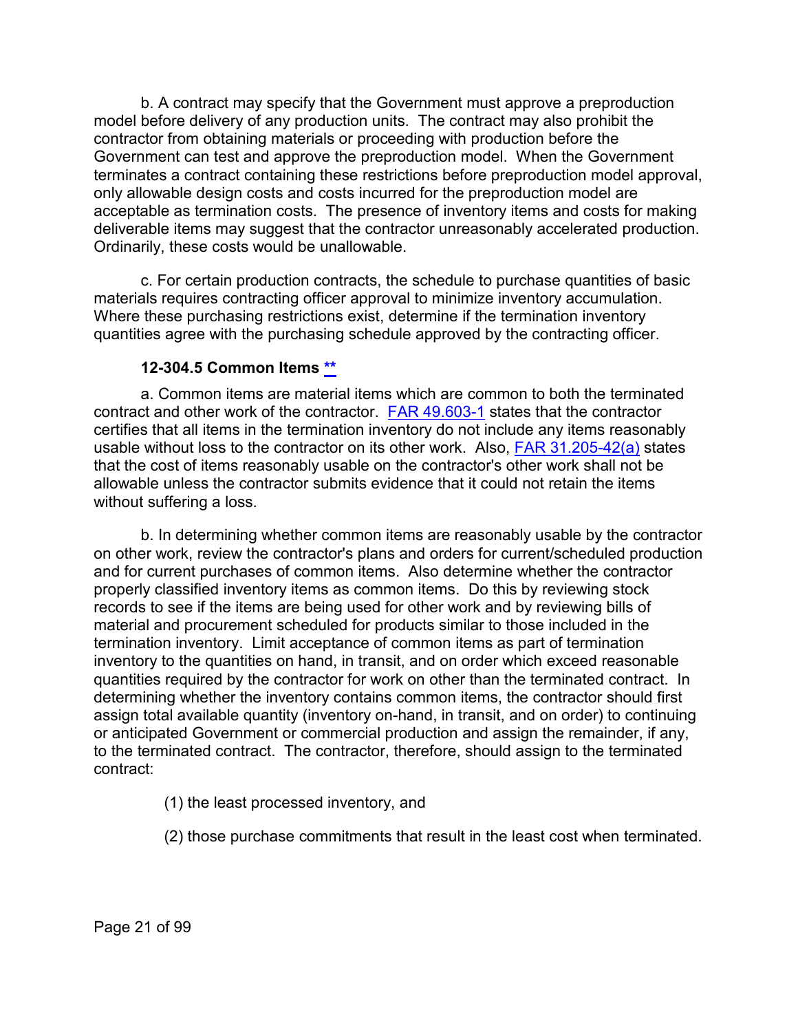b. A contract may specify that the Government must approve a preproduction model before delivery of any production units. The contract may also prohibit the contractor from obtaining materials or proceeding with production before the Government can test and approve the preproduction model. When the Government terminates a contract containing these restrictions before preproduction model approval, only allowable design costs and costs incurred for the preproduction model are acceptable as termination costs. The presence of inventory items and costs for making deliverable items may suggest that the contractor unreasonably accelerated production. Ordinarily, these costs would be unallowable.

c. For certain production contracts, the schedule to purchase quantities of basic materials requires contracting officer approval to minimize inventory accumulation. Where these purchasing restrictions exist, determine if the termination inventory quantities agree with the purchasing schedule approved by the contracting officer.

### 12-304.5 Common Items **

a. Common items are material items which are common to both the terminated contract and other work of the contractor. FAR 49.603-1 states that the contractor certifies that all items in the termination inventory do not include any items reasonably usable without loss to the contractor on its other work. Also, FAR 31.205-42(a) states that the cost of items reasonably usable on the contractor's other work shall not be allowable unless the contractor submits evidence that it could not retain the items without suffering a loss.

b. In determining whether common items are reasonably usable by the contractor on other work, review the contractor's plans and orders for current/scheduled production and for current purchases of common items. Also determine whether the contractor properly classified inventory items as common items. Do this by reviewing stock records to see if the items are being used for other work and by reviewing bills of material and procurement scheduled for products similar to those included in the termination inventory. Limit acceptance of common items as part of termination inventory to the quantities on hand, in transit, and on order which exceed reasonable quantities required by the contractor for work on other than the terminated contract. In determining whether the inventory contains common items, the contractor should first assign total available quantity (inventory on-hand, in transit, and on order) to continuing or anticipated Government or commercial production and assign the remainder, if any, to the terminated contract. The contractor, therefore, should assign to the terminated contract:

(1) the least processed inventory, and

(2) those purchase commitments that result in the least cost when terminated.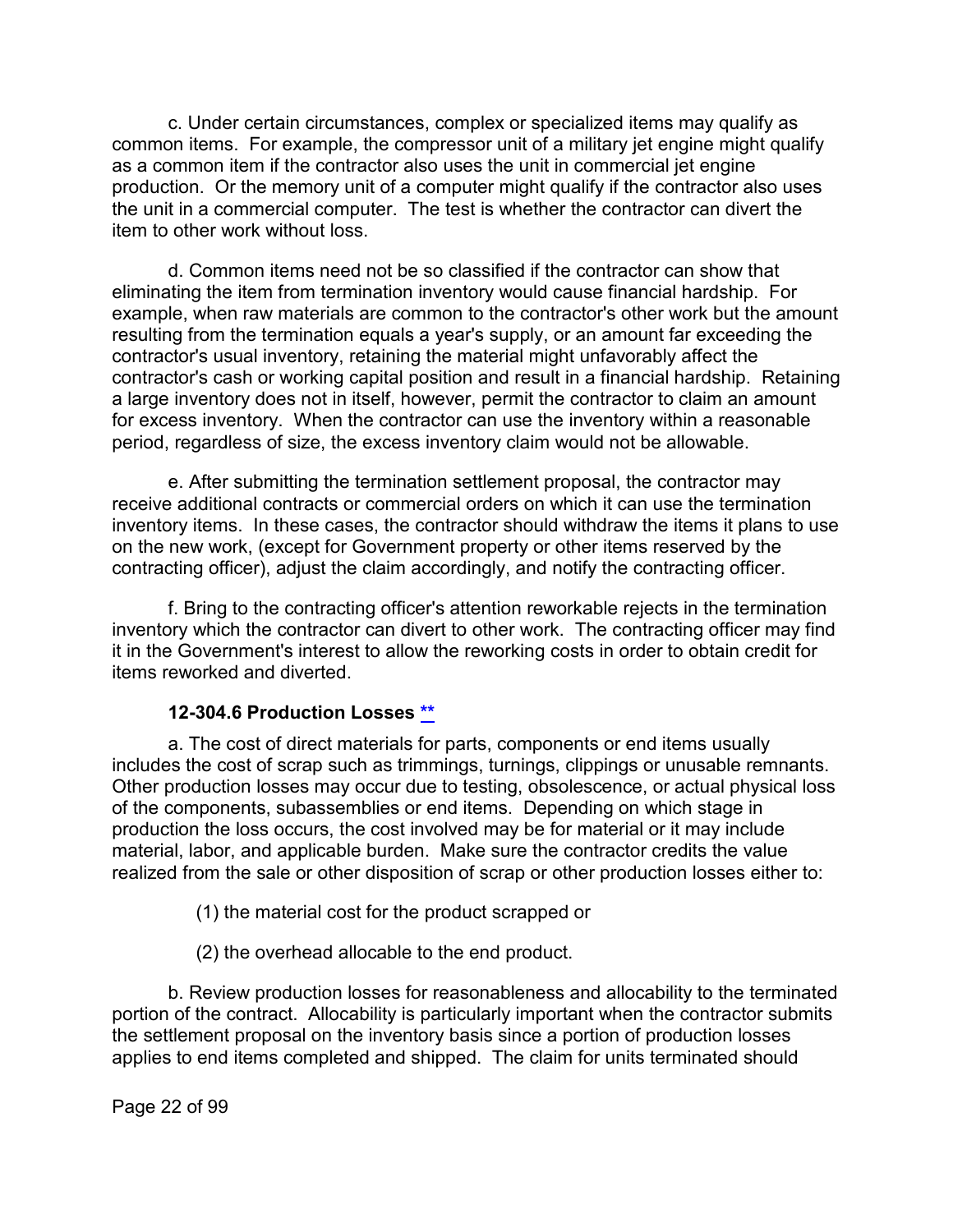c. Under certain circumstances, complex or specialized items may qualify as common items. For example, the compressor unit of a military jet engine might qualify as a common item if the contractor also uses the unit in commercial jet engine production. Or the memory unit of a computer might qualify if the contractor also uses the unit in a commercial computer. The test is whether the contractor can divert the item to other work without loss.

d. Common items need not be so classified if the contractor can show that eliminating the item from termination inventory would cause financial hardship. For example, when raw materials are common to the contractor's other work but the amount resulting from the termination equals a year's supply, or an amount far exceeding the contractor's usual inventory, retaining the material might unfavorably affect the contractor's cash or working capital position and result in a financial hardship. Retaining a large inventory does not in itself, however, permit the contractor to claim an amount for excess inventory. When the contractor can use the inventory within a reasonable period, regardless of size, the excess inventory claim would not be allowable.

e. After submitting the termination settlement proposal, the contractor may receive additional contracts or commercial orders on which it can use the termination inventory items. In these cases, the contractor should withdraw the items it plans to use on the new work, (except for Government property or other items reserved by the contracting officer), adjust the claim accordingly, and notify the contracting officer.

f. Bring to the contracting officer's attention reworkable rejects in the termination inventory which the contractor can divert to other work. The contracting officer may find it in the Government's interest to allow the reworking costs in order to obtain credit for items reworked and diverted.

### 12-304.6 Production Losses **

a. The cost of direct materials for parts, components or end items usually includes the cost of scrap such as trimmings, turnings, clippings or unusable remnants. Other production losses may occur due to testing, obsolescence, or actual physical loss of the components, subassemblies or end items. Depending on which stage in production the loss occurs, the cost involved may be for material or it may include material, labor, and applicable burden. Make sure the contractor credits the value realized from the sale or other disposition of scrap or other production losses either to:

(1) the material cost for the product scrapped or

(2) the overhead allocable to the end product.

b. Review production losses for reasonableness and allocability to the terminated portion of the contract. Allocability is particularly important when the contractor submits the settlement proposal on the inventory basis since a portion of production losses applies to end items completed and shipped. The claim for units terminated should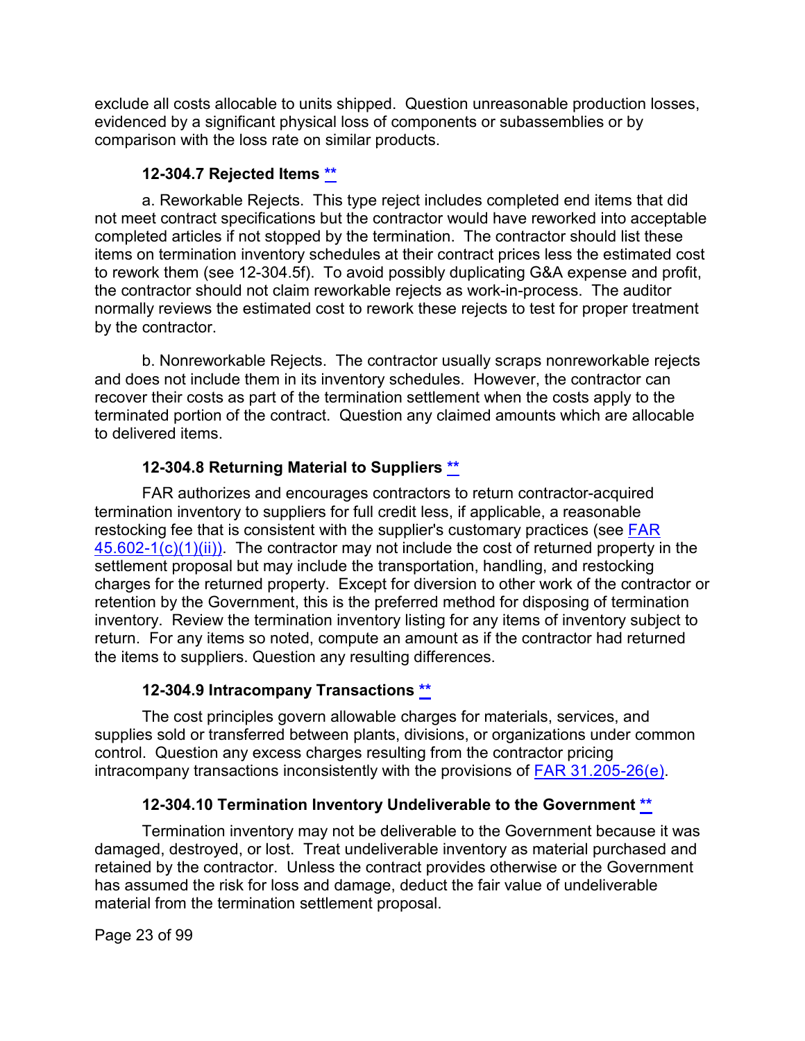exclude all costs allocable to units shipped. Question unreasonable production losses, evidenced by a significant physical loss of components or subassemblies or by comparison with the loss rate on similar products.

### 12-304.7 Rejected Items **

a. Reworkable Rejects. This type reject includes completed end items that did not meet contract specifications but the contractor would have reworked into acceptable completed articles if not stopped by the termination. The contractor should list these items on termination inventory schedules at their contract prices less the estimated cost to rework them (see 12-304.5f). To avoid possibly duplicating G&A expense and profit, the contractor should not claim reworkable rejects as work-in-process. The auditor normally reviews the estimated cost to rework these rejects to test for proper treatment by the contractor.

b. Nonreworkable Rejects. The contractor usually scraps nonreworkable rejects and does not include them in its inventory schedules. However, the contractor can recover their costs as part of the termination settlement when the costs apply to the terminated portion of the contract. Question any claimed amounts which are allocable to delivered items.

### 12-304.8 Returning Material to Suppliers **

FAR authorizes and encourages contractors to return contractor-acquired termination inventory to suppliers for full credit less, if applicable, a reasonable restocking fee that is consistent with the supplier's customary practices (see FAR 45.602-1(c)(1)(ii)). The contractor may not include the cost of returned property in the settlement proposal but may include the transportation, handling, and restocking charges for the returned property. Except for diversion to other work of the contractor or retention by the Government, this is the preferred method for disposing of termination inventory. Review the termination inventory listing for any items of inventory subject to return. For any items so noted, compute an amount as if the contractor had returned the items to suppliers. Question any resulting differences.

### 12-304.9 Intracompany Transactions **

The cost principles govern allowable charges for materials, services, and supplies sold or transferred between plants, divisions, or organizations under common control. Question any excess charges resulting from the contractor pricing intracompany transactions inconsistently with the provisions of FAR 31.205-26(e).

### 12-304.10 Termination Inventory Undeliverable to the Government **

Termination inventory may not be deliverable to the Government because it was damaged, destroyed, or lost. Treat undeliverable inventory as material purchased and retained by the contractor. Unless the contract provides otherwise or the Government has assumed the risk for loss and damage, deduct the fair value of undeliverable material from the termination settlement proposal.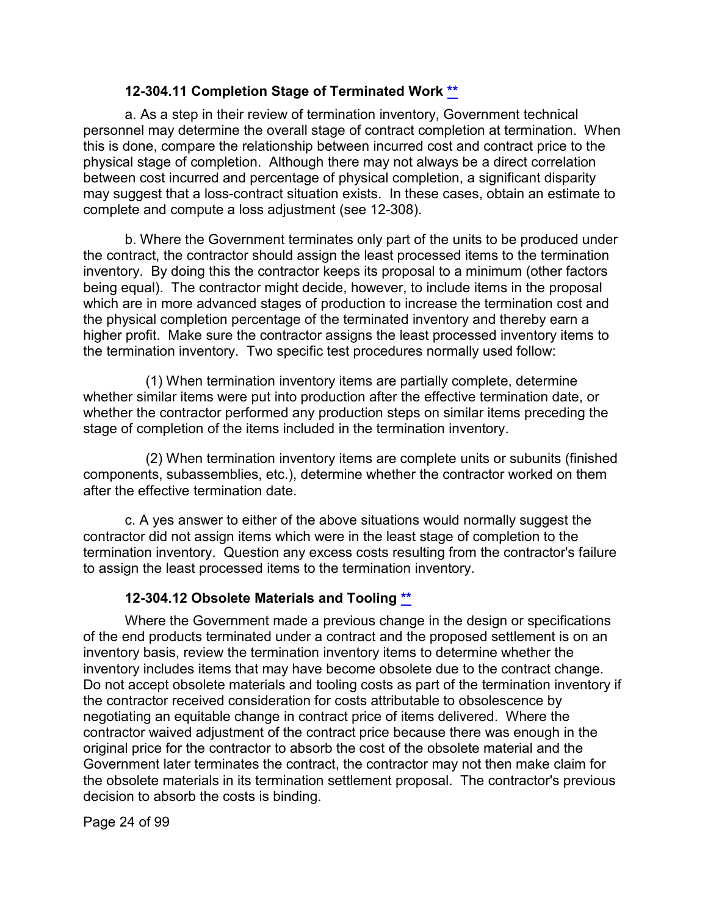### 12-304.11 Completion Stage of Terminated Work [**]

a. As a step in their review of termination inventory, Government technical personnel may determine the overall stage of contract completion at termination. When this is done, compare the relationship between incurred cost and contract price to the physical stage of completion. Although there may not always be a direct correlation between cost incurred and percentage of physical completion, a significant disparity may suggest that a loss-contract situation exists. In these cases, obtain an estimate to complete and compute a loss adjustment (see 12-308).

b. Where the Government terminates only part of the units to be produced under the contract, the contractor should assign the least processed items to the termination inventory. By doing this the contractor keeps its proposal to a minimum (other factors being equal). The contractor might decide, however, to include items in the proposal which are in more advanced stages of production to increase the termination cost and the physical completion percentage of the terminated inventory and thereby earn a higher profit. Make sure the contractor assigns the least processed inventory items to the termination inventory. Two specific test procedures normally used follow:

(1) When termination inventory items are partially complete, determine whether similar items were put into production after the effective termination date, or whether the contractor performed any production steps on similar items preceding the stage of completion of the items included in the termination inventory.

(2) When termination inventory items are complete units or subunits (finished components, subassemblies, etc.), determine whether the contractor worked on them after the effective termination date.

c. A yes answer to either of the above situations would normally suggest the contractor did not assign items which were in the least stage of completion to the termination inventory. Question any excess costs resulting from the contractor's failure to assign the least processed items to the termination inventory.

### 12-304.12 Obsolete Materials and Tooling [**]

Where the Government made a previous change in the design or specifications of the end products terminated under a contract and the proposed settlement is on an inventory basis, review the termination inventory items to determine whether the inventory includes items that may have become obsolete due to the contract change. Do not accept obsolete materials and tooling costs as part of the termination inventory if the contractor received consideration for costs attributable to obsolescence by negotiating an equitable change in contract price of items delivered. Where the contractor waived adjustment of the contract price because there was enough in the original price for the contractor to absorb the cost of the obsolete material and the Government later terminates the contract, the contractor may not then make claim for the obsolete materials in its termination settlement proposal. The contractor's previous decision to absorb the costs is binding.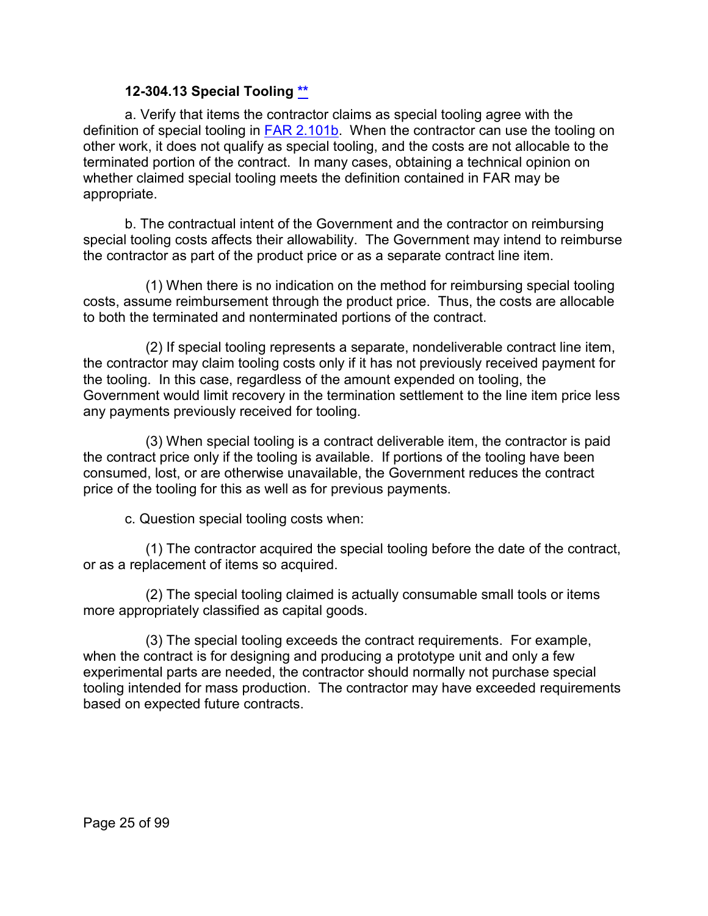#### 12-304.13 Special Tooling **

a. Verify that items the contractor claims as special tooling agree with the definition of special tooling in FAR 2.101b. When the contractor can use the tooling on other work, it does not qualify as special tooling, and the costs are not allocable to the terminated portion of the contract. In many cases, obtaining a technical opinion on whether claimed special tooling meets the definition contained in FAR may be appropriate.

b. The contractual intent of the Government and the contractor on reimbursing special tooling costs affects their allowability. The Government may intend to reimburse the contractor as part of the product price or as a separate contract line item.

(1) When there is no indication on the method for reimbursing special tooling costs, assume reimbursement through the product price. Thus, the costs are allocable to both the terminated and nonterminated portions of the contract.

(2) If special tooling represents a separate, nondeliverable contract line item, the contractor may claim tooling costs only if it has not previously received payment for the tooling. In this case, regardless of the amount expended on tooling, the Government would limit recovery in the termination settlement to the line item price less any payments previously received for tooling.

(3) When special tooling is a contract deliverable item, the contractor is paid the contract price only if the tooling is available. If portions of the tooling have been consumed, lost, or are otherwise unavailable, the Government reduces the contract price of the tooling for this as well as for previous payments.

c. Question special tooling costs when:

(1) The contractor acquired the special tooling before the date of the contract, or as a replacement of items so acquired.

(2) The special tooling claimed is actually consumable small tools or items more appropriately classified as capital goods.

(3) The special tooling exceeds the contract requirements. For example, when the contract is for designing and producing a prototype unit and only a few experimental parts are needed, the contractor should normally not purchase special tooling intended for mass production. The contractor may have exceeded requirements based on expected future contracts.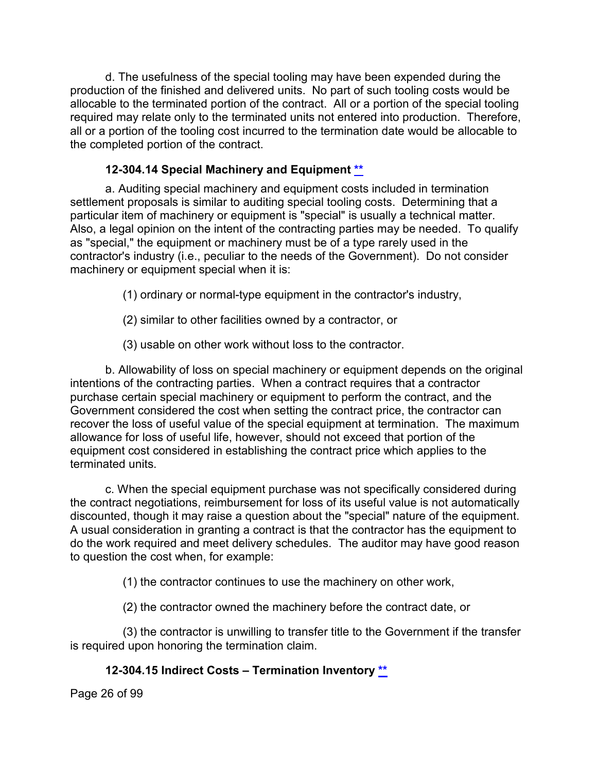d. The usefulness of the special tooling may have been expended during the production of the finished and delivered units. No part of such tooling costs would be allocable to the terminated portion of the contract. All or a portion of the special tooling required may relate only to the terminated units not entered into production. Therefore, all or a portion of the tooling cost incurred to the termination date would be allocable to the completed portion of the contract.

### 12-304.14 Special Machinery and Equipment **

a. Auditing special machinery and equipment costs included in termination settlement proposals is similar to auditing special tooling costs. Determining that a particular item of machinery or equipment is "special" is usually a technical matter. Also, a legal opinion on the intent of the contracting parties may be needed. To qualify as "special," the equipment or machinery must be of a type rarely used in the contractor's industry (i.e., peculiar to the needs of the Government). Do not consider machinery or equipment special when it is:

(1) ordinary or normal-type equipment in the contractor's industry,

(2) similar to other facilities owned by a contractor, or

(3) usable on other work without loss to the contractor.

b. Allowability of loss on special machinery or equipment depends on the original intentions of the contracting parties. When a contract requires that a contractor purchase certain special machinery or equipment to perform the contract, and the Government considered the cost when setting the contract price, the contractor can recover the loss of useful value of the special equipment at termination. The maximum allowance for loss of useful life, however, should not exceed that portion of the equipment cost considered in establishing the contract price which applies to the terminated units.

c. When the special equipment purchase was not specifically considered during the contract negotiations, reimbursement for loss of its useful value is not automatically discounted, though it may raise a question about the "special" nature of the equipment. A usual consideration in granting a contract is that the contractor has the equipment to do the work required and meet delivery schedules. The auditor may have good reason to question the cost when, for example:

(1) the contractor continues to use the machinery on other work,

(2) the contractor owned the machinery before the contract date, or

(3) the contractor is unwilling to transfer title to the Government if the transfer is required upon honoring the termination claim.

### 12-304.15 Indirect Costs – Termination Inventory **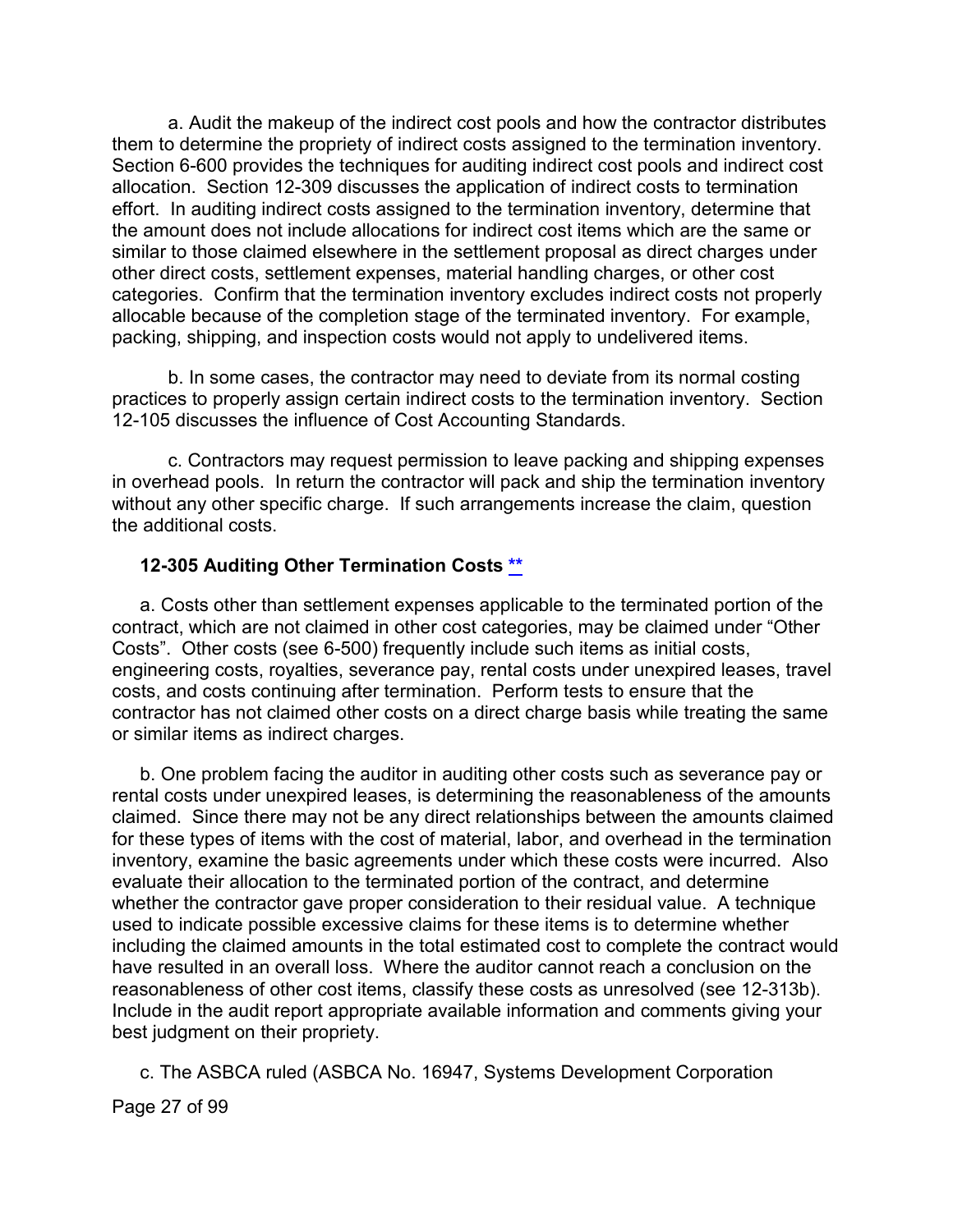a. Audit the makeup of the indirect cost pools and how the contractor distributes them to determine the propriety of indirect costs assigned to the termination inventory. Section 6-600 provides the techniques for auditing indirect cost pools and indirect cost allocation. Section 12-309 discusses the application of indirect costs to termination effort. In auditing indirect costs assigned to the termination inventory, determine that the amount does not include allocations for indirect cost items which are the same or similar to those claimed elsewhere in the settlement proposal as direct charges under other direct costs, settlement expenses, material handling charges, or other cost categories. Confirm that the termination inventory excludes indirect costs not properly allocable because of the completion stage of the terminated inventory. For example, packing, shipping, and inspection costs would not apply to undelivered items.

b. In some cases, the contractor may need to deviate from its normal costing practices to properly assign certain indirect costs to the termination inventory. Section 12-105 discusses the influence of Cost Accounting Standards.

c. Contractors may request permission to leave packing and shipping expenses in overhead pools. In return the contractor will pack and ship the termination inventory without any other specific charge. If such arrangements increase the claim, question the additional costs.

### 12-305 Auditing Other Termination Costs **

a. Costs other than settlement expenses applicable to the terminated portion of the contract, which are not claimed in other cost categories, may be claimed under "Other Costs". Other costs (see 6-500) frequently include such items as initial costs, engineering costs, royalties, severance pay, rental costs under unexpired leases, travel costs, and costs continuing after termination. Perform tests to ensure that the contractor has not claimed other costs on a direct charge basis while treating the same or similar items as indirect charges.

b. One problem facing the auditor in auditing other costs such as severance pay or rental costs under unexpired leases, is determining the reasonableness of the amounts claimed. Since there may not be any direct relationships between the amounts claimed for these types of items with the cost of material, labor, and overhead in the termination inventory, examine the basic agreements under which these costs were incurred. Also evaluate their allocation to the terminated portion of the contract, and determine whether the contractor gave proper consideration to their residual value. A technique used to indicate possible excessive claims for these items is to determine whether including the claimed amounts in the total estimated cost to complete the contract would have resulted in an overall loss. Where the auditor cannot reach a conclusion on the reasonableness of other cost items, classify these costs as unresolved (see 12-313b). Include in the audit report appropriate available information and comments giving your best judgment on their propriety.

c. The ASBCA ruled (ASBCA No. 16947, Systems Development Corporation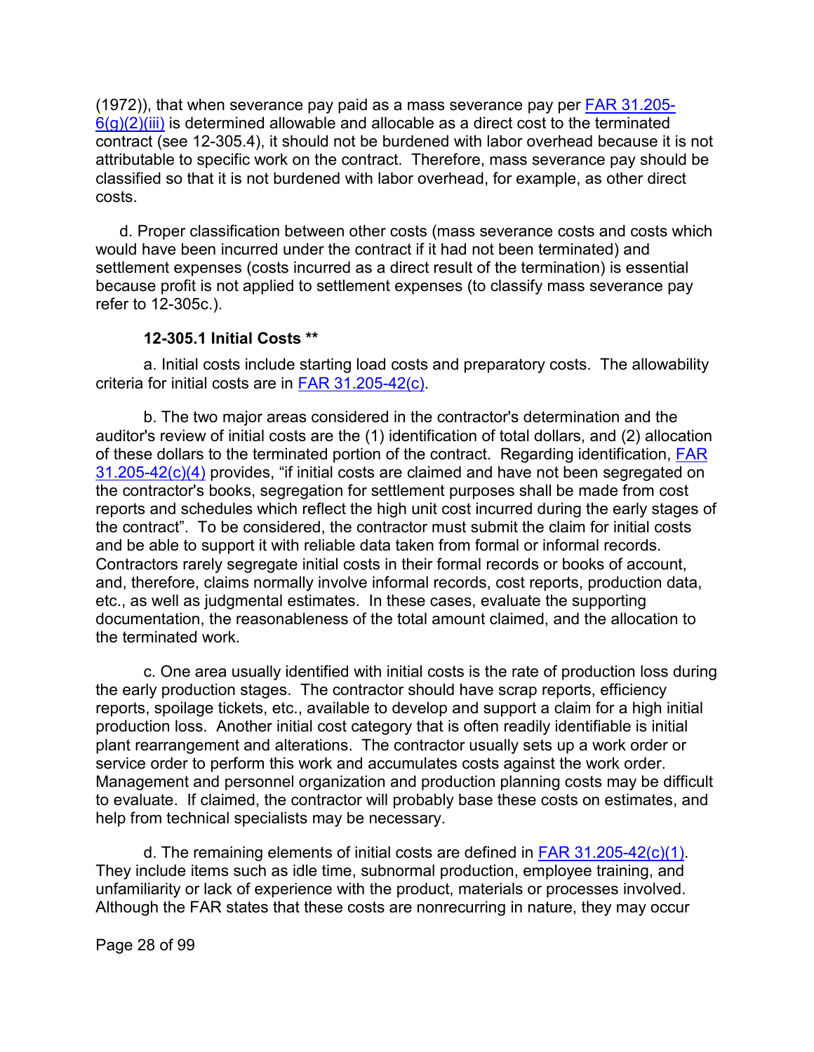(1972)), that when severance pay paid as a mass severance pay per FAR 31.205-6(g)(2)(iii) is determined allowable and allocable as a direct cost to the terminated contract (see 12-305.4), it should not be burdened with labor overhead because it is not attributable to specific work on the contract. Therefore, mass severance pay should be classified so that it is not burdened with labor overhead, for example, as other direct costs.

d. Proper classification between other costs (mass severance costs and costs which would have been incurred under the contract if it had not been terminated) and settlement expenses (costs incurred as a direct result of the termination) is essential because profit is not applied to settlement expenses (to classify mass severance pay refer to 12-305c.).

### 12-305.1 Initial Costs **

a. Initial costs include starting load costs and preparatory costs. The allowability criteria for initial costs are in FAR 31.205-42(c).

b. The two major areas considered in the contractor's determination and the auditor's review of initial costs are the (1) identification of total dollars, and (2) allocation of these dollars to the terminated portion of the contract. Regarding identification, FAR 31.205-42(c)(4) provides, "if initial costs are claimed and have not been segregated on the contractor's books, segregation for settlement purposes shall be made from cost reports and schedules which reflect the high unit cost incurred during the early stages of the contract". To be considered, the contractor must submit the claim for initial costs and be able to support it with reliable data taken from formal or informal records. Contractors rarely segregate initial costs in their formal records or books of account, and, therefore, claims normally involve informal records, cost reports, production data, etc., as well as judgmental estimates. In these cases, evaluate the supporting documentation, the reasonableness of the total amount claimed, and the allocation to the terminated work.

c. One area usually identified with initial costs is the rate of production loss during the early production stages. The contractor should have scrap reports, efficiency reports, spoilage tickets, etc., available to develop and support a claim for a high initial production loss. Another initial cost category that is often readily identifiable is initial plant rearrangement and alterations. The contractor usually sets up a work order or service order to perform this work and accumulates costs against the work order. Management and personnel organization and production planning costs may be difficult to evaluate. If claimed, the contractor will probably base these costs on estimates, and help from technical specialists may be necessary.

d. The remaining elements of initial costs are defined in FAR 31.205-42(c)(1). They include items such as idle time, subnormal production, employee training, and unfamiliarity or lack of experience with the product, materials or processes involved. Although the FAR states that these costs are nonrecurring in nature, they may occur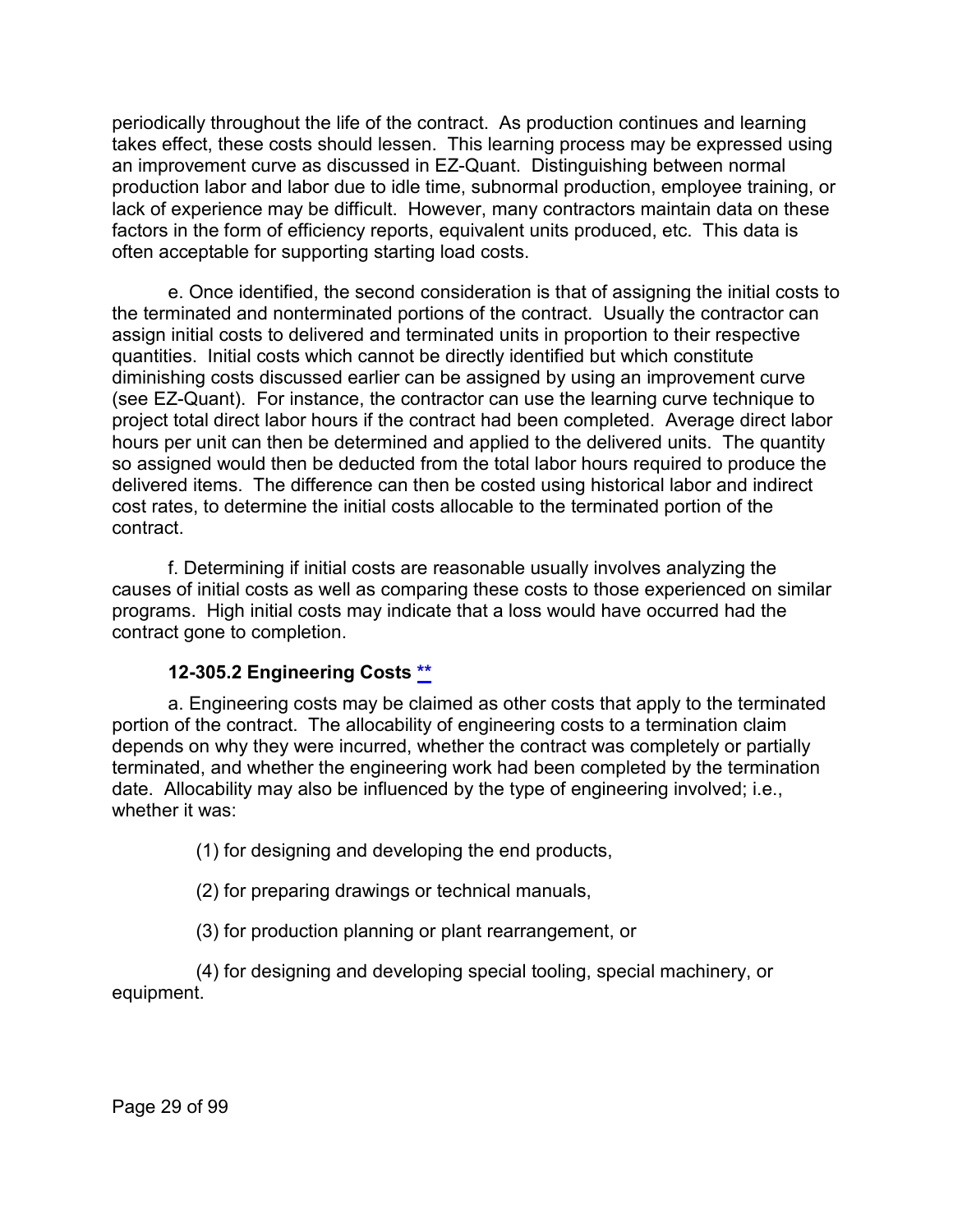periodically throughout the life of the contract. As production continues and learning takes effect, these costs should lessen. This learning process may be expressed using an improvement curve as discussed in EZ-Quant. Distinguishing between normal production labor and labor due to idle time, subnormal production, employee training, or lack of experience may be difficult. However, many contractors maintain data on these factors in the form of efficiency reports, equivalent units produced, etc. This data is often acceptable for supporting starting load costs.

e. Once identified, the second consideration is that of assigning the initial costs to the terminated and nonterminated portions of the contract. Usually the contractor can assign initial costs to delivered and terminated units in proportion to their respective quantities. Initial costs which cannot be directly identified but which constitute diminishing costs discussed earlier can be assigned by using an improvement curve (see EZ-Quant). For instance, the contractor can use the learning curve technique to project total direct labor hours if the contract had been completed. Average direct labor hours per unit can then be determined and applied to the delivered units. The quantity so assigned would then be deducted from the total labor hours required to produce the delivered items. The difference can then be costed using historical labor and indirect cost rates, to determine the initial costs allocable to the terminated portion of the contract.

f. Determining if initial costs are reasonable usually involves analyzing the causes of initial costs as well as comparing these costs to those experienced on similar programs. High initial costs may indicate that a loss would have occurred had the contract gone to completion.

### 12-305.2 Engineering Costs **

a. Engineering costs may be claimed as other costs that apply to the terminated portion of the contract. The allocability of engineering costs to a termination claim depends on why they were incurred, whether the contract was completely or partially terminated, and whether the engineering work had been completed by the termination date. Allocability may also be influenced by the type of engineering involved; i.e., whether it was:

(1) for designing and developing the end products,

(2) for preparing drawings or technical manuals,

(3) for production planning or plant rearrangement, or

(4) for designing and developing special tooling, special machinery, or equipment.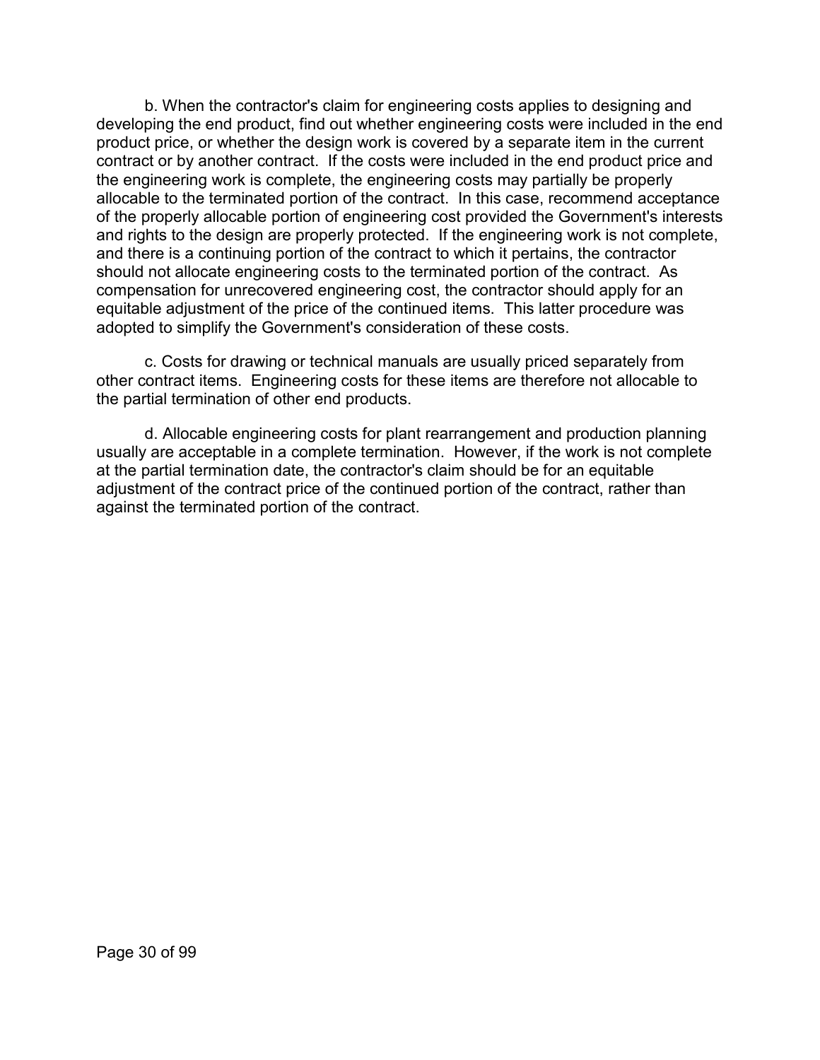b. When the contractor's claim for engineering costs applies to designing and developing the end product, find out whether engineering costs were included in the end product price, or whether the design work is covered by a separate item in the current contract or by another contract. If the costs were included in the end product price and the engineering work is complete, the engineering costs may partially be properly allocable to the terminated portion of the contract. In this case, recommend acceptance of the properly allocable portion of engineering cost provided the Government's interests and rights to the design are properly protected. If the engineering work is not complete, and there is a continuing portion of the contract to which it pertains, the contractor should not allocate engineering costs to the terminated portion of the contract. As compensation for unrecovered engineering cost, the contractor should apply for an equitable adjustment of the price of the continued items. This latter procedure was adopted to simplify the Government's consideration of these costs.

c. Costs for drawing or technical manuals are usually priced separately from other contract items. Engineering costs for these items are therefore not allocable to the partial termination of other end products.

d. Allocable engineering costs for plant rearrangement and production planning usually are acceptable in a complete termination. However, if the work is not complete at the partial termination date, the contractor's claim should be for an equitable adjustment of the contract price of the continued portion of the contract, rather than against the terminated portion of the contract.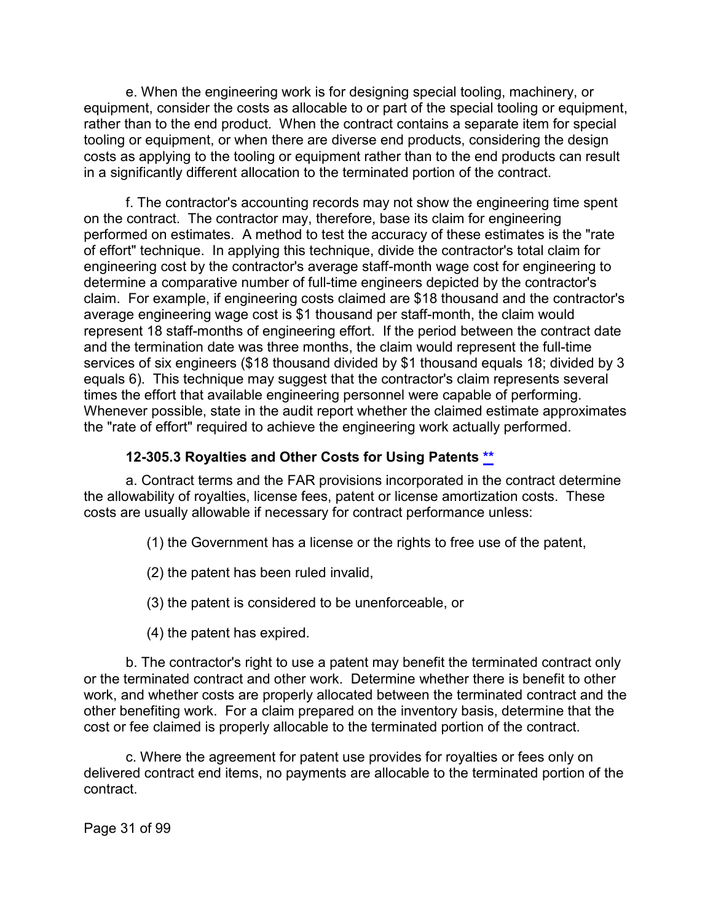e. When the engineering work is for designing special tooling, machinery, or equipment, consider the costs as allocable to or part of the special tooling or equipment, rather than to the end product. When the contract contains a separate item for special tooling or equipment, or when there are diverse end products, considering the design costs as applying to the tooling or equipment rather than to the end products can result in a significantly different allocation to the terminated portion of the contract.

f. The contractor's accounting records may not show the engineering time spent on the contract. The contractor may, therefore, base its claim for engineering performed on estimates. A method to test the accuracy of these estimates is the "rate of effort" technique. In applying this technique, divide the contractor's total claim for engineering cost by the contractor's average staff-month wage cost for engineering to determine a comparative number of full-time engineers depicted by the contractor's claim. For example, if engineering costs claimed are $18 thousand and the contractor's average engineering wage cost is $1 thousand per staff-month, the claim would represent 18 staff-months of engineering effort. If the period between the contract date and the termination date was three months, the claim would represent the full-time services of six engineers ($18 thousand divided by $1 thousand equals 18; divided by 3 equals 6). This technique may suggest that the contractor's claim represents several times the effort that available engineering personnel were capable of performing. Whenever possible, state in the audit report whether the claimed estimate approximates the "rate of effort" required to achieve the engineering work actually performed.

### 12-305.3 Royalties and Other Costs for Using Patents **

a. Contract terms and the FAR provisions incorporated in the contract determine the allowability of royalties, license fees, patent or license amortization costs. These costs are usually allowable if necessary for contract performance unless:

(1) the Government has a license or the rights to free use of the patent,

(2) the patent has been ruled invalid,

(3) the patent is considered to be unenforceable, or

(4) the patent has expired.

b. The contractor's right to use a patent may benefit the terminated contract only or the terminated contract and other work. Determine whether there is benefit to other work, and whether costs are properly allocated between the terminated contract and the other benefiting work. For a claim prepared on the inventory basis, determine that the cost or fee claimed is properly allocable to the terminated portion of the contract.

c. Where the agreement for patent use provides for royalties or fees only on delivered contract end items, no payments are allocable to the terminated portion of the contract.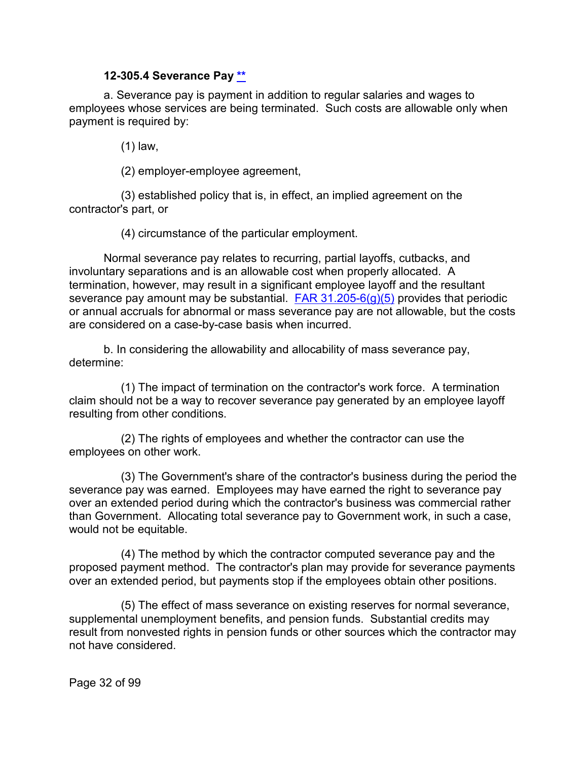#### 12-305.4 Severance Pay **

a. Severance pay is payment in addition to regular salaries and wages to employees whose services are being terminated. Such costs are allowable only when payment is required by:

(1) law,

(2) employer-employee agreement,

(3) established policy that is, in effect, an implied agreement on the contractor's part, or

(4) circumstance of the particular employment.

Normal severance pay relates to recurring, partial layoffs, cutbacks, and involuntary separations and is an allowable cost when properly allocated. A termination, however, may result in a significant employee layoff and the resultant severance pay amount may be substantial. FAR 31.205-6(g)(5) provides that periodic or annual accruals for abnormal or mass severance pay are not allowable, but the costs are considered on a case-by-case basis when incurred.

b. In considering the allowability and allocability of mass severance pay, determine:

(1) The impact of termination on the contractor's work force. A termination claim should not be a way to recover severance pay generated by an employee layoff resulting from other conditions.

(2) The rights of employees and whether the contractor can use the employees on other work.

(3) The Government's share of the contractor's business during the period the severance pay was earned. Employees may have earned the right to severance pay over an extended period during which the contractor's business was commercial rather than Government. Allocating total severance pay to Government work, in such a case, would not be equitable.

(4) The method by which the contractor computed severance pay and the proposed payment method. The contractor's plan may provide for severance payments over an extended period, but payments stop if the employees obtain other positions.

(5) The effect of mass severance on existing reserves for normal severance, supplemental unemployment benefits, and pension funds. Substantial credits may result from nonvested rights in pension funds or other sources which the contractor may not have considered.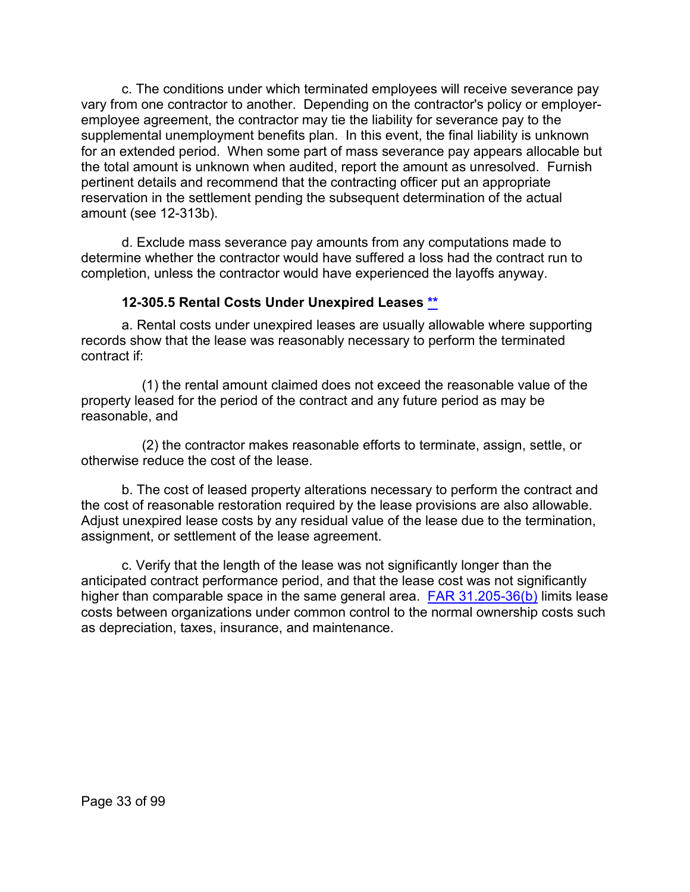c. The conditions under which terminated employees will receive severance pay vary from one contractor to another. Depending on the contractor's policy or employer-employee agreement, the contractor may tie the liability for severance pay to the supplemental unemployment benefits plan. In this event, the final liability is unknown for an extended period. When some part of mass severance pay appears allocable but the total amount is unknown when audited, report the amount as unresolved. Furnish pertinent details and recommend that the contracting officer put an appropriate reservation in the settlement pending the subsequent determination of the actual amount (see 12-313b).

d. Exclude mass severance pay amounts from any computations made to determine whether the contractor would have suffered a loss had the contract run to completion, unless the contractor would have experienced the layoffs anyway.

### 12-305.5 Rental Costs Under Unexpired Leases **

a. Rental costs under unexpired leases are usually allowable where supporting records show that the lease was reasonably necessary to perform the terminated contract if:

(1) the rental amount claimed does not exceed the reasonable value of the property leased for the period of the contract and any future period as may be reasonable, and

(2) the contractor makes reasonable efforts to terminate, assign, settle, or otherwise reduce the cost of the lease.

b. The cost of leased property alterations necessary to perform the contract and the cost of reasonable restoration required by the lease provisions are also allowable. Adjust unexpired lease costs by any residual value of the lease due to the termination, assignment, or settlement of the lease agreement.

c. Verify that the length of the lease was not significantly longer than the anticipated contract performance period, and that the lease cost was not significantly higher than comparable space in the same general area. FAR 31.205-36(b) limits lease costs between organizations under common control to the normal ownership costs such as depreciation, taxes, insurance, and maintenance.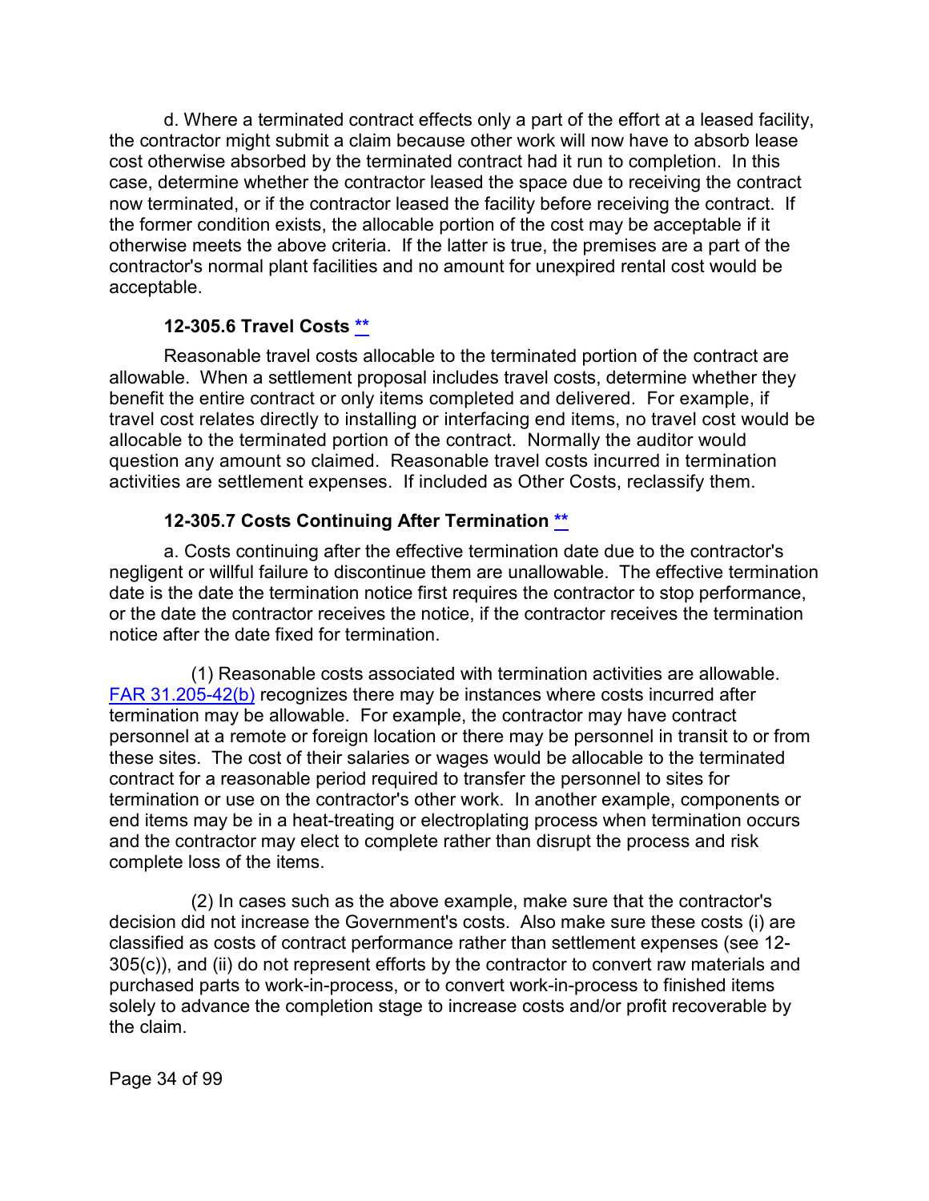d. Where a terminated contract effects only a part of the effort at a leased facility, the contractor might submit a claim because other work will now have to absorb lease cost otherwise absorbed by the terminated contract had it run to completion. In this case, determine whether the contractor leased the space due to receiving the contract now terminated, or if the contractor leased the facility before receiving the contract. If the former condition exists, the allocable portion of the cost may be acceptable if it otherwise meets the above criteria. If the latter is true, the premises are a part of the contractor's normal plant facilities and no amount for unexpired rental cost would be acceptable.

### 12-305.6 Travel Costs **

Reasonable travel costs allocable to the terminated portion of the contract are allowable. When a settlement proposal includes travel costs, determine whether they benefit the entire contract or only items completed and delivered. For example, if travel cost relates directly to installing or interfacing end items, no travel cost would be allocable to the terminated portion of the contract. Normally the auditor would question any amount so claimed. Reasonable travel costs incurred in termination activities are settlement expenses. If included as Other Costs, reclassify them.

### 12-305.7 Costs Continuing After Termination **

a. Costs continuing after the effective termination date due to the contractor's negligent or willful failure to discontinue them are unallowable. The effective termination date is the date the termination notice first requires the contractor to stop performance, or the date the contractor receives the notice, if the contractor receives the termination notice after the date fixed for termination.

(1) Reasonable costs associated with termination activities are allowable. FAR 31.205-42(b) recognizes there may be instances where costs incurred after termination may be allowable. For example, the contractor may have contract personnel at a remote or foreign location or there may be personnel in transit to or from these sites. The cost of their salaries or wages would be allocable to the terminated contract for a reasonable period required to transfer the personnel to sites for termination or use on the contractor's other work. In another example, components or end items may be in a heat-treating or electroplating process when termination occurs and the contractor may elect to complete rather than disrupt the process and risk complete loss of the items.

(2) In cases such as the above example, make sure that the contractor's decision did not increase the Government's costs. Also make sure these costs (i) are classified as costs of contract performance rather than settlement expenses (see 12-305(c)), and (ii) do not represent efforts by the contractor to convert raw materials and purchased parts to work-in-process, or to convert work-in-process to finished items solely to advance the completion stage to increase costs and/or profit recoverable by the claim.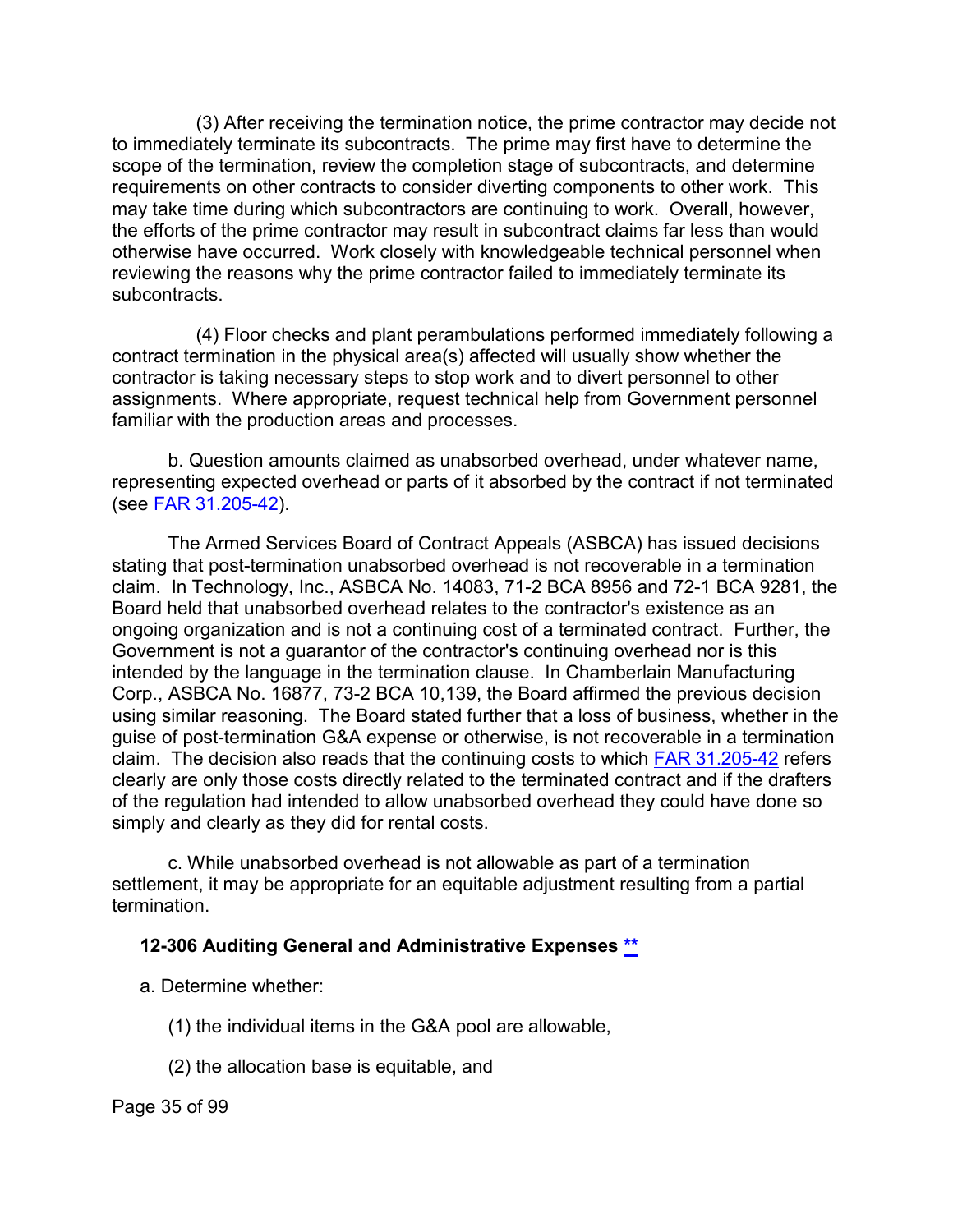(3) After receiving the termination notice, the prime contractor may decide not to immediately terminate its subcontracts. The prime may first have to determine the scope of the termination, review the completion stage of subcontracts, and determine requirements on other contracts to consider diverting components to other work. This may take time during which subcontractors are continuing to work. Overall, however, the efforts of the prime contractor may result in subcontract claims far less than would otherwise have occurred. Work closely with knowledgeable technical personnel when reviewing the reasons why the prime contractor failed to immediately terminate its subcontracts.

(4) Floor checks and plant perambulations performed immediately following a contract termination in the physical area(s) affected will usually show whether the contractor is taking necessary steps to stop work and to divert personnel to other assignments. Where appropriate, request technical help from Government personnel familiar with the production areas and processes.

b. Question amounts claimed as unabsorbed overhead, under whatever name, representing expected overhead or parts of it absorbed by the contract if not terminated (see [FAR 31.205-42](#)).

The Armed Services Board of Contract Appeals (ASBCA) has issued decisions stating that post-termination unabsorbed overhead is not recoverable in a termination claim. In Technology, Inc., ASBCA No. 14083, 71-2 BCA 8956 and 72-1 BCA 9281, the Board held that unabsorbed overhead relates to the contractor's existence as an ongoing organization and is not a continuing cost of a terminated contract. Further, the Government is not a guarantor of the contractor's continuing overhead nor is this intended by the language in the termination clause. In Chamberlain Manufacturing Corp., ASBCA No. 16877, 73-2 BCA 10,139, the Board affirmed the previous decision using similar reasoning. The Board stated further that a loss of business, whether in the guise of post-termination G&A expense or otherwise, is not recoverable in a termination claim. The decision also reads that the continuing costs to which [FAR 31.205-42](#) refers clearly are only those costs directly related to the terminated contract and if the drafters of the regulation had intended to allow unabsorbed overhead they could have done so simply and clearly as they did for rental costs.

c. While unabsorbed overhead is not allowable as part of a termination settlement, it may be appropriate for an equitable adjustment resulting from a partial termination.

### 12-306 Auditing General and Administrative Expenses [**](#)

a. Determine whether:

(1) the individual items in the G&A pool are allowable,

(2) the allocation base is equitable, and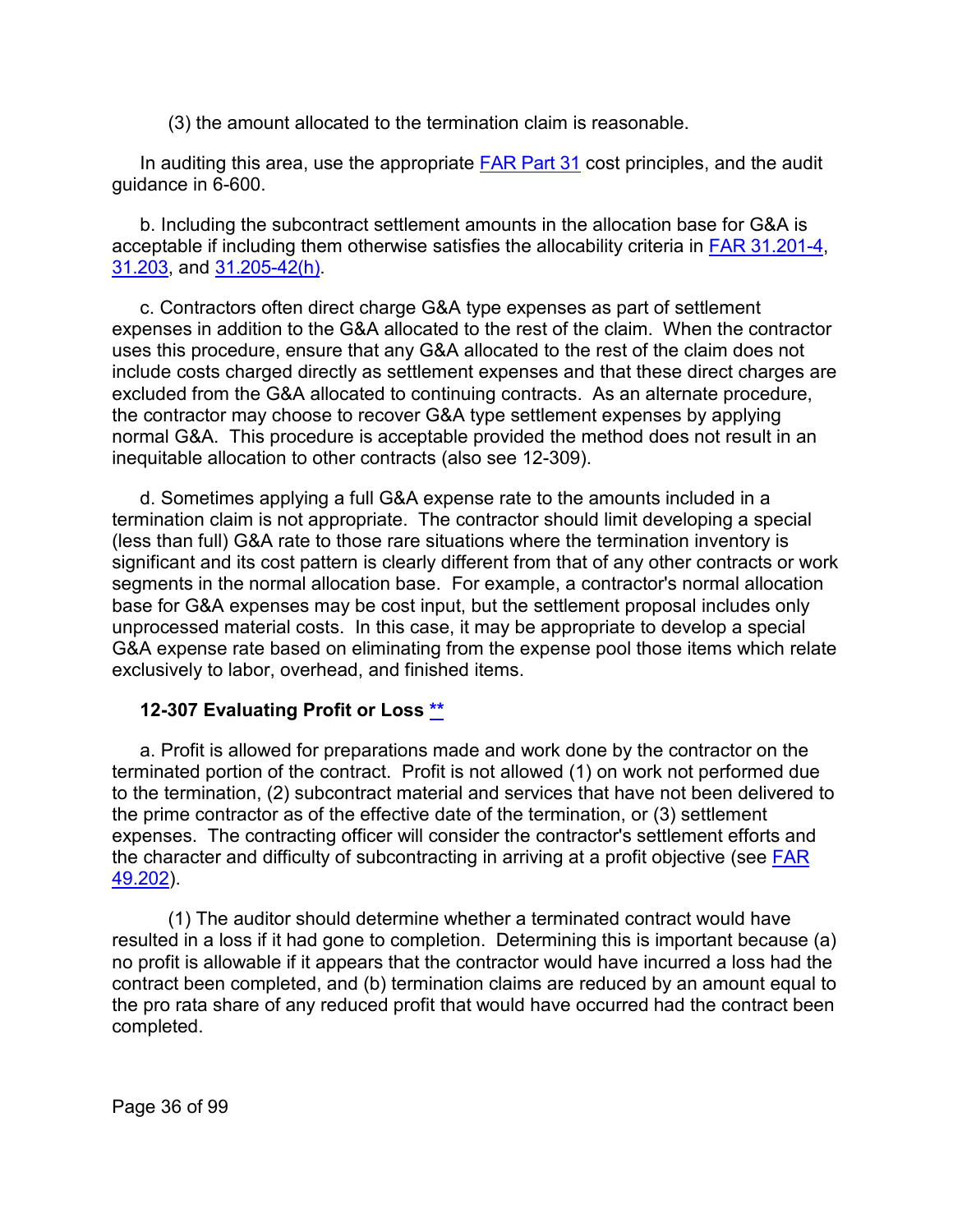(3) the amount allocated to the termination claim is reasonable.

In auditing this area, use the appropriate FAR Part 31 cost principles, and the audit guidance in 6-600.

b. Including the subcontract settlement amounts in the allocation base for G&A is acceptable if including them otherwise satisfies the allocability criteria in FAR 31.201-4, 31.203, and 31.205-42(h).

c. Contractors often direct charge G&A type expenses as part of settlement expenses in addition to the G&A allocated to the rest of the claim. When the contractor uses this procedure, ensure that any G&A allocated to the rest of the claim does not include costs charged directly as settlement expenses and that these direct charges are excluded from the G&A allocated to continuing contracts. As an alternate procedure, the contractor may choose to recover G&A type settlement expenses by applying normal G&A. This procedure is acceptable provided the method does not result in an inequitable allocation to other contracts (also see 12-309).

d. Sometimes applying a full G&A expense rate to the amounts included in a termination claim is not appropriate. The contractor should limit developing a special (less than full) G&A rate to those rare situations where the termination inventory is significant and its cost pattern is clearly different from that of any other contracts or work segments in the normal allocation base. For example, a contractor's normal allocation base for G&A expenses may be cost input, but the settlement proposal includes only unprocessed material costs. In this case, it may be appropriate to develop a special G&A expense rate based on eliminating from the expense pool those items which relate exclusively to labor, overhead, and finished items.

### 12-307 Evaluating Profit or Loss **

a. Profit is allowed for preparations made and work done by the contractor on the terminated portion of the contract. Profit is not allowed (1) on work not performed due to the termination, (2) subcontract material and services that have not been delivered to the prime contractor as of the effective date of the termination, or (3) settlement expenses. The contracting officer will consider the contractor's settlement efforts and the character and difficulty of subcontracting in arriving at a profit objective (see FAR 49.202).

(1) The auditor should determine whether a terminated contract would have resulted in a loss if it had gone to completion. Determining this is important because (a) no profit is allowable if it appears that the contractor would have incurred a loss had the contract been completed, and (b) termination claims are reduced by an amount equal to the pro rata share of any reduced profit that would have occurred had the contract been completed.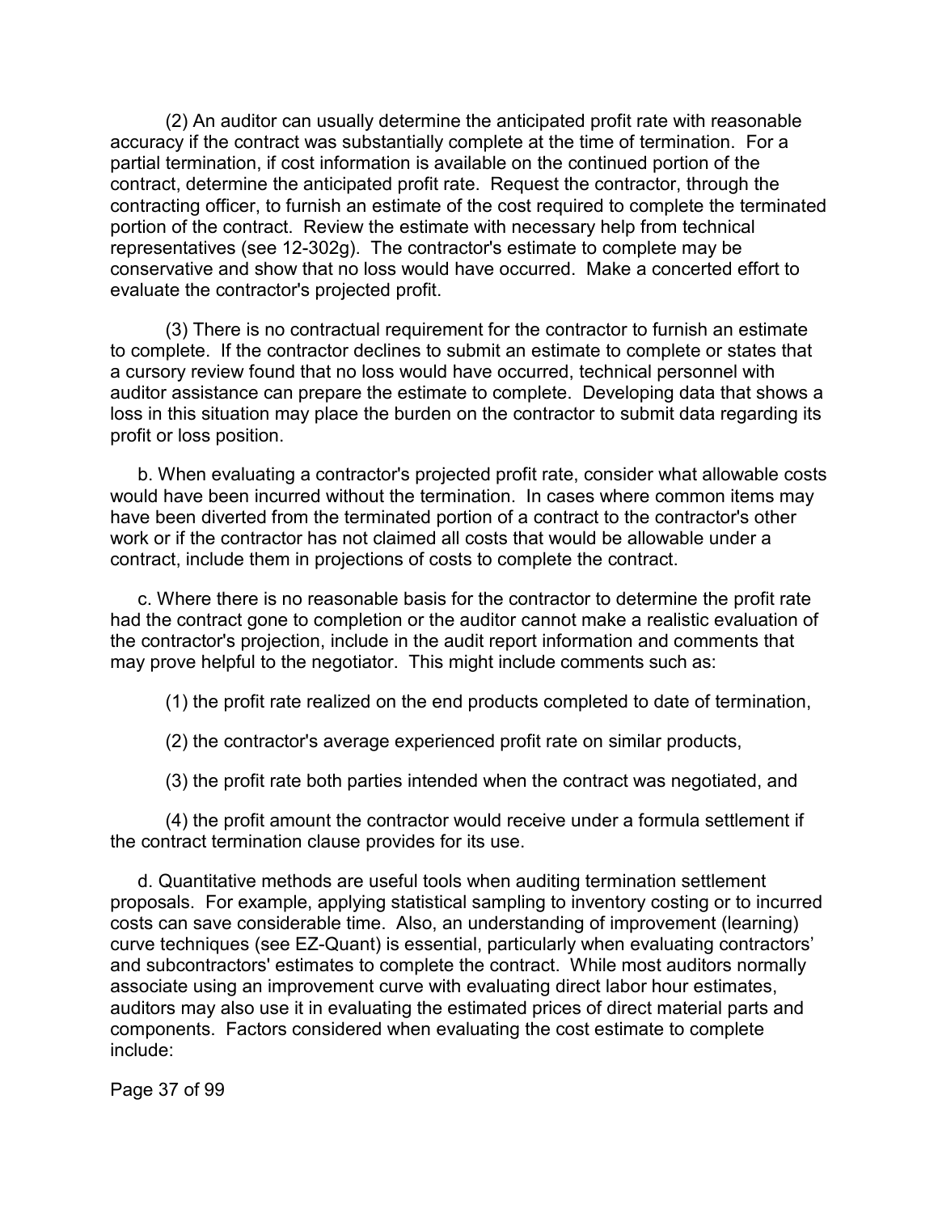(2) An auditor can usually determine the anticipated profit rate with reasonable accuracy if the contract was substantially complete at the time of termination. For a partial termination, if cost information is available on the continued portion of the contract, determine the anticipated profit rate. Request the contractor, through the contracting officer, to furnish an estimate of the cost required to complete the terminated portion of the contract. Review the estimate with necessary help from technical representatives (see 12-302g). The contractor's estimate to complete may be conservative and show that no loss would have occurred. Make a concerted effort to evaluate the contractor's projected profit.

(3) There is no contractual requirement for the contractor to furnish an estimate to complete. If the contractor declines to submit an estimate to complete or states that a cursory review found that no loss would have occurred, technical personnel with auditor assistance can prepare the estimate to complete. Developing data that shows a loss in this situation may place the burden on the contractor to submit data regarding its profit or loss position.

b. When evaluating a contractor's projected profit rate, consider what allowable costs would have been incurred without the termination. In cases where common items may have been diverted from the terminated portion of a contract to the contractor's other work or if the contractor has not claimed all costs that would be allowable under a contract, include them in projections of costs to complete the contract.

c. Where there is no reasonable basis for the contractor to determine the profit rate had the contract gone to completion or the auditor cannot make a realistic evaluation of the contractor's projection, include in the audit report information and comments that may prove helpful to the negotiator. This might include comments such as:

(1) the profit rate realized on the end products completed to date of termination,

(2) the contractor's average experienced profit rate on similar products,

(3) the profit rate both parties intended when the contract was negotiated, and

(4) the profit amount the contractor would receive under a formula settlement if the contract termination clause provides for its use.

d. Quantitative methods are useful tools when auditing termination settlement proposals. For example, applying statistical sampling to inventory costing or to incurred costs can save considerable time. Also, an understanding of improvement (learning) curve techniques (see EZ-Quant) is essential, particularly when evaluating contractors' and subcontractors' estimates to complete the contract. While most auditors normally associate using an improvement curve with evaluating direct labor hour estimates, auditors may also use it in evaluating the estimated prices of direct material parts and components. Factors considered when evaluating the cost estimate to complete include: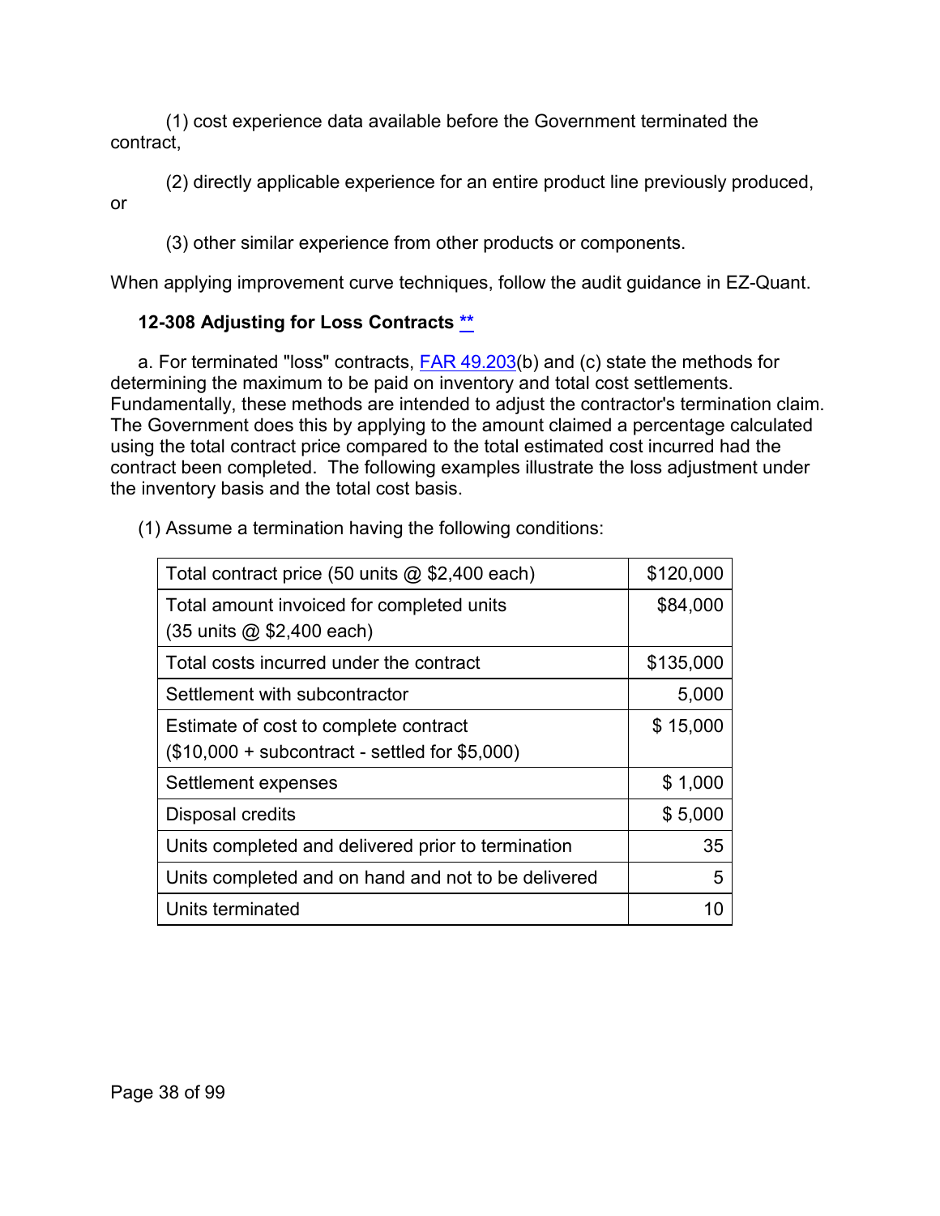(1) cost experience data available before the Government terminated the contract,

(2) directly applicable experience for an entire product line previously produced, or

(3) other similar experience from other products or components.

When applying improvement curve techniques, follow the audit guidance in EZ-Quant.

### 12-308 Adjusting for Loss Contracts **

a. For terminated "loss" contracts, FAR 49.203(b) and (c) state the methods for determining the maximum to be paid on inventory and total cost settlements. Fundamentally, these methods are intended to adjust the contractor's termination claim. The Government does this by applying to the amount claimed a percentage calculated using the total contract price compared to the total estimated cost incurred had the contract been completed. The following examples illustrate the loss adjustment under the inventory basis and the total cost basis.

(1) Assume a termination having the following conditions:

| | |
|---|---|
| Total contract price (50 units @ $2,400 each) | $120,000 |
| Total amount invoiced for completed units (35 units @ $2,400 each) | $84,000 |
| Total costs incurred under the contract | $135,000 |
| Settlement with subcontractor | 5,000 |
| Estimate of cost to complete contract ($10,000 + subcontract - settled for $5,000) | $ 15,000 |
| Settlement expenses | $ 1,000 |
| Disposal credits | $ 5,000 |
| Units completed and delivered prior to termination | 35 |
| Units completed and on hand and not to be delivered | 5 |
| Units terminated | 10 |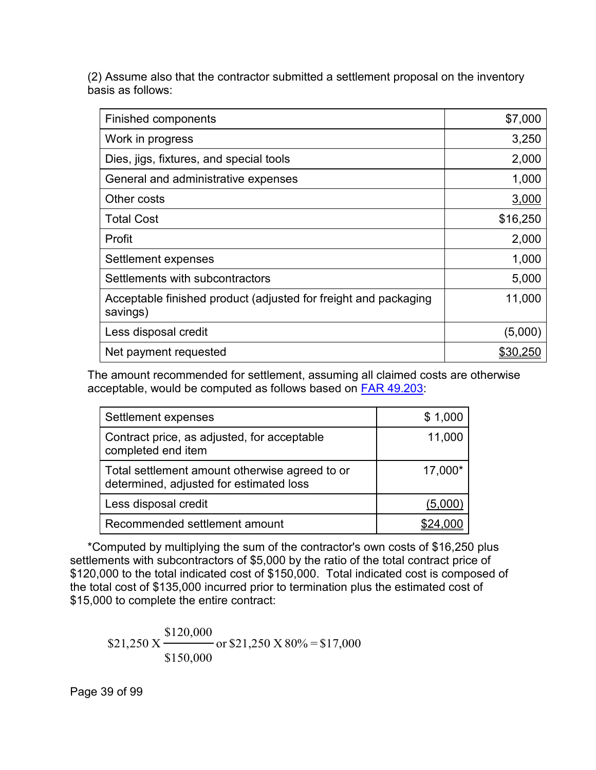(2) Assume also that the contractor submitted a settlement proposal on the inventory basis as follows:

| | |
|---|---:|
| Finished components | $7,000 |
| Work in progress | 3,250 |
| Dies, jigs, fixtures, and special tools | 2,000 |
| General and administrative expenses | 1,000 |
| Other costs | 3,000 |
| Total Cost | $16,250 |
| Profit | 2,000 |
| Settlement expenses | 1,000 |
| Settlements with subcontractors | 5,000 |
| Acceptable finished product (adjusted for freight and packaging savings) | 11,000 |
| Less disposal credit | (5,000) |
| Net payment requested | $30,250 |

The amount recommended for settlement, assuming all claimed costs are otherwise acceptable, would be computed as follows based on FAR 49.203:

| | |
|---|---:|
| Settlement expenses | $ 1,000 |
| Contract price, as adjusted, for acceptable completed end item | 11,000 |
| Total settlement amount otherwise agreed to or determined, adjusted for estimated loss | 17,000* |
| Less disposal credit | (5,000) |
| Recommended settlement amount | $24,000 |

*Computed by multiplying the sum of the contractor's own costs of $16,250 plus settlements with subcontractors of $5,000 by the ratio of the total contract price of $120,000 to the total indicated cost of $150,000. Total indicated cost is composed of the total cost of $135,000 incurred prior to termination plus the estimated cost of $15,000 to complete the entire contract:

$$\$21{,}250 \text{ X } \frac{\$120{,}000}{\$150{,}000} \text{ or } \$21{,}250 \text{ X } 80\% = \$17{,}000$$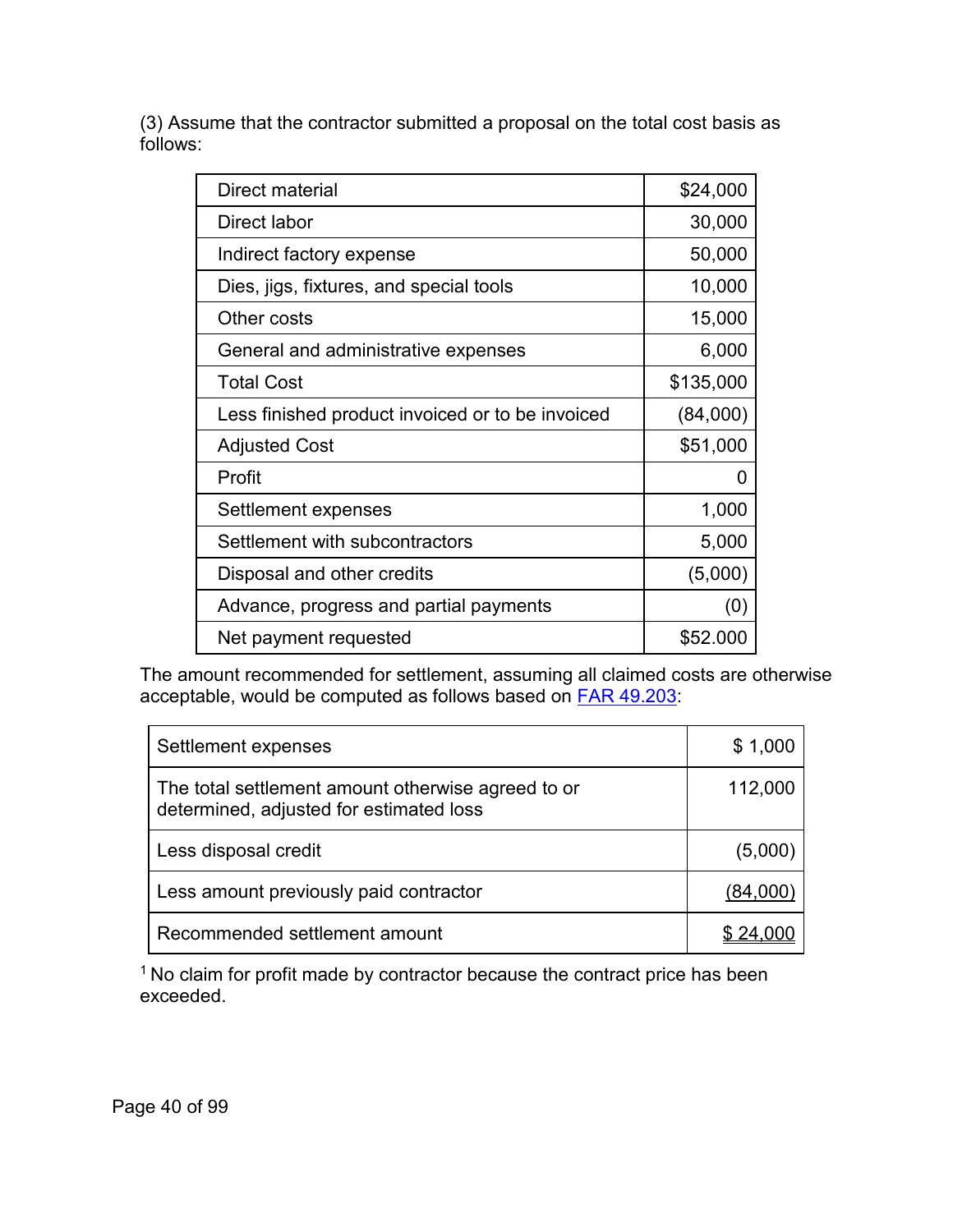(3) Assume that the contractor submitted a proposal on the total cost basis as follows:

| | |
|---|---|
| Direct material | $24,000 |
| Direct labor | 30,000 |
| Indirect factory expense | 50,000 |
| Dies, jigs, fixtures, and special tools | 10,000 |
| Other costs | 15,000 |
| General and administrative expenses | 6,000 |
| Total Cost | $135,000 |
| Less finished product invoiced or to be invoiced | (84,000) |
| Adjusted Cost | $51,000 |
| Profit | 0 |
| Settlement expenses | 1,000 |
| Settlement with subcontractors | 5,000 |
| Disposal and other credits | (5,000) |
| Advance, progress and partial payments | (0) |
| Net payment requested | $52.000 |

The amount recommended for settlement, assuming all claimed costs are otherwise acceptable, would be computed as follows based on FAR 49.203:

| | |
|---|---|
| Settlement expenses | $ 1,000 |
| The total settlement amount otherwise agreed to or determined, adjusted for estimated loss | 112,000 |
| Less disposal credit | (5,000) |
| Less amount previously paid contractor | (84,000) |
| Recommended settlement amount | $ 24,000 |

[1] No claim for profit made by contractor because the contract price has been exceeded.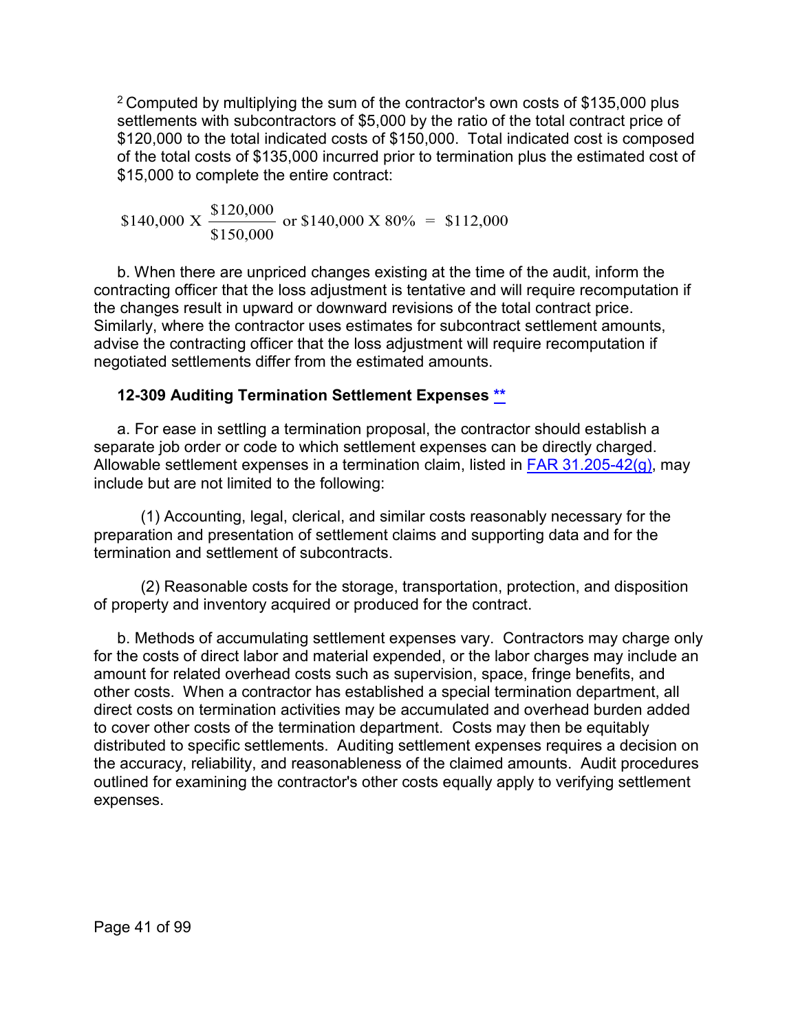[2] Computed by multiplying the sum of the contractor's own costs of $135,000 plus settlements with subcontractors of $5,000 by the ratio of the total contract price of $120,000 to the total indicated costs of $150,000. Total indicated cost is composed of the total costs of $135,000 incurred prior to termination plus the estimated cost of $15,000 to complete the entire contract:

$$\$140{,}000 \text{ X } \frac{\$120{,}000}{\$150{,}000} \text{ or } \$140{,}000 \text{ X } 80\% \;=\; \$112{,}000$$

b. When there are unpriced changes existing at the time of the audit, inform the contracting officer that the loss adjustment is tentative and will require recomputation if the changes result in upward or downward revisions of the total contract price. Similarly, where the contractor uses estimates for subcontract settlement amounts, advise the contracting officer that the loss adjustment will require recomputation if negotiated settlements differ from the estimated amounts.

### 12-309 Auditing Termination Settlement Expenses **

a. For ease in settling a termination proposal, the contractor should establish a separate job order or code to which settlement expenses can be directly charged. Allowable settlement expenses in a termination claim, listed in FAR 31.205-42(g), may include but are not limited to the following:

(1) Accounting, legal, clerical, and similar costs reasonably necessary for the preparation and presentation of settlement claims and supporting data and for the termination and settlement of subcontracts.

(2) Reasonable costs for the storage, transportation, protection, and disposition of property and inventory acquired or produced for the contract.

b. Methods of accumulating settlement expenses vary. Contractors may charge only for the costs of direct labor and material expended, or the labor charges may include an amount for related overhead costs such as supervision, space, fringe benefits, and other costs. When a contractor has established a special termination department, all direct costs on termination activities may be accumulated and overhead burden added to cover other costs of the termination department. Costs may then be equitably distributed to specific settlements. Auditing settlement expenses requires a decision on the accuracy, reliability, and reasonableness of the claimed amounts. Audit procedures outlined for examining the contractor's other costs equally apply to verifying settlement expenses.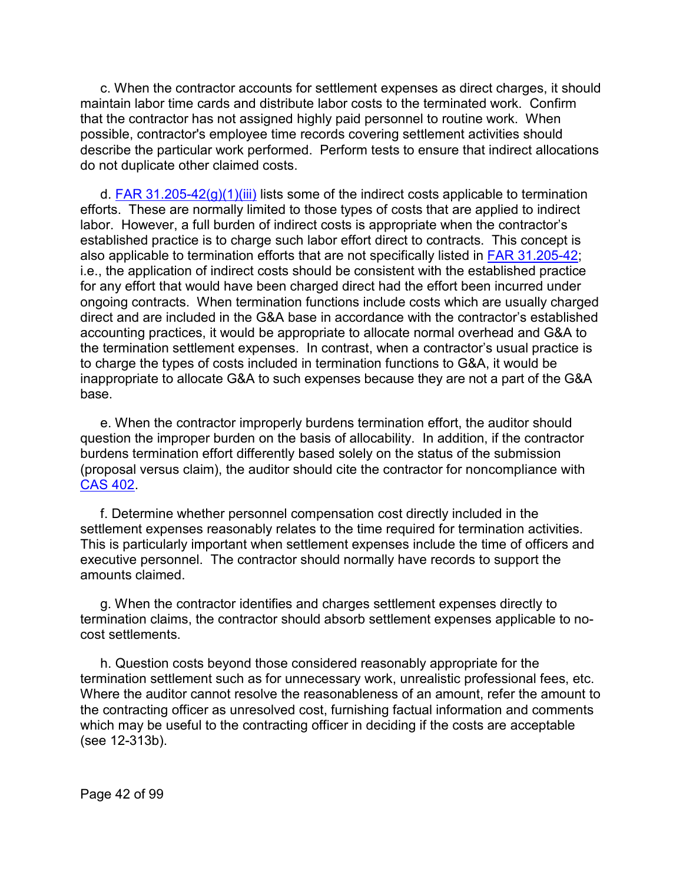c. When the contractor accounts for settlement expenses as direct charges, it should maintain labor time cards and distribute labor costs to the terminated work. Confirm that the contractor has not assigned highly paid personnel to routine work. When possible, contractor's employee time records covering settlement activities should describe the particular work performed. Perform tests to ensure that indirect allocations do not duplicate other claimed costs.

d. [FAR 31.205-42(g)(1)(iii)]() lists some of the indirect costs applicable to termination efforts. These are normally limited to those types of costs that are applied to indirect labor. However, a full burden of indirect costs is appropriate when the contractor's established practice is to charge such labor effort direct to contracts. This concept is also applicable to termination efforts that are not specifically listed in [FAR 31.205-42](); i.e., the application of indirect costs should be consistent with the established practice for any effort that would have been charged direct had the effort been incurred under ongoing contracts. When termination functions include costs which are usually charged direct and are included in the G&A base in accordance with the contractor's established accounting practices, it would be appropriate to allocate normal overhead and G&A to the termination settlement expenses. In contrast, when a contractor's usual practice is to charge the types of costs included in termination functions to G&A, it would be inappropriate to allocate G&A to such expenses because they are not a part of the G&A base.

e. When the contractor improperly burdens termination effort, the auditor should question the improper burden on the basis of allocability. In addition, if the contractor burdens termination effort differently based solely on the status of the submission (proposal versus claim), the auditor should cite the contractor for noncompliance with [CAS 402]().

f. Determine whether personnel compensation cost directly included in the settlement expenses reasonably relates to the time required for termination activities. This is particularly important when settlement expenses include the time of officers and executive personnel. The contractor should normally have records to support the amounts claimed.

g. When the contractor identifies and charges settlement expenses directly to termination claims, the contractor should absorb settlement expenses applicable to no-cost settlements.

h. Question costs beyond those considered reasonably appropriate for the termination settlement such as for unnecessary work, unrealistic professional fees, etc. Where the auditor cannot resolve the reasonableness of an amount, refer the amount to the contracting officer as unresolved cost, furnishing factual information and comments which may be useful to the contracting officer in deciding if the costs are acceptable (see 12-313b).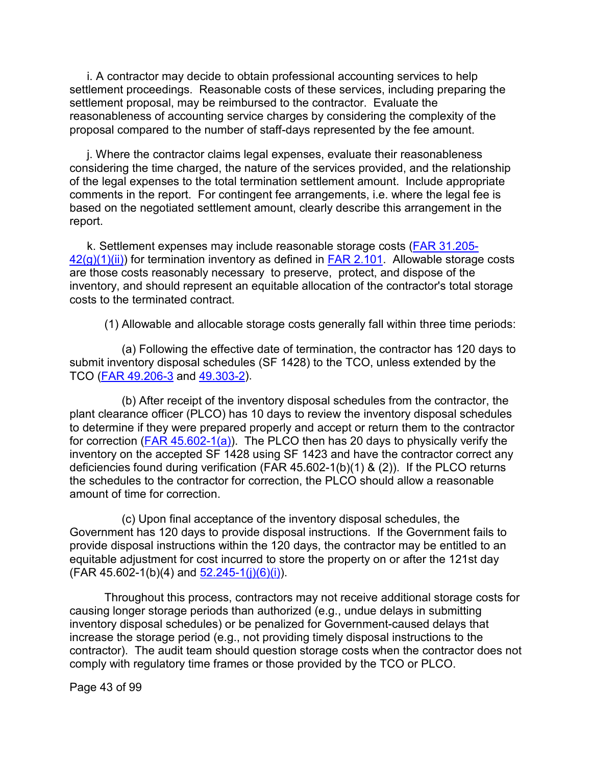i. A contractor may decide to obtain professional accounting services to help settlement proceedings. Reasonable costs of these services, including preparing the settlement proposal, may be reimbursed to the contractor. Evaluate the reasonableness of accounting service charges by considering the complexity of the proposal compared to the number of staff-days represented by the fee amount.

j. Where the contractor claims legal expenses, evaluate their reasonableness considering the time charged, the nature of the services provided, and the relationship of the legal expenses to the total termination settlement amount. Include appropriate comments in the report. For contingent fee arrangements, i.e. where the legal fee is based on the negotiated settlement amount, clearly describe this arrangement in the report.

k. Settlement expenses may include reasonable storage costs (FAR 31.205-42(g)(1)(ii)) for termination inventory as defined in FAR 2.101. Allowable storage costs are those costs reasonably necessary to preserve, protect, and dispose of the inventory, and should represent an equitable allocation of the contractor's total storage costs to the terminated contract.

(1) Allowable and allocable storage costs generally fall within three time periods:

(a) Following the effective date of termination, the contractor has 120 days to submit inventory disposal schedules (SF 1428) to the TCO, unless extended by the TCO (FAR 49.206-3 and 49.303-2).

(b) After receipt of the inventory disposal schedules from the contractor, the plant clearance officer (PLCO) has 10 days to review the inventory disposal schedules to determine if they were prepared properly and accept or return them to the contractor for correction (FAR 45.602-1(a)). The PLCO then has 20 days to physically verify the inventory on the accepted SF 1428 using SF 1423 and have the contractor correct any deficiencies found during verification (FAR 45.602-1(b)(1) & (2)). If the PLCO returns the schedules to the contractor for correction, the PLCO should allow a reasonable amount of time for correction.

(c) Upon final acceptance of the inventory disposal schedules, the Government has 120 days to provide disposal instructions. If the Government fails to provide disposal instructions within the 120 days, the contractor may be entitled to an equitable adjustment for cost incurred to store the property on or after the 121st day (FAR 45.602-1(b)(4) and 52.245-1(j)(6)(i)).

Throughout this process, contractors may not receive additional storage costs for causing longer storage periods than authorized (e.g., undue delays in submitting inventory disposal schedules) or be penalized for Government-caused delays that increase the storage period (e.g., not providing timely disposal instructions to the contractor). The audit team should question storage costs when the contractor does not comply with regulatory time frames or those provided by the TCO or PLCO.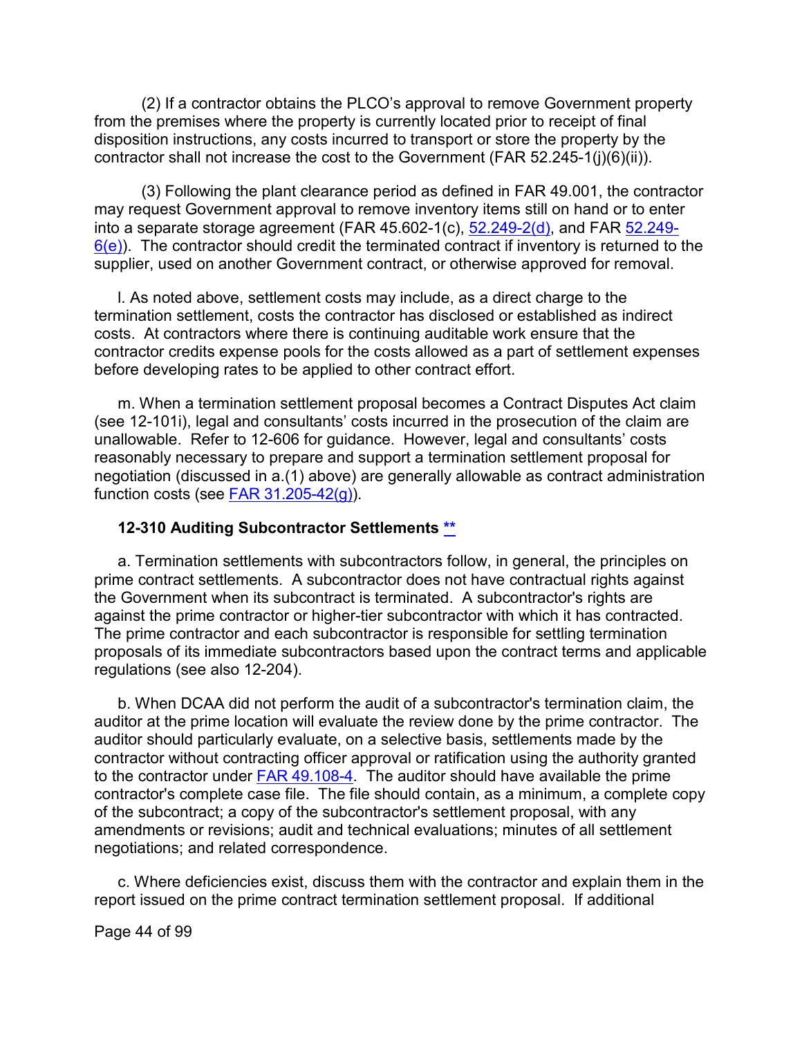(2) If a contractor obtains the PLCO's approval to remove Government property from the premises where the property is currently located prior to receipt of final disposition instructions, any costs incurred to transport or store the property by the contractor shall not increase the cost to the Government (FAR 52.245-1(j)(6)(ii)).

(3) Following the plant clearance period as defined in FAR 49.001, the contractor may request Government approval to remove inventory items still on hand or to enter into a separate storage agreement (FAR 45.602-1(c), 52.249-2(d), and FAR 52.249-6(e)). The contractor should credit the terminated contract if inventory is returned to the supplier, used on another Government contract, or otherwise approved for removal.

l. As noted above, settlement costs may include, as a direct charge to the termination settlement, costs the contractor has disclosed or established as indirect costs. At contractors where there is continuing auditable work ensure that the contractor credits expense pools for the costs allowed as a part of settlement expenses before developing rates to be applied to other contract effort.

m. When a termination settlement proposal becomes a Contract Disputes Act claim (see 12-101i), legal and consultants' costs incurred in the prosecution of the claim are unallowable. Refer to 12-606 for guidance. However, legal and consultants' costs reasonably necessary to prepare and support a termination settlement proposal for negotiation (discussed in a.(1) above) are generally allowable as contract administration function costs (see FAR 31.205-42(g)).

### 12-310 Auditing Subcontractor Settlements **

a. Termination settlements with subcontractors follow, in general, the principles on prime contract settlements. A subcontractor does not have contractual rights against the Government when its subcontract is terminated. A subcontractor's rights are against the prime contractor or higher-tier subcontractor with which it has contracted. The prime contractor and each subcontractor is responsible for settling termination proposals of its immediate subcontractors based upon the contract terms and applicable regulations (see also 12-204).

b. When DCAA did not perform the audit of a subcontractor's termination claim, the auditor at the prime location will evaluate the review done by the prime contractor. The auditor should particularly evaluate, on a selective basis, settlements made by the contractor without contracting officer approval or ratification using the authority granted to the contractor under FAR 49.108-4. The auditor should have available the prime contractor's complete case file. The file should contain, as a minimum, a complete copy of the subcontract; a copy of the subcontractor's settlement proposal, with any amendments or revisions; audit and technical evaluations; minutes of all settlement negotiations; and related correspondence.

c. Where deficiencies exist, discuss them with the contractor and explain them in the report issued on the prime contract termination settlement proposal. If additional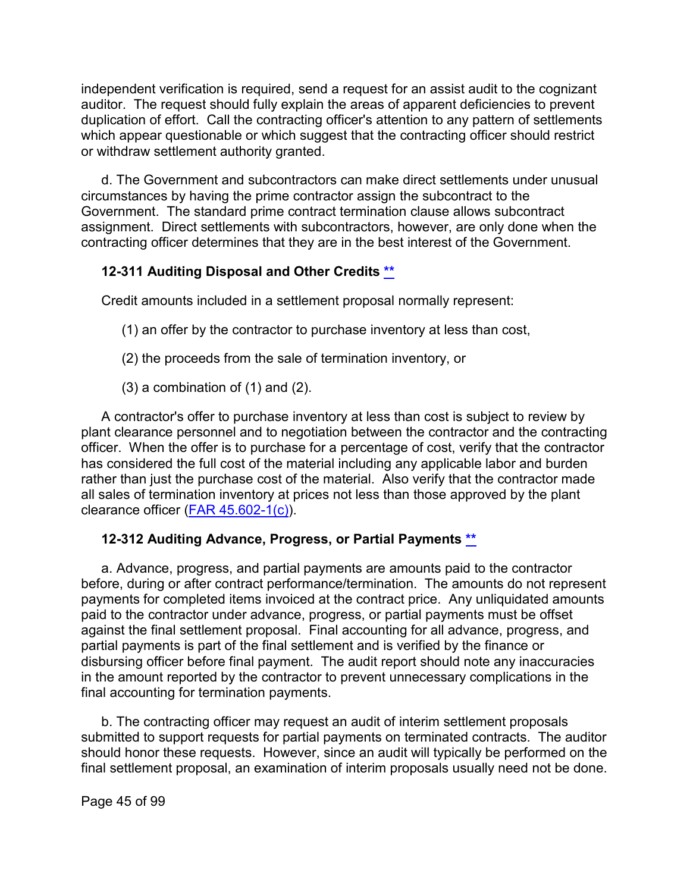independent verification is required, send a request for an assist audit to the cognizant auditor. The request should fully explain the areas of apparent deficiencies to prevent duplication of effort. Call the contracting officer's attention to any pattern of settlements which appear questionable or which suggest that the contracting officer should restrict or withdraw settlement authority granted.

d. The Government and subcontractors can make direct settlements under unusual circumstances by having the prime contractor assign the subcontract to the Government. The standard prime contract termination clause allows subcontract assignment. Direct settlements with subcontractors, however, are only done when the contracting officer determines that they are in the best interest of the Government.

### 12-311 Auditing Disposal and Other Credits **

Credit amounts included in a settlement proposal normally represent:

(1) an offer by the contractor to purchase inventory at less than cost,

(2) the proceeds from the sale of termination inventory, or

(3) a combination of (1) and (2).

A contractor's offer to purchase inventory at less than cost is subject to review by plant clearance personnel and to negotiation between the contractor and the contracting officer. When the offer is to purchase for a percentage of cost, verify that the contractor has considered the full cost of the material including any applicable labor and burden rather than just the purchase cost of the material. Also verify that the contractor made all sales of termination inventory at prices not less than those approved by the plant clearance officer (FAR 45.602-1(c)).

### 12-312 Auditing Advance, Progress, or Partial Payments **

a. Advance, progress, and partial payments are amounts paid to the contractor before, during or after contract performance/termination. The amounts do not represent payments for completed items invoiced at the contract price. Any unliquidated amounts paid to the contractor under advance, progress, or partial payments must be offset against the final settlement proposal. Final accounting for all advance, progress, and partial payments is part of the final settlement and is verified by the finance or disbursing officer before final payment. The audit report should note any inaccuracies in the amount reported by the contractor to prevent unnecessary complications in the final accounting for termination payments.

b. The contracting officer may request an audit of interim settlement proposals submitted to support requests for partial payments on terminated contracts. The auditor should honor these requests. However, since an audit will typically be performed on the final settlement proposal, an examination of interim proposals usually need not be done.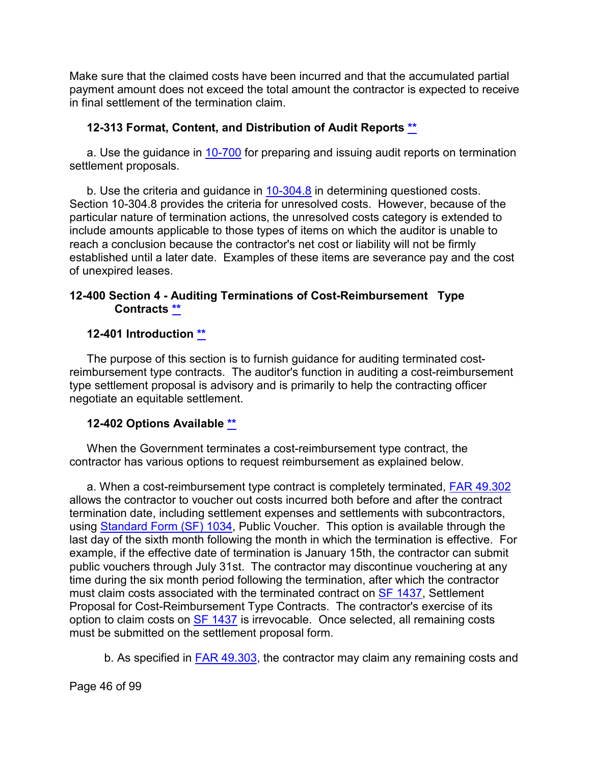Make sure that the claimed costs have been incurred and that the accumulated partial payment amount does not exceed the total amount the contractor is expected to receive in final settlement of the termination claim.

### 12-313 Format, Content, and Distribution of Audit Reports **

a. Use the guidance in 10-700 for preparing and issuing audit reports on termination settlement proposals.

b. Use the criteria and guidance in 10-304.8 in determining questioned costs. Section 10-304.8 provides the criteria for unresolved costs. However, because of the particular nature of termination actions, the unresolved costs category is extended to include amounts applicable to those types of items on which the auditor is unable to reach a conclusion because the contractor's net cost or liability will not be firmly established until a later date. Examples of these items are severance pay and the cost of unexpired leases.

## 12-400 Section 4 - Auditing Terminations of Cost-Reimbursement Type Contracts **

### 12-401 Introduction **

The purpose of this section is to furnish guidance for auditing terminated cost-reimbursement type contracts. The auditor's function in auditing a cost-reimbursement type settlement proposal is advisory and is primarily to help the contracting officer negotiate an equitable settlement.

### 12-402 Options Available **

When the Government terminates a cost-reimbursement type contract, the contractor has various options to request reimbursement as explained below.

a. When a cost-reimbursement type contract is completely terminated, FAR 49.302 allows the contractor to voucher out costs incurred both before and after the contract termination date, including settlement expenses and settlements with subcontractors, using Standard Form (SF) 1034, Public Voucher. This option is available through the last day of the sixth month following the month in which the termination is effective. For example, if the effective date of termination is January 15th, the contractor can submit public vouchers through July 31st. The contractor may discontinue vouchering at any time during the six month period following the termination, after which the contractor must claim costs associated with the terminated contract on SF 1437, Settlement Proposal for Cost-Reimbursement Type Contracts. The contractor's exercise of its option to claim costs on SF 1437 is irrevocable. Once selected, all remaining costs must be submitted on the settlement proposal form.

b. As specified in FAR 49.303, the contractor may claim any remaining costs and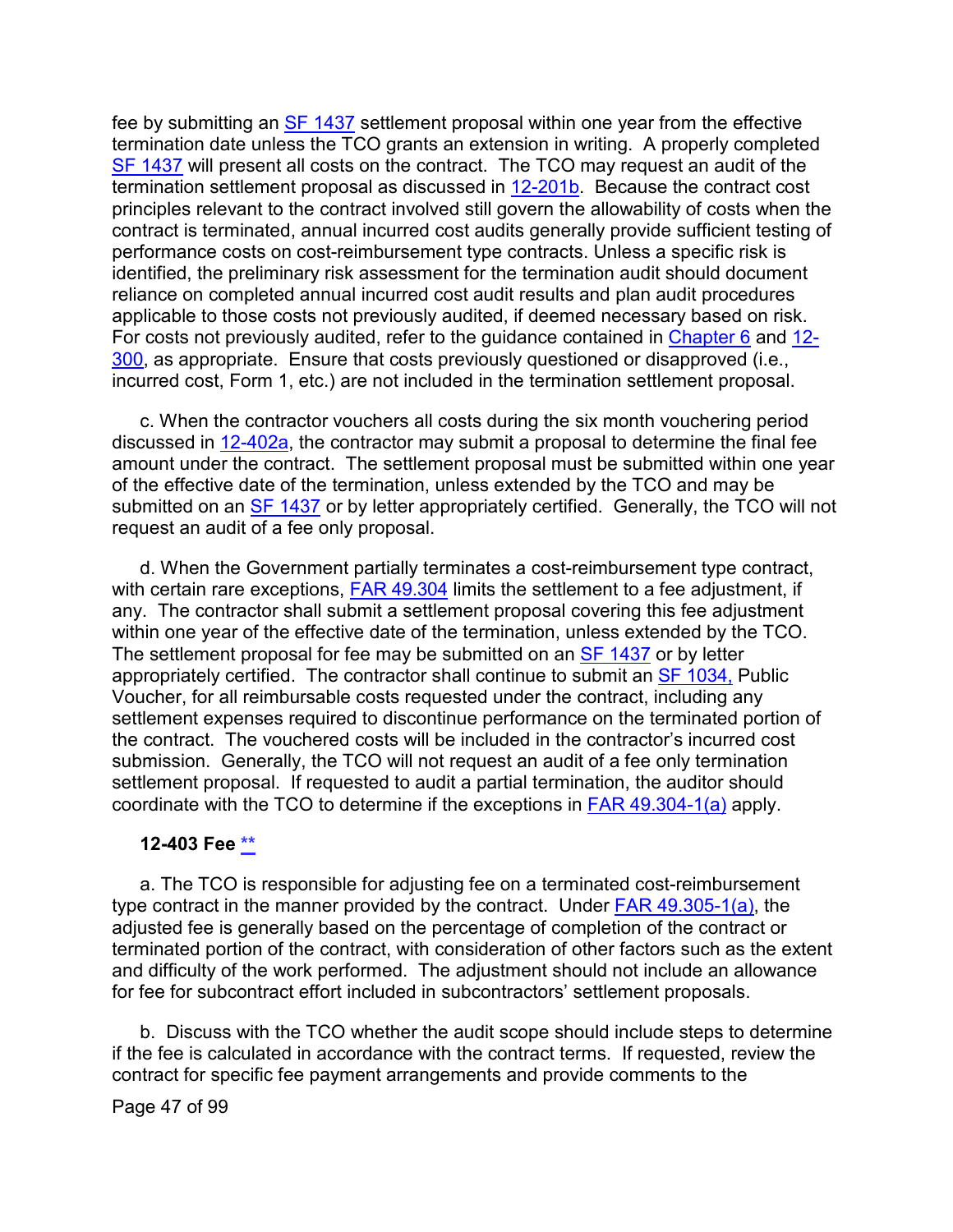fee by submitting an SF 1437 settlement proposal within one year from the effective termination date unless the TCO grants an extension in writing. A properly completed SF 1437 will present all costs on the contract. The TCO may request an audit of the termination settlement proposal as discussed in 12-201b. Because the contract cost principles relevant to the contract involved still govern the allowability of costs when the contract is terminated, annual incurred cost audits generally provide sufficient testing of performance costs on cost-reimbursement type contracts. Unless a specific risk is identified, the preliminary risk assessment for the termination audit should document reliance on completed annual incurred cost audit results and plan audit procedures applicable to those costs not previously audited, if deemed necessary based on risk. For costs not previously audited, refer to the guidance contained in Chapter 6 and 12-300, as appropriate. Ensure that costs previously questioned or disapproved (i.e., incurred cost, Form 1, etc.) are not included in the termination settlement proposal.

c. When the contractor vouchers all costs during the six month vouchering period discussed in 12-402a, the contractor may submit a proposal to determine the final fee amount under the contract. The settlement proposal must be submitted within one year of the effective date of the termination, unless extended by the TCO and may be submitted on an SF 1437 or by letter appropriately certified. Generally, the TCO will not request an audit of a fee only proposal.

d. When the Government partially terminates a cost-reimbursement type contract, with certain rare exceptions, FAR 49.304 limits the settlement to a fee adjustment, if any. The contractor shall submit a settlement proposal covering this fee adjustment within one year of the effective date of the termination, unless extended by the TCO. The settlement proposal for fee may be submitted on an SF 1437 or by letter appropriately certified. The contractor shall continue to submit an SF 1034, Public Voucher, for all reimbursable costs requested under the contract, including any settlement expenses required to discontinue performance on the terminated portion of the contract. The vouchered costs will be included in the contractor's incurred cost submission. Generally, the TCO will not request an audit of a fee only termination settlement proposal. If requested to audit a partial termination, the auditor should coordinate with the TCO to determine if the exceptions in FAR 49.304-1(a) apply.

### 12-403 Fee **

a. The TCO is responsible for adjusting fee on a terminated cost-reimbursement type contract in the manner provided by the contract. Under FAR 49.305-1(a), the adjusted fee is generally based on the percentage of completion of the contract or terminated portion of the contract, with consideration of other factors such as the extent and difficulty of the work performed. The adjustment should not include an allowance for fee for subcontract effort included in subcontractors' settlement proposals.

b. Discuss with the TCO whether the audit scope should include steps to determine if the fee is calculated in accordance with the contract terms. If requested, review the contract for specific fee payment arrangements and provide comments to the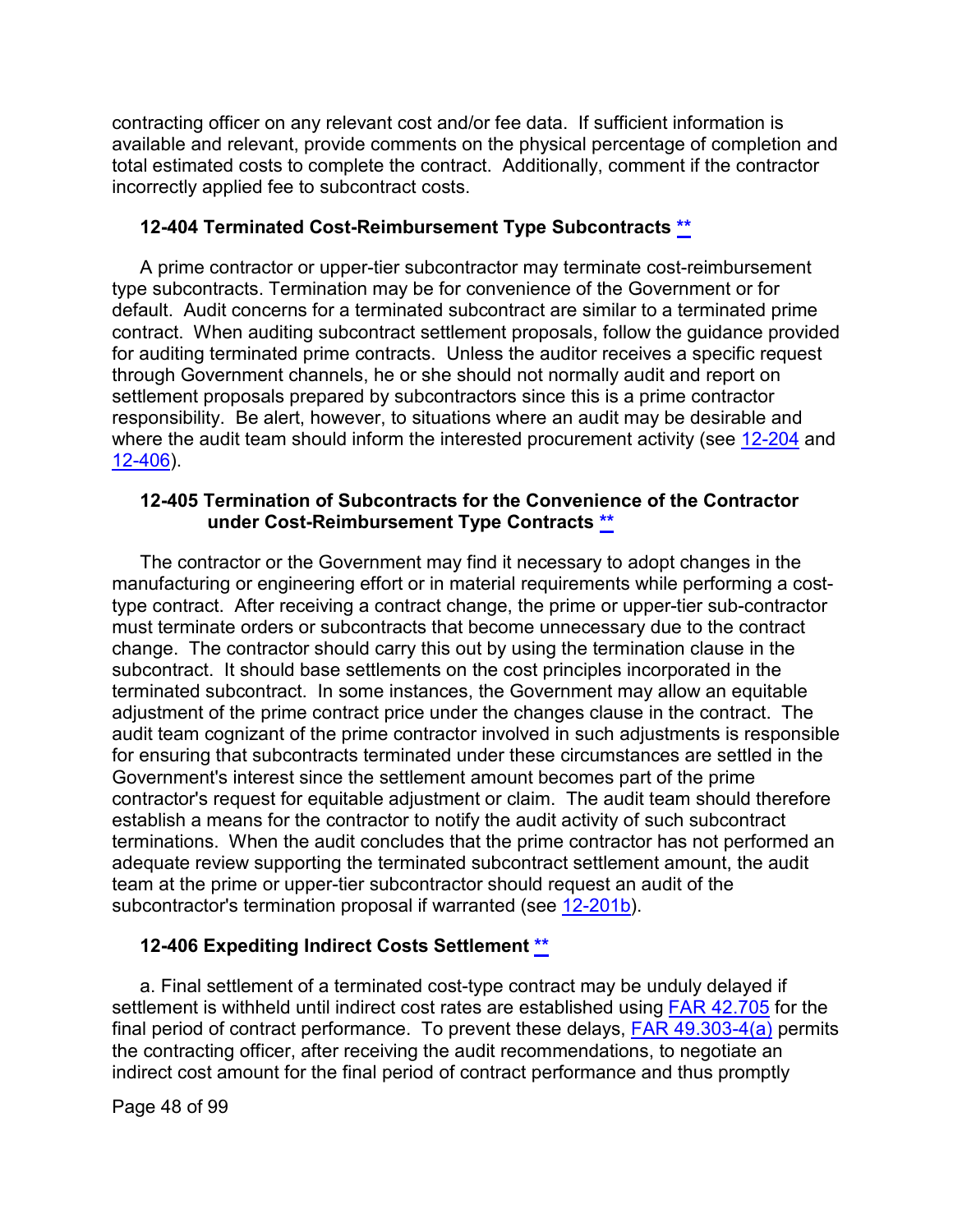contracting officer on any relevant cost and/or fee data. If sufficient information is available and relevant, provide comments on the physical percentage of completion and total estimated costs to complete the contract. Additionally, comment if the contractor incorrectly applied fee to subcontract costs.

### 12-404 Terminated Cost-Reimbursement Type Subcontracts **

A prime contractor or upper-tier subcontractor may terminate cost-reimbursement type subcontracts. Termination may be for convenience of the Government or for default. Audit concerns for a terminated subcontract are similar to a terminated prime contract. When auditing subcontract settlement proposals, follow the guidance provided for auditing terminated prime contracts. Unless the auditor receives a specific request through Government channels, he or she should not normally audit and report on settlement proposals prepared by subcontractors since this is a prime contractor responsibility. Be alert, however, to situations where an audit may be desirable and where the audit team should inform the interested procurement activity (see 12-204 and 12-406).

### 12-405 Termination of Subcontracts for the Convenience of the Contractor under Cost-Reimbursement Type Contracts **

The contractor or the Government may find it necessary to adopt changes in the manufacturing or engineering effort or in material requirements while performing a cost-type contract. After receiving a contract change, the prime or upper-tier sub-contractor must terminate orders or subcontracts that become unnecessary due to the contract change. The contractor should carry this out by using the termination clause in the subcontract. It should base settlements on the cost principles incorporated in the terminated subcontract. In some instances, the Government may allow an equitable adjustment of the prime contract price under the changes clause in the contract. The audit team cognizant of the prime contractor involved in such adjustments is responsible for ensuring that subcontracts terminated under these circumstances are settled in the Government's interest since the settlement amount becomes part of the prime contractor's request for equitable adjustment or claim. The audit team should therefore establish a means for the contractor to notify the audit activity of such subcontract terminations. When the audit concludes that the prime contractor has not performed an adequate review supporting the terminated subcontract settlement amount, the audit team at the prime or upper-tier subcontractor should request an audit of the subcontractor's termination proposal if warranted (see 12-201b).

### 12-406 Expediting Indirect Costs Settlement **

a. Final settlement of a terminated cost-type contract may be unduly delayed if settlement is withheld until indirect cost rates are established using FAR 42.705 for the final period of contract performance. To prevent these delays, FAR 49.303-4(a) permits the contracting officer, after receiving the audit recommendations, to negotiate an indirect cost amount for the final period of contract performance and thus promptly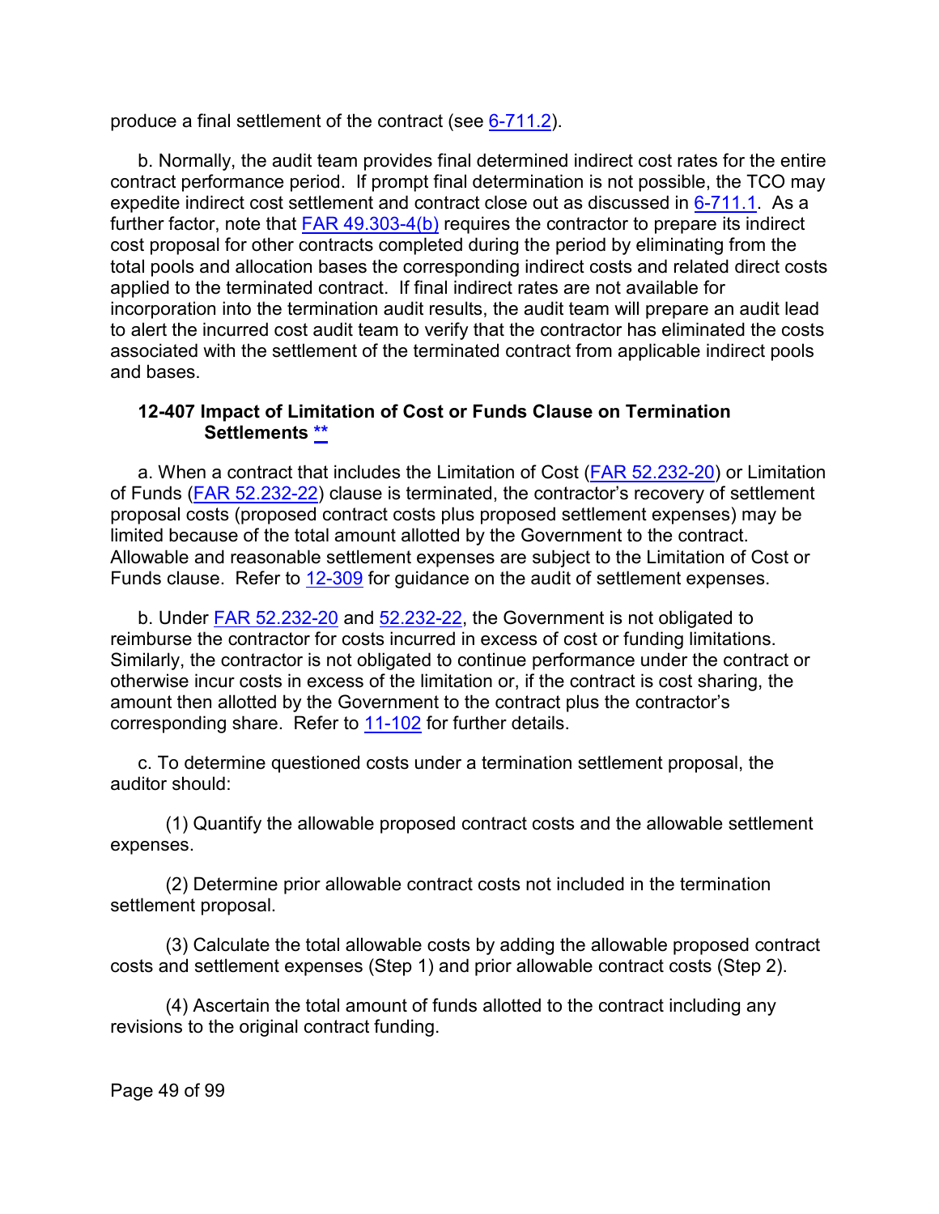produce a final settlement of the contract (see 6-711.2).

b. Normally, the audit team provides final determined indirect cost rates for the entire contract performance period. If prompt final determination is not possible, the TCO may expedite indirect cost settlement and contract close out as discussed in 6-711.1. As a further factor, note that FAR 49.303-4(b) requires the contractor to prepare its indirect cost proposal for other contracts completed during the period by eliminating from the total pools and allocation bases the corresponding indirect costs and related direct costs applied to the terminated contract. If final indirect rates are not available for incorporation into the termination audit results, the audit team will prepare an audit lead to alert the incurred cost audit team to verify that the contractor has eliminated the costs associated with the settlement of the terminated contract from applicable indirect pools and bases.

### 12-407 Impact of Limitation of Cost or Funds Clause on Termination Settlements **

a. When a contract that includes the Limitation of Cost (FAR 52.232-20) or Limitation of Funds (FAR 52.232-22) clause is terminated, the contractor's recovery of settlement proposal costs (proposed contract costs plus proposed settlement expenses) may be limited because of the total amount allotted by the Government to the contract. Allowable and reasonable settlement expenses are subject to the Limitation of Cost or Funds clause. Refer to 12-309 for guidance on the audit of settlement expenses.

b. Under FAR 52.232-20 and 52.232-22, the Government is not obligated to reimburse the contractor for costs incurred in excess of cost or funding limitations. Similarly, the contractor is not obligated to continue performance under the contract or otherwise incur costs in excess of the limitation or, if the contract is cost sharing, the amount then allotted by the Government to the contract plus the contractor's corresponding share. Refer to 11-102 for further details.

c. To determine questioned costs under a termination settlement proposal, the auditor should:

(1) Quantify the allowable proposed contract costs and the allowable settlement expenses.

(2) Determine prior allowable contract costs not included in the termination settlement proposal.

(3) Calculate the total allowable costs by adding the allowable proposed contract costs and settlement expenses (Step 1) and prior allowable contract costs (Step 2).

(4) Ascertain the total amount of funds allotted to the contract including any revisions to the original contract funding.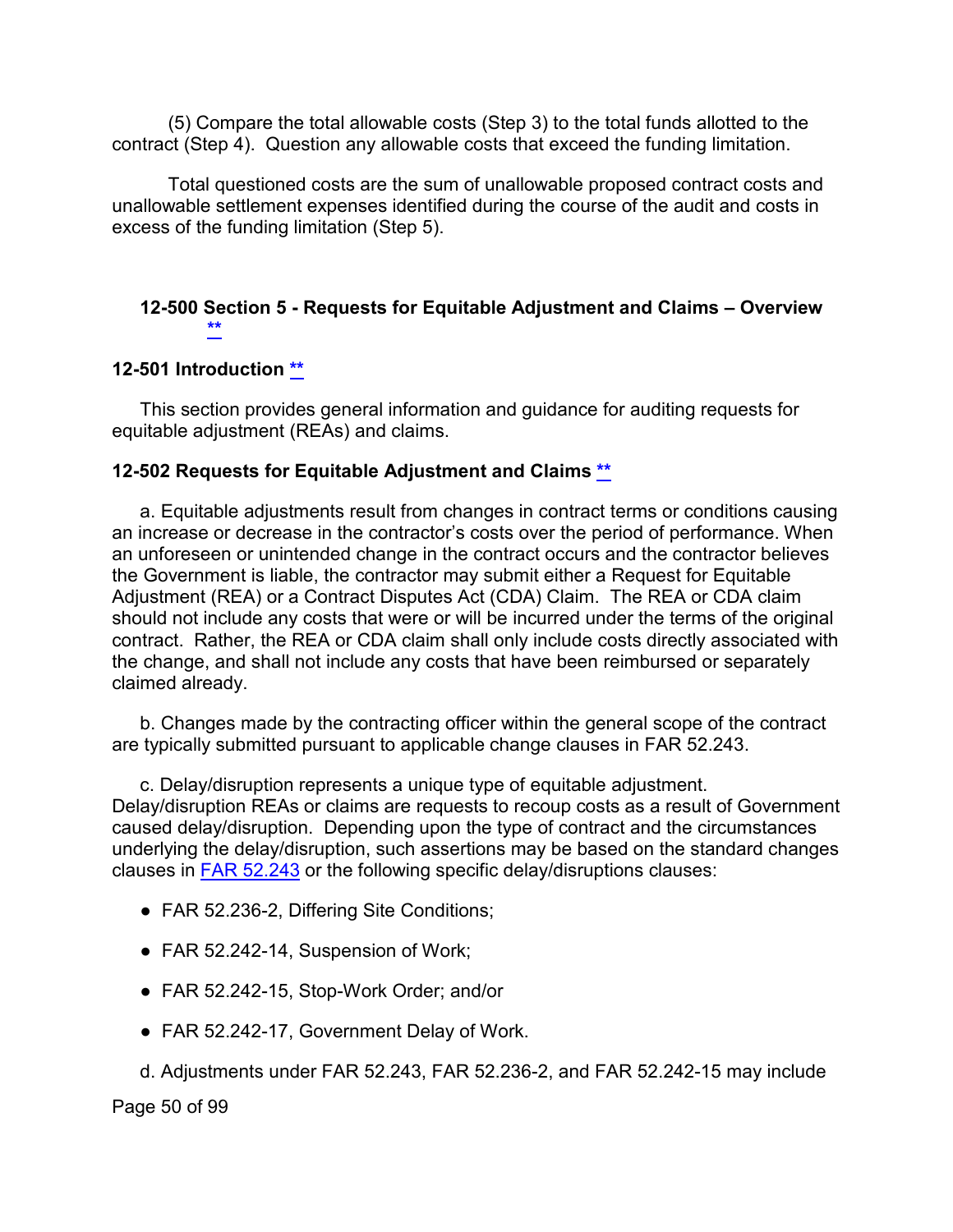(5) Compare the total allowable costs (Step 3) to the total funds allotted to the contract (Step 4). Question any allowable costs that exceed the funding limitation.

Total questioned costs are the sum of unallowable proposed contract costs and unallowable settlement expenses identified during the course of the audit and costs in excess of the funding limitation (Step 5).

## 12-500 Section 5 - Requests for Equitable Adjustment and Claims – Overview **

### 12-501 Introduction **

This section provides general information and guidance for auditing requests for equitable adjustment (REAs) and claims.

### 12-502 Requests for Equitable Adjustment and Claims **

a. Equitable adjustments result from changes in contract terms or conditions causing an increase or decrease in the contractor's costs over the period of performance. When an unforeseen or unintended change in the contract occurs and the contractor believes the Government is liable, the contractor may submit either a Request for Equitable Adjustment (REA) or a Contract Disputes Act (CDA) Claim. The REA or CDA claim should not include any costs that were or will be incurred under the terms of the original contract. Rather, the REA or CDA claim shall only include costs directly associated with the change, and shall not include any costs that have been reimbursed or separately claimed already.

b. Changes made by the contracting officer within the general scope of the contract are typically submitted pursuant to applicable change clauses in FAR 52.243.

c. Delay/disruption represents a unique type of equitable adjustment. Delay/disruption REAs or claims are requests to recoup costs as a result of Government caused delay/disruption. Depending upon the type of contract and the circumstances underlying the delay/disruption, such assertions may be based on the standard changes clauses in FAR 52.243 or the following specific delay/disruptions clauses:

- FAR 52.236-2, Differing Site Conditions;
- FAR 52.242-14, Suspension of Work;
- FAR 52.242-15, Stop-Work Order; and/or
- FAR 52.242-17, Government Delay of Work.

d. Adjustments under FAR 52.243, FAR 52.236-2, and FAR 52.242-15 may include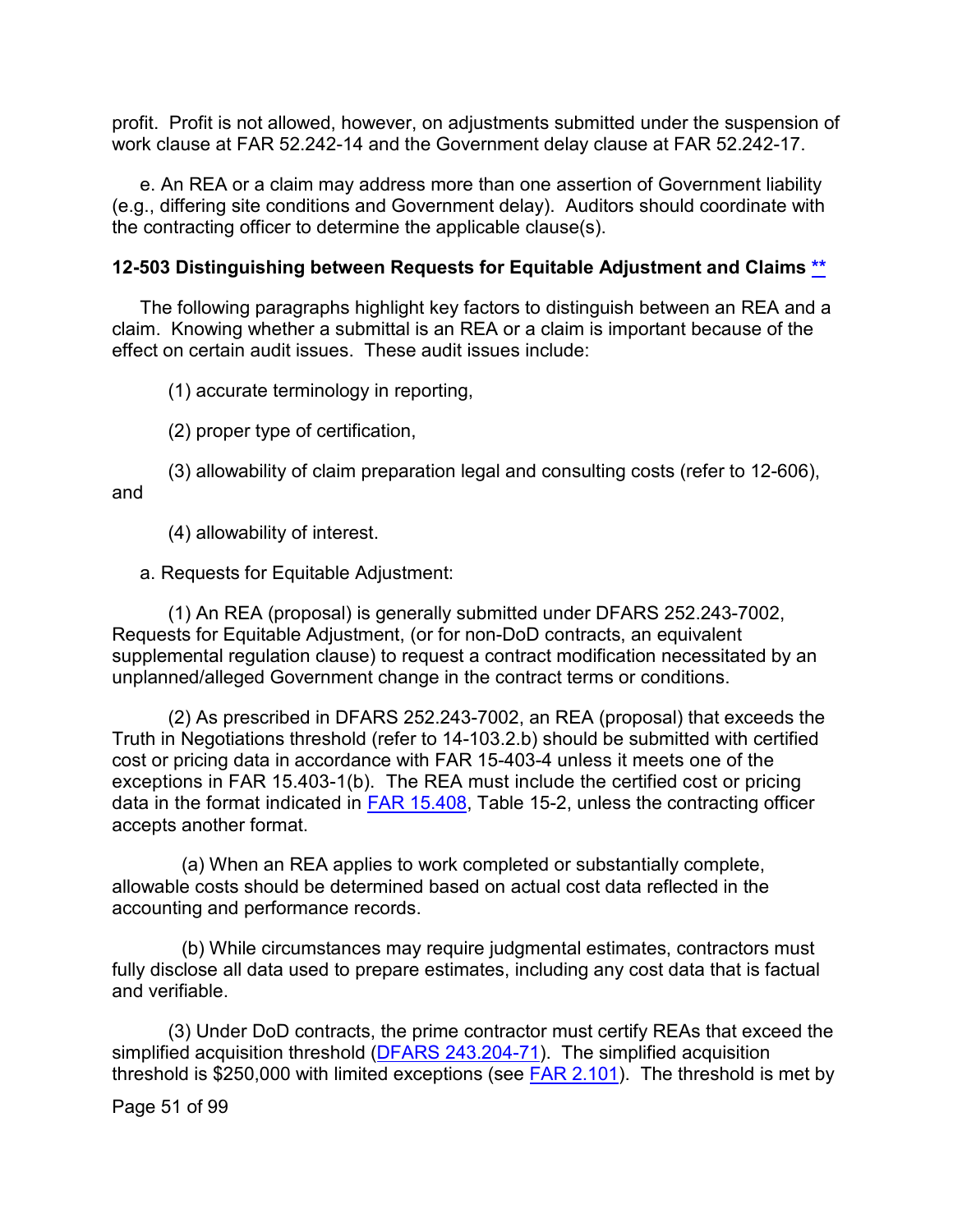profit. Profit is not allowed, however, on adjustments submitted under the suspension of work clause at FAR 52.242-14 and the Government delay clause at FAR 52.242-17.

e. An REA or a claim may address more than one assertion of Government liability (e.g., differing site conditions and Government delay). Auditors should coordinate with the contracting officer to determine the applicable clause(s).

### 12-503 Distinguishing between Requests for Equitable Adjustment and Claims **

The following paragraphs highlight key factors to distinguish between an REA and a claim. Knowing whether a submittal is an REA or a claim is important because of the effect on certain audit issues. These audit issues include:

(1) accurate terminology in reporting,

(2) proper type of certification,

(3) allowability of claim preparation legal and consulting costs (refer to 12-606), and

(4) allowability of interest.

a. Requests for Equitable Adjustment:

(1) An REA (proposal) is generally submitted under DFARS 252.243-7002, Requests for Equitable Adjustment, (or for non-DoD contracts, an equivalent supplemental regulation clause) to request a contract modification necessitated by an unplanned/alleged Government change in the contract terms or conditions.

(2) As prescribed in DFARS 252.243-7002, an REA (proposal) that exceeds the Truth in Negotiations threshold (refer to 14-103.2.b) should be submitted with certified cost or pricing data in accordance with FAR 15-403-4 unless it meets one of the exceptions in FAR 15.403-1(b). The REA must include the certified cost or pricing data in the format indicated in FAR 15.408, Table 15-2, unless the contracting officer accepts another format.

(a) When an REA applies to work completed or substantially complete, allowable costs should be determined based on actual cost data reflected in the accounting and performance records.

(b) While circumstances may require judgmental estimates, contractors must fully disclose all data used to prepare estimates, including any cost data that is factual and verifiable.

(3) Under DoD contracts, the prime contractor must certify REAs that exceed the simplified acquisition threshold (DFARS 243.204-71). The simplified acquisition threshold is $250,000 with limited exceptions (see FAR 2.101). The threshold is met by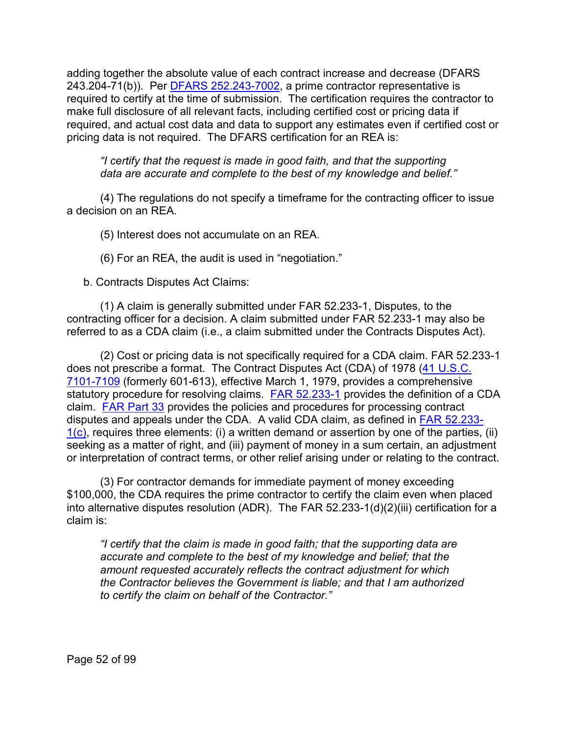adding together the absolute value of each contract increase and decrease (DFARS 243.204-71(b)). Per [DFARS 252.243-7002](), a prime contractor representative is required to certify at the time of submission. The certification requires the contractor to make full disclosure of all relevant facts, including certified cost or pricing data if required, and actual cost data and data to support any estimates even if certified cost or pricing data is not required. The DFARS certification for an REA is:

> *"I certify that the request is made in good faith, and that the supporting data are accurate and complete to the best of my knowledge and belief."*

(4) The regulations do not specify a timeframe for the contracting officer to issue a decision on an REA.

(5) Interest does not accumulate on an REA.

(6) For an REA, the audit is used in "negotiation."

b. Contracts Disputes Act Claims:

(1) A claim is generally submitted under FAR 52.233-1, Disputes, to the contracting officer for a decision. A claim submitted under FAR 52.233-1 may also be referred to as a CDA claim (i.e., a claim submitted under the Contracts Disputes Act).

(2) Cost or pricing data is not specifically required for a CDA claim. FAR 52.233-1 does not prescribe a format. The Contract Disputes Act (CDA) of 1978 ([41 U.S.C. 7101-7109]() (formerly 601-613), effective March 1, 1979, provides a comprehensive statutory procedure for resolving claims. [FAR 52.233-1]() provides the definition of a CDA claim. [FAR Part 33]() provides the policies and procedures for processing contract disputes and appeals under the CDA. A valid CDA claim, as defined in [FAR 52.233-1(c)](), requires three elements: (i) a written demand or assertion by one of the parties, (ii) seeking as a matter of right, and (iii) payment of money in a sum certain, an adjustment or interpretation of contract terms, or other relief arising under or relating to the contract.

(3) For contractor demands for immediate payment of money exceeding $100,000, the CDA requires the prime contractor to certify the claim even when placed into alternative disputes resolution (ADR). The FAR 52.233-1(d)(2)(iii) certification for a claim is:

> *"I certify that the claim is made in good faith; that the supporting data are accurate and complete to the best of my knowledge and belief; that the amount requested accurately reflects the contract adjustment for which the Contractor believes the Government is liable; and that I am authorized to certify the claim on behalf of the Contractor."*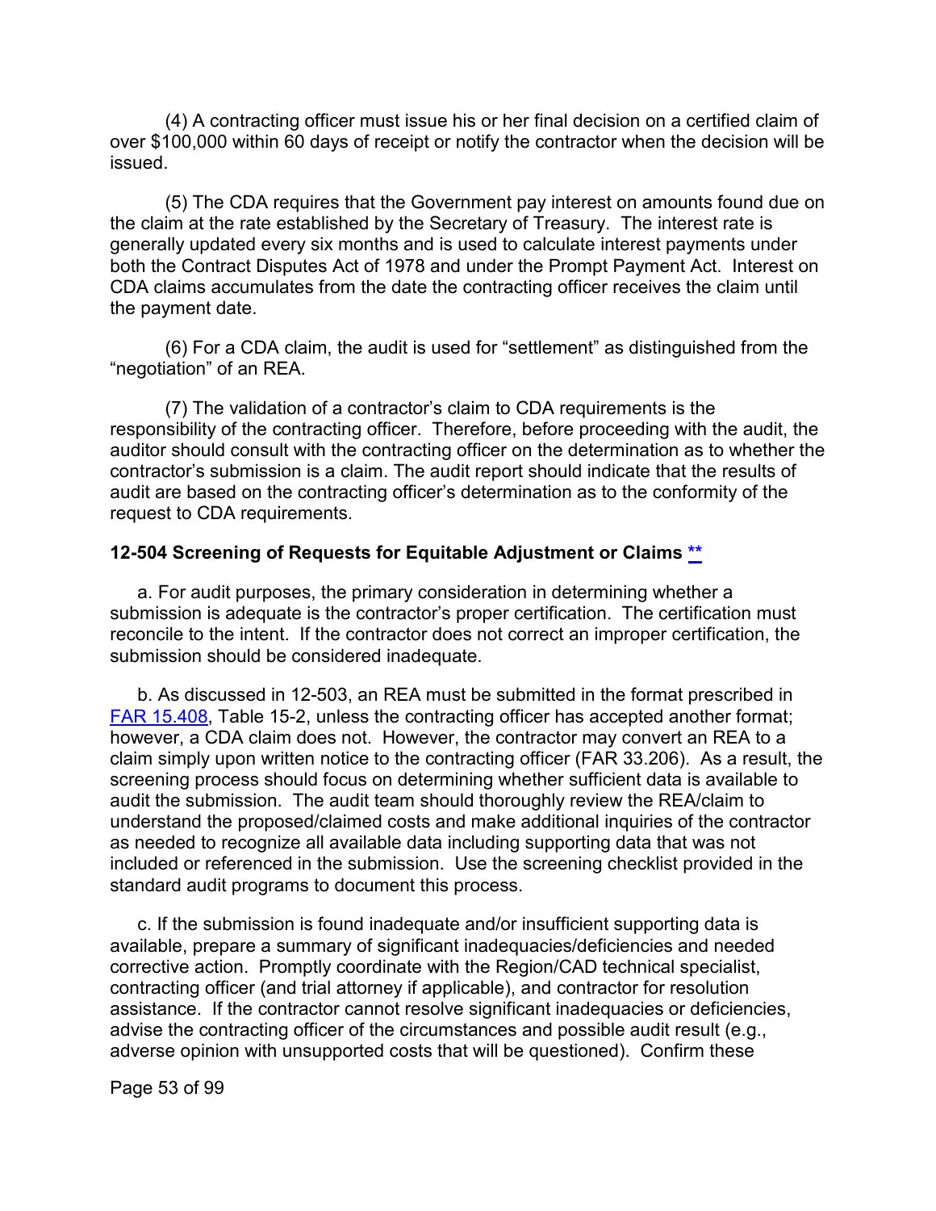(4) A contracting officer must issue his or her final decision on a certified claim of over $100,000 within 60 days of receipt or notify the contractor when the decision will be issued.

(5) The CDA requires that the Government pay interest on amounts found due on the claim at the rate established by the Secretary of Treasury. The interest rate is generally updated every six months and is used to calculate interest payments under both the Contract Disputes Act of 1978 and under the Prompt Payment Act. Interest on CDA claims accumulates from the date the contracting officer receives the claim until the payment date.

(6) For a CDA claim, the audit is used for "settlement" as distinguished from the "negotiation" of an REA.

(7) The validation of a contractor's claim to CDA requirements is the responsibility of the contracting officer. Therefore, before proceeding with the audit, the auditor should consult with the contracting officer on the determination as to whether the contractor's submission is a claim. The audit report should indicate that the results of audit are based on the contracting officer's determination as to the conformity of the request to CDA requirements.

### 12-504 Screening of Requests for Equitable Adjustment or Claims **

a. For audit purposes, the primary consideration in determining whether a submission is adequate is the contractor's proper certification. The certification must reconcile to the intent. If the contractor does not correct an improper certification, the submission should be considered inadequate.

b. As discussed in 12-503, an REA must be submitted in the format prescribed in FAR 15.408, Table 15-2, unless the contracting officer has accepted another format; however, a CDA claim does not. However, the contractor may convert an REA to a claim simply upon written notice to the contracting officer (FAR 33.206). As a result, the screening process should focus on determining whether sufficient data is available to audit the submission. The audit team should thoroughly review the REA/claim to understand the proposed/claimed costs and make additional inquiries of the contractor as needed to recognize all available data including supporting data that was not included or referenced in the submission. Use the screening checklist provided in the standard audit programs to document this process.

c. If the submission is found inadequate and/or insufficient supporting data is available, prepare a summary of significant inadequacies/deficiencies and needed corrective action. Promptly coordinate with the Region/CAD technical specialist, contracting officer (and trial attorney if applicable), and contractor for resolution assistance. If the contractor cannot resolve significant inadequacies or deficiencies, advise the contracting officer of the circumstances and possible audit result (e.g., adverse opinion with unsupported costs that will be questioned). Confirm these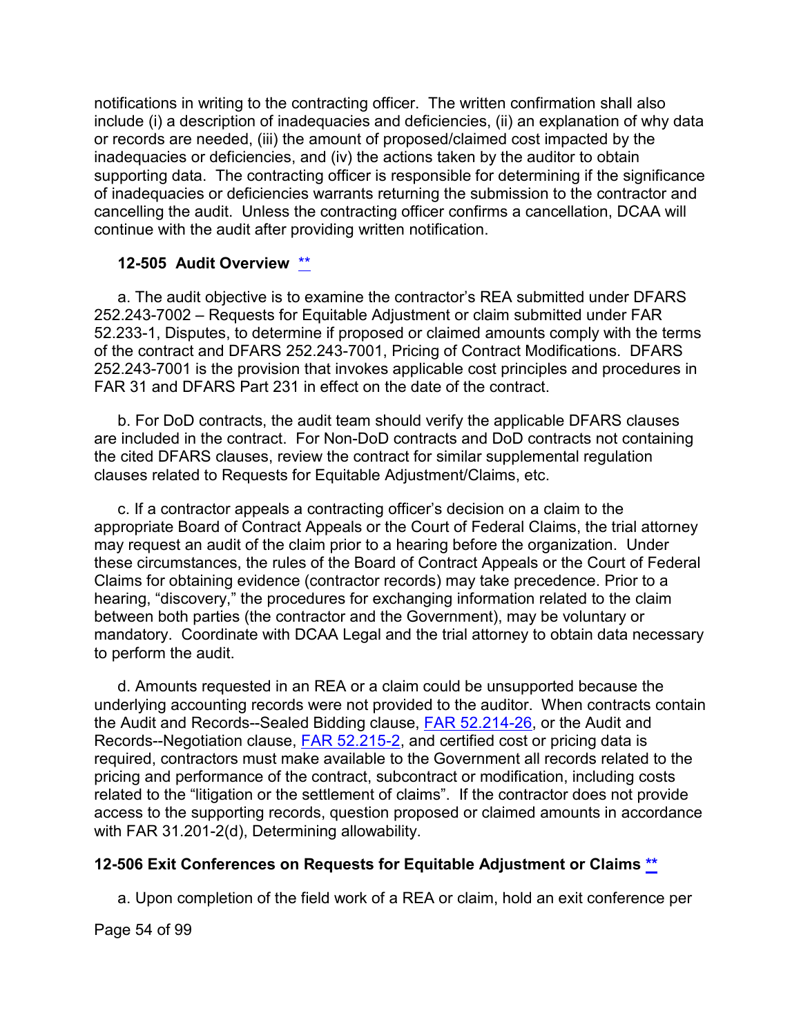notifications in writing to the contracting officer. The written confirmation shall also include (i) a description of inadequacies and deficiencies, (ii) an explanation of why data or records are needed, (iii) the amount of proposed/claimed cost impacted by the inadequacies or deficiencies, and (iv) the actions taken by the auditor to obtain supporting data. The contracting officer is responsible for determining if the significance of inadequacies or deficiencies warrants returning the submission to the contractor and cancelling the audit. Unless the contracting officer confirms a cancellation, DCAA will continue with the audit after providing written notification.

### 12-505 Audit Overview **

a. The audit objective is to examine the contractor's REA submitted under DFARS 252.243-7002 – Requests for Equitable Adjustment or claim submitted under FAR 52.233-1, Disputes, to determine if proposed or claimed amounts comply with the terms of the contract and DFARS 252.243-7001, Pricing of Contract Modifications. DFARS 252.243-7001 is the provision that invokes applicable cost principles and procedures in FAR 31 and DFARS Part 231 in effect on the date of the contract.

b. For DoD contracts, the audit team should verify the applicable DFARS clauses are included in the contract. For Non-DoD contracts and DoD contracts not containing the cited DFARS clauses, review the contract for similar supplemental regulation clauses related to Requests for Equitable Adjustment/Claims, etc.

c. If a contractor appeals a contracting officer's decision on a claim to the appropriate Board of Contract Appeals or the Court of Federal Claims, the trial attorney may request an audit of the claim prior to a hearing before the organization. Under these circumstances, the rules of the Board of Contract Appeals or the Court of Federal Claims for obtaining evidence (contractor records) may take precedence. Prior to a hearing, "discovery," the procedures for exchanging information related to the claim between both parties (the contractor and the Government), may be voluntary or mandatory. Coordinate with DCAA Legal and the trial attorney to obtain data necessary to perform the audit.

d. Amounts requested in an REA or a claim could be unsupported because the underlying accounting records were not provided to the auditor. When contracts contain the Audit and Records--Sealed Bidding clause, FAR 52.214-26, or the Audit and Records--Negotiation clause, FAR 52.215-2, and certified cost or pricing data is required, contractors must make available to the Government all records related to the pricing and performance of the contract, subcontract or modification, including costs related to the "litigation or the settlement of claims". If the contractor does not provide access to the supporting records, question proposed or claimed amounts in accordance with FAR 31.201-2(d), Determining allowability.

### 12-506 Exit Conferences on Requests for Equitable Adjustment or Claims **

a. Upon completion of the field work of a REA or claim, hold an exit conference per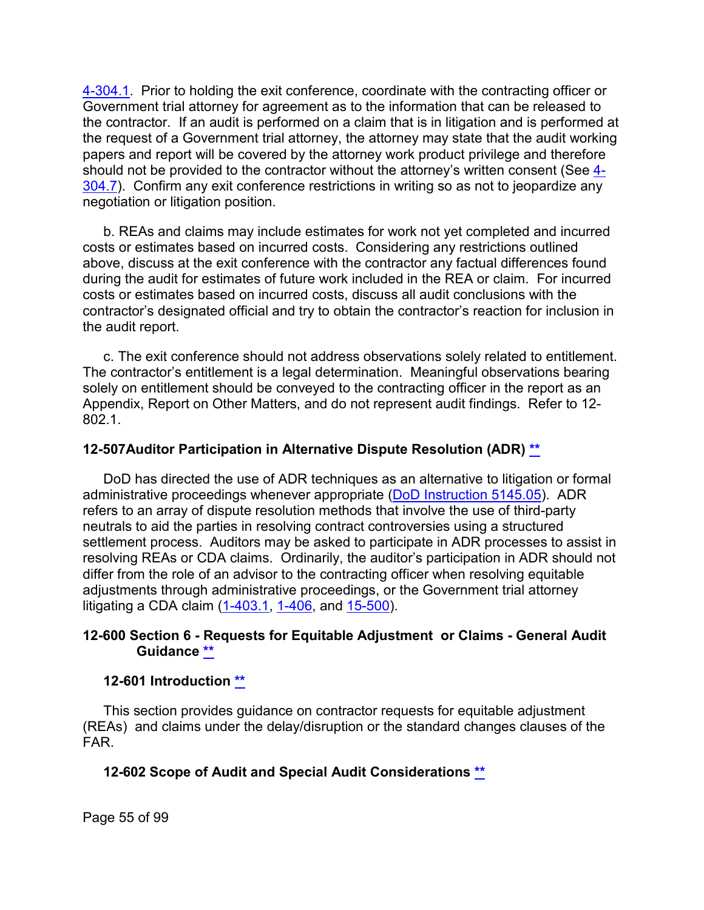4-304.1. Prior to holding the exit conference, coordinate with the contracting officer or Government trial attorney for agreement as to the information that can be released to the contractor. If an audit is performed on a claim that is in litigation and is performed at the request of a Government trial attorney, the attorney may state that the audit working papers and report will be covered by the attorney work product privilege and therefore should not be provided to the contractor without the attorney's written consent (See 4-304.7). Confirm any exit conference restrictions in writing so as not to jeopardize any negotiation or litigation position.

b. REAs and claims may include estimates for work not yet completed and incurred costs or estimates based on incurred costs. Considering any restrictions outlined above, discuss at the exit conference with the contractor any factual differences found during the audit for estimates of future work included in the REA or claim. For incurred costs or estimates based on incurred costs, discuss all audit conclusions with the contractor's designated official and try to obtain the contractor's reaction for inclusion in the audit report.

c. The exit conference should not address observations solely related to entitlement. The contractor's entitlement is a legal determination. Meaningful observations bearing solely on entitlement should be conveyed to the contracting officer in the report as an Appendix, Report on Other Matters, and do not represent audit findings. Refer to 12-802.1.

### 12-507 Auditor Participation in Alternative Dispute Resolution (ADR) **

DoD has directed the use of ADR techniques as an alternative to litigation or formal administrative proceedings whenever appropriate (DoD Instruction 5145.05). ADR refers to an array of dispute resolution methods that involve the use of third-party neutrals to aid the parties in resolving contract controversies using a structured settlement process. Auditors may be asked to participate in ADR processes to assist in resolving REAs or CDA claims. Ordinarily, the auditor's participation in ADR should not differ from the role of an advisor to the contracting officer when resolving equitable adjustments through administrative proceedings, or the Government trial attorney litigating a CDA claim (1-403.1, 1-406, and 15-500).

## 12-600 Section 6 - Requests for Equitable Adjustment or Claims - General Audit Guidance **

### 12-601 Introduction **

This section provides guidance on contractor requests for equitable adjustment (REAs) and claims under the delay/disruption or the standard changes clauses of the FAR.

### 12-602 Scope of Audit and Special Audit Considerations **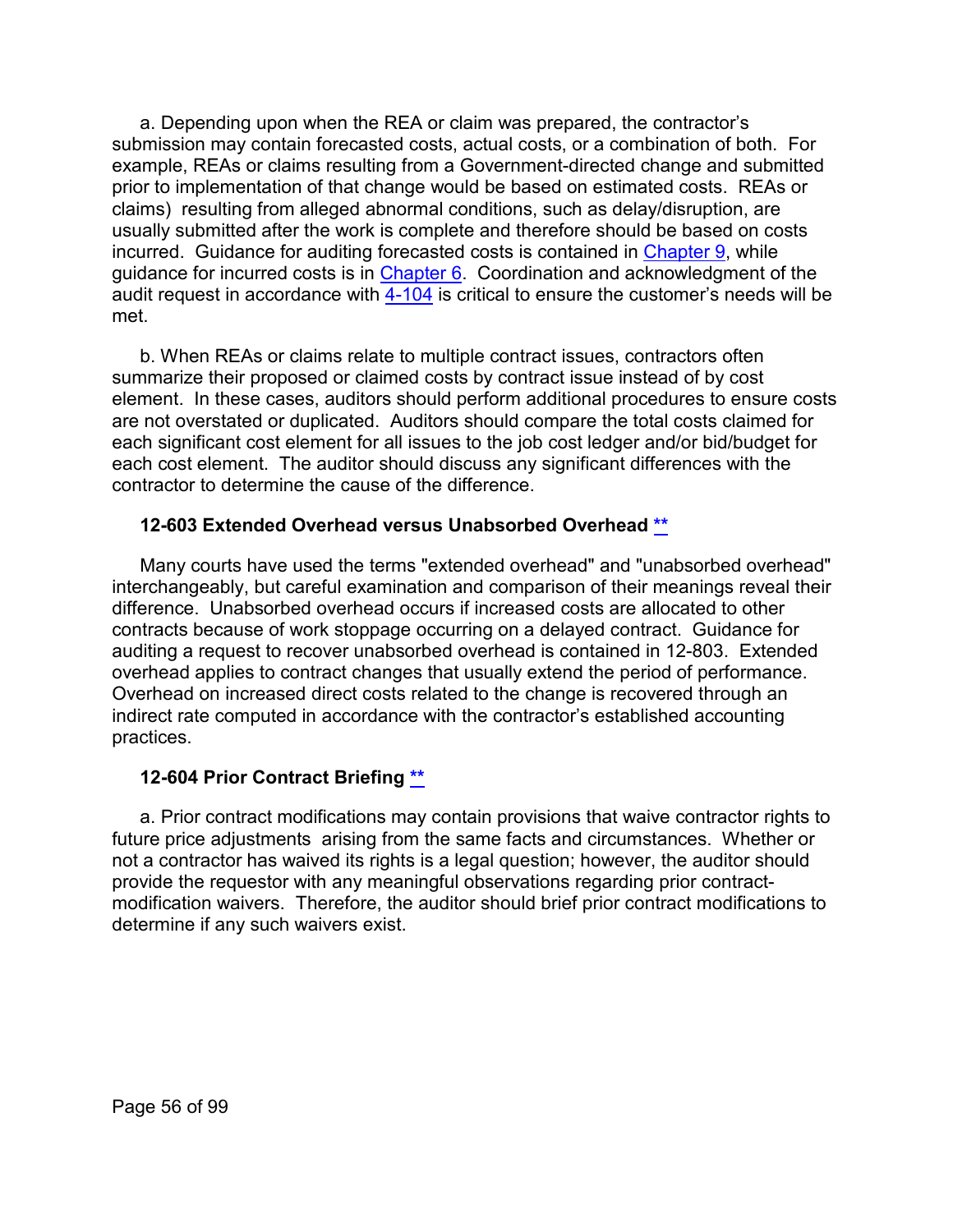a. Depending upon when the REA or claim was prepared, the contractor's submission may contain forecasted costs, actual costs, or a combination of both. For example, REAs or claims resulting from a Government-directed change and submitted prior to implementation of that change would be based on estimated costs. REAs or claims) resulting from alleged abnormal conditions, such as delay/disruption, are usually submitted after the work is complete and therefore should be based on costs incurred. Guidance for auditing forecasted costs is contained in Chapter 9, while guidance for incurred costs is in Chapter 6. Coordination and acknowledgment of the audit request in accordance with 4-104 is critical to ensure the customer's needs will be met.

b. When REAs or claims relate to multiple contract issues, contractors often summarize their proposed or claimed costs by contract issue instead of by cost element. In these cases, auditors should perform additional procedures to ensure costs are not overstated or duplicated. Auditors should compare the total costs claimed for each significant cost element for all issues to the job cost ledger and/or bid/budget for each cost element. The auditor should discuss any significant differences with the contractor to determine the cause of the difference.

### 12-603 Extended Overhead versus Unabsorbed Overhead **

Many courts have used the terms "extended overhead" and "unabsorbed overhead" interchangeably, but careful examination and comparison of their meanings reveal their difference. Unabsorbed overhead occurs if increased costs are allocated to other contracts because of work stoppage occurring on a delayed contract. Guidance for auditing a request to recover unabsorbed overhead is contained in 12-803. Extended overhead applies to contract changes that usually extend the period of performance. Overhead on increased direct costs related to the change is recovered through an indirect rate computed in accordance with the contractor's established accounting practices.

### 12-604 Prior Contract Briefing **

a. Prior contract modifications may contain provisions that waive contractor rights to future price adjustments arising from the same facts and circumstances. Whether or not a contractor has waived its rights is a legal question; however, the auditor should provide the requestor with any meaningful observations regarding prior contract-modification waivers. Therefore, the auditor should brief prior contract modifications to determine if any such waivers exist.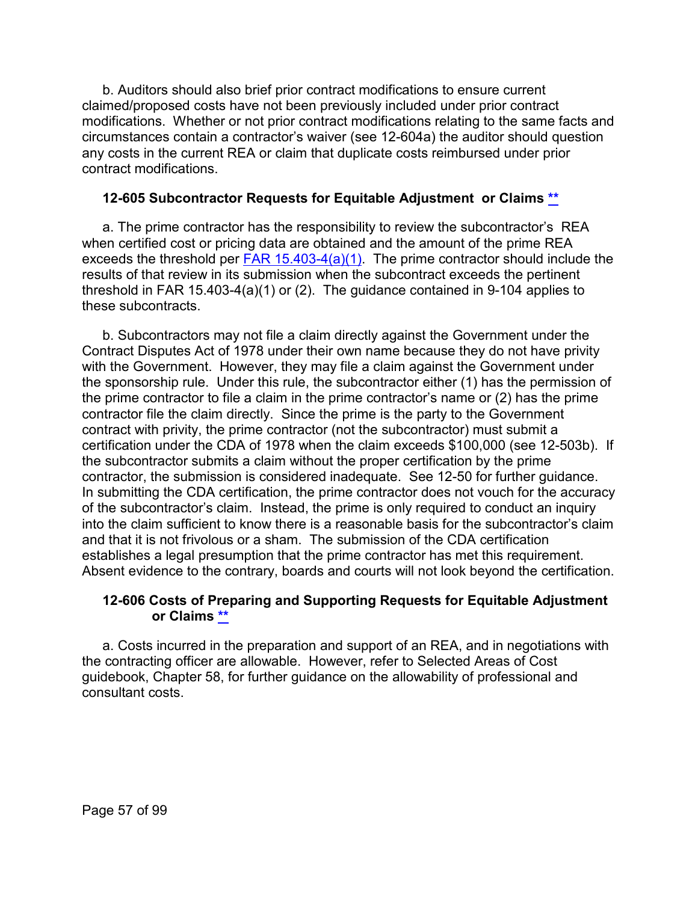b. Auditors should also brief prior contract modifications to ensure current claimed/proposed costs have not been previously included under prior contract modifications. Whether or not prior contract modifications relating to the same facts and circumstances contain a contractor's waiver (see 12-604a) the auditor should question any costs in the current REA or claim that duplicate costs reimbursed under prior contract modifications.

### 12-605 Subcontractor Requests for Equitable Adjustment or Claims [**]

a. The prime contractor has the responsibility to review the subcontractor's REA when certified cost or pricing data are obtained and the amount of the prime REA exceeds the threshold per [FAR 15.403-4(a)(1)]. The prime contractor should include the results of that review in its submission when the subcontract exceeds the pertinent threshold in FAR 15.403-4(a)(1) or (2). The guidance contained in 9-104 applies to these subcontracts.

b. Subcontractors may not file a claim directly against the Government under the Contract Disputes Act of 1978 under their own name because they do not have privity with the Government. However, they may file a claim against the Government under the sponsorship rule. Under this rule, the subcontractor either (1) has the permission of the prime contractor to file a claim in the prime contractor's name or (2) has the prime contractor file the claim directly. Since the prime is the party to the Government contract with privity, the prime contractor (not the subcontractor) must submit a certification under the CDA of 1978 when the claim exceeds $100,000 (see 12-503b). If the subcontractor submits a claim without the proper certification by the prime contractor, the submission is considered inadequate. See 12-50 for further guidance. In submitting the CDA certification, the prime contractor does not vouch for the accuracy of the subcontractor's claim. Instead, the prime is only required to conduct an inquiry into the claim sufficient to know there is a reasonable basis for the subcontractor's claim and that it is not frivolous or a sham. The submission of the CDA certification establishes a legal presumption that the prime contractor has met this requirement. Absent evidence to the contrary, boards and courts will not look beyond the certification.

### 12-606 Costs of Preparing and Supporting Requests for Equitable Adjustment or Claims [**]

a. Costs incurred in the preparation and support of an REA, and in negotiations with the contracting officer are allowable. However, refer to Selected Areas of Cost guidebook, Chapter 58, for further guidance on the allowability of professional and consultant costs.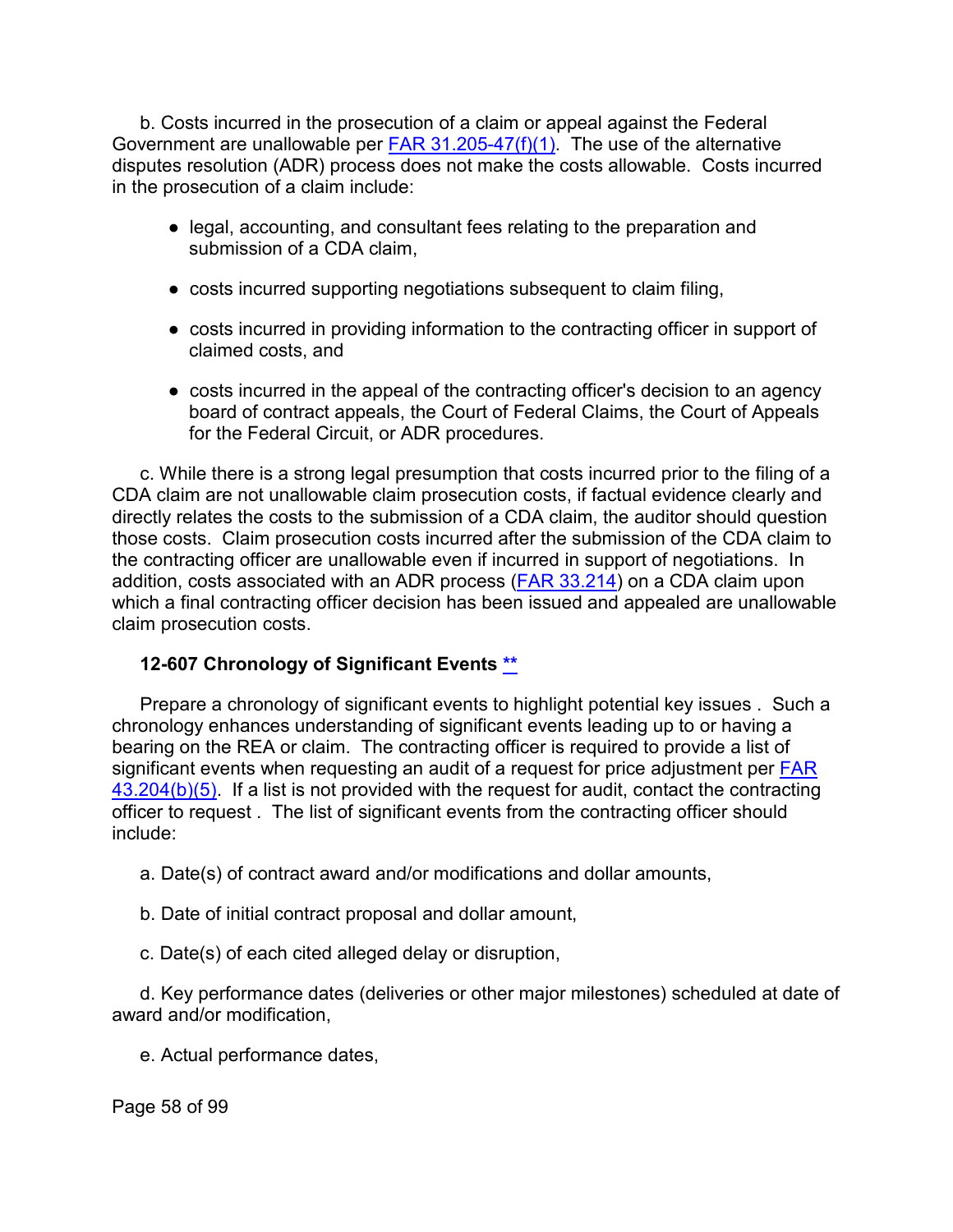b. Costs incurred in the prosecution of a claim or appeal against the Federal Government are unallowable per FAR 31.205-47(f)(1). The use of the alternative disputes resolution (ADR) process does not make the costs allowable. Costs incurred in the prosecution of a claim include:

- legal, accounting, and consultant fees relating to the preparation and submission of a CDA claim,
- costs incurred supporting negotiations subsequent to claim filing,
- costs incurred in providing information to the contracting officer in support of claimed costs, and
- costs incurred in the appeal of the contracting officer's decision to an agency board of contract appeals, the Court of Federal Claims, the Court of Appeals for the Federal Circuit, or ADR procedures.

c. While there is a strong legal presumption that costs incurred prior to the filing of a CDA claim are not unallowable claim prosecution costs, if factual evidence clearly and directly relates the costs to the submission of a CDA claim, the auditor should question those costs. Claim prosecution costs incurred after the submission of the CDA claim to the contracting officer are unallowable even if incurred in support of negotiations. In addition, costs associated with an ADR process (FAR 33.214) on a CDA claim upon which a final contracting officer decision has been issued and appealed are unallowable claim prosecution costs.

### 12-607 Chronology of Significant Events **

Prepare a chronology of significant events to highlight potential key issues . Such a chronology enhances understanding of significant events leading up to or having a bearing on the REA or claim. The contracting officer is required to provide a list of significant events when requesting an audit of a request for price adjustment per FAR 43.204(b)(5). If a list is not provided with the request for audit, contact the contracting officer to request . The list of significant events from the contracting officer should include:

a. Date(s) of contract award and/or modifications and dollar amounts,

b. Date of initial contract proposal and dollar amount,

c. Date(s) of each cited alleged delay or disruption,

d. Key performance dates (deliveries or other major milestones) scheduled at date of award and/or modification,

e. Actual performance dates,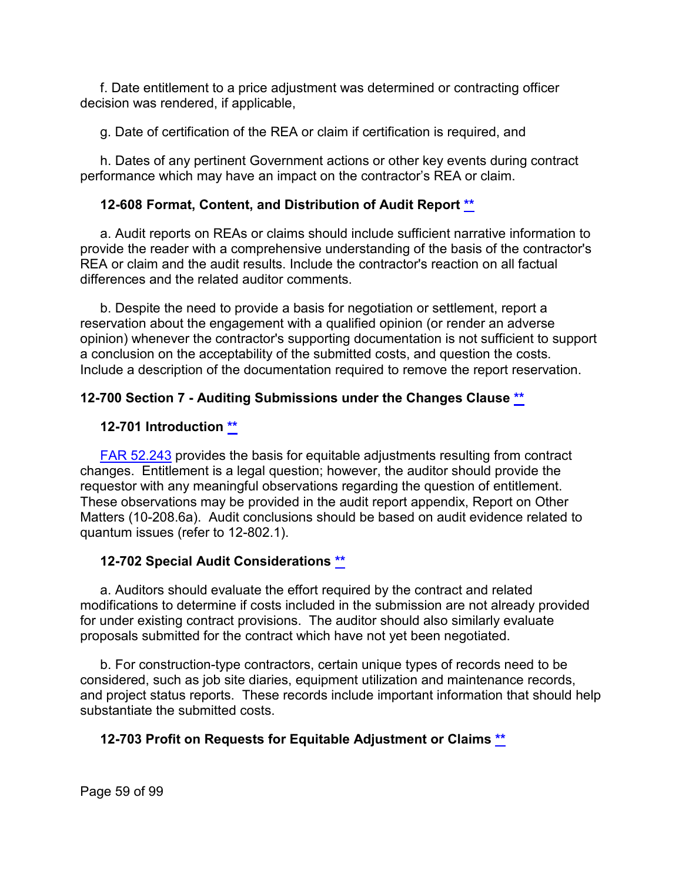f. Date entitlement to a price adjustment was determined or contracting officer decision was rendered, if applicable,

g. Date of certification of the REA or claim if certification is required, and

h. Dates of any pertinent Government actions or other key events during contract performance which may have an impact on the contractor's REA or claim.

### 12-608 Format, Content, and Distribution of Audit Report **

a. Audit reports on REAs or claims should include sufficient narrative information to provide the reader with a comprehensive understanding of the basis of the contractor's REA or claim and the audit results. Include the contractor's reaction on all factual differences and the related auditor comments.

b. Despite the need to provide a basis for negotiation or settlement, report a reservation about the engagement with a qualified opinion (or render an adverse opinion) whenever the contractor's supporting documentation is not sufficient to support a conclusion on the acceptability of the submitted costs, and question the costs. Include a description of the documentation required to remove the report reservation.

## 12-700 Section 7 - Auditing Submissions under the Changes Clause **

### 12-701 Introduction **

FAR 52.243 provides the basis for equitable adjustments resulting from contract changes. Entitlement is a legal question; however, the auditor should provide the requestor with any meaningful observations regarding the question of entitlement. These observations may be provided in the audit report appendix, Report on Other Matters (10-208.6a). Audit conclusions should be based on audit evidence related to quantum issues (refer to 12-802.1).

### 12-702 Special Audit Considerations **

a. Auditors should evaluate the effort required by the contract and related modifications to determine if costs included in the submission are not already provided for under existing contract provisions. The auditor should also similarly evaluate proposals submitted for the contract which have not yet been negotiated.

b. For construction-type contractors, certain unique types of records need to be considered, such as job site diaries, equipment utilization and maintenance records, and project status reports. These records include important information that should help substantiate the submitted costs.

### 12-703 Profit on Requests for Equitable Adjustment or Claims **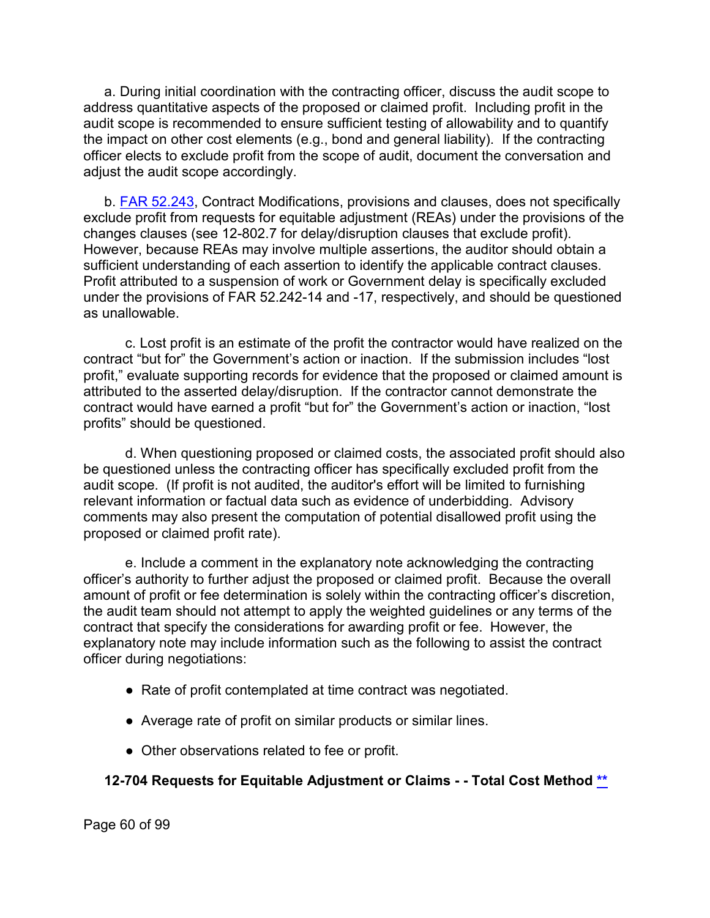a. During initial coordination with the contracting officer, discuss the audit scope to address quantitative aspects of the proposed or claimed profit. Including profit in the audit scope is recommended to ensure sufficient testing of allowability and to quantify the impact on other cost elements (e.g., bond and general liability). If the contracting officer elects to exclude profit from the scope of audit, document the conversation and adjust the audit scope accordingly.

b. [FAR 52.243](), Contract Modifications, provisions and clauses, does not specifically exclude profit from requests for equitable adjustment (REAs) under the provisions of the changes clauses (see 12-802.7 for delay/disruption clauses that exclude profit). However, because REAs may involve multiple assertions, the auditor should obtain a sufficient understanding of each assertion to identify the applicable contract clauses. Profit attributed to a suspension of work or Government delay is specifically excluded under the provisions of FAR 52.242-14 and -17, respectively, and should be questioned as unallowable.

c. Lost profit is an estimate of the profit the contractor would have realized on the contract "but for" the Government's action or inaction. If the submission includes "lost profit," evaluate supporting records for evidence that the proposed or claimed amount is attributed to the asserted delay/disruption. If the contractor cannot demonstrate the contract would have earned a profit "but for" the Government's action or inaction, "lost profits" should be questioned.

d. When questioning proposed or claimed costs, the associated profit should also be questioned unless the contracting officer has specifically excluded profit from the audit scope. (If profit is not audited, the auditor's effort will be limited to furnishing relevant information or factual data such as evidence of underbidding. Advisory comments may also present the computation of potential disallowed profit using the proposed or claimed profit rate).

e. Include a comment in the explanatory note acknowledging the contracting officer's authority to further adjust the proposed or claimed profit. Because the overall amount of profit or fee determination is solely within the contracting officer's discretion, the audit team should not attempt to apply the weighted guidelines or any terms of the contract that specify the considerations for awarding profit or fee. However, the explanatory note may include information such as the following to assist the contract officer during negotiations:

- Rate of profit contemplated at time contract was negotiated.
- Average rate of profit on similar products or similar lines.
- Other observations related to fee or profit.

**12-704 Requests for Equitable Adjustment or Claims - - Total Cost Method [**]()**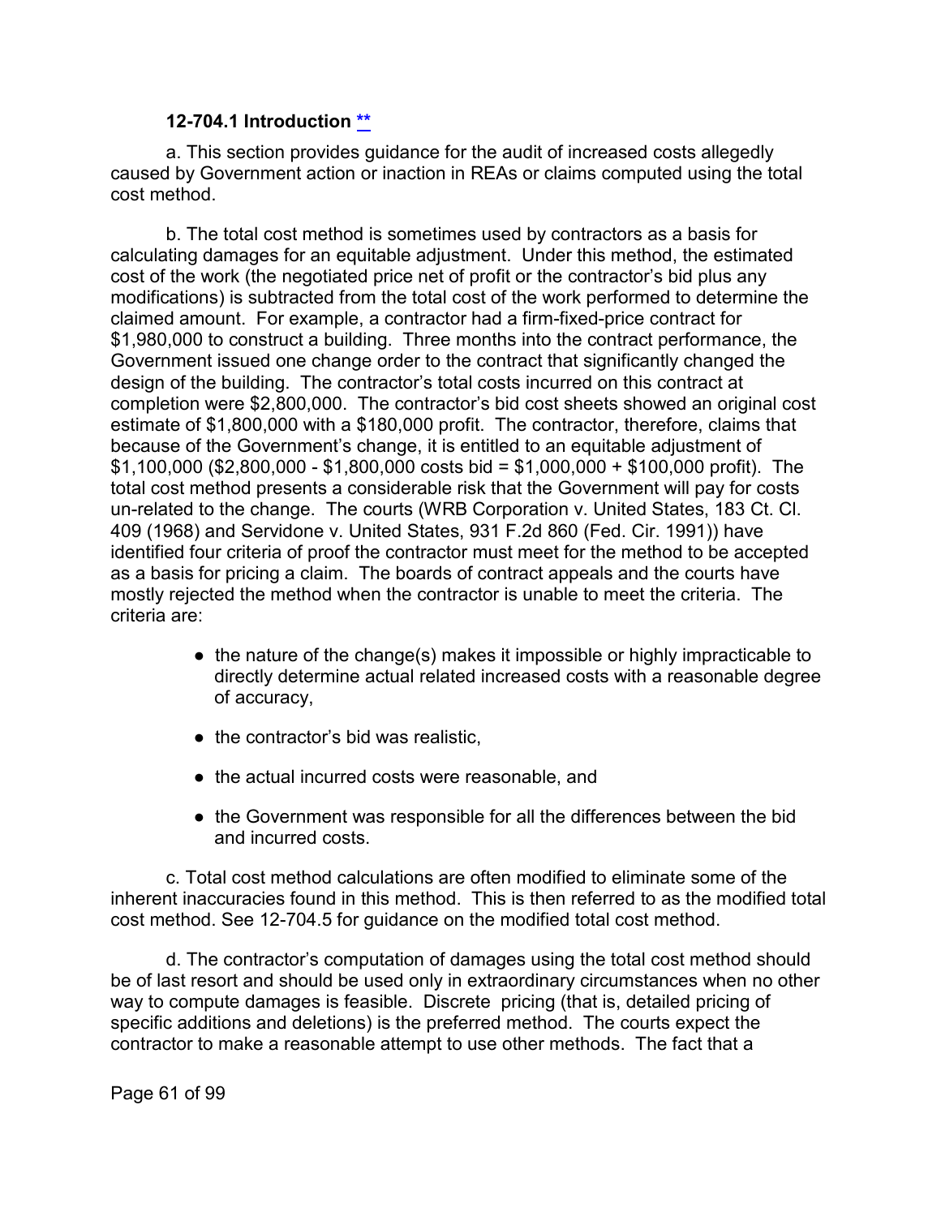#### 12-704.1 Introduction [**]

a. This section provides guidance for the audit of increased costs allegedly caused by Government action or inaction in REAs or claims computed using the total cost method.

b. The total cost method is sometimes used by contractors as a basis for calculating damages for an equitable adjustment. Under this method, the estimated cost of the work (the negotiated price net of profit or the contractor's bid plus any modifications) is subtracted from the total cost of the work performed to determine the claimed amount. For example, a contractor had a firm-fixed-price contract for $1,980,000 to construct a building. Three months into the contract performance, the Government issued one change order to the contract that significantly changed the design of the building. The contractor's total costs incurred on this contract at completion were $2,800,000. The contractor's bid cost sheets showed an original cost estimate of $1,800,000 with a $180,000 profit. The contractor, therefore, claims that because of the Government's change, it is entitled to an equitable adjustment of $1,100,000 ($2,800,000 - $1,800,000 costs bid = $1,000,000 + $100,000 profit). The total cost method presents a considerable risk that the Government will pay for costs un-related to the change. The courts (WRB Corporation v. United States, 183 Ct. Cl. 409 (1968) and Servidone v. United States, 931 F.2d 860 (Fed. Cir. 1991)) have identified four criteria of proof the contractor must meet for the method to be accepted as a basis for pricing a claim. The boards of contract appeals and the courts have mostly rejected the method when the contractor is unable to meet the criteria. The criteria are:

- the nature of the change(s) makes it impossible or highly impracticable to directly determine actual related increased costs with a reasonable degree of accuracy,
- the contractor's bid was realistic,
- the actual incurred costs were reasonable, and
- the Government was responsible for all the differences between the bid and incurred costs.

c. Total cost method calculations are often modified to eliminate some of the inherent inaccuracies found in this method. This is then referred to as the modified total cost method. See 12-704.5 for guidance on the modified total cost method.

d. The contractor's computation of damages using the total cost method should be of last resort and should be used only in extraordinary circumstances when no other way to compute damages is feasible. Discrete pricing (that is, detailed pricing of specific additions and deletions) is the preferred method. The courts expect the contractor to make a reasonable attempt to use other methods. The fact that a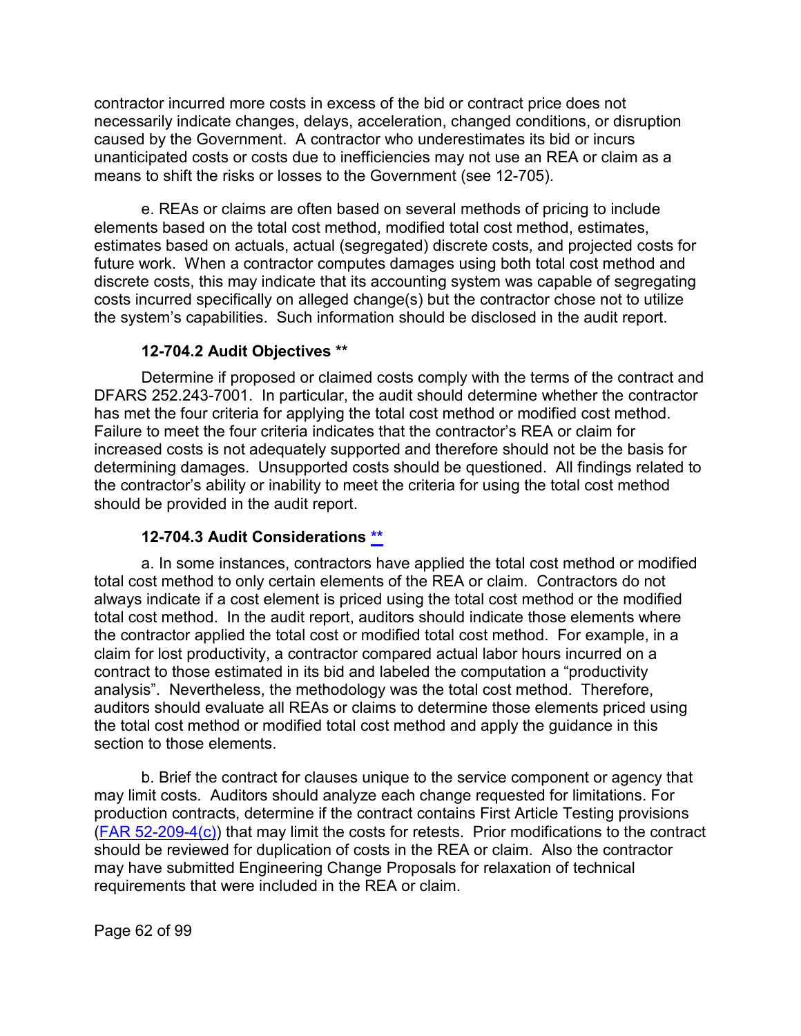contractor incurred more costs in excess of the bid or contract price does not necessarily indicate changes, delays, acceleration, changed conditions, or disruption caused by the Government. A contractor who underestimates its bid or incurs unanticipated costs or costs due to inefficiencies may not use an REA or claim as a means to shift the risks or losses to the Government (see 12-705).

e. REAs or claims are often based on several methods of pricing to include elements based on the total cost method, modified total cost method, estimates, estimates based on actuals, actual (segregated) discrete costs, and projected costs for future work. When a contractor computes damages using both total cost method and discrete costs, this may indicate that its accounting system was capable of segregating costs incurred specifically on alleged change(s) but the contractor chose not to utilize the system's capabilities. Such information should be disclosed in the audit report.

### 12-704.2 Audit Objectives **

Determine if proposed or claimed costs comply with the terms of the contract and DFARS 252.243-7001. In particular, the audit should determine whether the contractor has met the four criteria for applying the total cost method or modified cost method. Failure to meet the four criteria indicates that the contractor's REA or claim for increased costs is not adequately supported and therefore should not be the basis for determining damages. Unsupported costs should be questioned. All findings related to the contractor's ability or inability to meet the criteria for using the total cost method should be provided in the audit report.

### 12-704.3 Audit Considerations **

a. In some instances, contractors have applied the total cost method or modified total cost method to only certain elements of the REA or claim. Contractors do not always indicate if a cost element is priced using the total cost method or the modified total cost method. In the audit report, auditors should indicate those elements where the contractor applied the total cost or modified total cost method. For example, in a claim for lost productivity, a contractor compared actual labor hours incurred on a contract to those estimated in its bid and labeled the computation a "productivity analysis". Nevertheless, the methodology was the total cost method. Therefore, auditors should evaluate all REAs or claims to determine those elements priced using the total cost method or modified total cost method and apply the guidance in this section to those elements.

b. Brief the contract for clauses unique to the service component or agency that may limit costs. Auditors should analyze each change requested for limitations. For production contracts, determine if the contract contains First Article Testing provisions (FAR 52-209-4(c)) that may limit the costs for retests. Prior modifications to the contract should be reviewed for duplication of costs in the REA or claim. Also the contractor may have submitted Engineering Change Proposals for relaxation of technical requirements that were included in the REA or claim.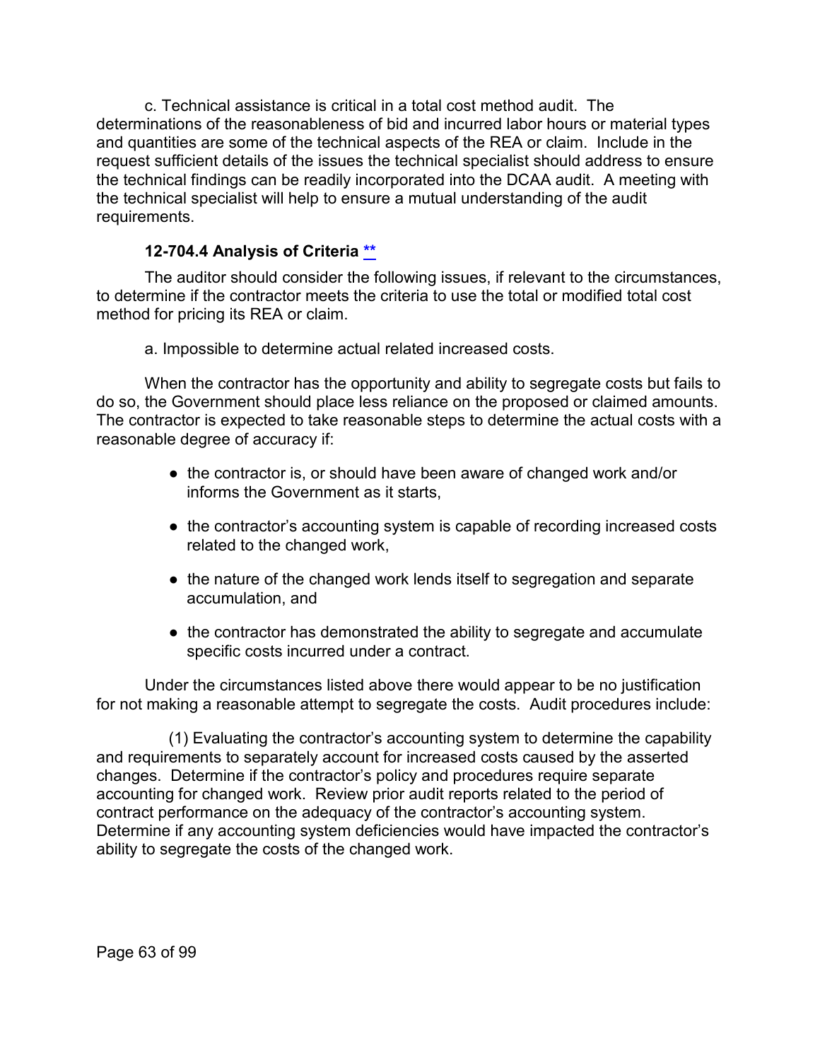c. Technical assistance is critical in a total cost method audit. The determinations of the reasonableness of bid and incurred labor hours or material types and quantities are some of the technical aspects of the REA or claim. Include in the request sufficient details of the issues the technical specialist should address to ensure the technical findings can be readily incorporated into the DCAA audit. A meeting with the technical specialist will help to ensure a mutual understanding of the audit requirements.

### 12-704.4 Analysis of Criteria **

The auditor should consider the following issues, if relevant to the circumstances, to determine if the contractor meets the criteria to use the total or modified total cost method for pricing its REA or claim.

a. Impossible to determine actual related increased costs.

When the contractor has the opportunity and ability to segregate costs but fails to do so, the Government should place less reliance on the proposed or claimed amounts. The contractor is expected to take reasonable steps to determine the actual costs with a reasonable degree of accuracy if:

- the contractor is, or should have been aware of changed work and/or informs the Government as it starts,
- the contractor's accounting system is capable of recording increased costs related to the changed work,
- the nature of the changed work lends itself to segregation and separate accumulation, and
- the contractor has demonstrated the ability to segregate and accumulate specific costs incurred under a contract.

Under the circumstances listed above there would appear to be no justification for not making a reasonable attempt to segregate the costs. Audit procedures include:

(1) Evaluating the contractor's accounting system to determine the capability and requirements to separately account for increased costs caused by the asserted changes. Determine if the contractor's policy and procedures require separate accounting for changed work. Review prior audit reports related to the period of contract performance on the adequacy of the contractor's accounting system. Determine if any accounting system deficiencies would have impacted the contractor's ability to segregate the costs of the changed work.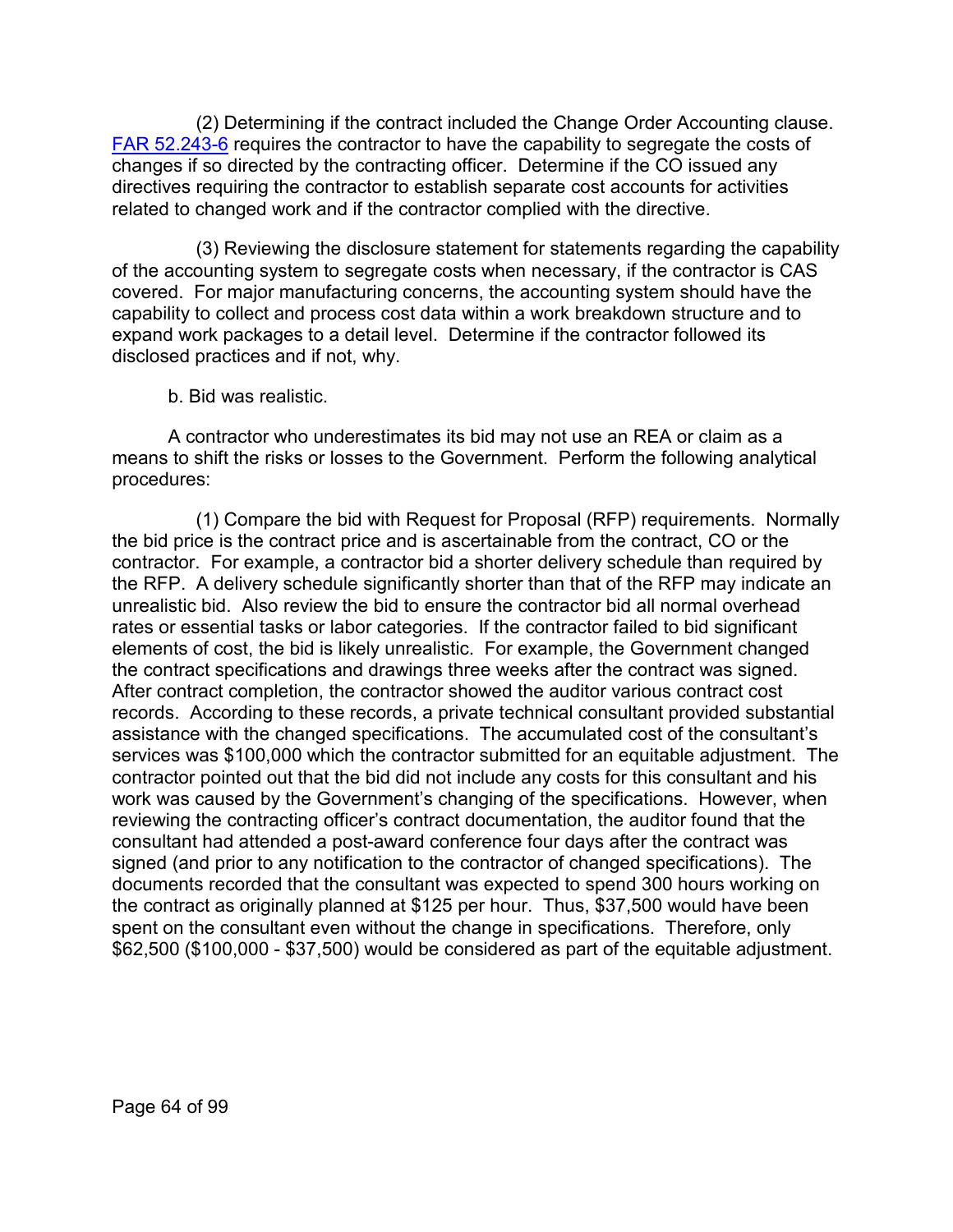(2) Determining if the contract included the Change Order Accounting clause. [FAR 52.243-6](#) requires the contractor to have the capability to segregate the costs of changes if so directed by the contracting officer. Determine if the CO issued any directives requiring the contractor to establish separate cost accounts for activities related to changed work and if the contractor complied with the directive.

(3) Reviewing the disclosure statement for statements regarding the capability of the accounting system to segregate costs when necessary, if the contractor is CAS covered. For major manufacturing concerns, the accounting system should have the capability to collect and process cost data within a work breakdown structure and to expand work packages to a detail level. Determine if the contractor followed its disclosed practices and if not, why.

b. Bid was realistic.

A contractor who underestimates its bid may not use an REA or claim as a means to shift the risks or losses to the Government. Perform the following analytical procedures:

(1) Compare the bid with Request for Proposal (RFP) requirements. Normally the bid price is the contract price and is ascertainable from the contract, CO or the contractor. For example, a contractor bid a shorter delivery schedule than required by the RFP. A delivery schedule significantly shorter than that of the RFP may indicate an unrealistic bid. Also review the bid to ensure the contractor bid all normal overhead rates or essential tasks or labor categories. If the contractor failed to bid significant elements of cost, the bid is likely unrealistic. For example, the Government changed the contract specifications and drawings three weeks after the contract was signed. After contract completion, the contractor showed the auditor various contract cost records. According to these records, a private technical consultant provided substantial assistance with the changed specifications. The accumulated cost of the consultant's services was $100,000 which the contractor submitted for an equitable adjustment. The contractor pointed out that the bid did not include any costs for this consultant and his work was caused by the Government's changing of the specifications. However, when reviewing the contracting officer's contract documentation, the auditor found that the consultant had attended a post-award conference four days after the contract was signed (and prior to any notification to the contractor of changed specifications). The documents recorded that the consultant was expected to spend 300 hours working on the contract as originally planned at $125 per hour. Thus, $37,500 would have been spent on the consultant even without the change in specifications. Therefore, only $62,500 ($100,000 - $37,500) would be considered as part of the equitable adjustment.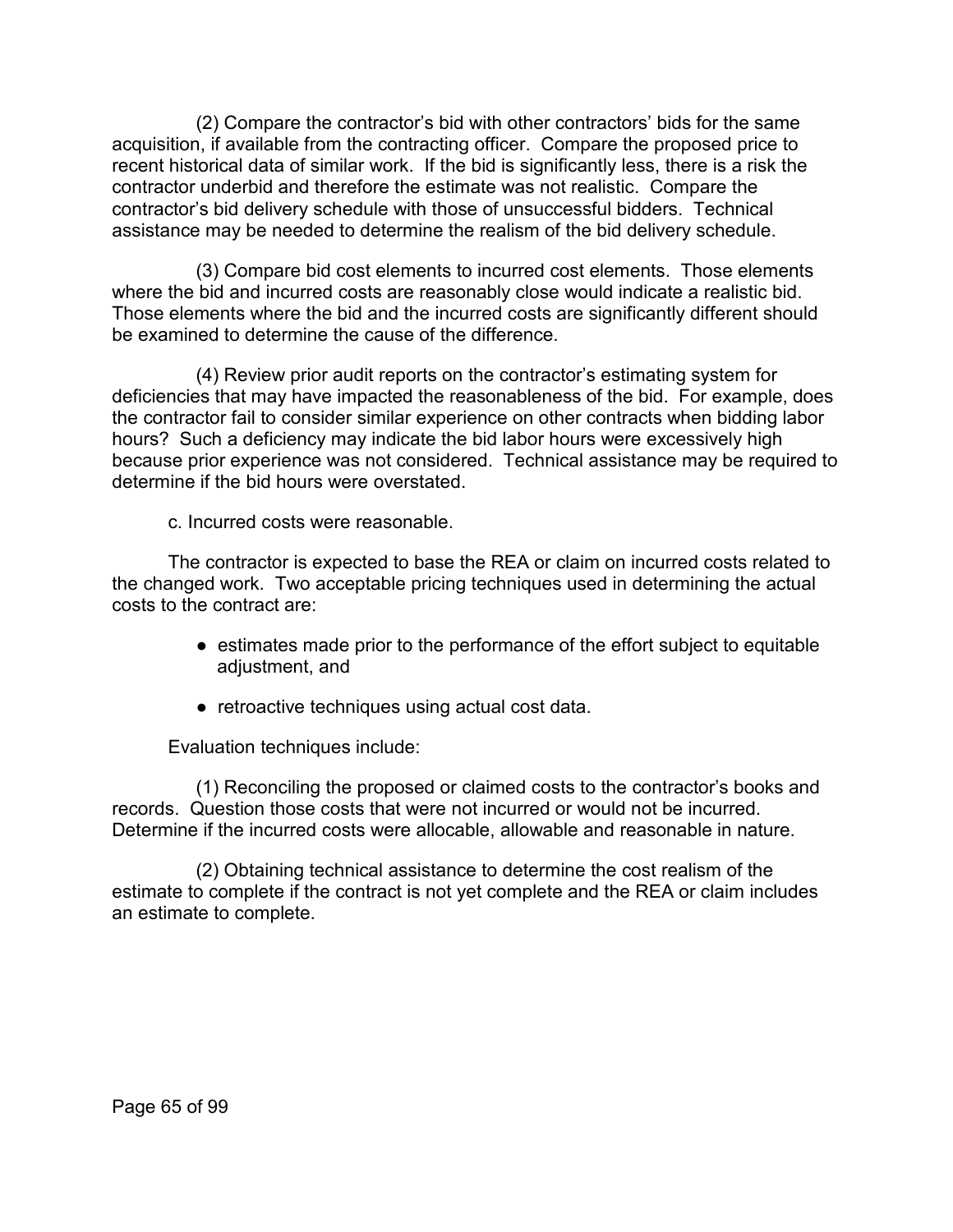(2) Compare the contractor's bid with other contractors' bids for the same acquisition, if available from the contracting officer. Compare the proposed price to recent historical data of similar work. If the bid is significantly less, there is a risk the contractor underbid and therefore the estimate was not realistic. Compare the contractor's bid delivery schedule with those of unsuccessful bidders. Technical assistance may be needed to determine the realism of the bid delivery schedule.

(3) Compare bid cost elements to incurred cost elements. Those elements where the bid and incurred costs are reasonably close would indicate a realistic bid. Those elements where the bid and the incurred costs are significantly different should be examined to determine the cause of the difference.

(4) Review prior audit reports on the contractor's estimating system for deficiencies that may have impacted the reasonableness of the bid. For example, does the contractor fail to consider similar experience on other contracts when bidding labor hours? Such a deficiency may indicate the bid labor hours were excessively high because prior experience was not considered. Technical assistance may be required to determine if the bid hours were overstated.

c. Incurred costs were reasonable.

The contractor is expected to base the REA or claim on incurred costs related to the changed work. Two acceptable pricing techniques used in determining the actual costs to the contract are:

- estimates made prior to the performance of the effort subject to equitable adjustment, and
- retroactive techniques using actual cost data.

Evaluation techniques include:

(1) Reconciling the proposed or claimed costs to the contractor's books and records. Question those costs that were not incurred or would not be incurred. Determine if the incurred costs were allocable, allowable and reasonable in nature.

(2) Obtaining technical assistance to determine the cost realism of the estimate to complete if the contract is not yet complete and the REA or claim includes an estimate to complete.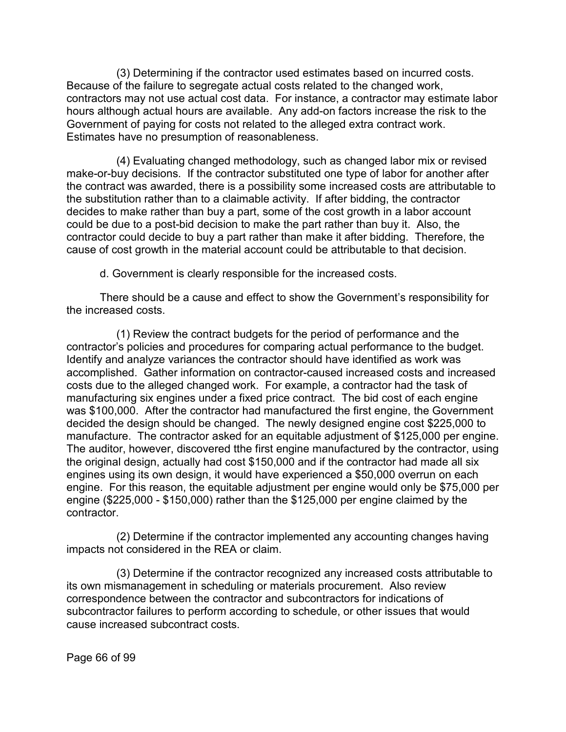(3) Determining if the contractor used estimates based on incurred costs. Because of the failure to segregate actual costs related to the changed work, contractors may not use actual cost data. For instance, a contractor may estimate labor hours although actual hours are available. Any add-on factors increase the risk to the Government of paying for costs not related to the alleged extra contract work. Estimates have no presumption of reasonableness.

(4) Evaluating changed methodology, such as changed labor mix or revised make-or-buy decisions. If the contractor substituted one type of labor for another after the contract was awarded, there is a possibility some increased costs are attributable to the substitution rather than to a claimable activity. If after bidding, the contractor decides to make rather than buy a part, some of the cost growth in a labor account could be due to a post-bid decision to make the part rather than buy it. Also, the contractor could decide to buy a part rather than make it after bidding. Therefore, the cause of cost growth in the material account could be attributable to that decision.

d. Government is clearly responsible for the increased costs.

There should be a cause and effect to show the Government's responsibility for the increased costs.

(1) Review the contract budgets for the period of performance and the contractor's policies and procedures for comparing actual performance to the budget. Identify and analyze variances the contractor should have identified as work was accomplished. Gather information on contractor-caused increased costs and increased costs due to the alleged changed work. For example, a contractor had the task of manufacturing six engines under a fixed price contract. The bid cost of each engine was $100,000. After the contractor had manufactured the first engine, the Government decided the design should be changed. The newly designed engine cost $225,000 to manufacture. The contractor asked for an equitable adjustment of $125,000 per engine. The auditor, however, discovered tthe first engine manufactured by the contractor, using the original design, actually had cost $150,000 and if the contractor had made all six engines using its own design, it would have experienced a $50,000 overrun on each engine. For this reason, the equitable adjustment per engine would only be $75,000 per engine ($225,000 - $150,000) rather than the $125,000 per engine claimed by the contractor.

(2) Determine if the contractor implemented any accounting changes having impacts not considered in the REA or claim.

(3) Determine if the contractor recognized any increased costs attributable to its own mismanagement in scheduling or materials procurement. Also review correspondence between the contractor and subcontractors for indications of subcontractor failures to perform according to schedule, or other issues that would cause increased subcontract costs.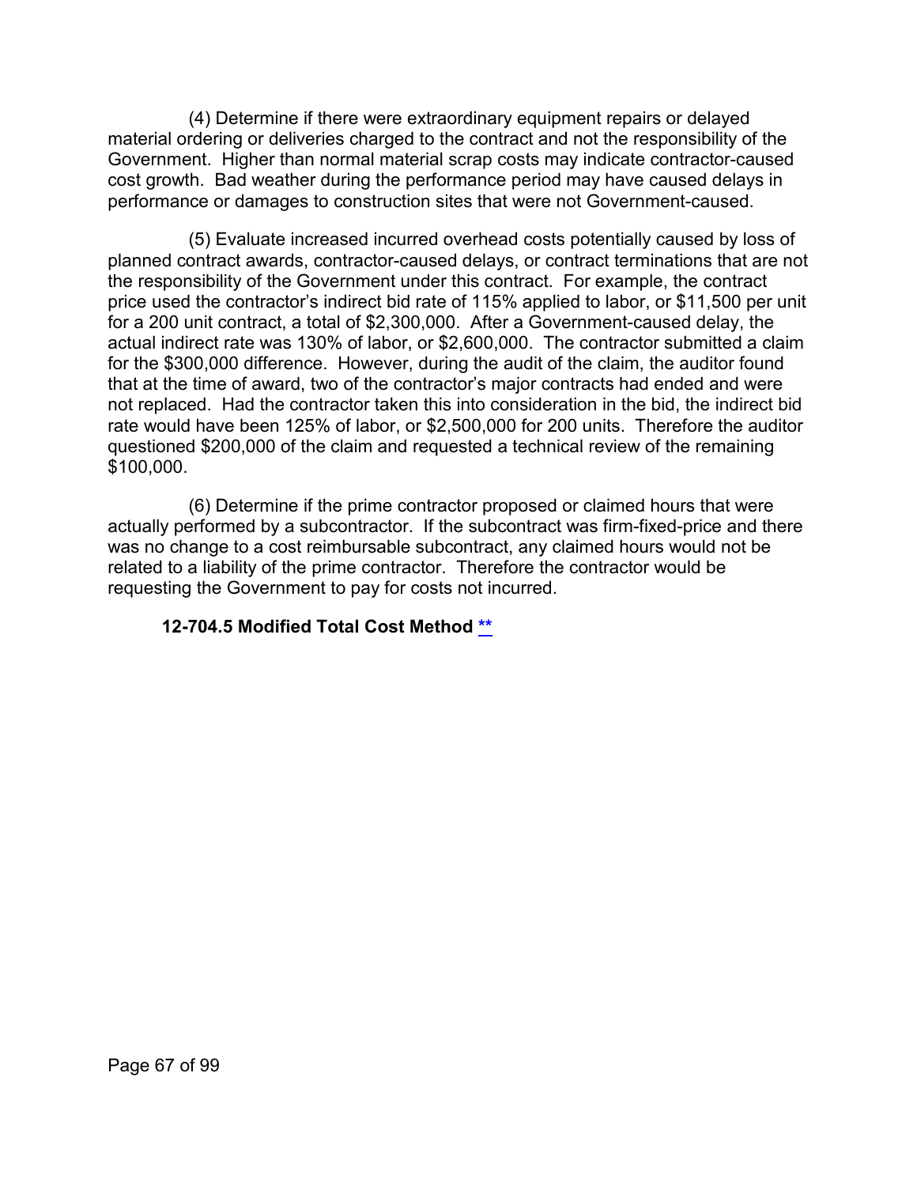(4) Determine if there were extraordinary equipment repairs or delayed material ordering or deliveries charged to the contract and not the responsibility of the Government. Higher than normal material scrap costs may indicate contractor-caused cost growth. Bad weather during the performance period may have caused delays in performance or damages to construction sites that were not Government-caused.

(5) Evaluate increased incurred overhead costs potentially caused by loss of planned contract awards, contractor-caused delays, or contract terminations that are not the responsibility of the Government under this contract. For example, the contract price used the contractor's indirect bid rate of 115% applied to labor, or $11,500 per unit for a 200 unit contract, a total of $2,300,000. After a Government-caused delay, the actual indirect rate was 130% of labor, or $2,600,000. The contractor submitted a claim for the $300,000 difference. However, during the audit of the claim, the auditor found that at the time of award, two of the contractor's major contracts had ended and were not replaced. Had the contractor taken this into consideration in the bid, the indirect bid rate would have been 125% of labor, or $2,500,000 for 200 units. Therefore the auditor questioned $200,000 of the claim and requested a technical review of the remaining $100,000.

(6) Determine if the prime contractor proposed or claimed hours that were actually performed by a subcontractor. If the subcontract was firm-fixed-price and there was no change to a cost reimbursable subcontract, any claimed hours would not be related to a liability of the prime contractor. Therefore the contractor would be requesting the Government to pay for costs not incurred.

### 12-704.5 Modified Total Cost Method **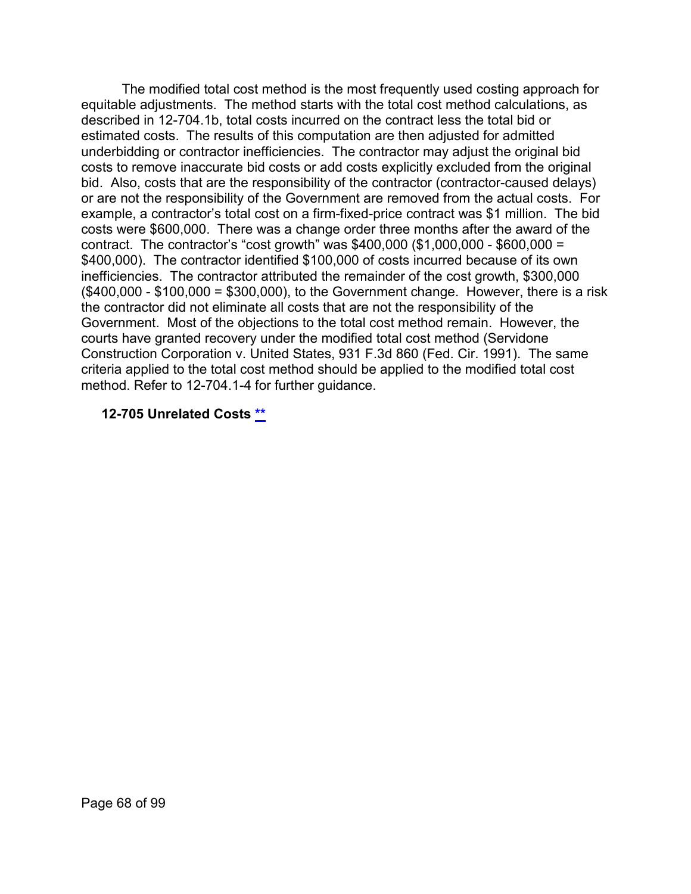The modified total cost method is the most frequently used costing approach for equitable adjustments. The method starts with the total cost method calculations, as described in 12-704.1b, total costs incurred on the contract less the total bid or estimated costs. The results of this computation are then adjusted for admitted underbidding or contractor inefficiencies. The contractor may adjust the original bid costs to remove inaccurate bid costs or add costs explicitly excluded from the original bid. Also, costs that are the responsibility of the contractor (contractor-caused delays) or are not the responsibility of the Government are removed from the actual costs. For example, a contractor's total cost on a firm-fixed-price contract was $1 million. The bid costs were $600,000. There was a change order three months after the award of the contract. The contractor's "cost growth" was $400,000 ($1,000,000 - $600,000 = $400,000). The contractor identified $100,000 of costs incurred because of its own inefficiencies. The contractor attributed the remainder of the cost growth, $300,000 ($400,000 - $100,000 = $300,000), to the Government change. However, there is a risk the contractor did not eliminate all costs that are not the responsibility of the Government. Most of the objections to the total cost method remain. However, the courts have granted recovery under the modified total cost method (Servidone Construction Corporation v. United States, 931 F.3d 860 (Fed. Cir. 1991). The same criteria applied to the total cost method should be applied to the modified total cost method. Refer to 12-704.1-4 for further guidance.

### 12-705 Unrelated Costs **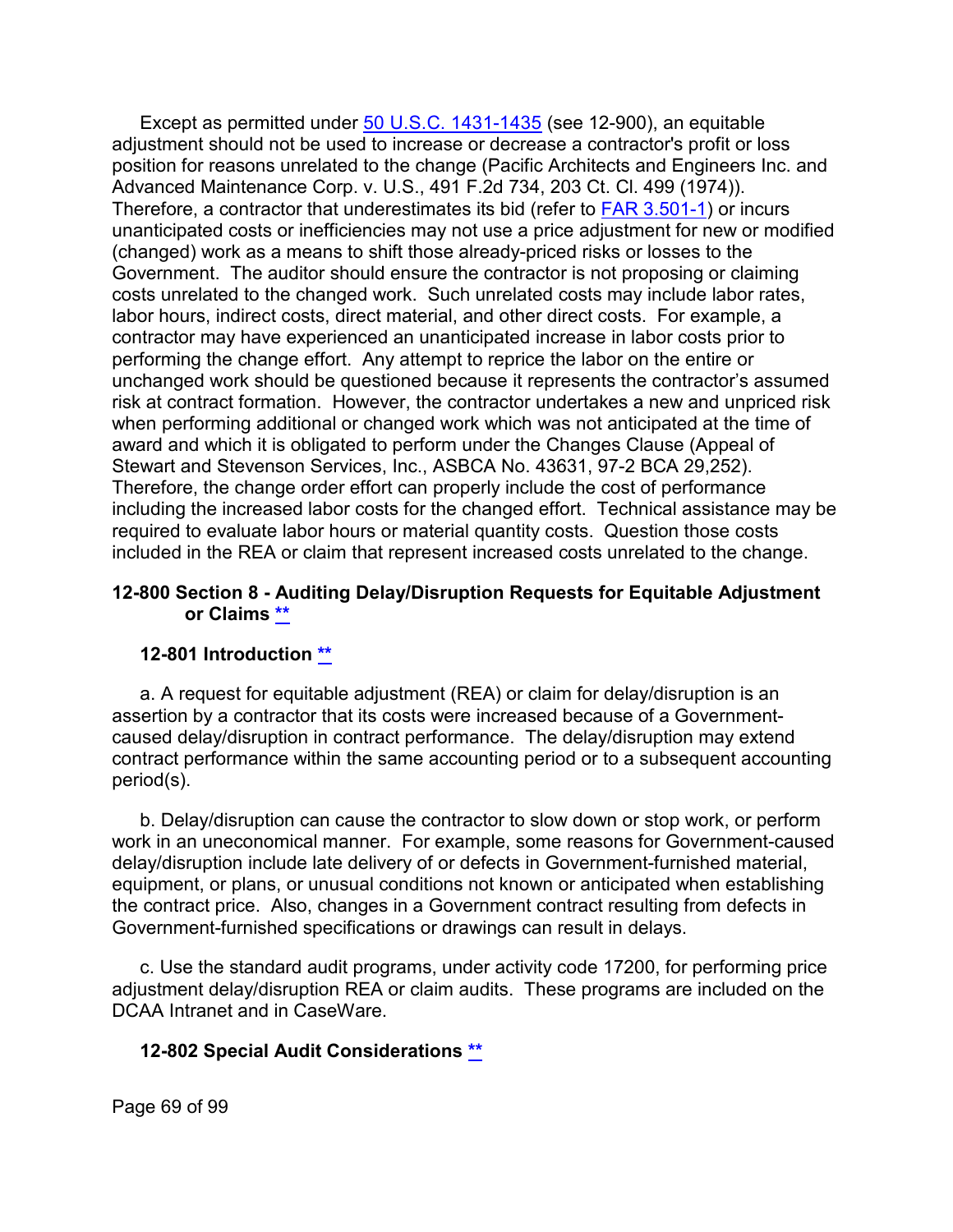Except as permitted under [50 U.S.C. 1431-1435](#) (see 12-900), an equitable adjustment should not be used to increase or decrease a contractor's profit or loss position for reasons unrelated to the change (Pacific Architects and Engineers Inc. and Advanced Maintenance Corp. v. U.S., 491 F.2d 734, 203 Ct. Cl. 499 (1974)). Therefore, a contractor that underestimates its bid (refer to [FAR 3.501-1](#)) or incurs unanticipated costs or inefficiencies may not use a price adjustment for new or modified (changed) work as a means to shift those already-priced risks or losses to the Government. The auditor should ensure the contractor is not proposing or claiming costs unrelated to the changed work. Such unrelated costs may include labor rates, labor hours, indirect costs, direct material, and other direct costs. For example, a contractor may have experienced an unanticipated increase in labor costs prior to performing the change effort. Any attempt to reprice the labor on the entire or unchanged work should be questioned because it represents the contractor's assumed risk at contract formation. However, the contractor undertakes a new and unpriced risk when performing additional or changed work which was not anticipated at the time of award and which it is obligated to perform under the Changes Clause (Appeal of Stewart and Stevenson Services, Inc., ASBCA No. 43631, 97-2 BCA 29,252). Therefore, the change order effort can properly include the cost of performance including the increased labor costs for the changed effort. Technical assistance may be required to evaluate labor hours or material quantity costs. Question those costs included in the REA or claim that represent increased costs unrelated to the change.

## 12-800 Section 8 - Auditing Delay/Disruption Requests for Equitable Adjustment or Claims [**](#)

### 12-801 Introduction [**](#)

a. A request for equitable adjustment (REA) or claim for delay/disruption is an assertion by a contractor that its costs were increased because of a Government-caused delay/disruption in contract performance. The delay/disruption may extend contract performance within the same accounting period or to a subsequent accounting period(s).

b. Delay/disruption can cause the contractor to slow down or stop work, or perform work in an uneconomical manner. For example, some reasons for Government-caused delay/disruption include late delivery of or defects in Government-furnished material, equipment, or plans, or unusual conditions not known or anticipated when establishing the contract price. Also, changes in a Government contract resulting from defects in Government-furnished specifications or drawings can result in delays.

c. Use the standard audit programs, under activity code 17200, for performing price adjustment delay/disruption REA or claim audits. These programs are included on the DCAA Intranet and in CaseWare.

### 12-802 Special Audit Considerations [**](#)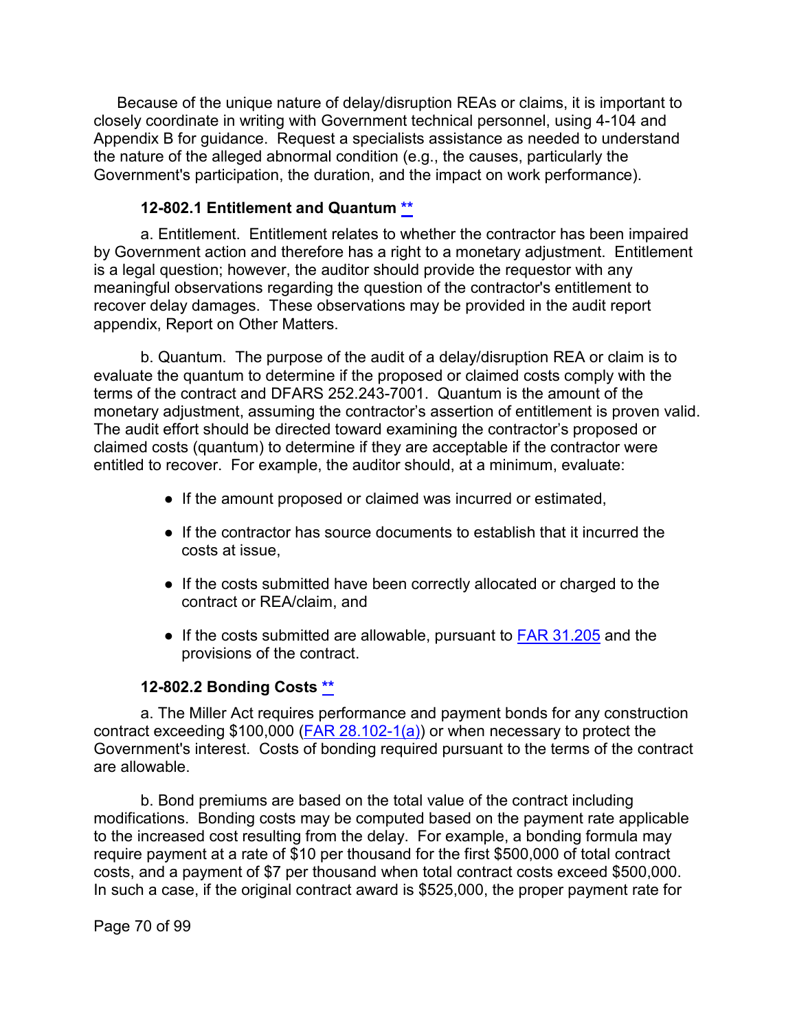Because of the unique nature of delay/disruption REAs or claims, it is important to closely coordinate in writing with Government technical personnel, using 4-104 and Appendix B for guidance. Request a specialists assistance as needed to understand the nature of the alleged abnormal condition (e.g., the causes, particularly the Government's participation, the duration, and the impact on work performance).

### 12-802.1 Entitlement and Quantum **

a. Entitlement. Entitlement relates to whether the contractor has been impaired by Government action and therefore has a right to a monetary adjustment. Entitlement is a legal question; however, the auditor should provide the requestor with any meaningful observations regarding the question of the contractor's entitlement to recover delay damages. These observations may be provided in the audit report appendix, Report on Other Matters.

b. Quantum. The purpose of the audit of a delay/disruption REA or claim is to evaluate the quantum to determine if the proposed or claimed costs comply with the terms of the contract and DFARS 252.243-7001. Quantum is the amount of the monetary adjustment, assuming the contractor's assertion of entitlement is proven valid. The audit effort should be directed toward examining the contractor's proposed or claimed costs (quantum) to determine if they are acceptable if the contractor were entitled to recover. For example, the auditor should, at a minimum, evaluate:

- If the amount proposed or claimed was incurred or estimated,
- If the contractor has source documents to establish that it incurred the costs at issue,
- If the costs submitted have been correctly allocated or charged to the contract or REA/claim, and
- If the costs submitted are allowable, pursuant to FAR 31.205 and the provisions of the contract.

### 12-802.2 Bonding Costs **

a. The Miller Act requires performance and payment bonds for any construction contract exceeding $100,000 (FAR 28.102-1(a)) or when necessary to protect the Government's interest. Costs of bonding required pursuant to the terms of the contract are allowable.

b. Bond premiums are based on the total value of the contract including modifications. Bonding costs may be computed based on the payment rate applicable to the increased cost resulting from the delay. For example, a bonding formula may require payment at a rate of $10 per thousand for the first $500,000 of total contract costs, and a payment of $7 per thousand when total contract costs exceed $500,000. In such a case, if the original contract award is $525,000, the proper payment rate for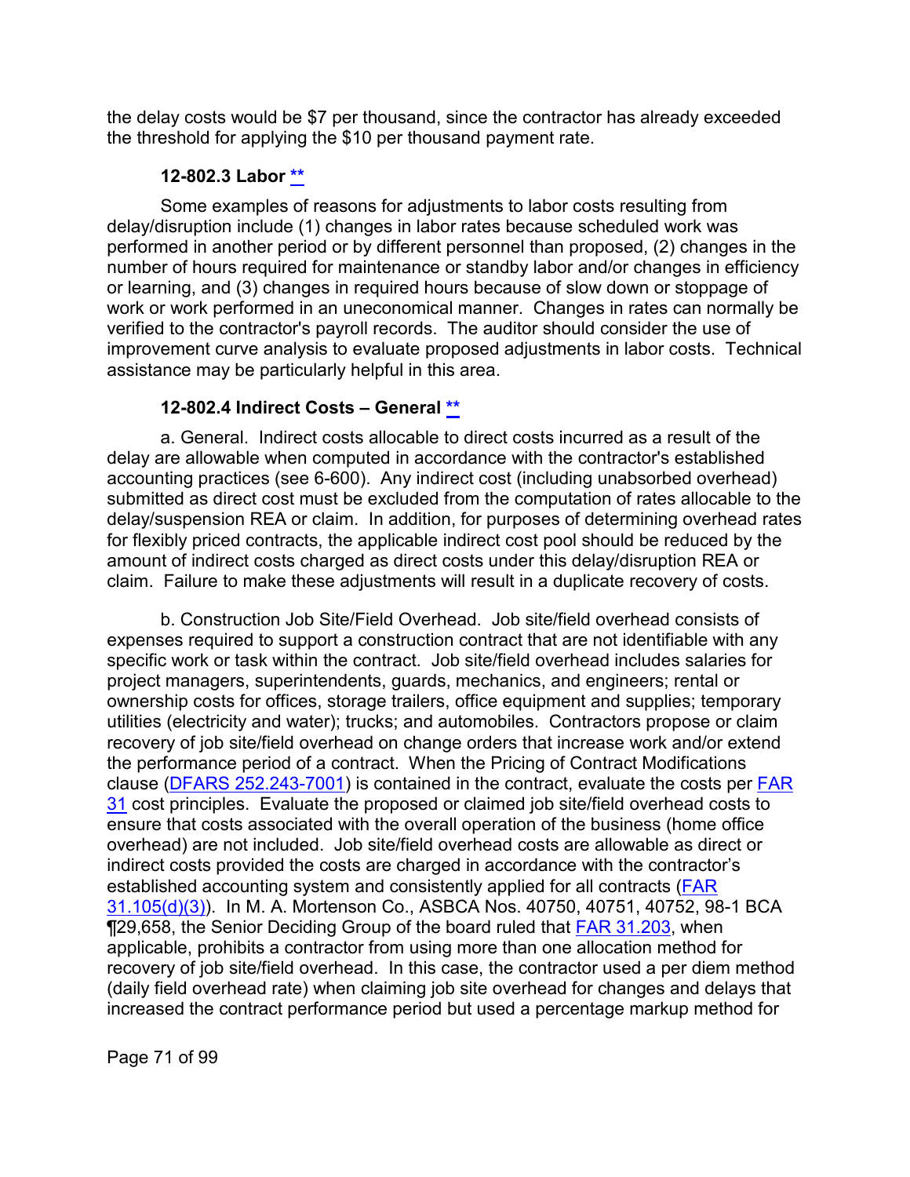the delay costs would be $7 per thousand, since the contractor has already exceeded the threshold for applying the $10 per thousand payment rate.

### 12-802.3 Labor **

Some examples of reasons for adjustments to labor costs resulting from delay/disruption include (1) changes in labor rates because scheduled work was performed in another period or by different personnel than proposed, (2) changes in the number of hours required for maintenance or standby labor and/or changes in efficiency or learning, and (3) changes in required hours because of slow down or stoppage of work or work performed in an uneconomical manner. Changes in rates can normally be verified to the contractor's payroll records. The auditor should consider the use of improvement curve analysis to evaluate proposed adjustments in labor costs. Technical assistance may be particularly helpful in this area.

### 12-802.4 Indirect Costs – General **

a. General. Indirect costs allocable to direct costs incurred as a result of the delay are allowable when computed in accordance with the contractor's established accounting practices (see 6-600). Any indirect cost (including unabsorbed overhead) submitted as direct cost must be excluded from the computation of rates allocable to the delay/suspension REA or claim. In addition, for purposes of determining overhead rates for flexibly priced contracts, the applicable indirect cost pool should be reduced by the amount of indirect costs charged as direct costs under this delay/disruption REA or claim. Failure to make these adjustments will result in a duplicate recovery of costs.

b. Construction Job Site/Field Overhead. Job site/field overhead consists of expenses required to support a construction contract that are not identifiable with any specific work or task within the contract. Job site/field overhead includes salaries for project managers, superintendents, guards, mechanics, and engineers; rental or ownership costs for offices, storage trailers, office equipment and supplies; temporary utilities (electricity and water); trucks; and automobiles. Contractors propose or claim recovery of job site/field overhead on change orders that increase work and/or extend the performance period of a contract. When the Pricing of Contract Modifications clause (DFARS 252.243-7001) is contained in the contract, evaluate the costs per FAR 31 cost principles. Evaluate the proposed or claimed job site/field overhead costs to ensure that costs associated with the overall operation of the business (home office overhead) are not included. Job site/field overhead costs are allowable as direct or indirect costs provided the costs are charged in accordance with the contractor's established accounting system and consistently applied for all contracts (FAR 31.105(d)(3)). In M. A. Mortenson Co., ASBCA Nos. 40750, 40751, 40752, 98-1 BCA ¶29,658, the Senior Deciding Group of the board ruled that FAR 31.203, when applicable, prohibits a contractor from using more than one allocation method for recovery of job site/field overhead. In this case, the contractor used a per diem method (daily field overhead rate) when claiming job site overhead for changes and delays that increased the contract performance period but used a percentage markup method for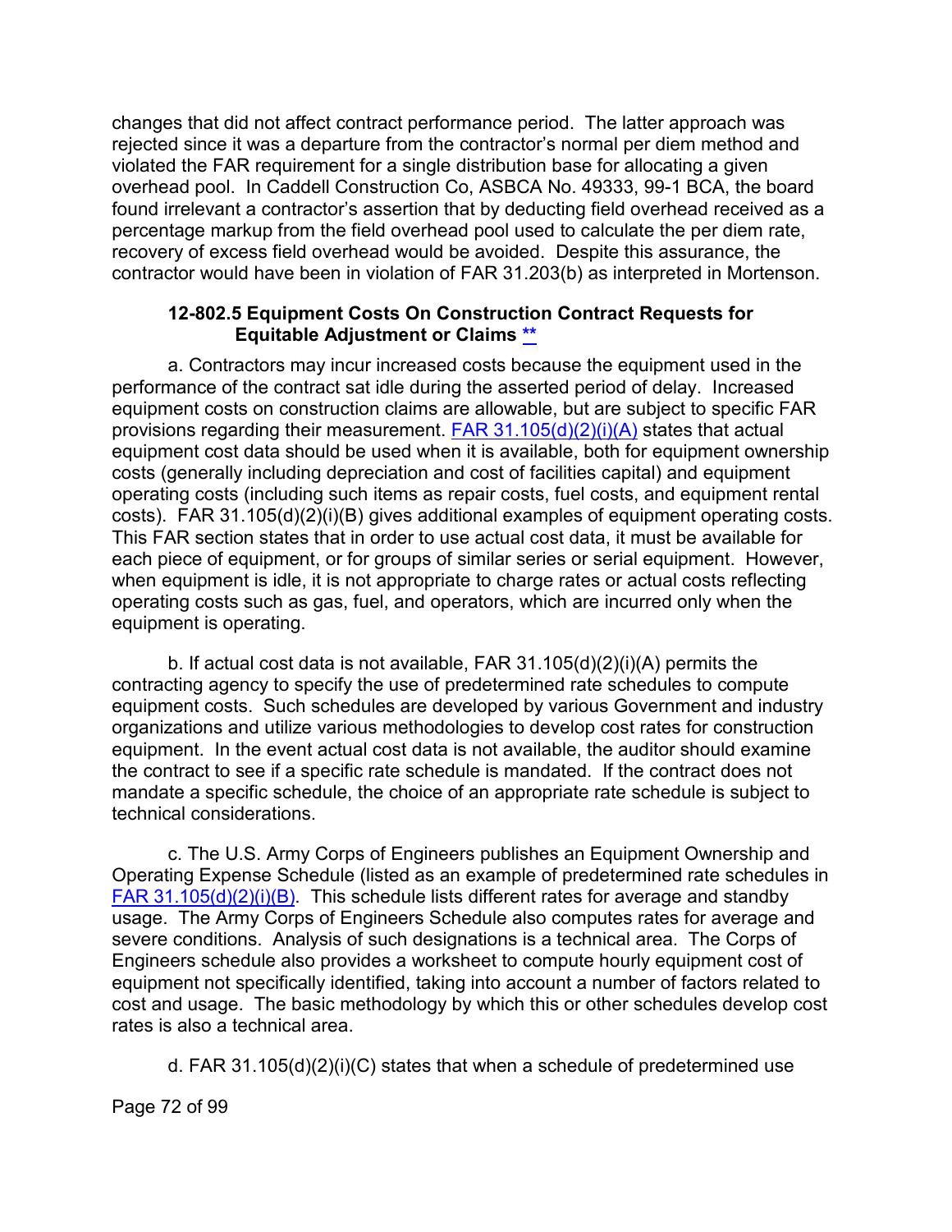changes that did not affect contract performance period. The latter approach was rejected since it was a departure from the contractor's normal per diem method and violated the FAR requirement for a single distribution base for allocating a given overhead pool. In Caddell Construction Co, ASBCA No. 49333, 99-1 BCA, the board found irrelevant a contractor's assertion that by deducting field overhead received as a percentage markup from the field overhead pool used to calculate the per diem rate, recovery of excess field overhead would be avoided. Despite this assurance, the contractor would have been in violation of FAR 31.203(b) as interpreted in Mortenson.

### 12-802.5 Equipment Costs On Construction Contract Requests for Equitable Adjustment or Claims **

a. Contractors may incur increased costs because the equipment used in the performance of the contract sat idle during the asserted period of delay. Increased equipment costs on construction claims are allowable, but are subject to specific FAR provisions regarding their measurement. FAR 31.105(d)(2)(i)(A) states that actual equipment cost data should be used when it is available, both for equipment ownership costs (generally including depreciation and cost of facilities capital) and equipment operating costs (including such items as repair costs, fuel costs, and equipment rental costs). FAR 31.105(d)(2)(i)(B) gives additional examples of equipment operating costs. This FAR section states that in order to use actual cost data, it must be available for each piece of equipment, or for groups of similar series or serial equipment. However, when equipment is idle, it is not appropriate to charge rates or actual costs reflecting operating costs such as gas, fuel, and operators, which are incurred only when the equipment is operating.

b. If actual cost data is not available, FAR 31.105(d)(2)(i)(A) permits the contracting agency to specify the use of predetermined rate schedules to compute equipment costs. Such schedules are developed by various Government and industry organizations and utilize various methodologies to develop cost rates for construction equipment. In the event actual cost data is not available, the auditor should examine the contract to see if a specific rate schedule is mandated. If the contract does not mandate a specific schedule, the choice of an appropriate rate schedule is subject to technical considerations.

c. The U.S. Army Corps of Engineers publishes an Equipment Ownership and Operating Expense Schedule (listed as an example of predetermined rate schedules in FAR 31.105(d)(2)(i)(B). This schedule lists different rates for average and standby usage. The Army Corps of Engineers Schedule also computes rates for average and severe conditions. Analysis of such designations is a technical area. The Corps of Engineers schedule also provides a worksheet to compute hourly equipment cost of equipment not specifically identified, taking into account a number of factors related to cost and usage. The basic methodology by which this or other schedules develop cost rates is also a technical area.

d. FAR 31.105(d)(2)(i)(C) states that when a schedule of predetermined use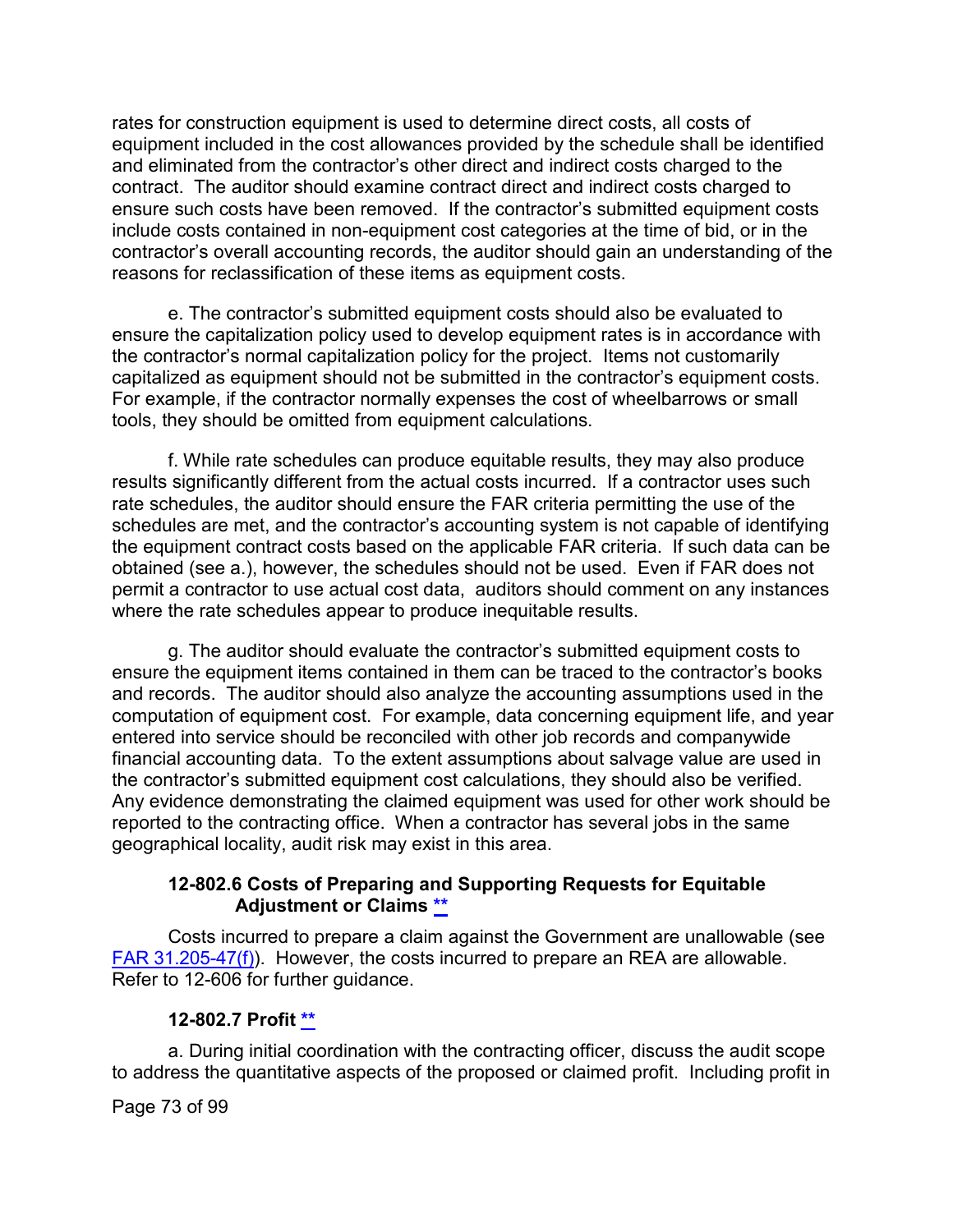rates for construction equipment is used to determine direct costs, all costs of equipment included in the cost allowances provided by the schedule shall be identified and eliminated from the contractor's other direct and indirect costs charged to the contract. The auditor should examine contract direct and indirect costs charged to ensure such costs have been removed. If the contractor's submitted equipment costs include costs contained in non-equipment cost categories at the time of bid, or in the contractor's overall accounting records, the auditor should gain an understanding of the reasons for reclassification of these items as equipment costs.

e. The contractor's submitted equipment costs should also be evaluated to ensure the capitalization policy used to develop equipment rates is in accordance with the contractor's normal capitalization policy for the project. Items not customarily capitalized as equipment should not be submitted in the contractor's equipment costs. For example, if the contractor normally expenses the cost of wheelbarrows or small tools, they should be omitted from equipment calculations.

f. While rate schedules can produce equitable results, they may also produce results significantly different from the actual costs incurred. If a contractor uses such rate schedules, the auditor should ensure the FAR criteria permitting the use of the schedules are met, and the contractor's accounting system is not capable of identifying the equipment contract costs based on the applicable FAR criteria. If such data can be obtained (see a.), however, the schedules should not be used. Even if FAR does not permit a contractor to use actual cost data, auditors should comment on any instances where the rate schedules appear to produce inequitable results.

g. The auditor should evaluate the contractor's submitted equipment costs to ensure the equipment items contained in them can be traced to the contractor's books and records. The auditor should also analyze the accounting assumptions used in the computation of equipment cost. For example, data concerning equipment life, and year entered into service should be reconciled with other job records and companywide financial accounting data. To the extent assumptions about salvage value are used in the contractor's submitted equipment cost calculations, they should also be verified. Any evidence demonstrating the claimed equipment was used for other work should be reported to the contracting office. When a contractor has several jobs in the same geographical locality, audit risk may exist in this area.

### 12-802.6 Costs of Preparing and Supporting Requests for Equitable Adjustment or Claims **

Costs incurred to prepare a claim against the Government are unallowable (see FAR 31.205-47(f)). However, the costs incurred to prepare an REA are allowable. Refer to 12-606 for further guidance.

### 12-802.7 Profit **

a. During initial coordination with the contracting officer, discuss the audit scope to address the quantitative aspects of the proposed or claimed profit. Including profit in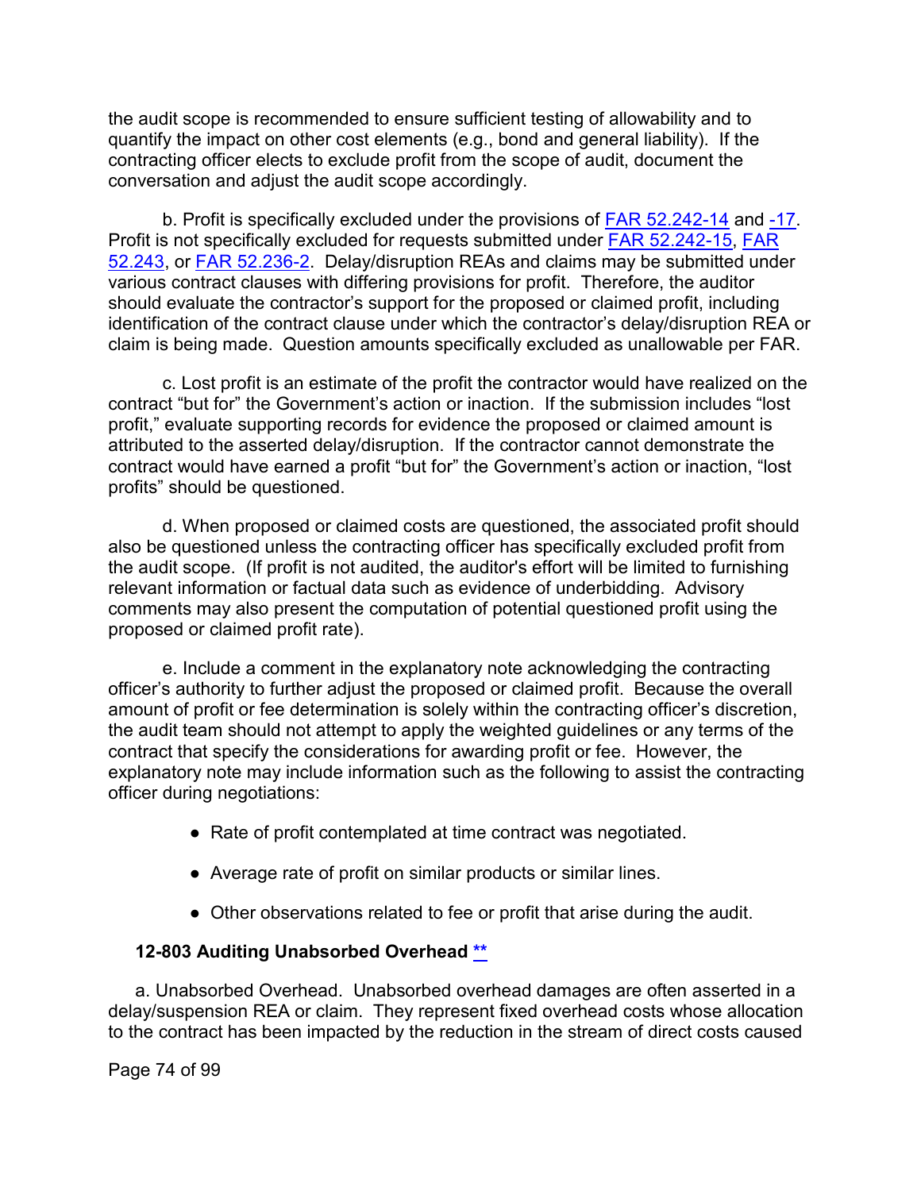the audit scope is recommended to ensure sufficient testing of allowability and to quantify the impact on other cost elements (e.g., bond and general liability). If the contracting officer elects to exclude profit from the scope of audit, document the conversation and adjust the audit scope accordingly.

b. Profit is specifically excluded under the provisions of FAR 52.242-14 and -17. Profit is not specifically excluded for requests submitted under FAR 52.242-15, FAR 52.243, or FAR 52.236-2. Delay/disruption REAs and claims may be submitted under various contract clauses with differing provisions for profit. Therefore, the auditor should evaluate the contractor's support for the proposed or claimed profit, including identification of the contract clause under which the contractor's delay/disruption REA or claim is being made. Question amounts specifically excluded as unallowable per FAR.

c. Lost profit is an estimate of the profit the contractor would have realized on the contract "but for" the Government's action or inaction. If the submission includes "lost profit," evaluate supporting records for evidence the proposed or claimed amount is attributed to the asserted delay/disruption. If the contractor cannot demonstrate the contract would have earned a profit "but for" the Government's action or inaction, "lost profits" should be questioned.

d. When proposed or claimed costs are questioned, the associated profit should also be questioned unless the contracting officer has specifically excluded profit from the audit scope. (If profit is not audited, the auditor's effort will be limited to furnishing relevant information or factual data such as evidence of underbidding. Advisory comments may also present the computation of potential questioned profit using the proposed or claimed profit rate).

e. Include a comment in the explanatory note acknowledging the contracting officer's authority to further adjust the proposed or claimed profit. Because the overall amount of profit or fee determination is solely within the contracting officer's discretion, the audit team should not attempt to apply the weighted guidelines or any terms of the contract that specify the considerations for awarding profit or fee. However, the explanatory note may include information such as the following to assist the contracting officer during negotiations:

- Rate of profit contemplated at time contract was negotiated.
- Average rate of profit on similar products or similar lines.
- Other observations related to fee or profit that arise during the audit.

### 12-803 Auditing Unabsorbed Overhead **

a. Unabsorbed Overhead. Unabsorbed overhead damages are often asserted in a delay/suspension REA or claim. They represent fixed overhead costs whose allocation to the contract has been impacted by the reduction in the stream of direct costs caused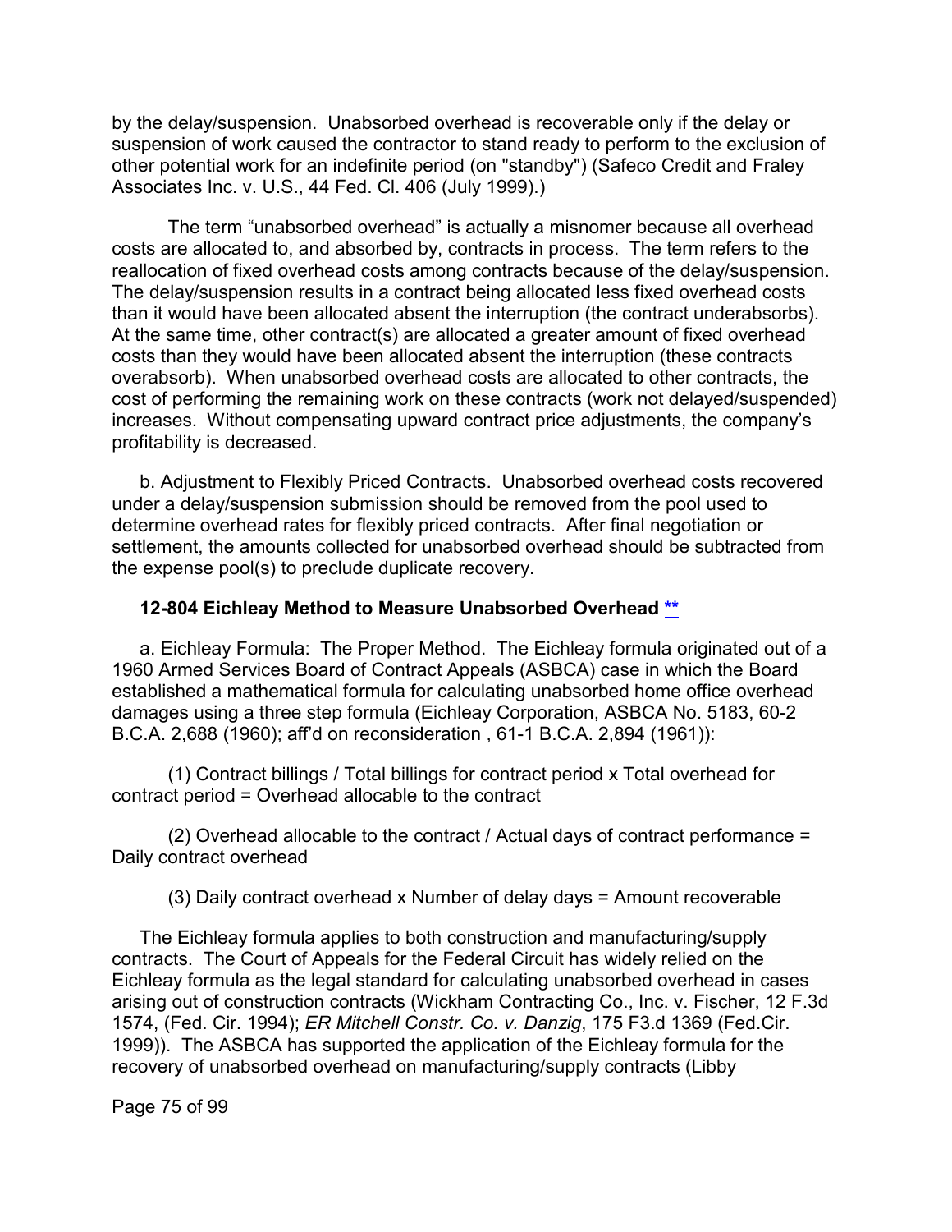by the delay/suspension. Unabsorbed overhead is recoverable only if the delay or suspension of work caused the contractor to stand ready to perform to the exclusion of other potential work for an indefinite period (on "standby") (Safeco Credit and Fraley Associates Inc. v. U.S., 44 Fed. Cl. 406 (July 1999).)

The term “unabsorbed overhead” is actually a misnomer because all overhead costs are allocated to, and absorbed by, contracts in process. The term refers to the reallocation of fixed overhead costs among contracts because of the delay/suspension. The delay/suspension results in a contract being allocated less fixed overhead costs than it would have been allocated absent the interruption (the contract underabsorbs). At the same time, other contract(s) are allocated a greater amount of fixed overhead costs than they would have been allocated absent the interruption (these contracts overabsorb). When unabsorbed overhead costs are allocated to other contracts, the cost of performing the remaining work on these contracts (work not delayed/suspended) increases. Without compensating upward contract price adjustments, the company’s profitability is decreased.

b. Adjustment to Flexibly Priced Contracts. Unabsorbed overhead costs recovered under a delay/suspension submission should be removed from the pool used to determine overhead rates for flexibly priced contracts. After final negotiation or settlement, the amounts collected for unabsorbed overhead should be subtracted from the expense pool(s) to preclude duplicate recovery.

### 12-804 Eichleay Method to Measure Unabsorbed Overhead **

a. Eichleay Formula: The Proper Method. The Eichleay formula originated out of a 1960 Armed Services Board of Contract Appeals (ASBCA) case in which the Board established a mathematical formula for calculating unabsorbed home office overhead damages using a three step formula (Eichleay Corporation, ASBCA No. 5183, 60-2 B.C.A. 2,688 (1960); aff’d on reconsideration , 61-1 B.C.A. 2,894 (1961)):

(1) Contract billings / Total billings for contract period x Total overhead for contract period = Overhead allocable to the contract

(2) Overhead allocable to the contract / Actual days of contract performance = Daily contract overhead

(3) Daily contract overhead x Number of delay days = Amount recoverable

The Eichleay formula applies to both construction and manufacturing/supply contracts. The Court of Appeals for the Federal Circuit has widely relied on the Eichleay formula as the legal standard for calculating unabsorbed overhead in cases arising out of construction contracts (Wickham Contracting Co., Inc. v. Fischer, 12 F.3d 1574, (Fed. Cir. 1994); *ER Mitchell Constr. Co. v. Danzig*, 175 F3.d 1369 (Fed.Cir. 1999)). The ASBCA has supported the application of the Eichleay formula for the recovery of unabsorbed overhead on manufacturing/supply contracts (Libby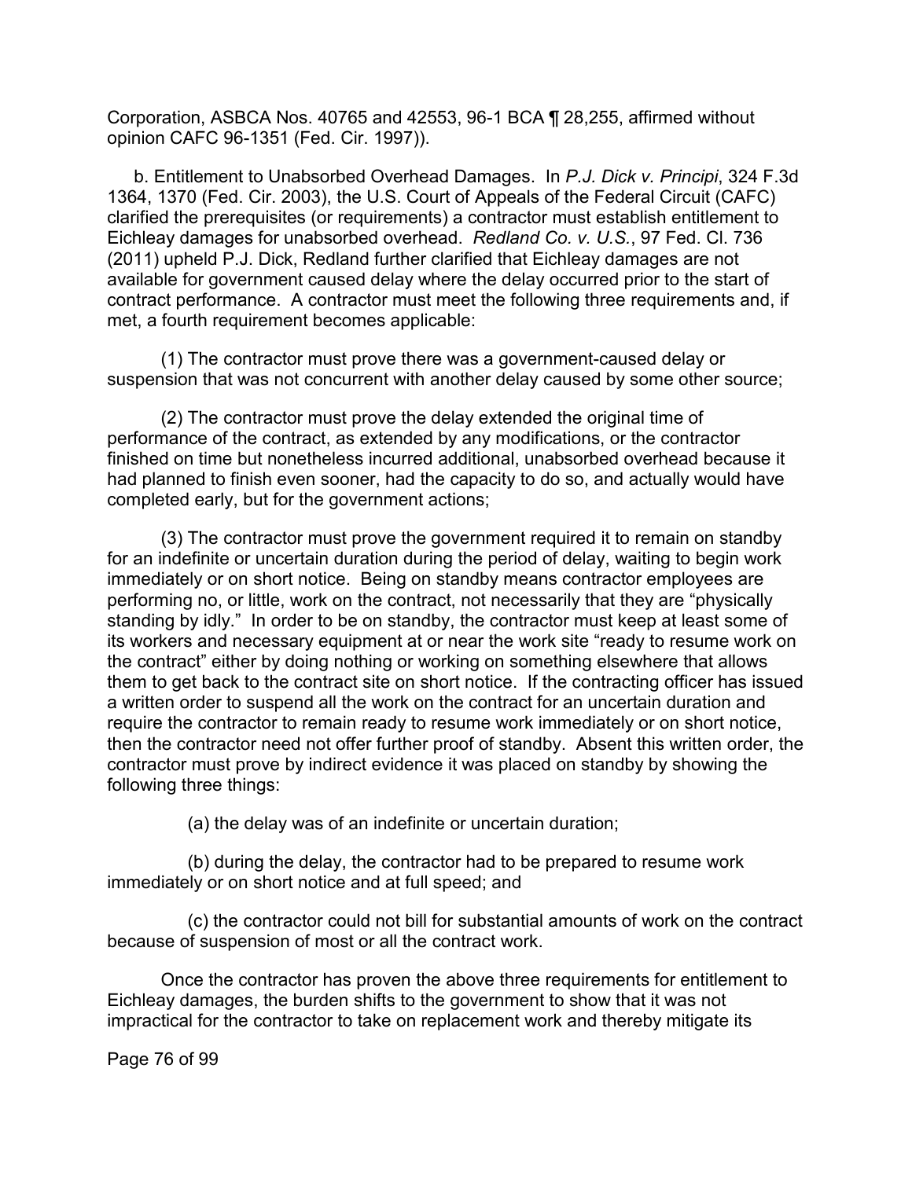Corporation, ASBCA Nos. 40765 and 42553, 96-1 BCA ¶ 28,255, affirmed without opinion CAFC 96-1351 (Fed. Cir. 1997)).

b. Entitlement to Unabsorbed Overhead Damages. In *P.J. Dick v. Principi*, 324 F.3d 1364, 1370 (Fed. Cir. 2003), the U.S. Court of Appeals of the Federal Circuit (CAFC) clarified the prerequisites (or requirements) a contractor must establish entitlement to Eichleay damages for unabsorbed overhead. *Redland Co. v. U.S.*, 97 Fed. Cl. 736 (2011) upheld P.J. Dick, Redland further clarified that Eichleay damages are not available for government caused delay where the delay occurred prior to the start of contract performance. A contractor must meet the following three requirements and, if met, a fourth requirement becomes applicable:

(1) The contractor must prove there was a government-caused delay or suspension that was not concurrent with another delay caused by some other source;

(2) The contractor must prove the delay extended the original time of performance of the contract, as extended by any modifications, or the contractor finished on time but nonetheless incurred additional, unabsorbed overhead because it had planned to finish even sooner, had the capacity to do so, and actually would have completed early, but for the government actions;

(3) The contractor must prove the government required it to remain on standby for an indefinite or uncertain duration during the period of delay, waiting to begin work immediately or on short notice. Being on standby means contractor employees are performing no, or little, work on the contract, not necessarily that they are "physically standing by idly." In order to be on standby, the contractor must keep at least some of its workers and necessary equipment at or near the work site "ready to resume work on the contract" either by doing nothing or working on something elsewhere that allows them to get back to the contract site on short notice. If the contracting officer has issued a written order to suspend all the work on the contract for an uncertain duration and require the contractor to remain ready to resume work immediately or on short notice, then the contractor need not offer further proof of standby. Absent this written order, the contractor must prove by indirect evidence it was placed on standby by showing the following three things:

(a) the delay was of an indefinite or uncertain duration;

(b) during the delay, the contractor had to be prepared to resume work immediately or on short notice and at full speed; and

(c) the contractor could not bill for substantial amounts of work on the contract because of suspension of most or all the contract work.

Once the contractor has proven the above three requirements for entitlement to Eichleay damages, the burden shifts to the government to show that it was not impractical for the contractor to take on replacement work and thereby mitigate its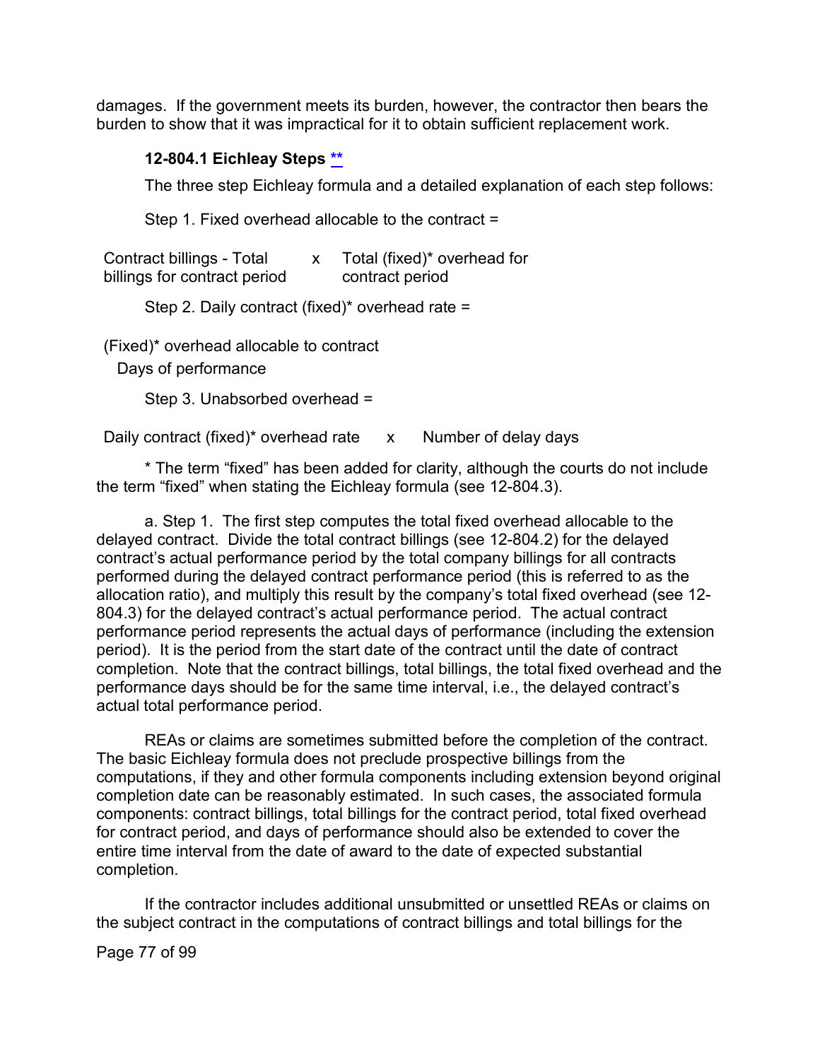damages. If the government meets its burden, however, the contractor then bears the burden to show that it was impractical for it to obtain sufficient replacement work.

### 12-804.1 Eichleay Steps **

The three step Eichleay formula and a detailed explanation of each step follows:

Step 1. Fixed overhead allocable to the contract =

| Contract billings - Total billings for contract period | x | Total (fixed)* overhead for contract period |
|---|---|---|

Step 2. Daily contract (fixed)* overhead rate =

(Fixed)* overhead allocable to contract
Days of performance

Step 3. Unabsorbed overhead =

Daily contract (fixed)* overhead rate    x    Number of delay days

* The term "fixed" has been added for clarity, although the courts do not include the term "fixed" when stating the Eichleay formula (see 12-804.3).

a. Step 1. The first step computes the total fixed overhead allocable to the delayed contract. Divide the total contract billings (see 12-804.2) for the delayed contract's actual performance period by the total company billings for all contracts performed during the delayed contract performance period (this is referred to as the allocation ratio), and multiply this result by the company's total fixed overhead (see 12-804.3) for the delayed contract's actual performance period. The actual contract performance period represents the actual days of performance (including the extension period). It is the period from the start date of the contract until the date of contract completion. Note that the contract billings, total billings, the total fixed overhead and the performance days should be for the same time interval, i.e., the delayed contract's actual total performance period.

REAs or claims are sometimes submitted before the completion of the contract. The basic Eichleay formula does not preclude prospective billings from the computations, if they and other formula components including extension beyond original completion date can be reasonably estimated. In such cases, the associated formula components: contract billings, total billings for the contract period, total fixed overhead for contract period, and days of performance should also be extended to cover the entire time interval from the date of award to the date of expected substantial completion.

If the contractor includes additional unsubmitted or unsettled REAs or claims on the subject contract in the computations of contract billings and total billings for the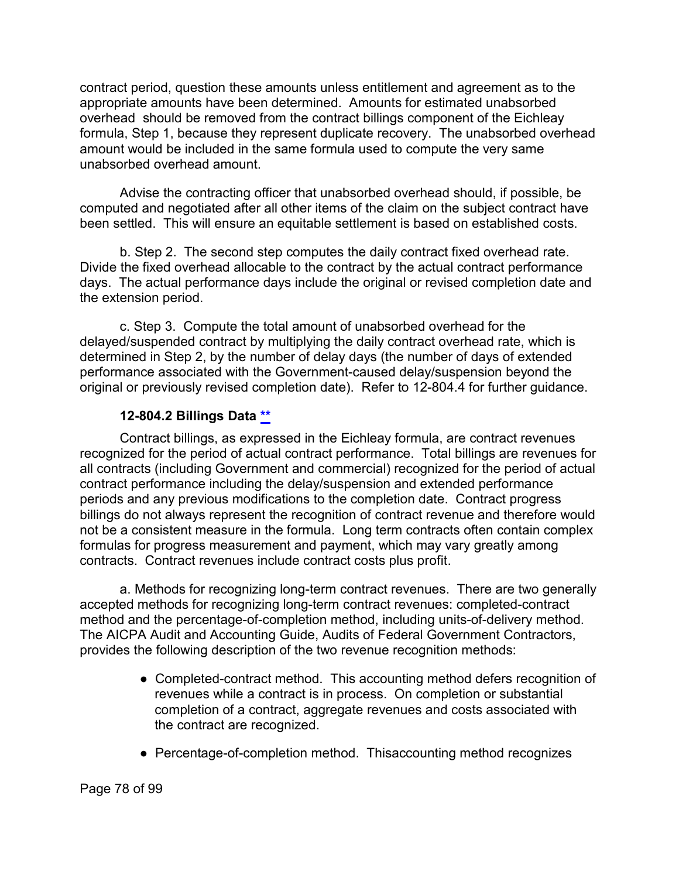contract period, question these amounts unless entitlement and agreement as to the appropriate amounts have been determined. Amounts for estimated unabsorbed overhead should be removed from the contract billings component of the Eichleay formula, Step 1, because they represent duplicate recovery. The unabsorbed overhead amount would be included in the same formula used to compute the very same unabsorbed overhead amount.

Advise the contracting officer that unabsorbed overhead should, if possible, be computed and negotiated after all other items of the claim on the subject contract have been settled. This will ensure an equitable settlement is based on established costs.

b. Step 2. The second step computes the daily contract fixed overhead rate. Divide the fixed overhead allocable to the contract by the actual contract performance days. The actual performance days include the original or revised completion date and the extension period.

c. Step 3. Compute the total amount of unabsorbed overhead for the delayed/suspended contract by multiplying the daily contract overhead rate, which is determined in Step 2, by the number of delay days (the number of days of extended performance associated with the Government-caused delay/suspension beyond the original or previously revised completion date). Refer to 12-804.4 for further guidance.

### 12-804.2 Billings Data **

Contract billings, as expressed in the Eichleay formula, are contract revenues recognized for the period of actual contract performance. Total billings are revenues for all contracts (including Government and commercial) recognized for the period of actual contract performance including the delay/suspension and extended performance periods and any previous modifications to the completion date. Contract progress billings do not always represent the recognition of contract revenue and therefore would not be a consistent measure in the formula. Long term contracts often contain complex formulas for progress measurement and payment, which may vary greatly among contracts. Contract revenues include contract costs plus profit.

a. Methods for recognizing long-term contract revenues. There are two generally accepted methods for recognizing long-term contract revenues: completed-contract method and the percentage-of-completion method, including units-of-delivery method. The AICPA Audit and Accounting Guide, Audits of Federal Government Contractors, provides the following description of the two revenue recognition methods:

- Completed-contract method. This accounting method defers recognition of revenues while a contract is in process. On completion or substantial completion of a contract, aggregate revenues and costs associated with the contract are recognized.
- Percentage-of-completion method. Thisaccounting method recognizes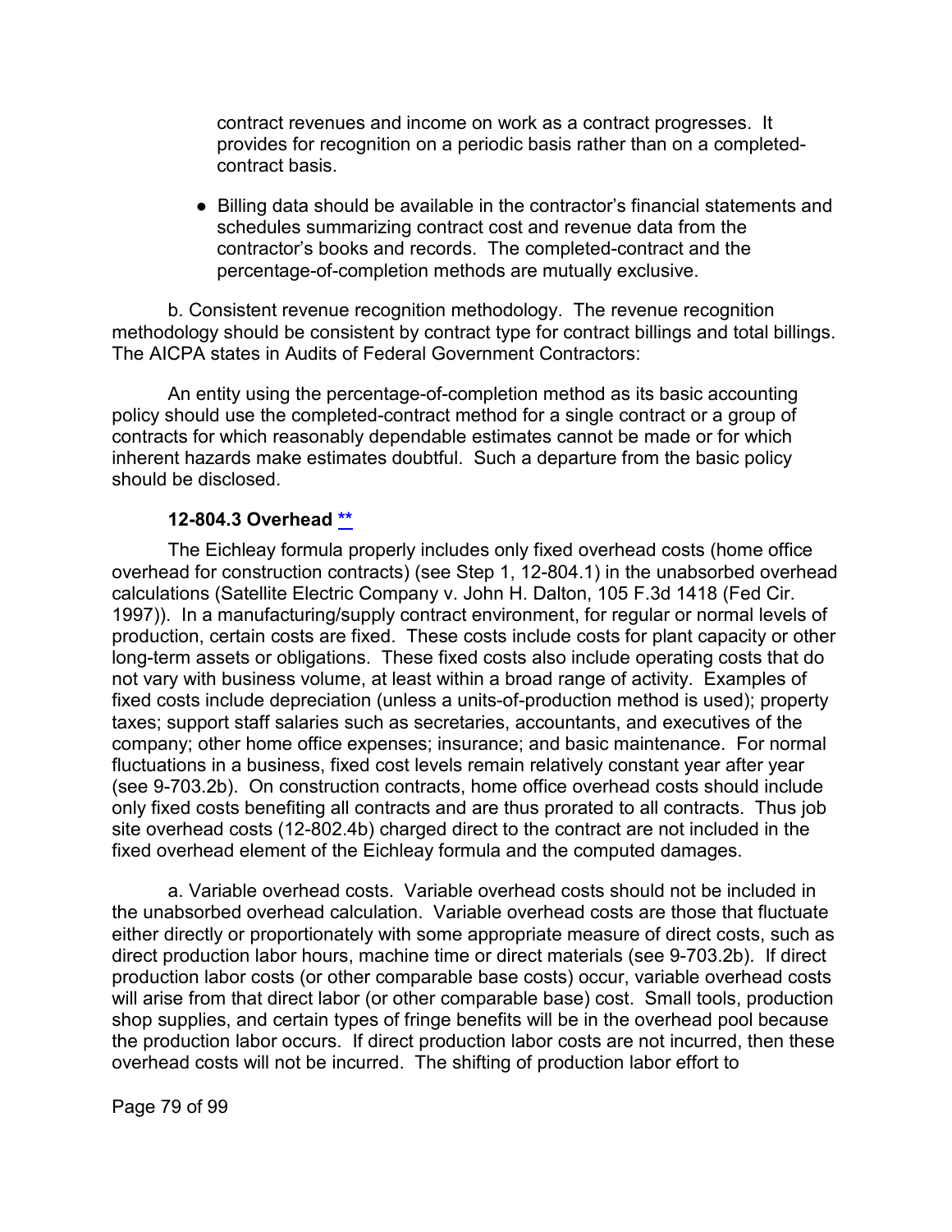contract revenues and income on work as a contract progresses. It provides for recognition on a periodic basis rather than on a completed-contract basis.

- Billing data should be available in the contractor's financial statements and schedules summarizing contract cost and revenue data from the contractor's books and records. The completed-contract and the percentage-of-completion methods are mutually exclusive.

b. Consistent revenue recognition methodology. The revenue recognition methodology should be consistent by contract type for contract billings and total billings. The AICPA states in Audits of Federal Government Contractors:

An entity using the percentage-of-completion method as its basic accounting policy should use the completed-contract method for a single contract or a group of contracts for which reasonably dependable estimates cannot be made or for which inherent hazards make estimates doubtful. Such a departure from the basic policy should be disclosed.

#### 12-804.3 Overhead **

The Eichleay formula properly includes only fixed overhead costs (home office overhead for construction contracts) (see Step 1, 12-804.1) in the unabsorbed overhead calculations (Satellite Electric Company v. John H. Dalton, 105 F.3d 1418 (Fed Cir. 1997)). In a manufacturing/supply contract environment, for regular or normal levels of production, certain costs are fixed. These costs include costs for plant capacity or other long-term assets or obligations. These fixed costs also include operating costs that do not vary with business volume, at least within a broad range of activity. Examples of fixed costs include depreciation (unless a units-of-production method is used); property taxes; support staff salaries such as secretaries, accountants, and executives of the company; other home office expenses; insurance; and basic maintenance. For normal fluctuations in a business, fixed cost levels remain relatively constant year after year (see 9-703.2b). On construction contracts, home office overhead costs should include only fixed costs benefiting all contracts and are thus prorated to all contracts. Thus job site overhead costs (12-802.4b) charged direct to the contract are not included in the fixed overhead element of the Eichleay formula and the computed damages.

a. Variable overhead costs. Variable overhead costs should not be included in the unabsorbed overhead calculation. Variable overhead costs are those that fluctuate either directly or proportionately with some appropriate measure of direct costs, such as direct production labor hours, machine time or direct materials (see 9-703.2b). If direct production labor costs (or other comparable base costs) occur, variable overhead costs will arise from that direct labor (or other comparable base) cost. Small tools, production shop supplies, and certain types of fringe benefits will be in the overhead pool because the production labor occurs. If direct production labor costs are not incurred, then these overhead costs will not be incurred. The shifting of production labor effort to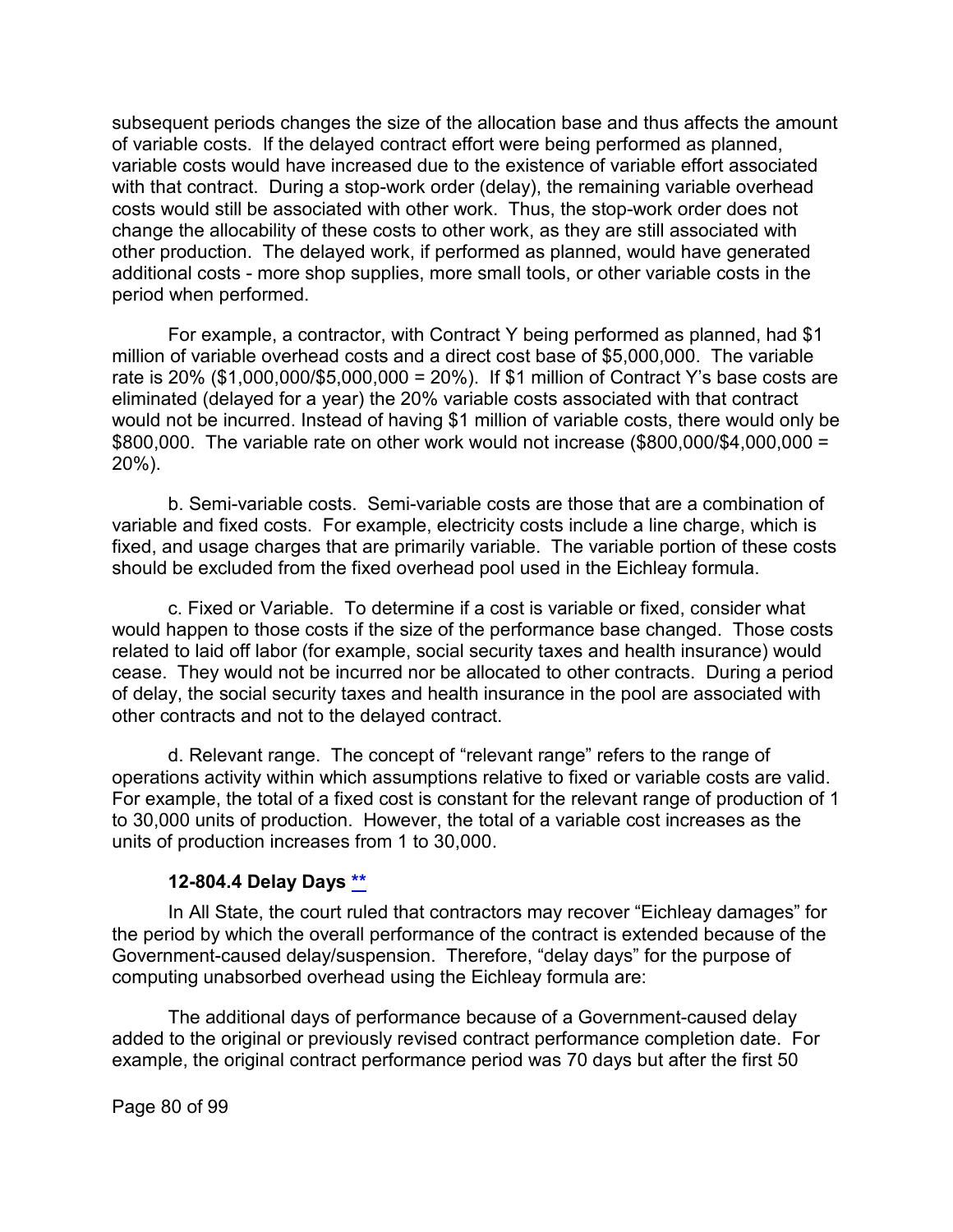subsequent periods changes the size of the allocation base and thus affects the amount of variable costs. If the delayed contract effort were being performed as planned, variable costs would have increased due to the existence of variable effort associated with that contract. During a stop-work order (delay), the remaining variable overhead costs would still be associated with other work. Thus, the stop-work order does not change the allocability of these costs to other work, as they are still associated with other production. The delayed work, if performed as planned, would have generated additional costs - more shop supplies, more small tools, or other variable costs in the period when performed.

For example, a contractor, with Contract Y being performed as planned, had $1 million of variable overhead costs and a direct cost base of $5,000,000. The variable rate is 20% ($1,000,000/$5,000,000 = 20%). If $1 million of Contract Y's base costs are eliminated (delayed for a year) the 20% variable costs associated with that contract would not be incurred. Instead of having $1 million of variable costs, there would only be $800,000. The variable rate on other work would not increase ($800,000/$4,000,000 = 20%).

b. Semi-variable costs. Semi-variable costs are those that are a combination of variable and fixed costs. For example, electricity costs include a line charge, which is fixed, and usage charges that are primarily variable. The variable portion of these costs should be excluded from the fixed overhead pool used in the Eichleay formula.

c. Fixed or Variable. To determine if a cost is variable or fixed, consider what would happen to those costs if the size of the performance base changed. Those costs related to laid off labor (for example, social security taxes and health insurance) would cease. They would not be incurred nor be allocated to other contracts. During a period of delay, the social security taxes and health insurance in the pool are associated with other contracts and not to the delayed contract.

d. Relevant range. The concept of "relevant range" refers to the range of operations activity within which assumptions relative to fixed or variable costs are valid. For example, the total of a fixed cost is constant for the relevant range of production of 1 to 30,000 units of production. However, the total of a variable cost increases as the units of production increases from 1 to 30,000.

### 12-804.4 Delay Days **

In All State, the court ruled that contractors may recover "Eichleay damages" for the period by which the overall performance of the contract is extended because of the Government-caused delay/suspension. Therefore, "delay days" for the purpose of computing unabsorbed overhead using the Eichleay formula are:

The additional days of performance because of a Government-caused delay added to the original or previously revised contract performance completion date. For example, the original contract performance period was 70 days but after the first 50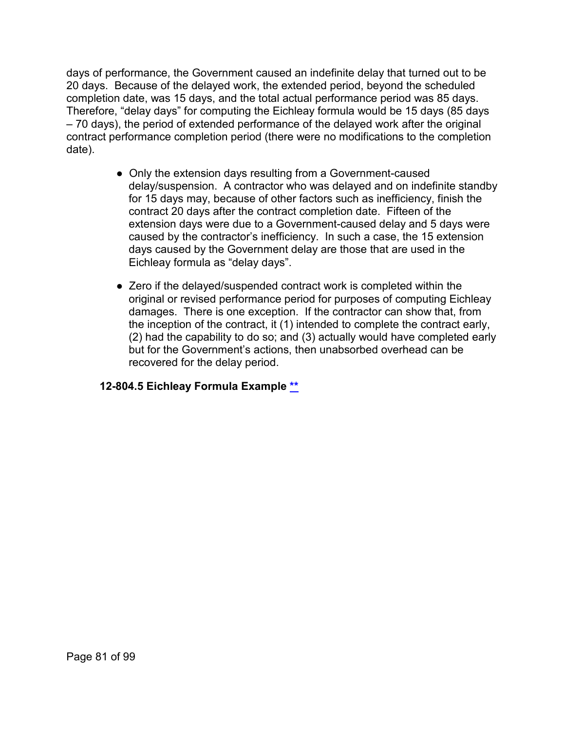days of performance, the Government caused an indefinite delay that turned out to be 20 days. Because of the delayed work, the extended period, beyond the scheduled completion date, was 15 days, and the total actual performance period was 85 days. Therefore, "delay days" for computing the Eichleay formula would be 15 days (85 days – 70 days), the period of extended performance of the delayed work after the original contract performance completion period (there were no modifications to the completion date).

- Only the extension days resulting from a Government-caused delay/suspension. A contractor who was delayed and on indefinite standby for 15 days may, because of other factors such as inefficiency, finish the contract 20 days after the contract completion date. Fifteen of the extension days were due to a Government-caused delay and 5 days were caused by the contractor's inefficiency. In such a case, the 15 extension days caused by the Government delay are those that are used in the Eichleay formula as "delay days".

- Zero if the delayed/suspended contract work is completed within the original or revised performance period for purposes of computing Eichleay damages. There is one exception. If the contractor can show that, from the inception of the contract, it (1) intended to complete the contract early, (2) had the capability to do so; and (3) actually would have completed early but for the Government's actions, then unabsorbed overhead can be recovered for the delay period.

### 12-804.5 Eichleay Formula Example **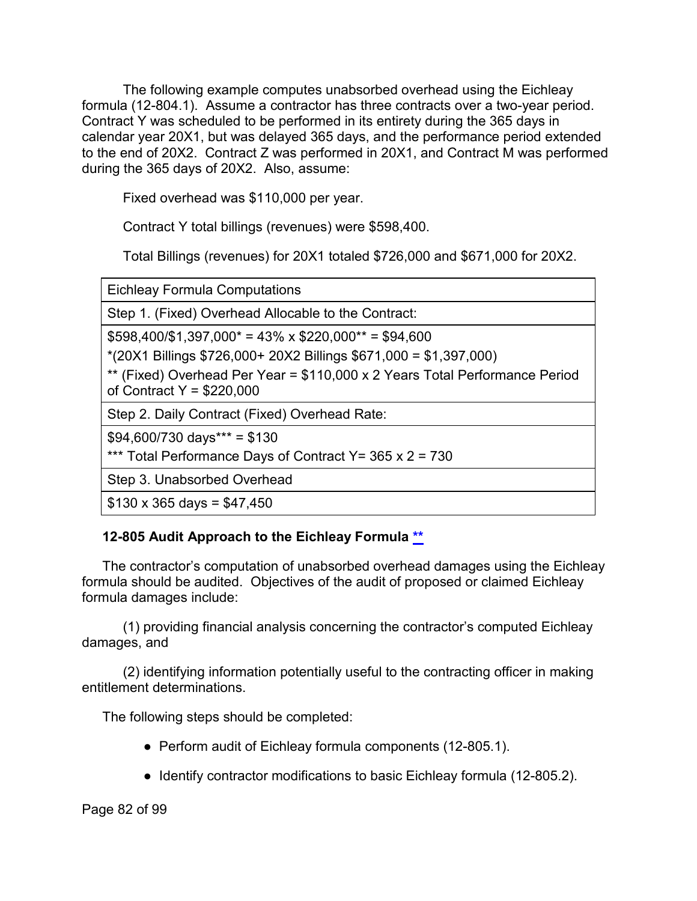The following example computes unabsorbed overhead using the Eichleay formula (12-804.1). Assume a contractor has three contracts over a two-year period. Contract Y was scheduled to be performed in its entirety during the 365 days in calendar year 20X1, but was delayed 365 days, and the performance period extended to the end of 20X2. Contract Z was performed in 20X1, and Contract M was performed during the 365 days of 20X2. Also, assume:

Fixed overhead was $110,000 per year.

Contract Y total billings (revenues) were $598,400.

Total Billings (revenues) for 20X1 totaled $726,000 and $671,000 for 20X2.

| Eichleay Formula Computations |
|---|
| Step 1. (Fixed) Overhead Allocable to the Contract: |
| $598,400/$1,397,000* = 43% x $220,000** = $94,600<br>*(20X1 Billings $726,000+ 20X2 Billings $671,000 = $1,397,000)<br>** (Fixed) Overhead Per Year = $110,000 x 2 Years Total Performance Period of Contract Y = $220,000 |
| Step 2. Daily Contract (Fixed) Overhead Rate: |
| $94,600/730 days*** = $130<br>*** Total Performance Days of Contract Y= 365 x 2 = 730 |
| Step 3. Unabsorbed Overhead |
| $130 x 365 days = $47,450 |

### 12-805 Audit Approach to the Eichleay Formula **

The contractor's computation of unabsorbed overhead damages using the Eichleay formula should be audited. Objectives of the audit of proposed or claimed Eichleay formula damages include:

(1) providing financial analysis concerning the contractor's computed Eichleay damages, and

(2) identifying information potentially useful to the contracting officer in making entitlement determinations.

The following steps should be completed:

- Perform audit of Eichleay formula components (12-805.1).
- Identify contractor modifications to basic Eichleay formula (12-805.2).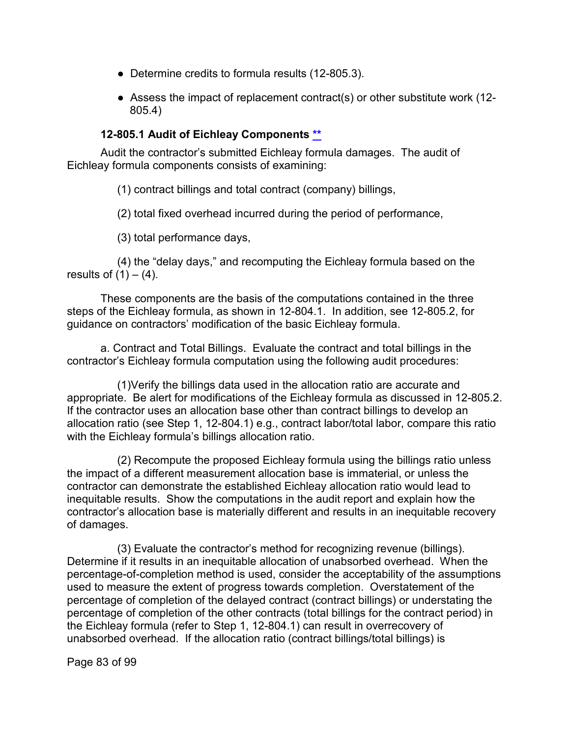- Determine credits to formula results (12-805.3).
- Assess the impact of replacement contract(s) or other substitute work (12-805.4)

### 12-805.1 Audit of Eichleay Components **

Audit the contractor's submitted Eichleay formula damages. The audit of Eichleay formula components consists of examining:

(1) contract billings and total contract (company) billings,

(2) total fixed overhead incurred during the period of performance,

(3) total performance days,

(4) the "delay days," and recomputing the Eichleay formula based on the results of (1) – (4).

These components are the basis of the computations contained in the three steps of the Eichleay formula, as shown in 12-804.1. In addition, see 12-805.2, for guidance on contractors' modification of the basic Eichleay formula.

a. Contract and Total Billings. Evaluate the contract and total billings in the contractor's Eichleay formula computation using the following audit procedures:

(1)Verify the billings data used in the allocation ratio are accurate and appropriate. Be alert for modifications of the Eichleay formula as discussed in 12-805.2. If the contractor uses an allocation base other than contract billings to develop an allocation ratio (see Step 1, 12-804.1) e.g., contract labor/total labor, compare this ratio with the Eichleay formula's billings allocation ratio.

(2) Recompute the proposed Eichleay formula using the billings ratio unless the impact of a different measurement allocation base is immaterial, or unless the contractor can demonstrate the established Eichleay allocation ratio would lead to inequitable results. Show the computations in the audit report and explain how the contractor's allocation base is materially different and results in an inequitable recovery of damages.

(3) Evaluate the contractor's method for recognizing revenue (billings). Determine if it results in an inequitable allocation of unabsorbed overhead. When the percentage-of-completion method is used, consider the acceptability of the assumptions used to measure the extent of progress towards completion. Overstatement of the percentage of completion of the delayed contract (contract billings) or understating the percentage of completion of the other contracts (total billings for the contract period) in the Eichleay formula (refer to Step 1, 12-804.1) can result in overrecovery of unabsorbed overhead. If the allocation ratio (contract billings/total billings) is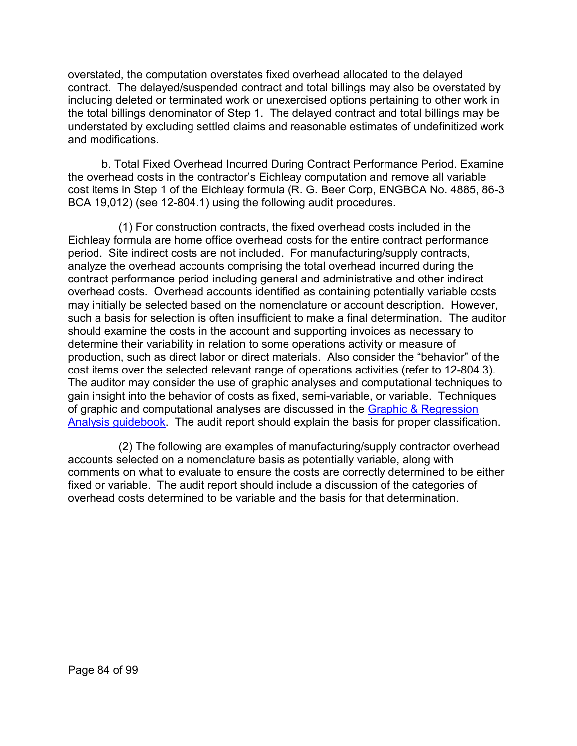overstated, the computation overstates fixed overhead allocated to the delayed contract. The delayed/suspended contract and total billings may also be overstated by including deleted or terminated work or unexercised options pertaining to other work in the total billings denominator of Step 1. The delayed contract and total billings may be understated by excluding settled claims and reasonable estimates of undefinitized work and modifications.

b. Total Fixed Overhead Incurred During Contract Performance Period. Examine the overhead costs in the contractor's Eichleay computation and remove all variable cost items in Step 1 of the Eichleay formula (R. G. Beer Corp, ENGBCA No. 4885, 86-3 BCA 19,012) (see 12-804.1) using the following audit procedures.

(1) For construction contracts, the fixed overhead costs included in the Eichleay formula are home office overhead costs for the entire contract performance period. Site indirect costs are not included. For manufacturing/supply contracts, analyze the overhead accounts comprising the total overhead incurred during the contract performance period including general and administrative and other indirect overhead costs. Overhead accounts identified as containing potentially variable costs may initially be selected based on the nomenclature or account description. However, such a basis for selection is often insufficient to make a final determination. The auditor should examine the costs in the account and supporting invoices as necessary to determine their variability in relation to some operations activity or measure of production, such as direct labor or direct materials. Also consider the "behavior" of the cost items over the selected relevant range of operations activities (refer to 12-804.3). The auditor may consider the use of graphic analyses and computational techniques to gain insight into the behavior of costs as fixed, semi-variable, or variable. Techniques of graphic and computational analyses are discussed in the [Graphic & Regression Analysis guidebook](). The audit report should explain the basis for proper classification.

(2) The following are examples of manufacturing/supply contractor overhead accounts selected on a nomenclature basis as potentially variable, along with comments on what to evaluate to ensure the costs are correctly determined to be either fixed or variable. The audit report should include a discussion of the categories of overhead costs determined to be variable and the basis for that determination.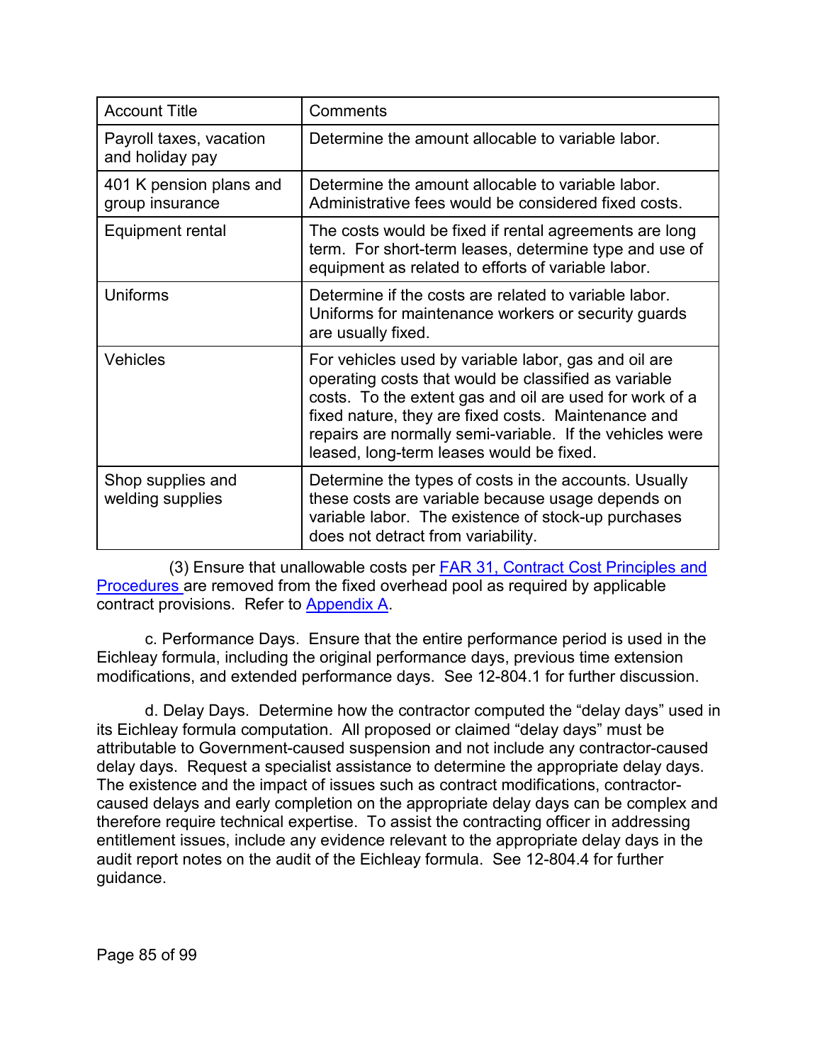| Account Title | Comments |
|---|---|
| Payroll taxes, vacation and holiday pay | Determine the amount allocable to variable labor. |
| 401 K pension plans and group insurance | Determine the amount allocable to variable labor. Administrative fees would be considered fixed costs. |
| Equipment rental | The costs would be fixed if rental agreements are long term. For short-term leases, determine type and use of equipment as related to efforts of variable labor. |
| Uniforms | Determine if the costs are related to variable labor. Uniforms for maintenance workers or security guards are usually fixed. |
| Vehicles | For vehicles used by variable labor, gas and oil are operating costs that would be classified as variable costs. To the extent gas and oil are used for work of a fixed nature, they are fixed costs. Maintenance and repairs are normally semi-variable. If the vehicles were leased, long-term leases would be fixed. |
| Shop supplies and welding supplies | Determine the types of costs in the accounts. Usually these costs are variable because usage depends on variable labor. The existence of stock-up purchases does not detract from variability. |

(3) Ensure that unallowable costs per FAR 31, Contract Cost Principles and Procedures are removed from the fixed overhead pool as required by applicable contract provisions. Refer to Appendix A.

c. Performance Days. Ensure that the entire performance period is used in the Eichleay formula, including the original performance days, previous time extension modifications, and extended performance days. See 12-804.1 for further discussion.

d. Delay Days. Determine how the contractor computed the “delay days” used in its Eichleay formula computation. All proposed or claimed “delay days” must be attributable to Government-caused suspension and not include any contractor-caused delay days. Request a specialist assistance to determine the appropriate delay days. The existence and the impact of issues such as contract modifications, contractor-caused delays and early completion on the appropriate delay days can be complex and therefore require technical expertise. To assist the contracting officer in addressing entitlement issues, include any evidence relevant to the appropriate delay days in the audit report notes on the audit of the Eichleay formula. See 12-804.4 for further guidance.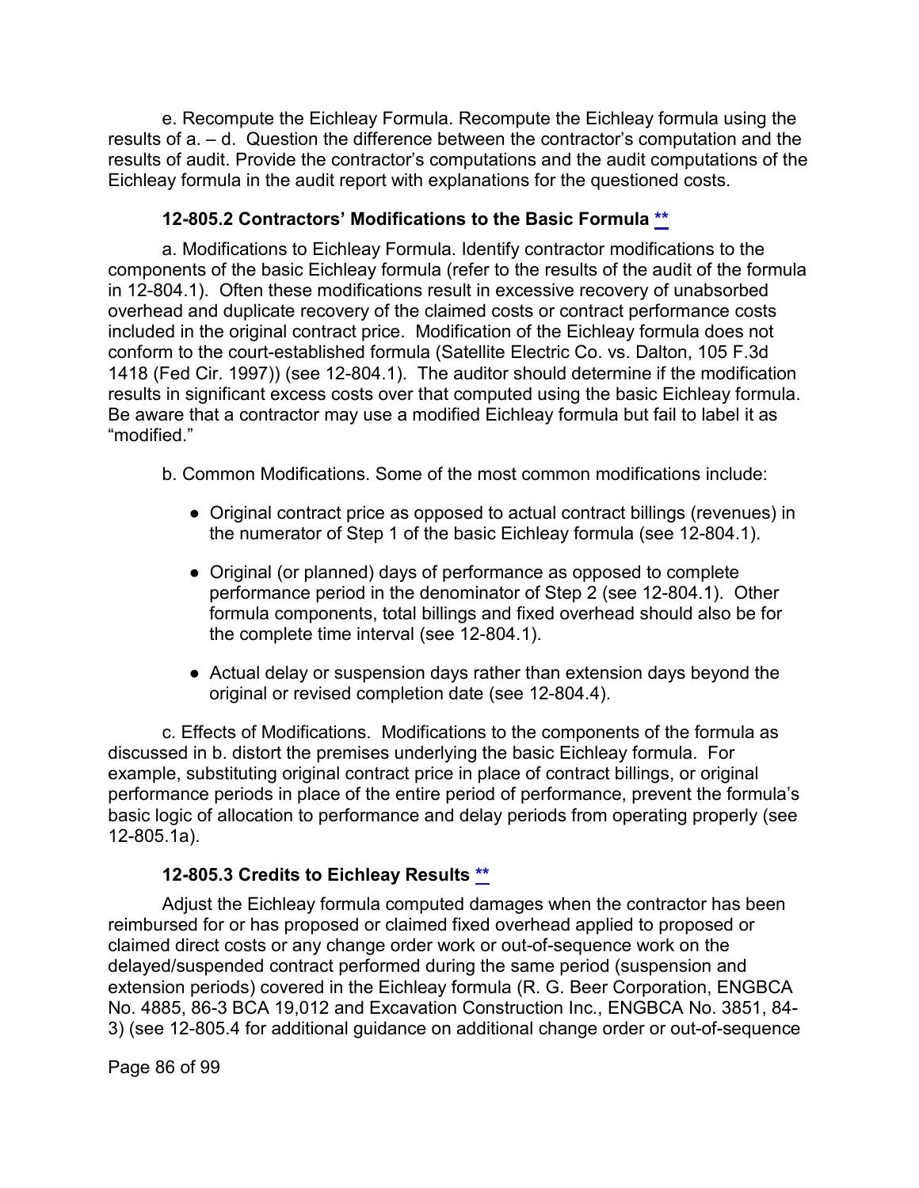e. Recompute the Eichleay Formula. Recompute the Eichleay formula using the results of a. – d. Question the difference between the contractor's computation and the results of audit. Provide the contractor's computations and the audit computations of the Eichleay formula in the audit report with explanations for the questioned costs.

### 12-805.2 Contractors' Modifications to the Basic Formula **

a. Modifications to Eichleay Formula. Identify contractor modifications to the components of the basic Eichleay formula (refer to the results of the audit of the formula in 12-804.1). Often these modifications result in excessive recovery of unabsorbed overhead and duplicate recovery of the claimed costs or contract performance costs included in the original contract price. Modification of the Eichleay formula does not conform to the court-established formula (Satellite Electric Co. vs. Dalton, 105 F.3d 1418 (Fed Cir. 1997)) (see 12-804.1). The auditor should determine if the modification results in significant excess costs over that computed using the basic Eichleay formula. Be aware that a contractor may use a modified Eichleay formula but fail to label it as "modified."

b. Common Modifications. Some of the most common modifications include:

- Original contract price as opposed to actual contract billings (revenues) in the numerator of Step 1 of the basic Eichleay formula (see 12-804.1).

- Original (or planned) days of performance as opposed to complete performance period in the denominator of Step 2 (see 12-804.1). Other formula components, total billings and fixed overhead should also be for the complete time interval (see 12-804.1).

- Actual delay or suspension days rather than extension days beyond the original or revised completion date (see 12-804.4).

c. Effects of Modifications. Modifications to the components of the formula as discussed in b. distort the premises underlying the basic Eichleay formula. For example, substituting original contract price in place of contract billings, or original performance periods in place of the entire period of performance, prevent the formula's basic logic of allocation to performance and delay periods from operating properly (see 12-805.1a).

### 12-805.3 Credits to Eichleay Results **

Adjust the Eichleay formula computed damages when the contractor has been reimbursed for or has proposed or claimed fixed overhead applied to proposed or claimed direct costs or any change order work or out-of-sequence work on the delayed/suspended contract performed during the same period (suspension and extension periods) covered in the Eichleay formula (R. G. Beer Corporation, ENGBCA No. 4885, 86-3 BCA 19,012 and Excavation Construction Inc., ENGBCA No. 3851, 84-3) (see 12-805.4 for additional guidance on additional change order or out-of-sequence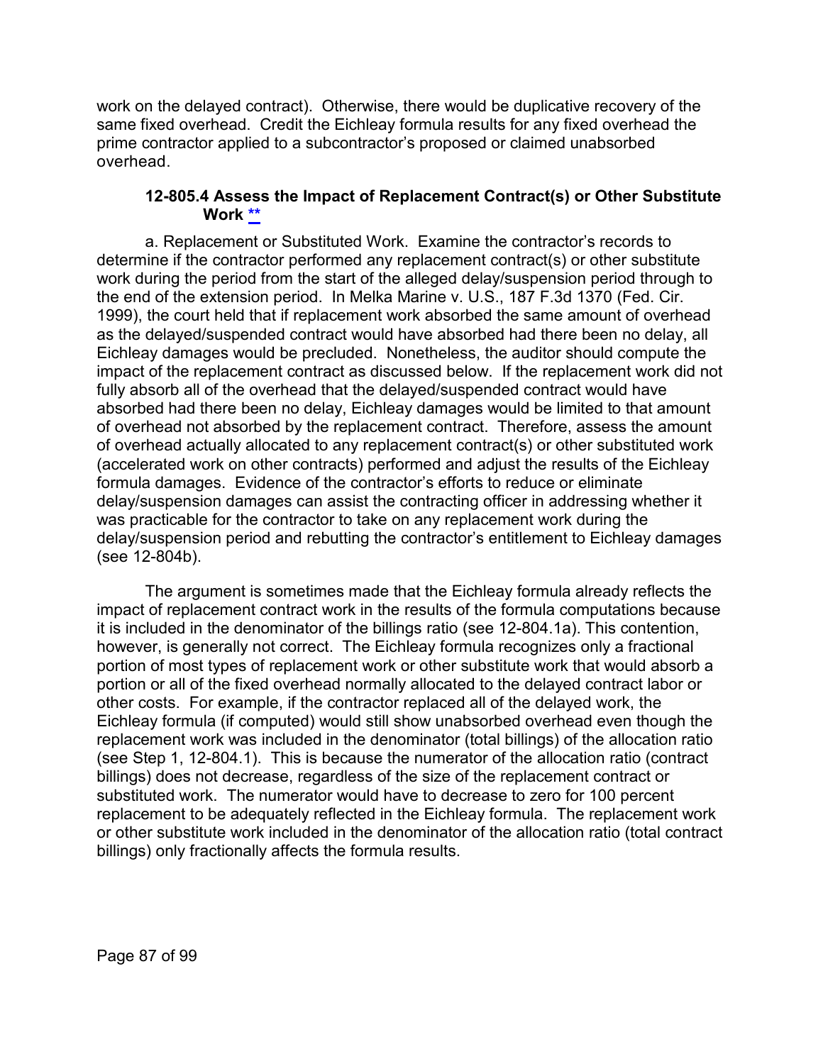work on the delayed contract). Otherwise, there would be duplicative recovery of the same fixed overhead. Credit the Eichleay formula results for any fixed overhead the prime contractor applied to a subcontractor's proposed or claimed unabsorbed overhead.

### 12-805.4 Assess the Impact of Replacement Contract(s) or Other Substitute Work **

a. Replacement or Substituted Work. Examine the contractor's records to determine if the contractor performed any replacement contract(s) or other substitute work during the period from the start of the alleged delay/suspension period through to the end of the extension period. In Melka Marine v. U.S., 187 F.3d 1370 (Fed. Cir. 1999), the court held that if replacement work absorbed the same amount of overhead as the delayed/suspended contract would have absorbed had there been no delay, all Eichleay damages would be precluded. Nonetheless, the auditor should compute the impact of the replacement contract as discussed below. If the replacement work did not fully absorb all of the overhead that the delayed/suspended contract would have absorbed had there been no delay, Eichleay damages would be limited to that amount of overhead not absorbed by the replacement contract. Therefore, assess the amount of overhead actually allocated to any replacement contract(s) or other substituted work (accelerated work on other contracts) performed and adjust the results of the Eichleay formula damages. Evidence of the contractor's efforts to reduce or eliminate delay/suspension damages can assist the contracting officer in addressing whether it was practicable for the contractor to take on any replacement work during the delay/suspension period and rebutting the contractor's entitlement to Eichleay damages (see 12-804b).

The argument is sometimes made that the Eichleay formula already reflects the impact of replacement contract work in the results of the formula computations because it is included in the denominator of the billings ratio (see 12-804.1a). This contention, however, is generally not correct. The Eichleay formula recognizes only a fractional portion of most types of replacement work or other substitute work that would absorb a portion or all of the fixed overhead normally allocated to the delayed contract labor or other costs. For example, if the contractor replaced all of the delayed work, the Eichleay formula (if computed) would still show unabsorbed overhead even though the replacement work was included in the denominator (total billings) of the allocation ratio (see Step 1, 12-804.1). This is because the numerator of the allocation ratio (contract billings) does not decrease, regardless of the size of the replacement contract or substituted work. The numerator would have to decrease to zero for 100 percent replacement to be adequately reflected in the Eichleay formula. The replacement work or other substitute work included in the denominator of the allocation ratio (total contract billings) only fractionally affects the formula results.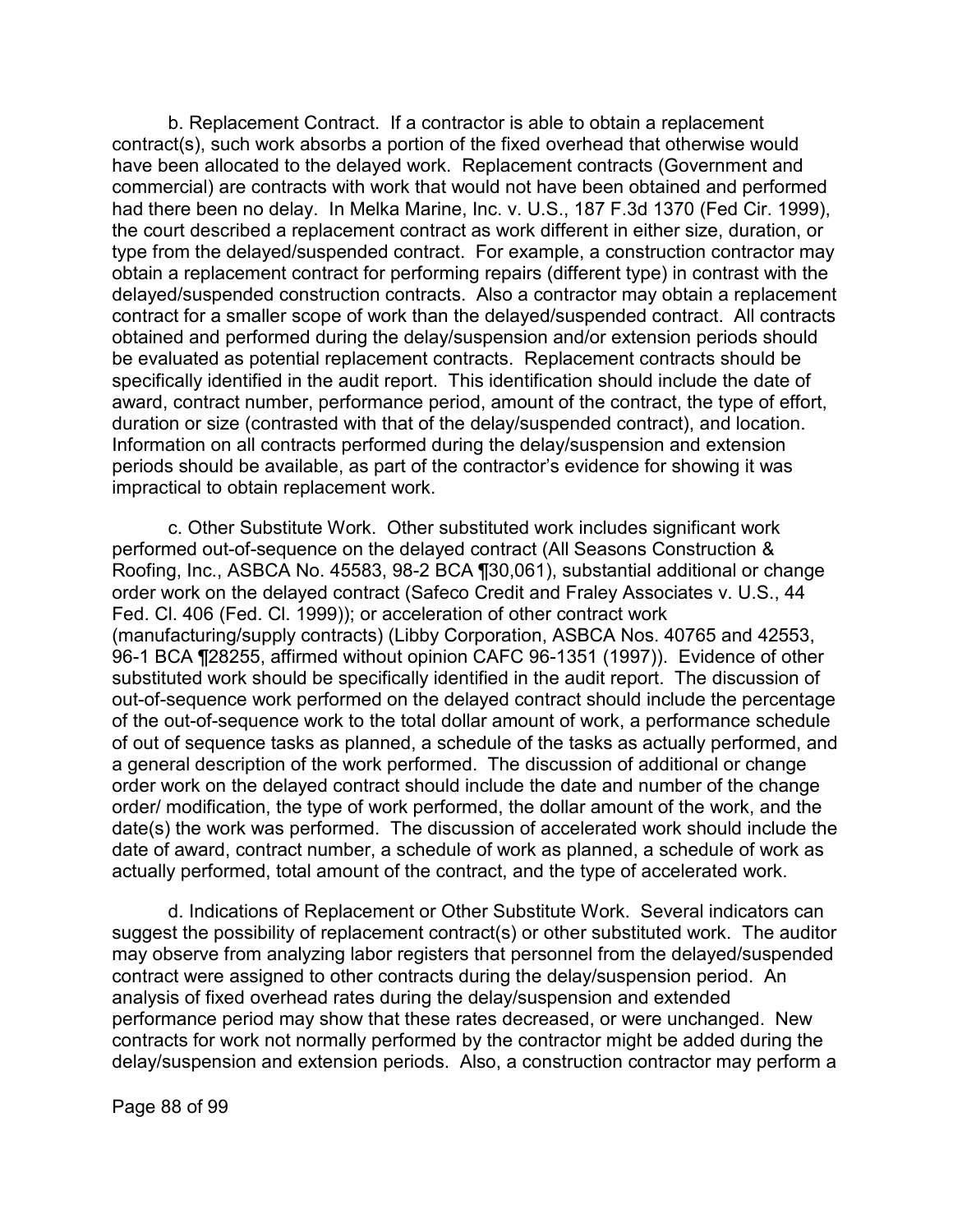b. Replacement Contract. If a contractor is able to obtain a replacement contract(s), such work absorbs a portion of the fixed overhead that otherwise would have been allocated to the delayed work. Replacement contracts (Government and commercial) are contracts with work that would not have been obtained and performed had there been no delay. In Melka Marine, Inc. v. U.S., 187 F.3d 1370 (Fed Cir. 1999), the court described a replacement contract as work different in either size, duration, or type from the delayed/suspended contract. For example, a construction contractor may obtain a replacement contract for performing repairs (different type) in contrast with the delayed/suspended construction contracts. Also a contractor may obtain a replacement contract for a smaller scope of work than the delayed/suspended contract. All contracts obtained and performed during the delay/suspension and/or extension periods should be evaluated as potential replacement contracts. Replacement contracts should be specifically identified in the audit report. This identification should include the date of award, contract number, performance period, amount of the contract, the type of effort, duration or size (contrasted with that of the delay/suspended contract), and location. Information on all contracts performed during the delay/suspension and extension periods should be available, as part of the contractor's evidence for showing it was impractical to obtain replacement work.

c. Other Substitute Work. Other substituted work includes significant work performed out-of-sequence on the delayed contract (All Seasons Construction & Roofing, Inc., ASBCA No. 45583, 98-2 BCA ¶30,061), substantial additional or change order work on the delayed contract (Safeco Credit and Fraley Associates v. U.S., 44 Fed. Cl. 406 (Fed. Cl. 1999)); or acceleration of other contract work (manufacturing/supply contracts) (Libby Corporation, ASBCA Nos. 40765 and 42553, 96-1 BCA ¶28255, affirmed without opinion CAFC 96-1351 (1997)). Evidence of other substituted work should be specifically identified in the audit report. The discussion of out-of-sequence work performed on the delayed contract should include the percentage of the out-of-sequence work to the total dollar amount of work, a performance schedule of out of sequence tasks as planned, a schedule of the tasks as actually performed, and a general description of the work performed. The discussion of additional or change order work on the delayed contract should include the date and number of the change order/ modification, the type of work performed, the dollar amount of the work, and the date(s) the work was performed. The discussion of accelerated work should include the date of award, contract number, a schedule of work as planned, a schedule of work as actually performed, total amount of the contract, and the type of accelerated work.

d. Indications of Replacement or Other Substitute Work. Several indicators can suggest the possibility of replacement contract(s) or other substituted work. The auditor may observe from analyzing labor registers that personnel from the delayed/suspended contract were assigned to other contracts during the delay/suspension period. An analysis of fixed overhead rates during the delay/suspension and extended performance period may show that these rates decreased, or were unchanged. New contracts for work not normally performed by the contractor might be added during the delay/suspension and extension periods. Also, a construction contractor may perform a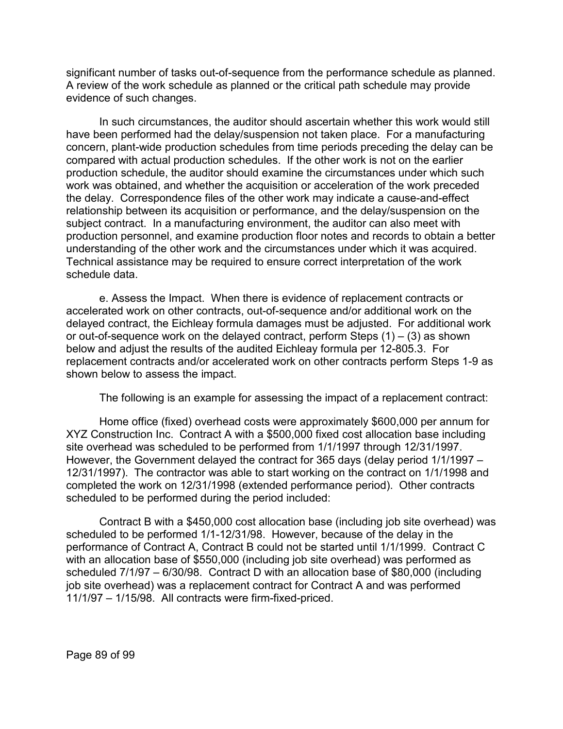significant number of tasks out-of-sequence from the performance schedule as planned. A review of the work schedule as planned or the critical path schedule may provide evidence of such changes.

In such circumstances, the auditor should ascertain whether this work would still have been performed had the delay/suspension not taken place. For a manufacturing concern, plant-wide production schedules from time periods preceding the delay can be compared with actual production schedules. If the other work is not on the earlier production schedule, the auditor should examine the circumstances under which such work was obtained, and whether the acquisition or acceleration of the work preceded the delay. Correspondence files of the other work may indicate a cause-and-effect relationship between its acquisition or performance, and the delay/suspension on the subject contract. In a manufacturing environment, the auditor can also meet with production personnel, and examine production floor notes and records to obtain a better understanding of the other work and the circumstances under which it was acquired. Technical assistance may be required to ensure correct interpretation of the work schedule data.

e. Assess the Impact. When there is evidence of replacement contracts or accelerated work on other contracts, out-of-sequence and/or additional work on the delayed contract, the Eichleay formula damages must be adjusted. For additional work or out-of-sequence work on the delayed contract, perform Steps (1) – (3) as shown below and adjust the results of the audited Eichleay formula per 12-805.3. For replacement contracts and/or accelerated work on other contracts perform Steps 1-9 as shown below to assess the impact.

The following is an example for assessing the impact of a replacement contract:

Home office (fixed) overhead costs were approximately $600,000 per annum for XYZ Construction Inc. Contract A with a $500,000 fixed cost allocation base including site overhead was scheduled to be performed from 1/1/1997 through 12/31/1997. However, the Government delayed the contract for 365 days (delay period 1/1/1997 – 12/31/1997). The contractor was able to start working on the contract on 1/1/1998 and completed the work on 12/31/1998 (extended performance period). Other contracts scheduled to be performed during the period included:

Contract B with a $450,000 cost allocation base (including job site overhead) was scheduled to be performed 1/1-12/31/98. However, because of the delay in the performance of Contract A, Contract B could not be started until 1/1/1999. Contract C with an allocation base of $550,000 (including job site overhead) was performed as scheduled 7/1/97 – 6/30/98. Contract D with an allocation base of $80,000 (including job site overhead) was a replacement contract for Contract A and was performed 11/1/97 – 1/15/98. All contracts were firm-fixed-priced.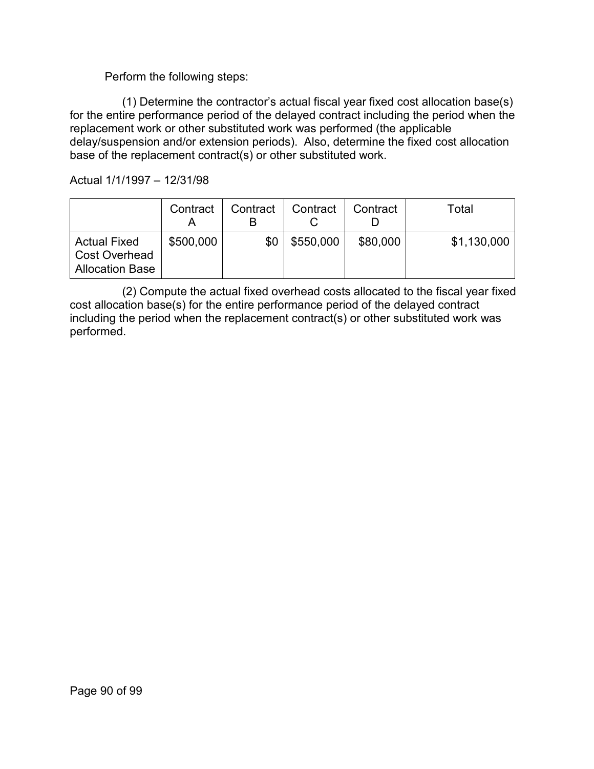Perform the following steps:

(1) Determine the contractor's actual fiscal year fixed cost allocation base(s) for the entire performance period of the delayed contract including the period when the replacement work or other substituted work was performed (the applicable delay/suspension and/or extension periods). Also, determine the fixed cost allocation base of the replacement contract(s) or other substituted work.

Actual 1/1/1997 – 12/31/98

| | Contract A | Contract B | Contract C | Contract D | Total |
|---|---|---|---|---|---|
| Actual Fixed Cost Overhead Allocation Base | $500,000 | $0 | $550,000 | $80,000 | $1,130,000 |

(2) Compute the actual fixed overhead costs allocated to the fiscal year fixed cost allocation base(s) for the entire performance period of the delayed contract including the period when the replacement contract(s) or other substituted work was performed.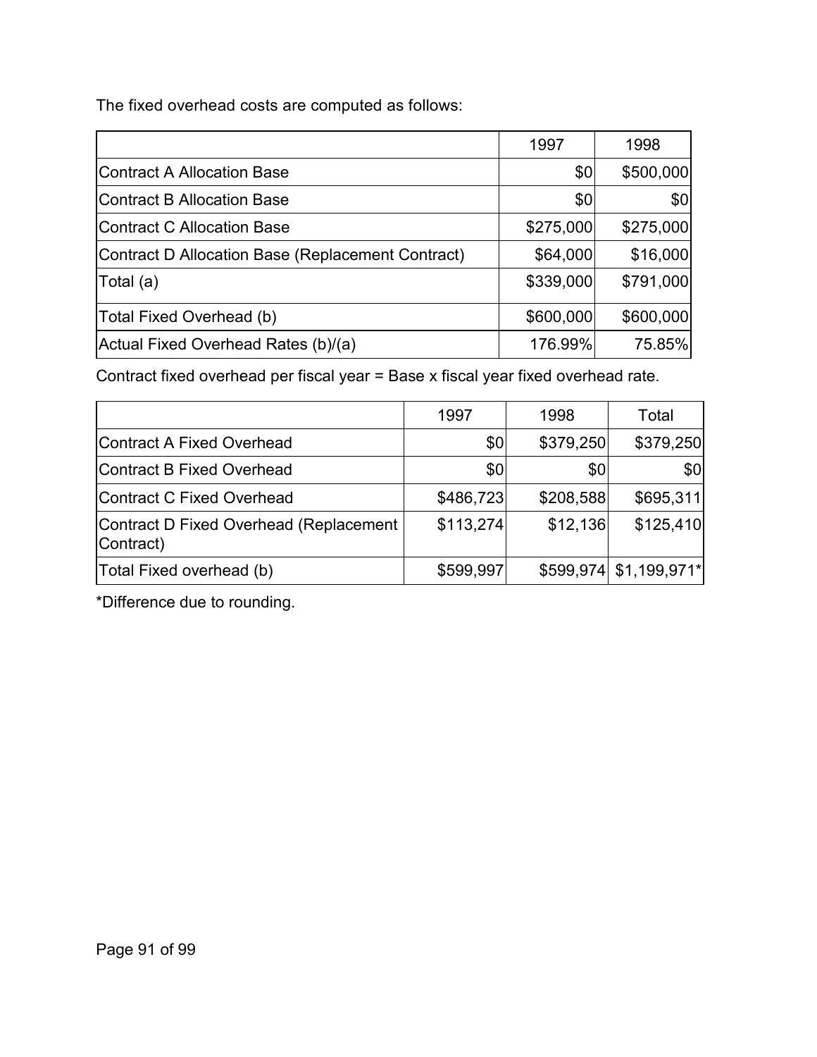The fixed overhead costs are computed as follows:

| | 1997 | 1998 |
|---|---|---|
| Contract A Allocation Base | $0 | $500,000 |
| Contract B Allocation Base | $0 | $0 |
| Contract C Allocation Base | $275,000 | $275,000 |
| Contract D Allocation Base (Replacement Contract) | $64,000 | $16,000 |
| Total (a) | $339,000 | $791,000 |
| Total Fixed Overhead (b) | $600,000 | $600,000 |
| Actual Fixed Overhead Rates (b)/(a) | 176.99% | 75.85% |

Contract fixed overhead per fiscal year = Base x fiscal year fixed overhead rate.

| | 1997 | 1998 | Total |
|---|---|---|---|
| Contract A Fixed Overhead | $0 | $379,250 | $379,250 |
| Contract B Fixed Overhead | $0 | $0 | $0 |
| Contract C Fixed Overhead | $486,723 | $208,588 | $695,311 |
| Contract D Fixed Overhead (Replacement Contract) | $113,274 | $12,136 | $125,410 |
| Total Fixed overhead (b) | $599,997 | $599,974 | $1,199,971* |

*Difference due to rounding.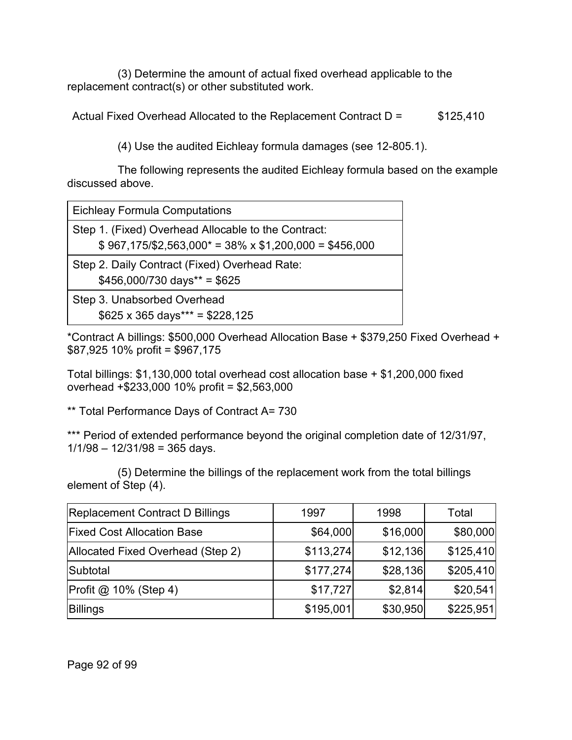(3) Determine the amount of actual fixed overhead applicable to the replacement contract(s) or other substituted work.

Actual Fixed Overhead Allocated to the Replacement Contract D = $125,410

(4) Use the audited Eichleay formula damages (see 12-805.1).

The following represents the audited Eichleay formula based on the example discussed above.

| Eichleay Formula Computations |
|---|
| Step 1. (Fixed) Overhead Allocable to the Contract: $ 967,175/$2,563,000* = 38% x $1,200,000 = $456,000 |
| Step 2. Daily Contract (Fixed) Overhead Rate: $456,000/730 days** = $625 |
| Step 3. Unabsorbed Overhead $625 x 365 days*** = $228,125 |

*Contract A billings: $500,000 Overhead Allocation Base + $379,250 Fixed Overhead + $87,925 10% profit = $967,175

Total billings: $1,130,000 total overhead cost allocation base + $1,200,000 fixed overhead +$233,000 10% profit = $2,563,000

** Total Performance Days of Contract A= 730

*** Period of extended performance beyond the original completion date of 12/31/97, 1/1/98 – 12/31/98 = 365 days.

(5) Determine the billings of the replacement work from the total billings element of Step (4).

| Replacement Contract D Billings | 1997 | 1998 | Total |
|---|---|---|---|
| Fixed Cost Allocation Base | $64,000 | $16,000 | $80,000 |
| Allocated Fixed Overhead (Step 2) | $113,274 | $12,136 | $125,410 |
| Subtotal | $177,274 | $28,136 | $205,410 |
| Profit @ 10% (Step 4) | $17,727 | $2,814 | $20,541 |
| Billings | $195,001 | $30,950 | $225,951 |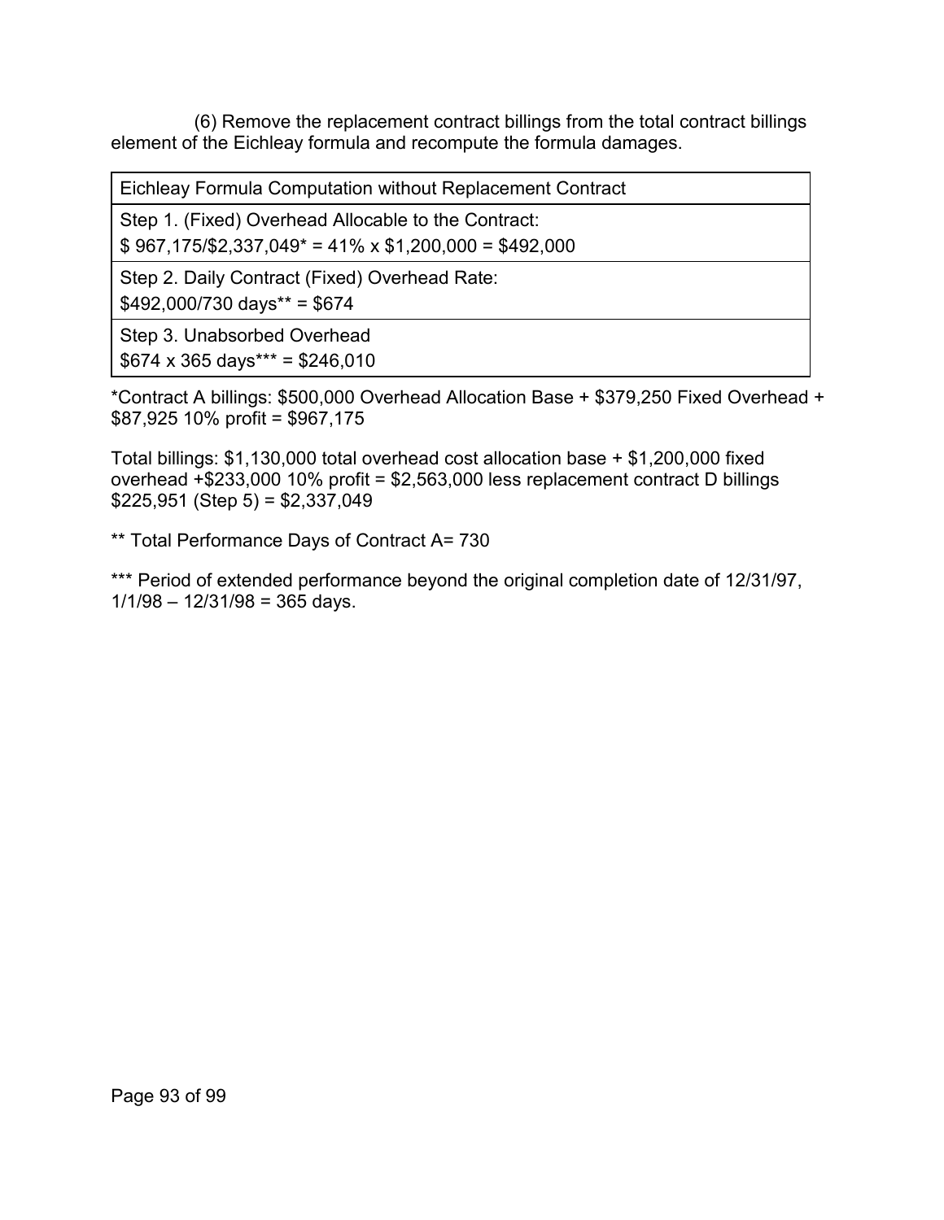(6) Remove the replacement contract billings from the total contract billings element of the Eichleay formula and recompute the formula damages.

| Eichleay Formula Computation without Replacement Contract |
|---|
| Step 1. (Fixed) Overhead Allocable to the Contract:<br>$ 967,175/$2,337,049* = 41% x $1,200,000 = $492,000 |
| Step 2. Daily Contract (Fixed) Overhead Rate:<br>$492,000/730 days** = $674 |
| Step 3. Unabsorbed Overhead<br>$674 x 365 days*** = $246,010 |

*Contract A billings: $500,000 Overhead Allocation Base + $379,250 Fixed Overhead + $87,925 10% profit = $967,175

Total billings: $1,130,000 total overhead cost allocation base + $1,200,000 fixed overhead +$233,000 10% profit = $2,563,000 less replacement contract D billings $225,951 (Step 5) = $2,337,049

** Total Performance Days of Contract A= 730

*** Period of extended performance beyond the original completion date of 12/31/97, 1/1/98 – 12/31/98 = 365 days.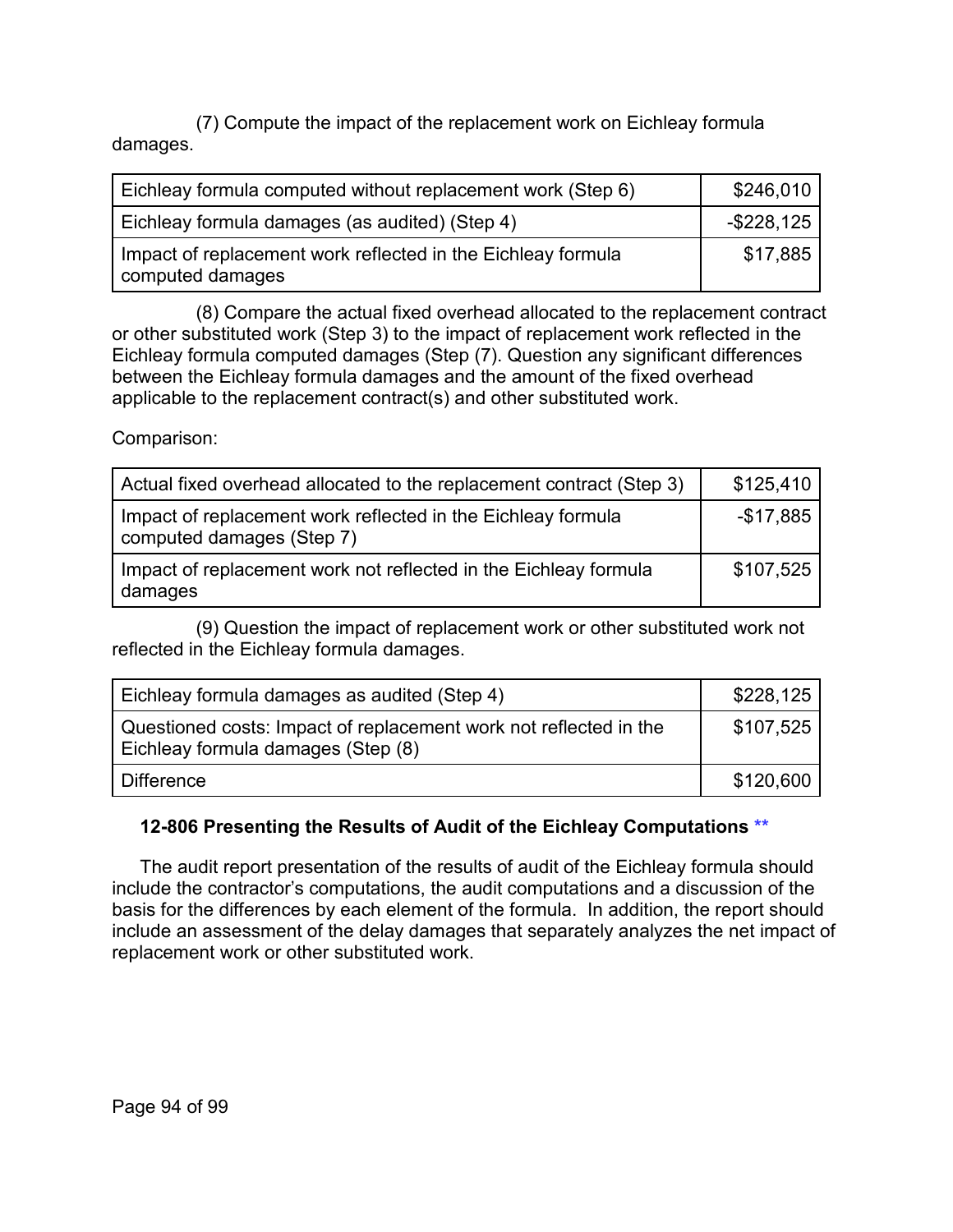(7) Compute the impact of the replacement work on Eichleay formula damages.

| | |
|---|---|
| Eichleay formula computed without replacement work (Step 6) | $246,010 |
| Eichleay formula damages (as audited) (Step 4) | -$228,125 |
| Impact of replacement work reflected in the Eichleay formula computed damages | $17,885 |

(8) Compare the actual fixed overhead allocated to the replacement contract or other substituted work (Step 3) to the impact of replacement work reflected in the Eichleay formula computed damages (Step (7). Question any significant differences between the Eichleay formula damages and the amount of the fixed overhead applicable to the replacement contract(s) and other substituted work.

Comparison:

| | |
|---|---|
| Actual fixed overhead allocated to the replacement contract (Step 3) | $125,410 |
| Impact of replacement work reflected in the Eichleay formula computed damages (Step 7) | -$17,885 |
| Impact of replacement work not reflected in the Eichleay formula damages | $107,525 |

(9) Question the impact of replacement work or other substituted work not reflected in the Eichleay formula damages.

| | |
|---|---|
| Eichleay formula damages as audited (Step 4) | $228,125 |
| Questioned costs: Impact of replacement work not reflected in the Eichleay formula damages (Step (8) | $107,525 |
| Difference | $120,600 |

### 12-806 Presenting the Results of Audit of the Eichleay Computations **

The audit report presentation of the results of audit of the Eichleay formula should include the contractor's computations, the audit computations and a discussion of the basis for the differences by each element of the formula. In addition, the report should include an assessment of the delay damages that separately analyzes the net impact of replacement work or other substituted work.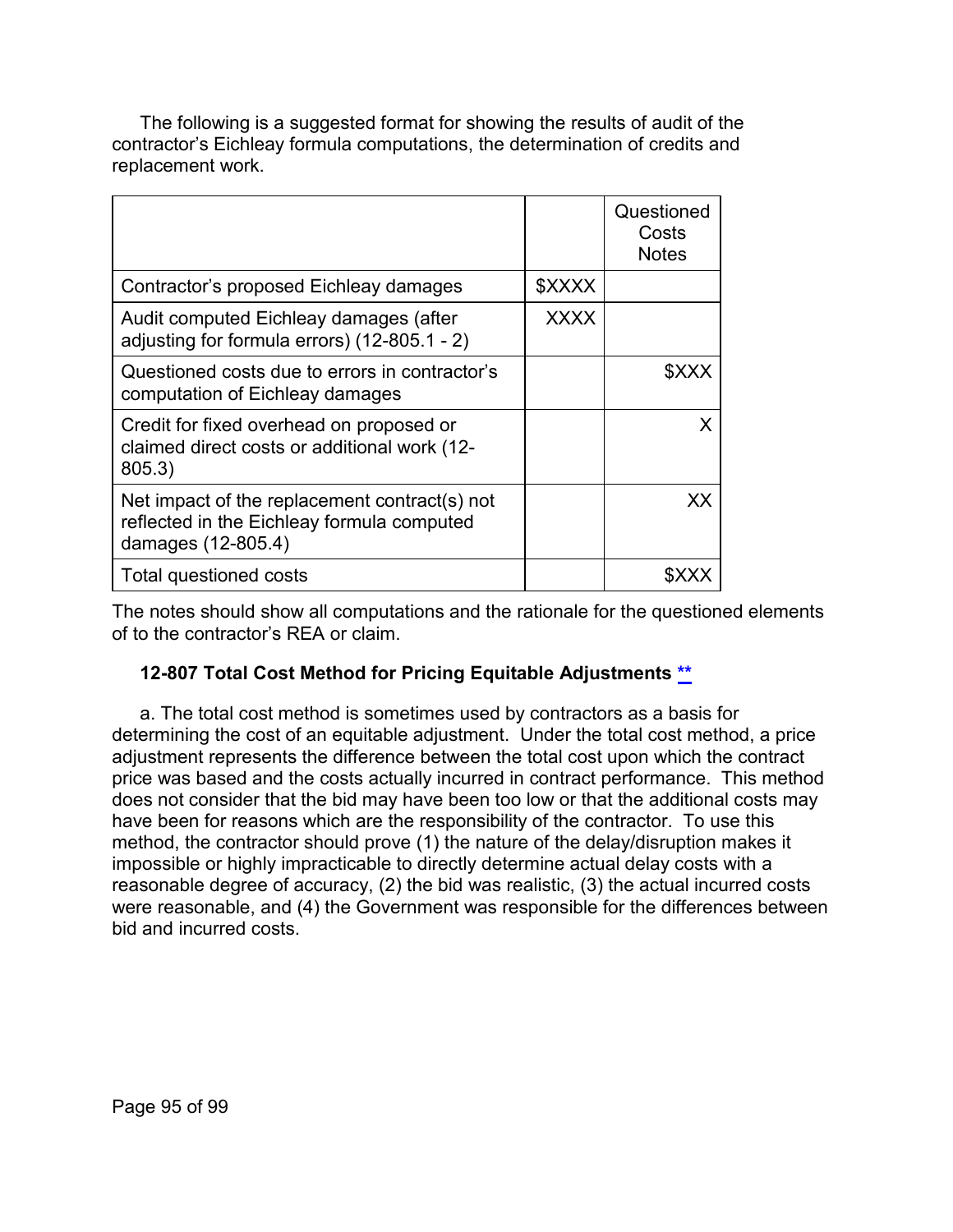The following is a suggested format for showing the results of audit of the contractor's Eichleay formula computations, the determination of credits and replacement work.

| | | Questioned Costs Notes |
|---|---|---|
| Contractor's proposed Eichleay damages | $XXXX | |
| Audit computed Eichleay damages (after adjusting for formula errors) (12-805.1 - 2) | XXXX | |
| Questioned costs due to errors in contractor's computation of Eichleay damages | | $XXX |
| Credit for fixed overhead on proposed or claimed direct costs or additional work (12-805.3) | | X |
| Net impact of the replacement contract(s) not reflected in the Eichleay formula computed damages (12-805.4) | | XX |
| Total questioned costs | | $XXX |

The notes should show all computations and the rationale for the questioned elements of to the contractor's REA or claim.

### 12-807 Total Cost Method for Pricing Equitable Adjustments **

a. The total cost method is sometimes used by contractors as a basis for determining the cost of an equitable adjustment. Under the total cost method, a price adjustment represents the difference between the total cost upon which the contract price was based and the costs actually incurred in contract performance. This method does not consider that the bid may have been too low or that the additional costs may have been for reasons which are the responsibility of the contractor. To use this method, the contractor should prove (1) the nature of the delay/disruption makes it impossible or highly impracticable to directly determine actual delay costs with a reasonable degree of accuracy, (2) the bid was realistic, (3) the actual incurred costs were reasonable, and (4) the Government was responsible for the differences between bid and incurred costs.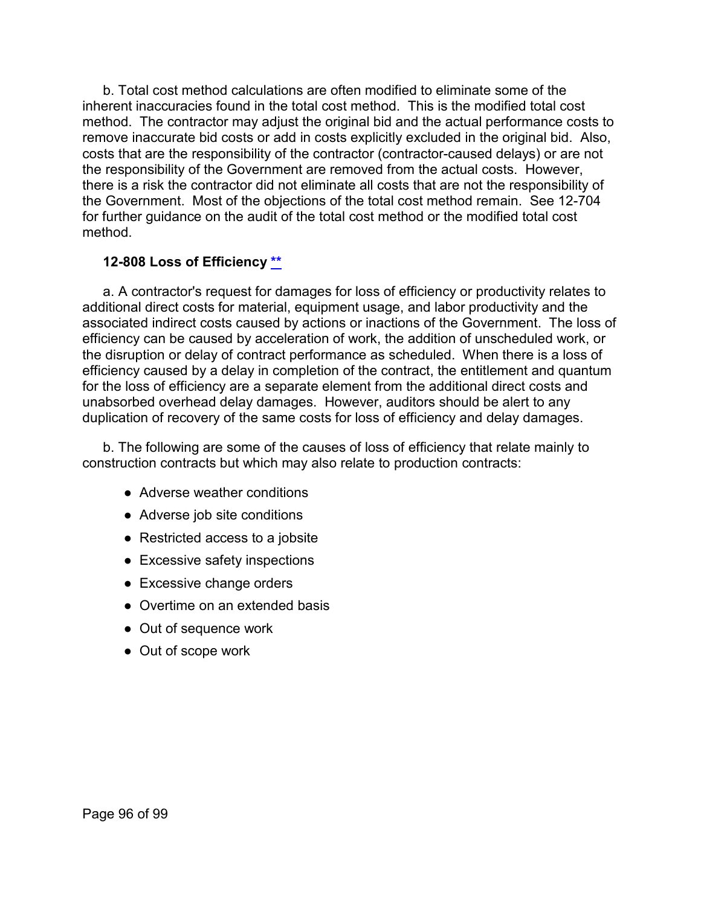b. Total cost method calculations are often modified to eliminate some of the inherent inaccuracies found in the total cost method. This is the modified total cost method. The contractor may adjust the original bid and the actual performance costs to remove inaccurate bid costs or add in costs explicitly excluded in the original bid. Also, costs that are the responsibility of the contractor (contractor-caused delays) or are not the responsibility of the Government are removed from the actual costs. However, there is a risk the contractor did not eliminate all costs that are not the responsibility of the Government. Most of the objections of the total cost method remain. See 12-704 for further guidance on the audit of the total cost method or the modified total cost method.

### 12-808 Loss of Efficiency **

a. A contractor's request for damages for loss of efficiency or productivity relates to additional direct costs for material, equipment usage, and labor productivity and the associated indirect costs caused by actions or inactions of the Government. The loss of efficiency can be caused by acceleration of work, the addition of unscheduled work, or the disruption or delay of contract performance as scheduled. When there is a loss of efficiency caused by a delay in completion of the contract, the entitlement and quantum for the loss of efficiency are a separate element from the additional direct costs and unabsorbed overhead delay damages. However, auditors should be alert to any duplication of recovery of the same costs for loss of efficiency and delay damages.

b. The following are some of the causes of loss of efficiency that relate mainly to construction contracts but which may also relate to production contracts:

- Adverse weather conditions
- Adverse job site conditions
- Restricted access to a jobsite
- Excessive safety inspections
- Excessive change orders
- Overtime on an extended basis
- Out of sequence work
- Out of scope work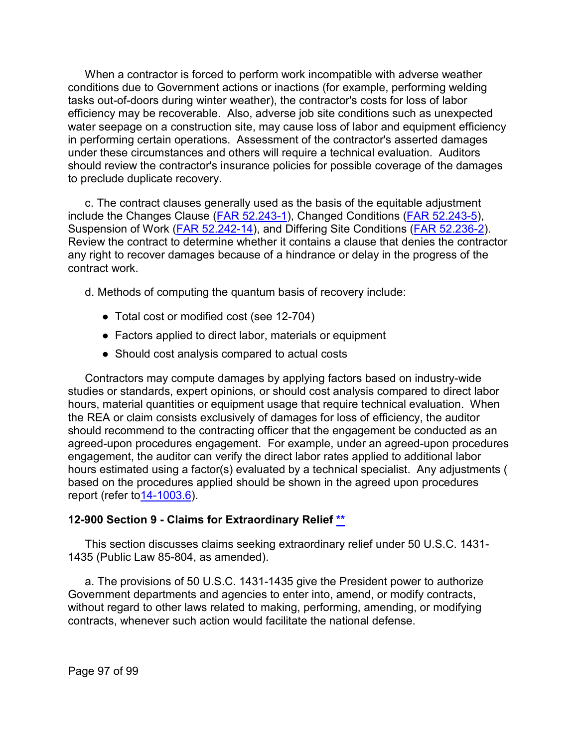When a contractor is forced to perform work incompatible with adverse weather conditions due to Government actions or inactions (for example, performing welding tasks out-of-doors during winter weather), the contractor's costs for loss of labor efficiency may be recoverable. Also, adverse job site conditions such as unexpected water seepage on a construction site, may cause loss of labor and equipment efficiency in performing certain operations. Assessment of the contractor's asserted damages under these circumstances and others will require a technical evaluation. Auditors should review the contractor's insurance policies for possible coverage of the damages to preclude duplicate recovery.

c. The contract clauses generally used as the basis of the equitable adjustment include the Changes Clause (FAR 52.243-1), Changed Conditions (FAR 52.243-5), Suspension of Work (FAR 52.242-14), and Differing Site Conditions (FAR 52.236-2). Review the contract to determine whether it contains a clause that denies the contractor any right to recover damages because of a hindrance or delay in the progress of the contract work.

d. Methods of computing the quantum basis of recovery include:

- Total cost or modified cost (see 12-704)
- Factors applied to direct labor, materials or equipment
- Should cost analysis compared to actual costs

Contractors may compute damages by applying factors based on industry-wide studies or standards, expert opinions, or should cost analysis compared to direct labor hours, material quantities or equipment usage that require technical evaluation. When the REA or claim consists exclusively of damages for loss of efficiency, the auditor should recommend to the contracting officer that the engagement be conducted as an agreed-upon procedures engagement. For example, under an agreed-upon procedures engagement, the auditor can verify the direct labor rates applied to additional labor hours estimated using a factor(s) evaluated by a technical specialist. Any adjustments ( based on the procedures applied should be shown in the agreed upon procedures report (refer to14-1003.6).

## 12-900 Section 9 - Claims for Extraordinary Relief **

This section discusses claims seeking extraordinary relief under 50 U.S.C. 1431-1435 (Public Law 85-804, as amended).

a. The provisions of 50 U.S.C. 1431-1435 give the President power to authorize Government departments and agencies to enter into, amend, or modify contracts, without regard to other laws related to making, performing, amending, or modifying contracts, whenever such action would facilitate the national defense.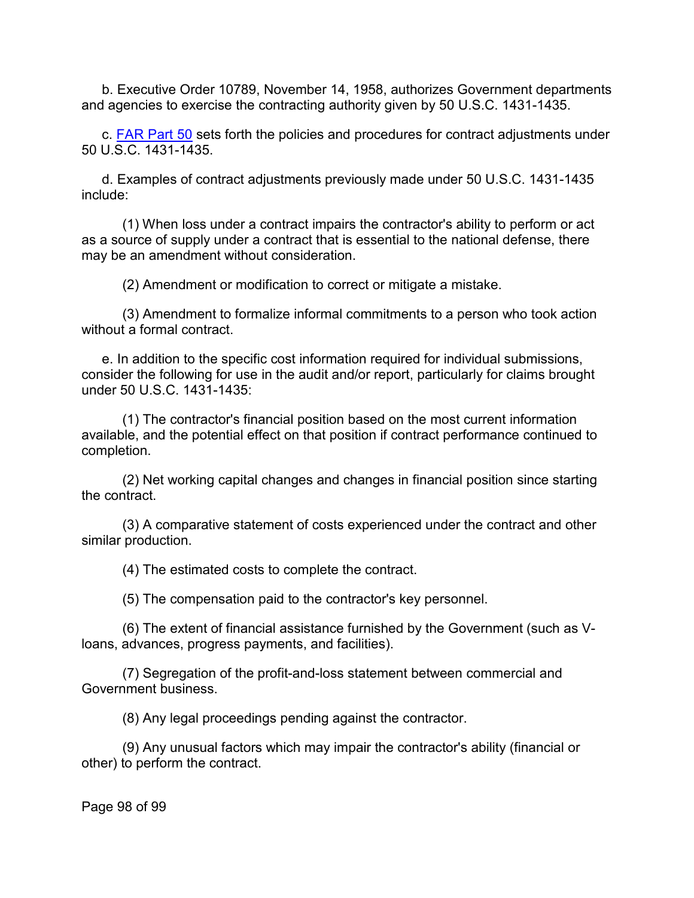b. Executive Order 10789, November 14, 1958, authorizes Government departments and agencies to exercise the contracting authority given by 50 U.S.C. 1431-1435.

c. [FAR Part 50](FAR Part 50) sets forth the policies and procedures for contract adjustments under 50 U.S.C. 1431-1435.

d. Examples of contract adjustments previously made under 50 U.S.C. 1431-1435 include:

(1) When loss under a contract impairs the contractor's ability to perform or act as a source of supply under a contract that is essential to the national defense, there may be an amendment without consideration.

(2) Amendment or modification to correct or mitigate a mistake.

(3) Amendment to formalize informal commitments to a person who took action without a formal contract.

e. In addition to the specific cost information required for individual submissions, consider the following for use in the audit and/or report, particularly for claims brought under 50 U.S.C. 1431-1435:

(1) The contractor's financial position based on the most current information available, and the potential effect on that position if contract performance continued to completion.

(2) Net working capital changes and changes in financial position since starting the contract.

(3) A comparative statement of costs experienced under the contract and other similar production.

(4) The estimated costs to complete the contract.

(5) The compensation paid to the contractor's key personnel.

(6) The extent of financial assistance furnished by the Government (such as V-loans, advances, progress payments, and facilities).

(7) Segregation of the profit-and-loss statement between commercial and Government business.

(8) Any legal proceedings pending against the contractor.

(9) Any unusual factors which may impair the contractor's ability (financial or other) to perform the contract.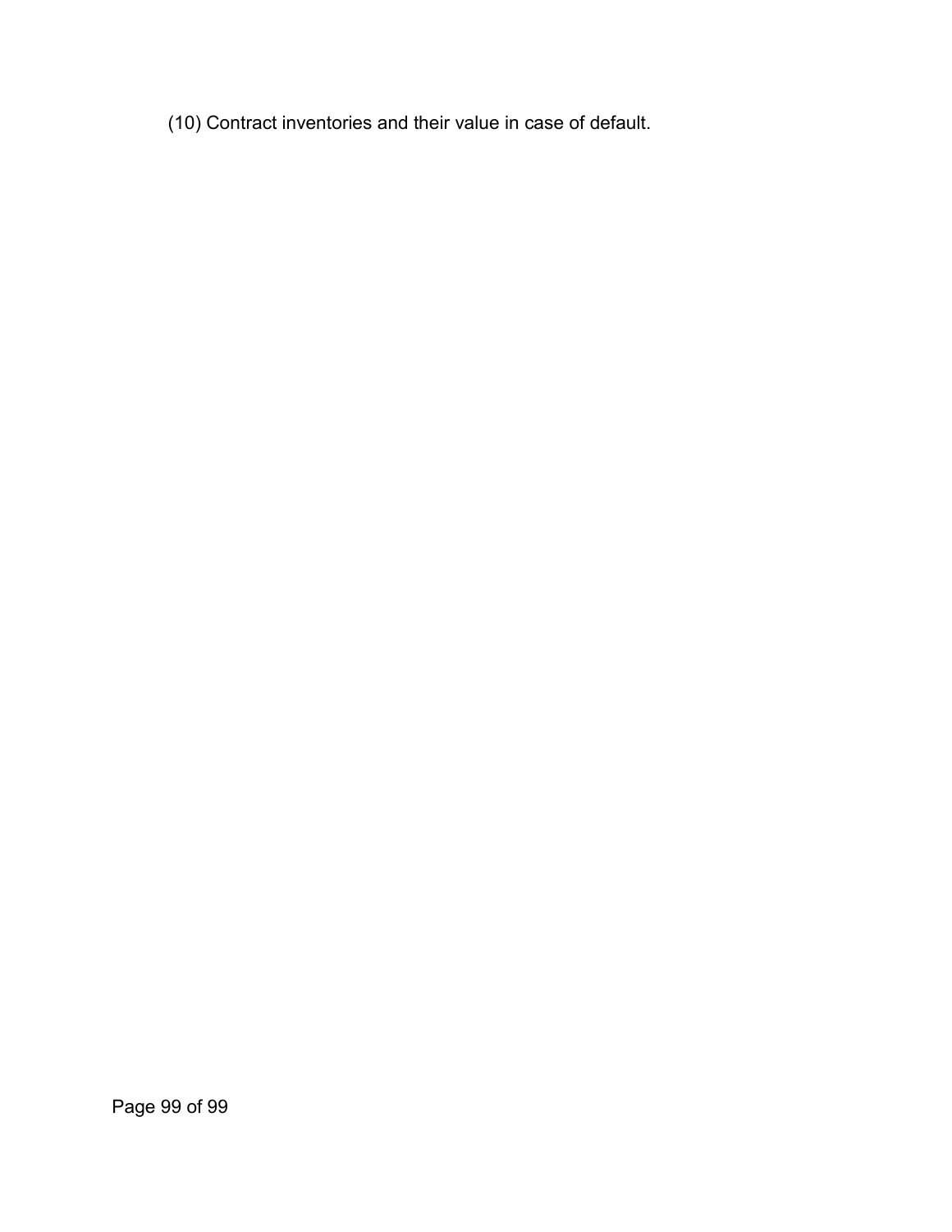(10) Contract inventories and their value in case of default.